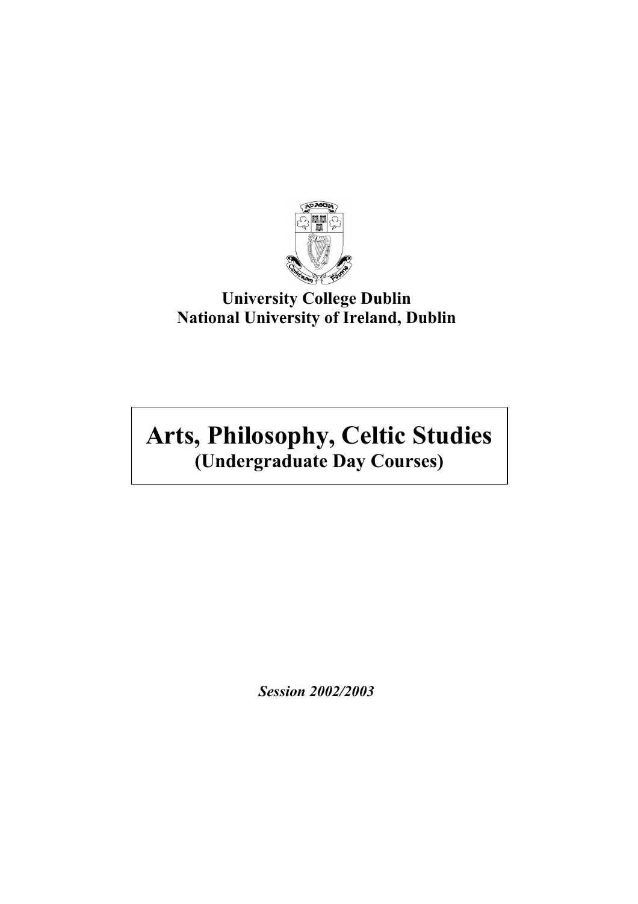**University College Dublin**
**National University of Ireland, Dublin**

# Arts, Philosophy, Celtic Studies

## (Undergraduate Day Courses)

***Session 2002/2003***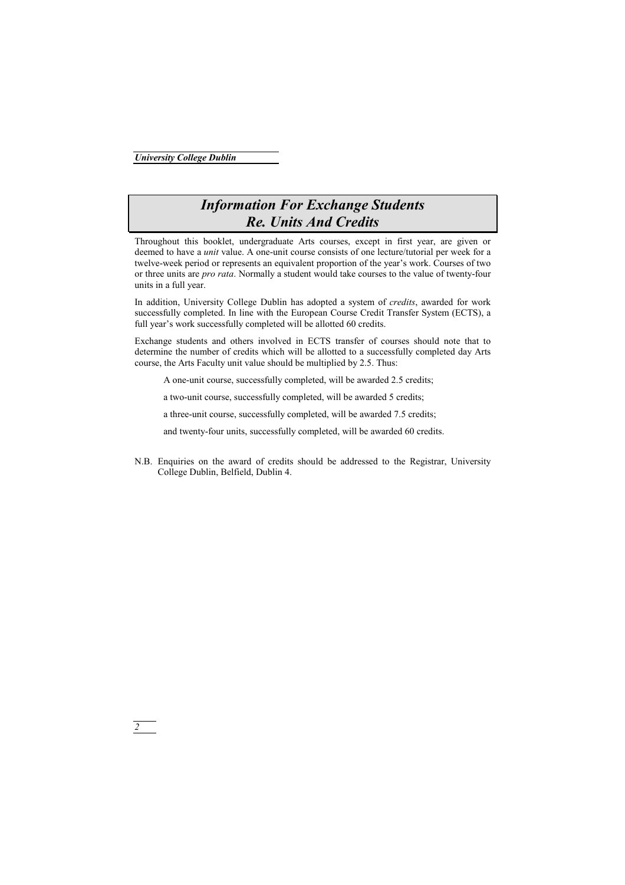# *Information For Exchange Students Re. Units And Credits*

Throughout this booklet, undergraduate Arts courses, except in first year, are given or deemed to have a *unit* value. A one-unit course consists of one lecture/tutorial per week for a twelve-week period or represents an equivalent proportion of the year's work. Courses of two or three units are *pro rata*. Normally a student would take courses to the value of twenty-four units in a full year.

In addition, University College Dublin has adopted a system of *credits*, awarded for work successfully completed. In line with the European Course Credit Transfer System (ECTS), a full year's work successfully completed will be allotted 60 credits.

Exchange students and others involved in ECTS transfer of courses should note that to determine the number of credits which will be allotted to a successfully completed day Arts course, the Arts Faculty unit value should be multiplied by 2.5. Thus:

A one-unit course, successfully completed, will be awarded 2.5 credits;

a two-unit course, successfully completed, will be awarded 5 credits;

a three-unit course, successfully completed, will be awarded 7.5 credits;

and twenty-four units, successfully completed, will be awarded 60 credits.

N.B. Enquiries on the award of credits should be addressed to the Registrar, University College Dublin, Belfield, Dublin 4.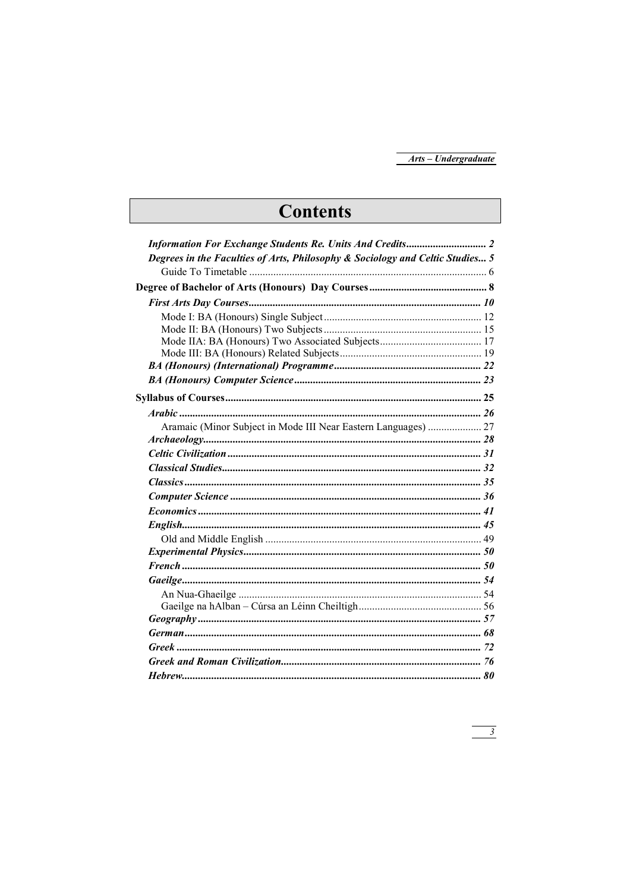# Contents

*Information For Exchange Students Re. Units And Credits* .............................. **2**

*Degrees in the Faculties of Arts, Philosophy & Sociology and Celtic Studies* ... **5**

Guide To Timetable ........................................................................................ 6

**Degree of Bachelor of Arts (Honours) Day Courses** ........................................... **8**

*First Arts Day Courses* ...................................................................................... **10**

Mode I: BA (Honours) Single Subject .......................................................... 12
Mode II: BA (Honours) Two Subjects .......................................................... 15
Mode IIA: BA (Honours) Two Associated Subjects ...................................... 17
Mode III: BA (Honours) Related Subjects .................................................... 19

*BA (Honours) (International) Programme* ...................................................... **22**

*BA (Honours) Computer Science* ..................................................................... **23**

**Syllabus of Courses** ............................................................................................ **25**

*Arabic* ............................................................................................................... **26**

Aramaic (Minor Subject in Mode III Near Eastern Languages) .................... 27

*Archaeology* ...................................................................................................... **28**

*Celtic Civilization* ............................................................................................. **31**

*Classical Studies* ............................................................................................... **32**

*Classics* ............................................................................................................. **35**

*Computer Science* ............................................................................................ **36**

*Economics* ........................................................................................................ **41**

*English* .............................................................................................................. **45**

Old and Middle English ................................................................................ 49

*Experimental Physics* ........................................................................................ **50**

*French* .............................................................................................................. **50**

*Gaeilge* .............................................................................................................. **54**

An Nua-Ghaeilge .......................................................................................... 54
Gaeilge na hAlban – Cúrsa an Léinn Cheiltigh ............................................. 56

*Geography* ........................................................................................................ **57**

*German* ............................................................................................................. **68**

*Greek* ................................................................................................................ **72**

*Greek and Roman Civilization* ......................................................................... **76**

*Hebrew* ............................................................................................................. **80**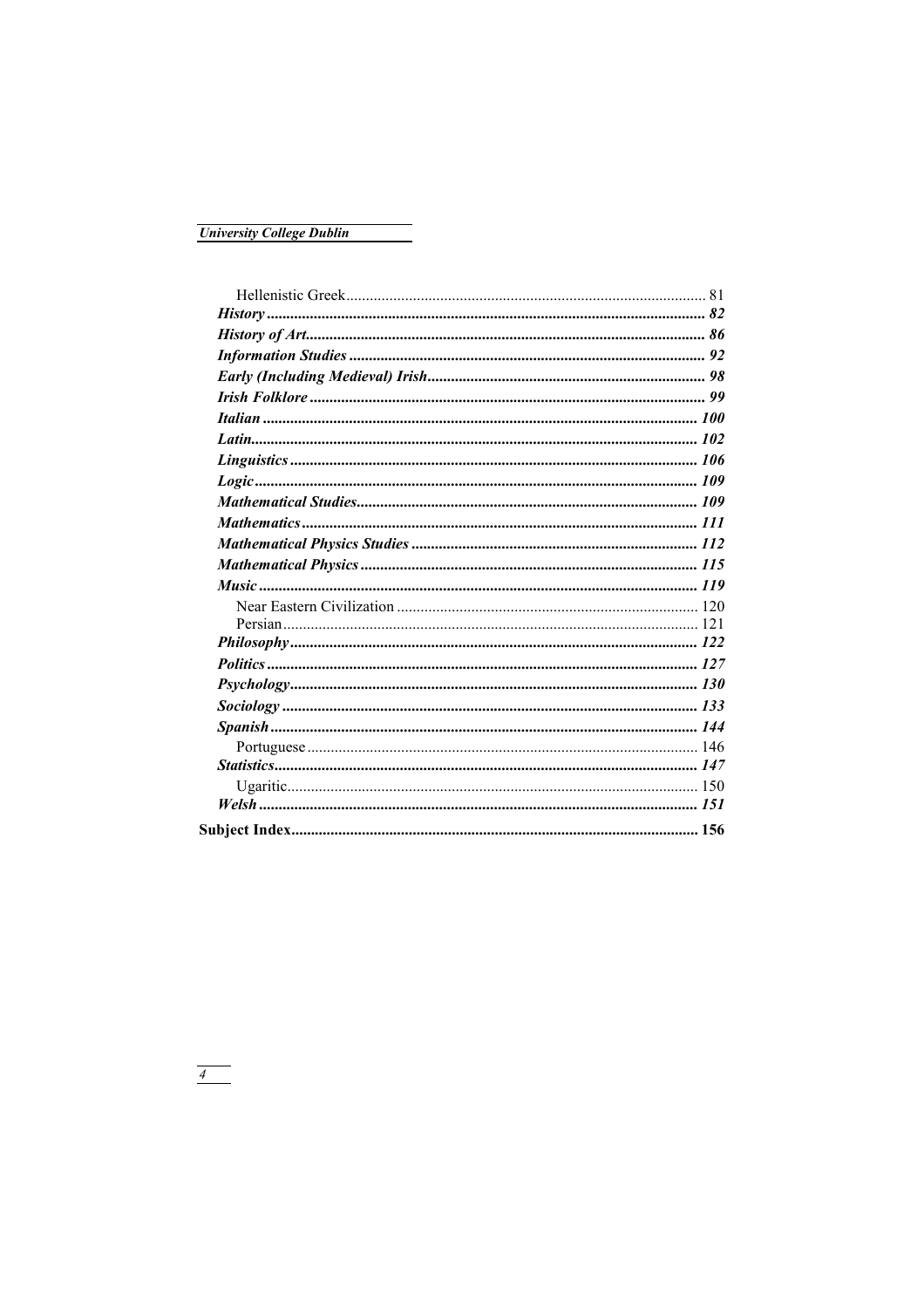Hellenistic Greek........................................................................................ 81

***History*** ......................................................................................................... ***82***

***History of Art***............................................................................................... ***86***

***Information Studies*** ..................................................................................... ***92***

***Early (Including Medieval) Irish***................................................................... ***98***

***Irish Folklore*** ............................................................................................... ***99***

***Italian*** ........................................................................................................ ***100***

***Latin***............................................................................................................ ***102***

***Linguistics*** .................................................................................................. ***106***

***Logic***........................................................................................................... ***109***

***Mathematical Studies***................................................................................. ***109***

***Mathematics***............................................................................................... ***111***

***Mathematical Physics Studies*** ................................................................... ***112***

***Mathematical Physics***................................................................................. ***115***

***Music*** .......................................................................................................... ***119***

Near Eastern Civilization ........................................................................... 120

Persian........................................................................................................ 121

***Philosophy***.................................................................................................. ***122***

***Politics***........................................................................................................ ***127***

***Psychology***.................................................................................................. ***130***

***Sociology*** .................................................................................................... ***133***

***Spanish***........................................................................................................ ***144***

Portuguese.................................................................................................. 146

***Statistics***...................................................................................................... ***147***

Ugaritic....................................................................................................... 150

***Welsh*** .......................................................................................................... ***151***

**Subject Index**.................................................................................................. **156**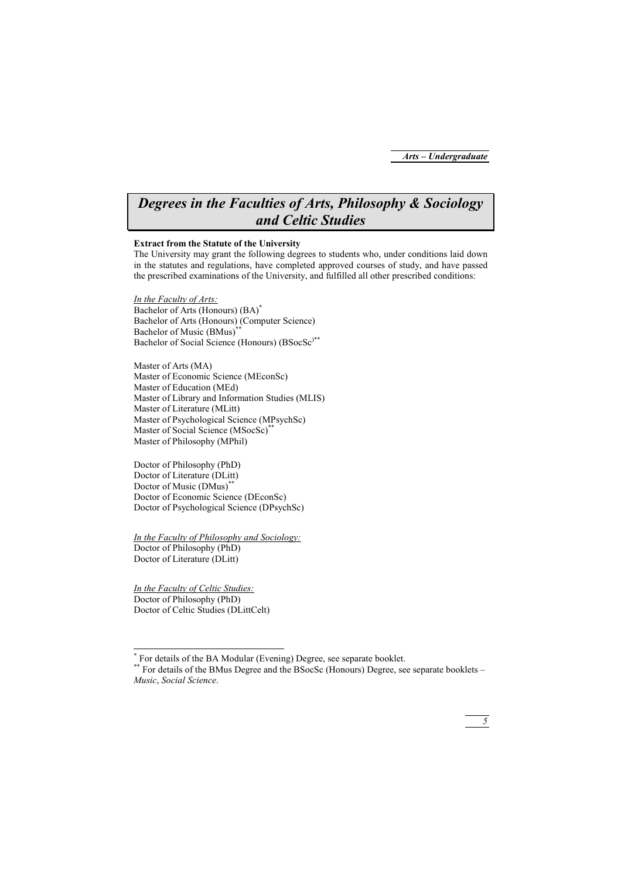# *Degrees in the Faculties of Arts, Philosophy & Sociology and Celtic Studies*

**Extract from the Statute of the University**

The University may grant the following degrees to students who, under conditions laid down in the statutes and regulations, have completed approved courses of study, and have passed the prescribed examinations of the University, and fulfilled all other prescribed conditions:

*In the Faculty of Arts:*

Bachelor of Arts (Honours) (BA)*
Bachelor of Arts (Honours) (Computer Science)
Bachelor of Music (BMus)**
Bachelor of Social Science (Honours) (BSocSc)**

Master of Arts (MA)
Master of Economic Science (MEconSc)
Master of Education (MEd)
Master of Library and Information Studies (MLIS)
Master of Literature (MLitt)
Master of Psychological Science (MPsychSc)
Master of Social Science (MSocSc)**
Master of Philosophy (MPhil)

Doctor of Philosophy (PhD)
Doctor of Literature (DLitt)
Doctor of Music (DMus)**
Doctor of Economic Science (DEconSc)
Doctor of Psychological Science (DPsychSc)

*In the Faculty of Philosophy and Sociology:*

Doctor of Philosophy (PhD)
Doctor of Literature (DLitt)

*In the Faculty of Celtic Studies:*

Doctor of Philosophy (PhD)
Doctor of Celtic Studies (DLittCelt)

---

\* For details of the BA Modular (Evening) Degree, see separate booklet.

\** For details of the BMus Degree and the BSocSc (Honours) Degree, see separate booklets – *Music*, *Social Science*.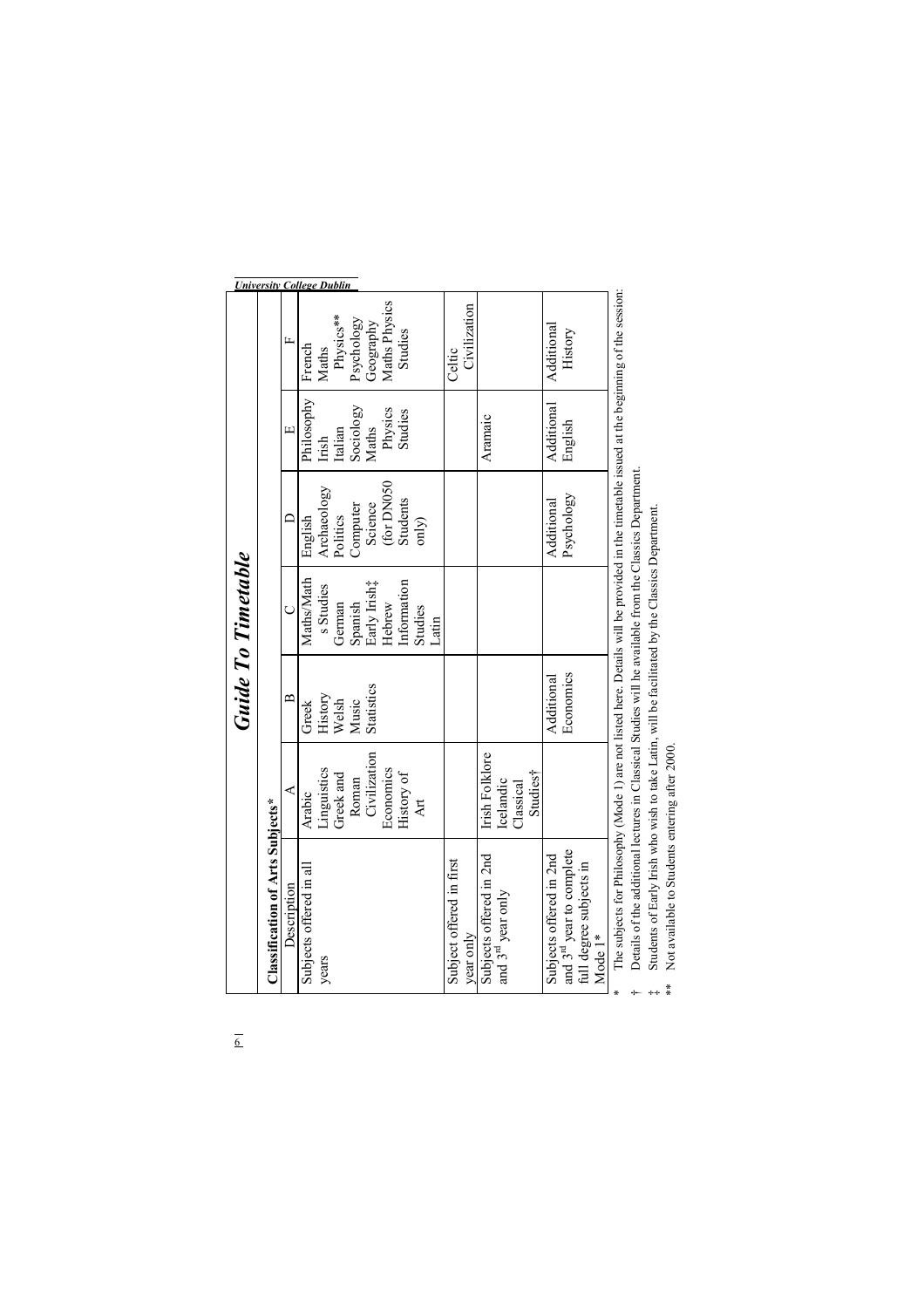# Guide To Timetable

**Classification of Arts Subjects***

| Description | A | B | C | D | E | F |
|---|---|---|---|---|---|---|
| Subjects offered in all years | Arabic<br>Linguistics<br>Greek and Roman Civilization<br>Economics<br>History of Art | Greek<br>History<br>Welsh<br>Music<br>Statistics | Maths/Maths Studies<br>German<br>Spanish<br>Early Irish‡<br>Hebrew<br>Information Studies<br>Latin | English<br>Archaeology<br>Politics<br>Computer Science (for DN050 Students only) | Philosophy<br>Irish<br>Italian<br>Sociology<br>Maths Physics Studies | French<br>Maths Physics**<br>Psychology<br>Geography<br>Maths Physics Studies |
| Subject offered in first year only | | | | | | Celtic Civilization |
| Subjects offered in 2nd and 3rd year only | Irish Folklore<br>Icelandic<br>Classical Studies† | | | | Aramaic | |
| Subjects offered in 2nd and 3rd year to complete full degree subjects in Mode 1* | | Additional Economics | | Additional Psychology | Additional English | Additional History |

\* The subjects for Philosophy (Mode 1) are not listed here. Details will be provided in the timetable issued at the beginning of the session.

† Details of the additional lectures in Classical Studies will be available from the Classics Department.

‡ Students of Early Irish who wish to take Latin, will be facilitated by the Classics Department.

** Not available to Students entering after 2000.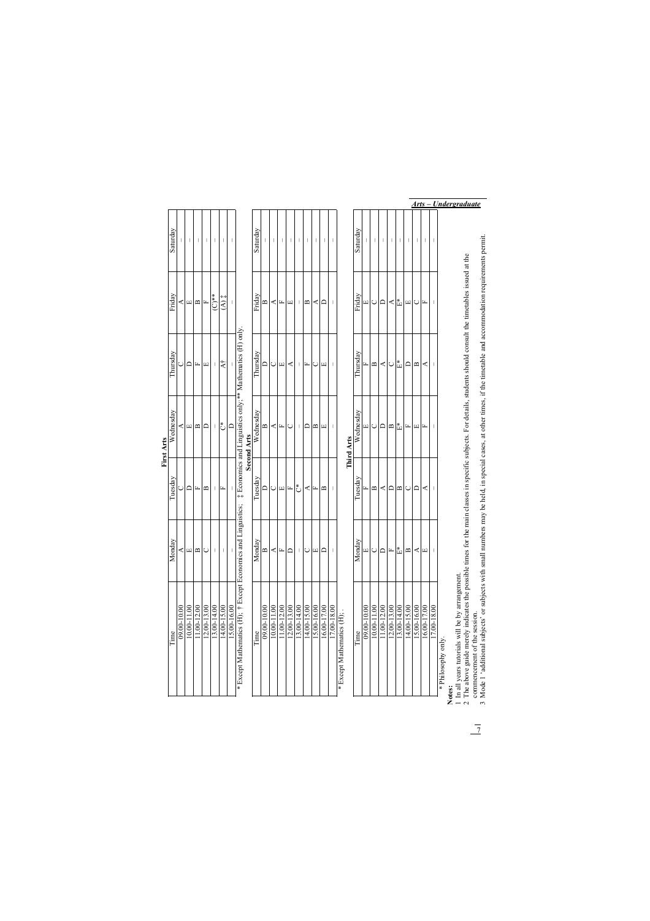## First Arts

| Time | Monday | Tuesday | Wednesday | Thursday | Friday | Saturday |
|---|---|---|---|---|---|---|
| 09.00-10.00 | A | C | A | C | A | – |
| 10.00-11.00 | E | D | E | D | E | – |
| 11.00-12.00 | B | F | B | F | B | – |
| 12.00-13.00 | C | B | D | E | F | – |
| 13.00-14.00 | – | – | – | – | (C)** | – |
| 14.00-15.00 | – | F | C* | A† | (A) ‡ | – |
| 15.00-16.00 | – | – | D | – | – | – |

* Except Mathematics (H); † Except Economics and Linguistics; ‡ Except Economics and Linguistics; ‡ Economics and Linguistics only; ** Mathematics (H) only.

## Second Arts

| Time | Monday | Tuesday | Wednesday | Thursday | Friday | Saturday |
|---|---|---|---|---|---|---|
| 09.00-10.00 | B | D | B | D | B | – |
| 10.00-11.00 | A | C | A | C | A | – |
| 11.00-12.00 | F | E | F | E | F | – |
| 12.00-13.00 | D | F | C | A | E | – |
| 13.00-14.00 | – | C* | – | – | – | – |
| 14.00-15.00 | C | A | D | F | B | – |
| 15.00-16.00 | E | F | B | C | A | – |
| 16.00-17.00 | D | B | E | E | D | – |
| 17.00-18.00 | – | – | – | – | – | – |

* Except Mathematics (H).

## Third Arts

| Time | Monday | Tuesday | Wednesday | Thursday | Friday | Saturday |
|---|---|---|---|---|---|---|
| 09.00-10.00 | E | F | E | F | E | – |
| 10.00-11.00 | C | B | C | B | C | – |
| 11.00-12.00 | D | A | D | A | D | – |
| 12.00-13.00 | F | D | B | C | A | – |
| 13.00-14.00 | E* | B | E* | E* | E* | – |
| 14.00-15.00 | B | C | F | D | E | – |
| 15.00-16.00 | A | D | E | B | C | – |
| 16.00-17.00 | E | A | F | A | F | – |
| 17.00-18.00 | – | – | – | – | – | – |

* Philosophy only.

**Notes:**

1 In all years tutorials will be by arrangement.

2 The above guide merely indicates the possible times for the main classes in specific subjects. For details, students should consult the timetables issued at the commencement of the session.

3 Mode 1 'additional subjects' or subjects with small numbers may be held, in special cases, at other times, if the timetable and accommodation requirements permit.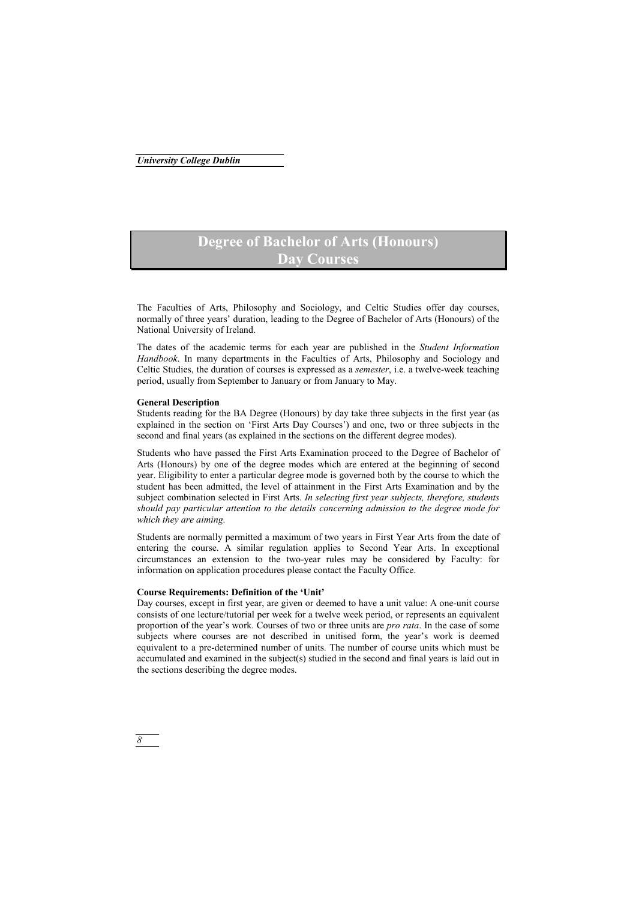# Degree of Bachelor of Arts (Honours) Day Courses

The Faculties of Arts, Philosophy and Sociology, and Celtic Studies offer day courses, normally of three years' duration, leading to the Degree of Bachelor of Arts (Honours) of the National University of Ireland.

The dates of the academic terms for each year are published in the *Student Information Handbook*. In many departments in the Faculties of Arts, Philosophy and Sociology and Celtic Studies, the duration of courses is expressed as a *semester*, i.e. a twelve-week teaching period, usually from September to January or from January to May.

**General Description**

Students reading for the BA Degree (Honours) by day take three subjects in the first year (as explained in the section on 'First Arts Day Courses') and one, two or three subjects in the second and final years (as explained in the sections on the different degree modes).

Students who have passed the First Arts Examination proceed to the Degree of Bachelor of Arts (Honours) by one of the degree modes which are entered at the beginning of second year. Eligibility to enter a particular degree mode is governed both by the course to which the student has been admitted, the level of attainment in the First Arts Examination and by the subject combination selected in First Arts. *In selecting first year subjects, therefore, students should pay particular attention to the details concerning admission to the degree mode for which they are aiming.*

Students are normally permitted a maximum of two years in First Year Arts from the date of entering the course. A similar regulation applies to Second Year Arts. In exceptional circumstances an extension to the two-year rules may be considered by Faculty: for information on application procedures please contact the Faculty Office.

**Course Requirements: Definition of the 'Unit'**

Day courses, except in first year, are given or deemed to have a unit value: A one-unit course consists of one lecture/tutorial per week for a twelve week period, or represents an equivalent proportion of the year's work. Courses of two or three units are *pro rata*. In the case of some subjects where courses are not described in unitised form, the year's work is deemed equivalent to a pre-determined number of units. The number of course units which must be accumulated and examined in the subject(s) studied in the second and final years is laid out in the sections describing the degree modes.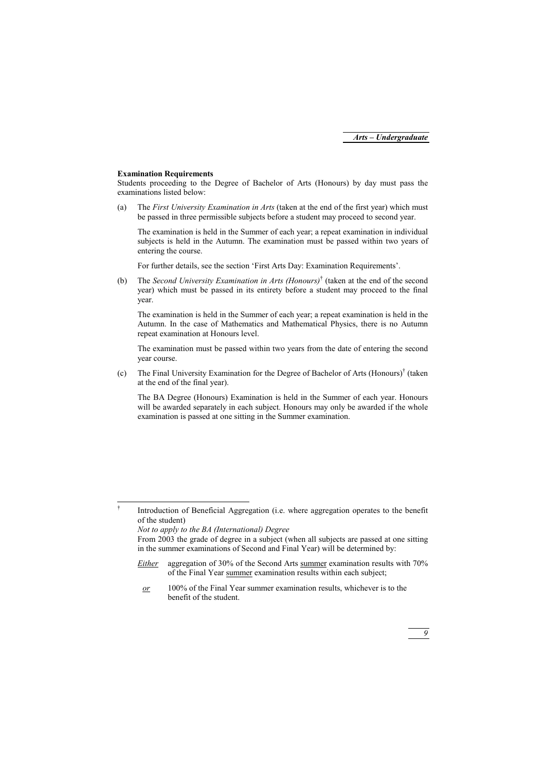**Examination Requirements**

Students proceeding to the Degree of Bachelor of Arts (Honours) by day must pass the examinations listed below:

(a) The *First University Examination in Arts* (taken at the end of the first year) which must be passed in three permissible subjects before a student may proceed to second year.

The examination is held in the Summer of each year; a repeat examination in individual subjects is held in the Autumn. The examination must be passed within two years of entering the course.

For further details, see the section 'First Arts Day: Examination Requirements'.

(b) The *Second University Examination in Arts (Honours)*[†] (taken at the end of the second year) which must be passed in its entirety before a student may proceed to the final year.

The examination is held in the Summer of each year; a repeat examination is held in the Autumn. In the case of Mathematics and Mathematical Physics, there is no Autumn repeat examination at Honours level.

The examination must be passed within two years from the date of entering the second year course.

(c) The Final University Examination for the Degree of Bachelor of Arts (Honours)[†] (taken at the end of the final year).

The BA Degree (Honours) Examination is held in the Summer of each year. Honours will be awarded separately in each subject. Honours may only be awarded if the whole examination is passed at one sitting in the Summer examination.

---

[†] Introduction of Beneficial Aggregation (i.e. where aggregation operates to the benefit of the student)

*Not to apply to the BA (International) Degree*

From 2003 the grade of degree in a subject (when all subjects are passed at one sitting in the summer examinations of Second and Final Year) will be determined by:

*Either* aggregation of 30% of the Second Arts summer examination results with 70% of the Final Year summer examination results within each subject;

*or* 100% of the Final Year summer examination results, whichever is to the benefit of the student.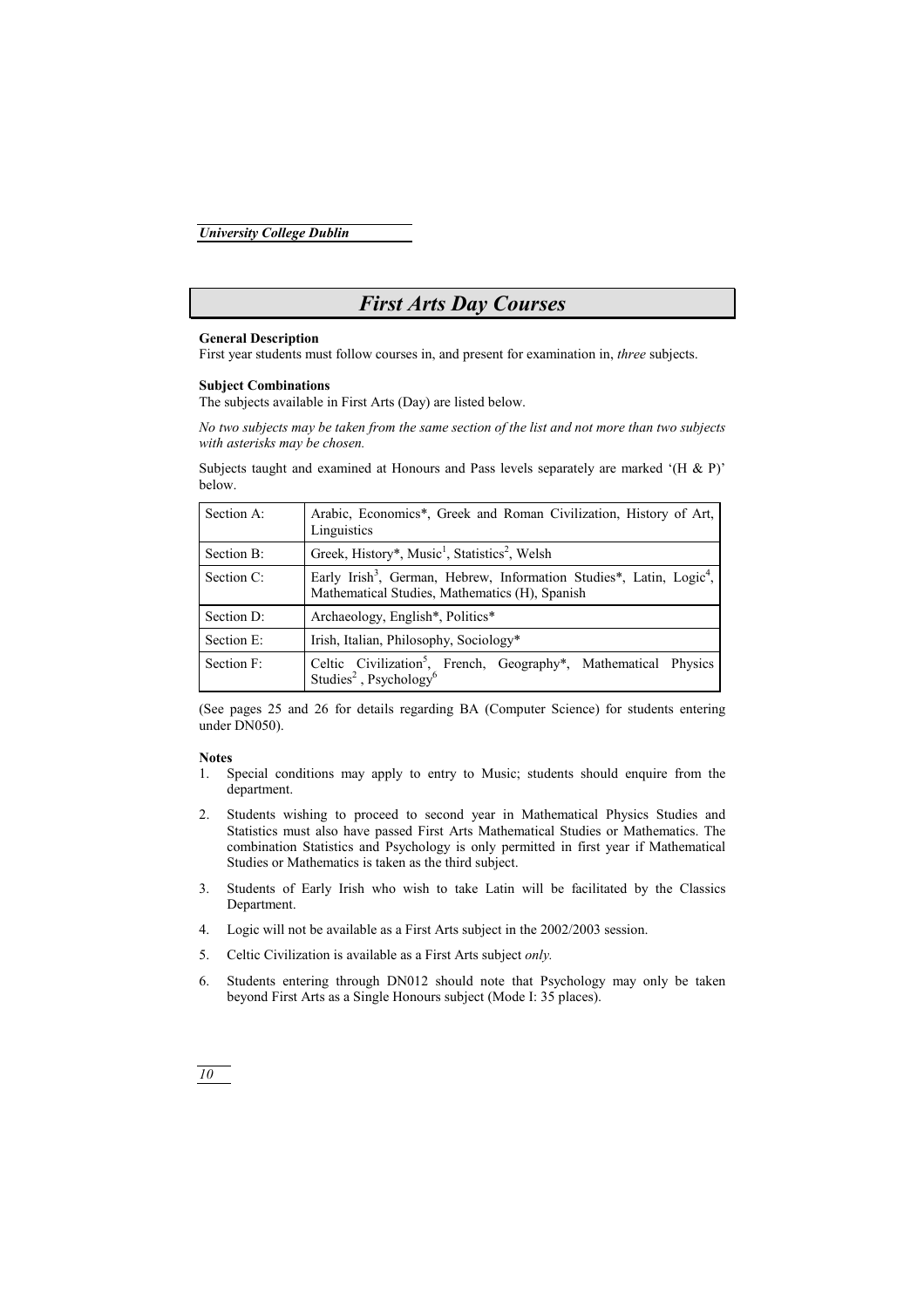# First Arts Day Courses

**General Description**

First year students must follow courses in, and present for examination in, *three* subjects.

**Subject Combinations**

The subjects available in First Arts (Day) are listed below.

*No two subjects may be taken from the same section of the list and not more than two subjects with asterisks may be chosen.*

Subjects taught and examined at Honours and Pass levels separately are marked '(H & P)' below.

| Section | Subjects |
|---|---|
| Section A: | Arabic, Economics*, Greek and Roman Civilization, History of Art, Linguistics |
| Section B: | Greek, History*, Music[1], Statistics[2], Welsh |
| Section C: | Early Irish[3], German, Hebrew, Information Studies*, Latin, Logic[4], Mathematical Studies, Mathematics (H), Spanish |
| Section D: | Archaeology, English*, Politics* |
| Section E: | Irish, Italian, Philosophy, Sociology* |
| Section F: | Celtic Civilization[5], French, Geography*, Mathematical Physics Studies[2], Psychology[6] |

(See pages 25 and 26 for details regarding BA (Computer Science) for students entering under DN050).

**Notes**

1. Special conditions may apply to entry to Music; students should enquire from the department.
2. Students wishing to proceed to second year in Mathematical Physics Studies and Statistics must also have passed First Arts Mathematical Studies or Mathematics. The combination Statistics and Psychology is only permitted in first year if Mathematical Studies or Mathematics is taken as the third subject.
3. Students of Early Irish who wish to take Latin will be facilitated by the Classics Department.
4. Logic will not be available as a First Arts subject in the 2002/2003 session.
5. Celtic Civilization is available as a First Arts subject *only.*
6. Students entering through DN012 should note that Psychology may only be taken beyond First Arts as a Single Honours subject (Mode I: 35 places).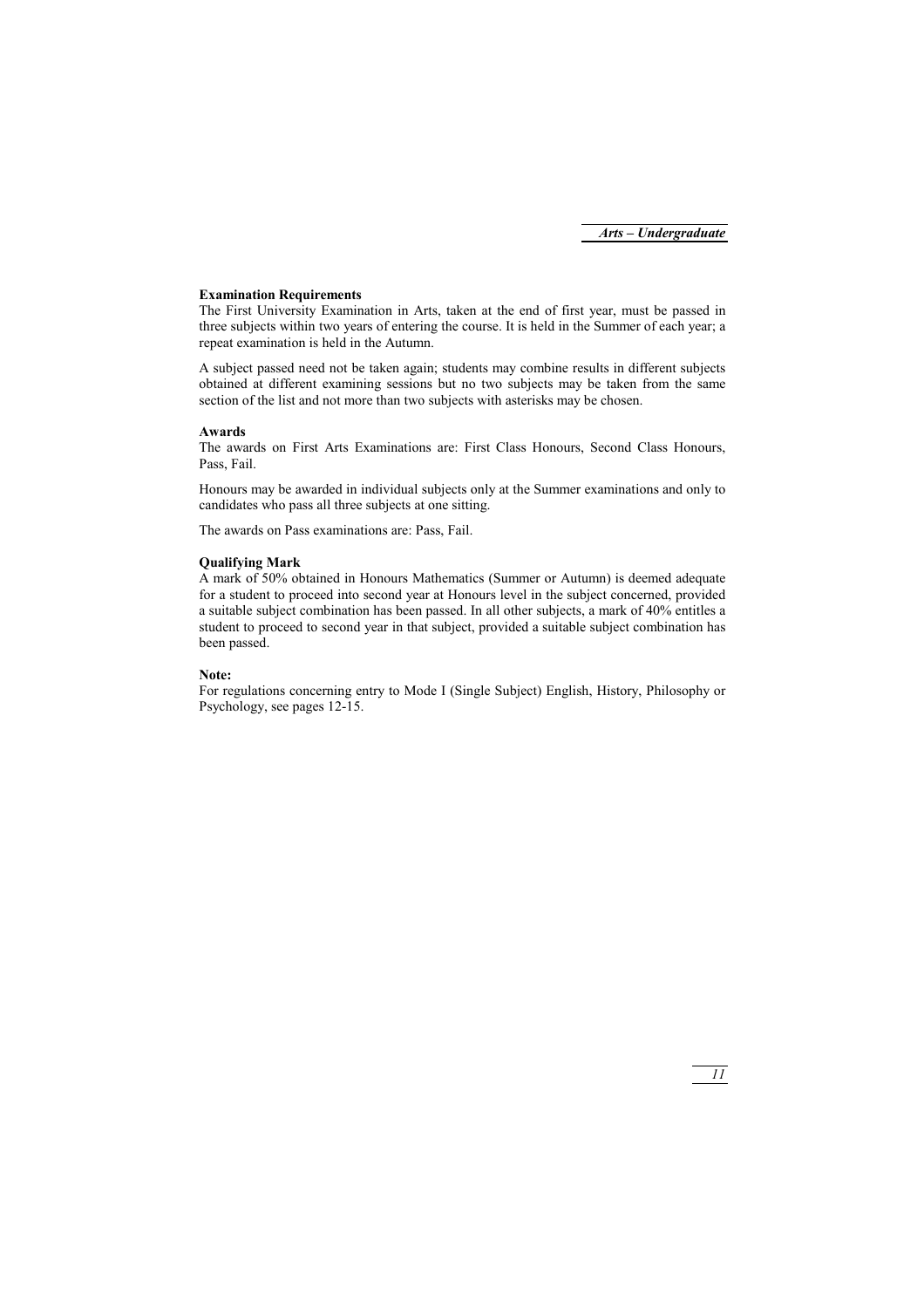**Examination Requirements**

The First University Examination in Arts, taken at the end of first year, must be passed in three subjects within two years of entering the course. It is held in the Summer of each year; a repeat examination is held in the Autumn.

A subject passed need not be taken again; students may combine results in different subjects obtained at different examining sessions but no two subjects may be taken from the same section of the list and not more than two subjects with asterisks may be chosen.

**Awards**

The awards on First Arts Examinations are: First Class Honours, Second Class Honours, Pass, Fail.

Honours may be awarded in individual subjects only at the Summer examinations and only to candidates who pass all three subjects at one sitting.

The awards on Pass examinations are: Pass, Fail.

**Qualifying Mark**

A mark of 50% obtained in Honours Mathematics (Summer or Autumn) is deemed adequate for a student to proceed into second year at Honours level in the subject concerned, provided a suitable subject combination has been passed. In all other subjects, a mark of 40% entitles a student to proceed to second year in that subject, provided a suitable subject combination has been passed.

**Note:**

For regulations concerning entry to Mode I (Single Subject) English, History, Philosophy or Psychology, see pages 12-15.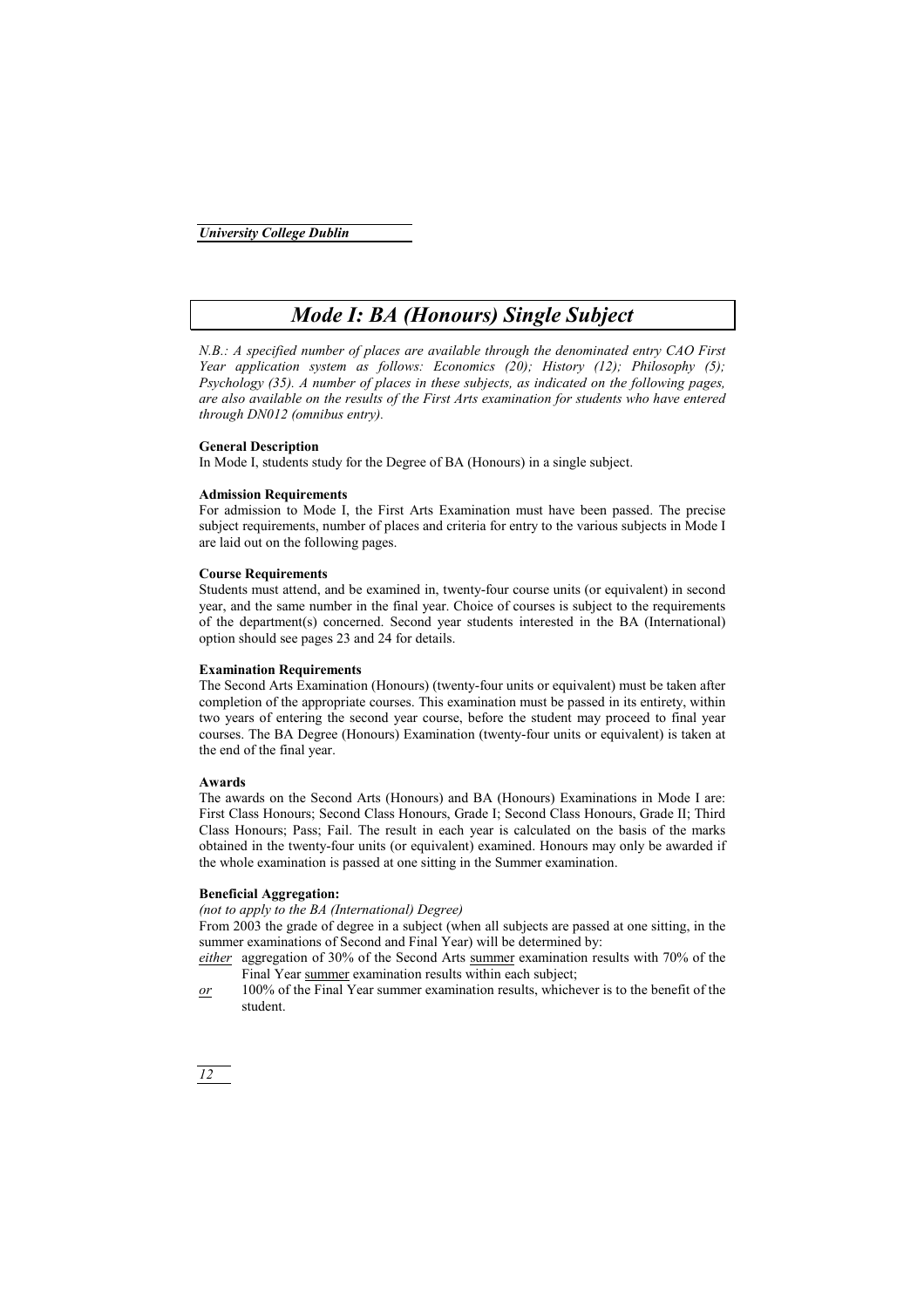# *Mode I: BA (Honours) Single Subject*

*N.B.: A specified number of places are available through the denominated entry CAO First Year application system as follows: Economics (20); History (12); Philosophy (5); Psychology (35). A number of places in these subjects, as indicated on the following pages, are also available on the results of the First Arts examination for students who have entered through DN012 (omnibus entry).*

**General Description**

In Mode I, students study for the Degree of BA (Honours) in a single subject.

**Admission Requirements**

For admission to Mode I, the First Arts Examination must have been passed. The precise subject requirements, number of places and criteria for entry to the various subjects in Mode I are laid out on the following pages.

**Course Requirements**

Students must attend, and be examined in, twenty-four course units (or equivalent) in second year, and the same number in the final year. Choice of courses is subject to the requirements of the department(s) concerned. Second year students interested in the BA (International) option should see pages 23 and 24 for details.

**Examination Requirements**

The Second Arts Examination (Honours) (twenty-four units or equivalent) must be taken after completion of the appropriate courses. This examination must be passed in its entirety, within two years of entering the second year course, before the student may proceed to final year courses. The BA Degree (Honours) Examination (twenty-four units or equivalent) is taken at the end of the final year.

**Awards**

The awards on the Second Arts (Honours) and BA (Honours) Examinations in Mode I are: First Class Honours; Second Class Honours, Grade I; Second Class Honours, Grade II; Third Class Honours; Pass; Fail. The result in each year is calculated on the basis of the marks obtained in the twenty-four units (or equivalent) examined. Honours may only be awarded if the whole examination is passed at one sitting in the Summer examination.

**Beneficial Aggregation:**

*(not to apply to the BA (International) Degree)*

From 2003 the grade of degree in a subject (when all subjects are passed at one sitting, in the summer examinations of Second and Final Year) will be determined by:

*either* aggregation of 30% of the Second Arts summer examination results with 70% of the Final Year summer examination results within each subject;

*or* 100% of the Final Year summer examination results, whichever is to the benefit of the student.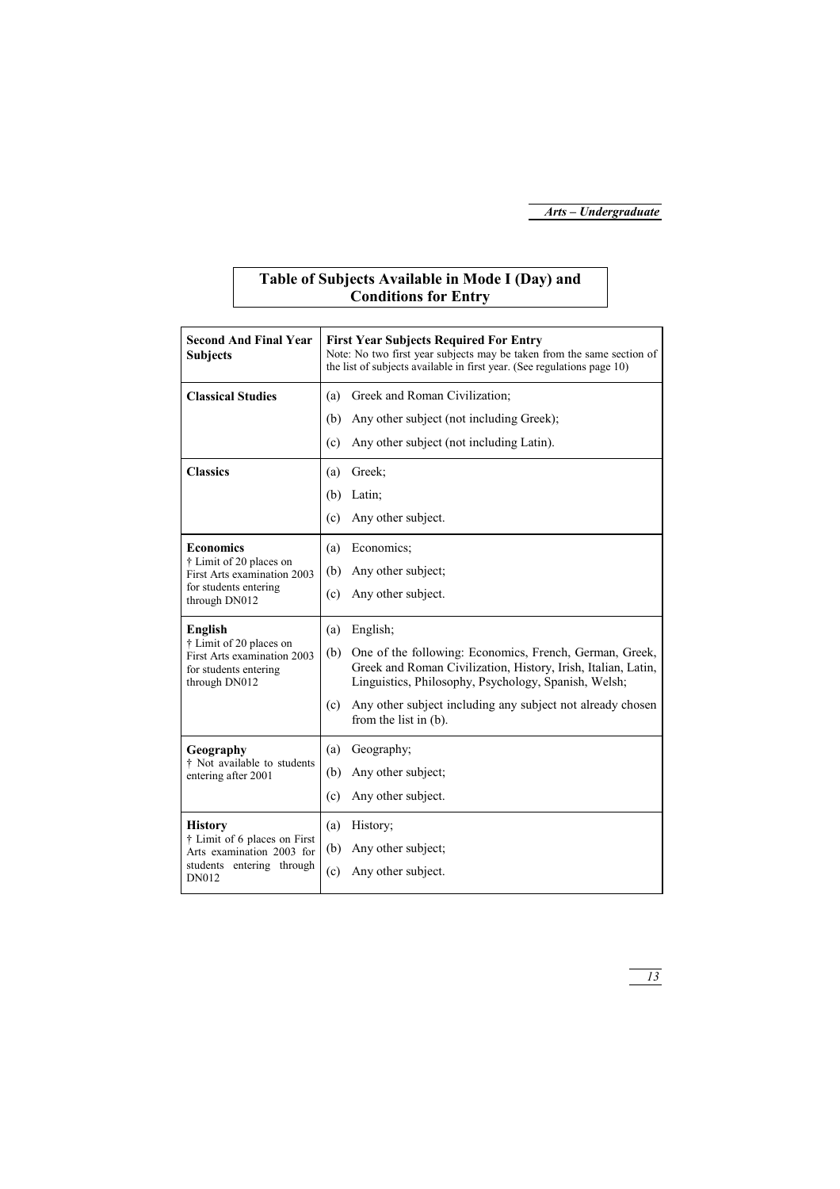## Table of Subjects Available in Mode I (Day) and Conditions for Entry

| **Second And Final Year Subjects** | **First Year Subjects Required For Entry**<br>Note: No two first year subjects may be taken from the same section of the list of subjects available in first year. (See regulations page 10) |
|---|---|
| **Classical Studies** | (a) Greek and Roman Civilization;<br>(b) Any other subject (not including Greek);<br>(c) Any other subject (not including Latin). |
| **Classics** | (a) Greek;<br>(b) Latin;<br>(c) Any other subject. |
| **Economics**<br>† Limit of 20 places on First Arts examination 2003 for students entering through DN012 | (a) Economics;<br>(b) Any other subject;<br>(c) Any other subject. |
| **English**<br>† Limit of 20 places on First Arts examination 2003 for students entering through DN012 | (a) English;<br>(b) One of the following: Economics, French, German, Greek, Greek and Roman Civilization, History, Irish, Italian, Latin, Linguistics, Philosophy, Psychology, Spanish, Welsh;<br>(c) Any other subject including any subject not already chosen from the list in (b). |
| **Geography**<br>† Not available to students entering after 2001 | (a) Geography;<br>(b) Any other subject;<br>(c) Any other subject. |
| **History**<br>† Limit of 6 places on First Arts examination 2003 for students entering through DN012 | (a) History;<br>(b) Any other subject;<br>(c) Any other subject. |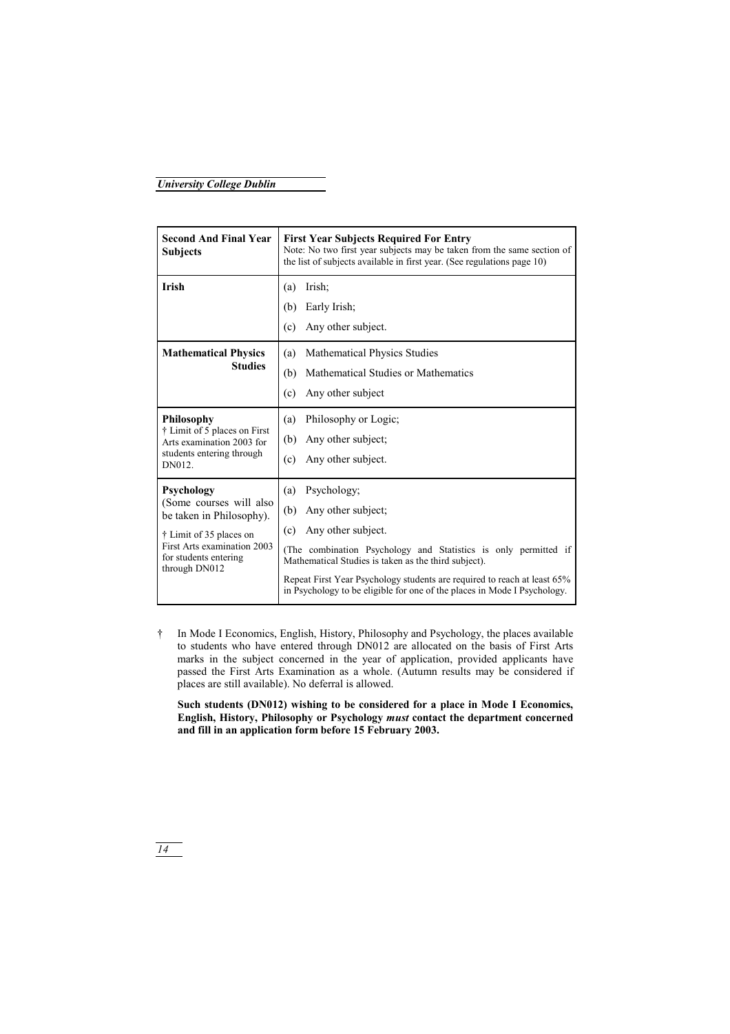| **Second And Final Year Subjects** | **First Year Subjects Required For Entry**<br>Note: No two first year subjects may be taken from the same section of the list of subjects available in first year. (See regulations page 10) |
|---|---|
| **Irish** | (a) Irish;<br>(b) Early Irish;<br>(c) Any other subject. |
| **Mathematical Physics Studies** | (a) Mathematical Physics Studies<br>(b) Mathematical Studies or Mathematics<br>(c) Any other subject |
| **Philosophy**<br>† Limit of 5 places on First Arts examination 2003 for students entering through DN012. | (a) Philosophy or Logic;<br>(b) Any other subject;<br>(c) Any other subject. |
| **Psychology**<br>(Some courses will also be taken in Philosophy).<br>† Limit of 35 places on First Arts examination 2003 for students entering through DN012 | (a) Psychology;<br>(b) Any other subject;<br>(c) Any other subject.<br>(The combination Psychology and Statistics is only permitted if Mathematical Studies is taken as the third subject).<br>Repeat First Year Psychology students are required to reach at least 65% in Psychology to be eligible for one of the places in Mode I Psychology. |

† In Mode I Economics, English, History, Philosophy and Psychology, the places available to students who have entered through DN012 are allocated on the basis of First Arts marks in the subject concerned in the year of application, provided applicants have passed the First Arts Examination as a whole. (Autumn results may be considered if places are still available). No deferral is allowed.

**Such students (DN012) wishing to be considered for a place in Mode I Economics, English, History, Philosophy or Psychology *must* contact the department concerned and fill in an application form before 15 February 2003.**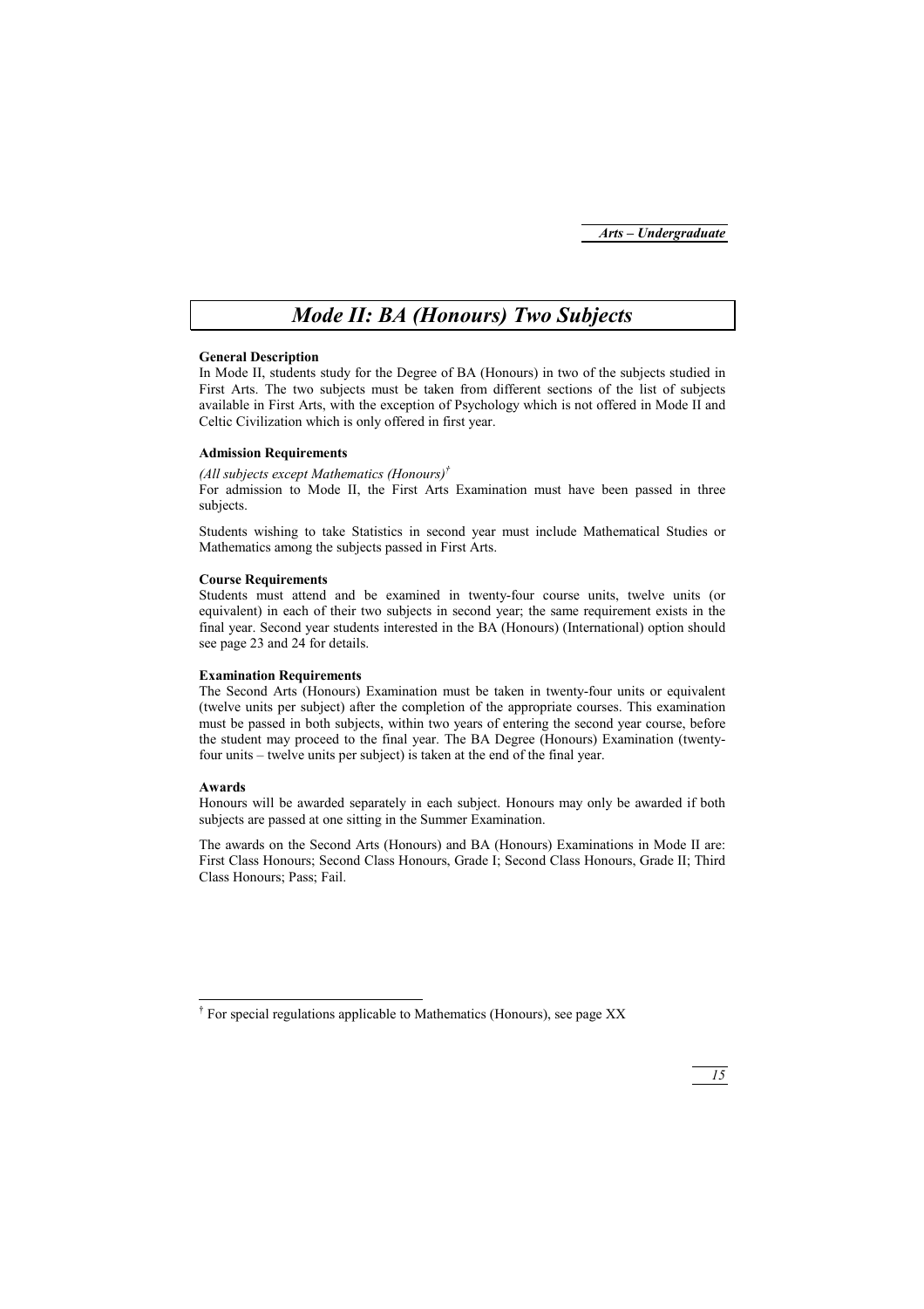# *Mode II: BA (Honours) Two Subjects*

**General Description**

In Mode II, students study for the Degree of BA (Honours) in two of the subjects studied in First Arts. The two subjects must be taken from different sections of the list of subjects available in First Arts, with the exception of Psychology which is not offered in Mode II and Celtic Civilization which is only offered in first year.

**Admission Requirements**

*(All subjects except Mathematics (Honours)*[†]*)*

For admission to Mode II, the First Arts Examination must have been passed in three subjects.

Students wishing to take Statistics in second year must include Mathematical Studies or Mathematics among the subjects passed in First Arts.

**Course Requirements**

Students must attend and be examined in twenty-four course units, twelve units (or equivalent) in each of their two subjects in second year; the same requirement exists in the final year. Second year students interested in the BA (Honours) (International) option should see page 23 and 24 for details.

**Examination Requirements**

The Second Arts (Honours) Examination must be taken in twenty-four units or equivalent (twelve units per subject) after the completion of the appropriate courses. This examination must be passed in both subjects, within two years of entering the second year course, before the student may proceed to the final year. The BA Degree (Honours) Examination (twenty-four units – twelve units per subject) is taken at the end of the final year.

**Awards**

Honours will be awarded separately in each subject. Honours may only be awarded if both subjects are passed at one sitting in the Summer Examination.

The awards on the Second Arts (Honours) and BA (Honours) Examinations in Mode II are: First Class Honours; Second Class Honours, Grade I; Second Class Honours, Grade II; Third Class Honours; Pass; Fail.

---

[†] For special regulations applicable to Mathematics (Honours), see page XX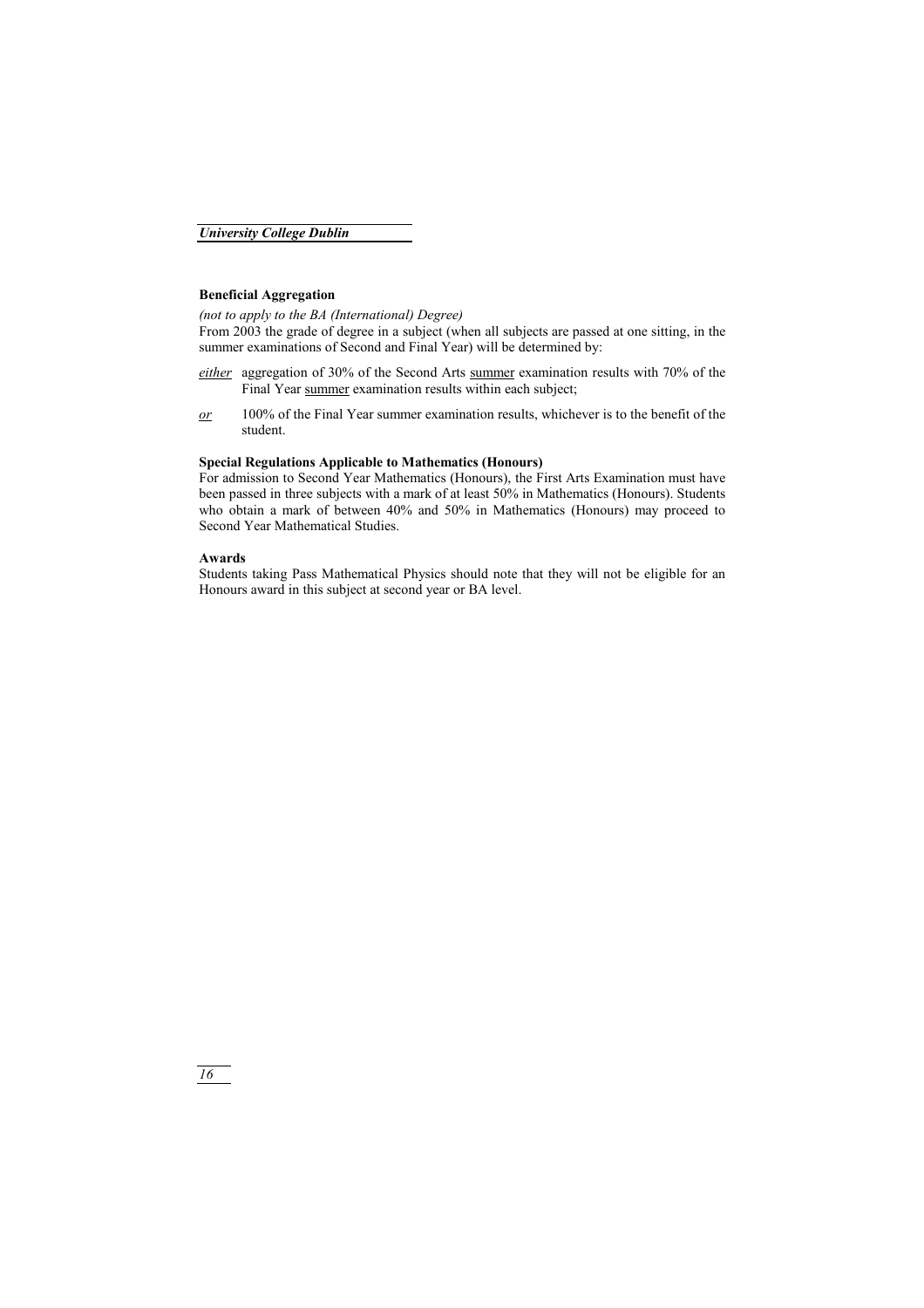### Beneficial Aggregation

*(not to apply to the BA (International) Degree)*

From 2003 the grade of degree in a subject (when all subjects are passed at one sitting, in the summer examinations of Second and Final Year) will be determined by:

- *either* aggregation of 30% of the Second Arts summer examination results with 70% of the Final Year summer examination results within each subject;
- *or* 100% of the Final Year summer examination results, whichever is to the benefit of the student.

### Special Regulations Applicable to Mathematics (Honours)

For admission to Second Year Mathematics (Honours), the First Arts Examination must have been passed in three subjects with a mark of at least 50% in Mathematics (Honours). Students who obtain a mark of between 40% and 50% in Mathematics (Honours) may proceed to Second Year Mathematical Studies.

### Awards

Students taking Pass Mathematical Physics should note that they will not be eligible for an Honours award in this subject at second year or BA level.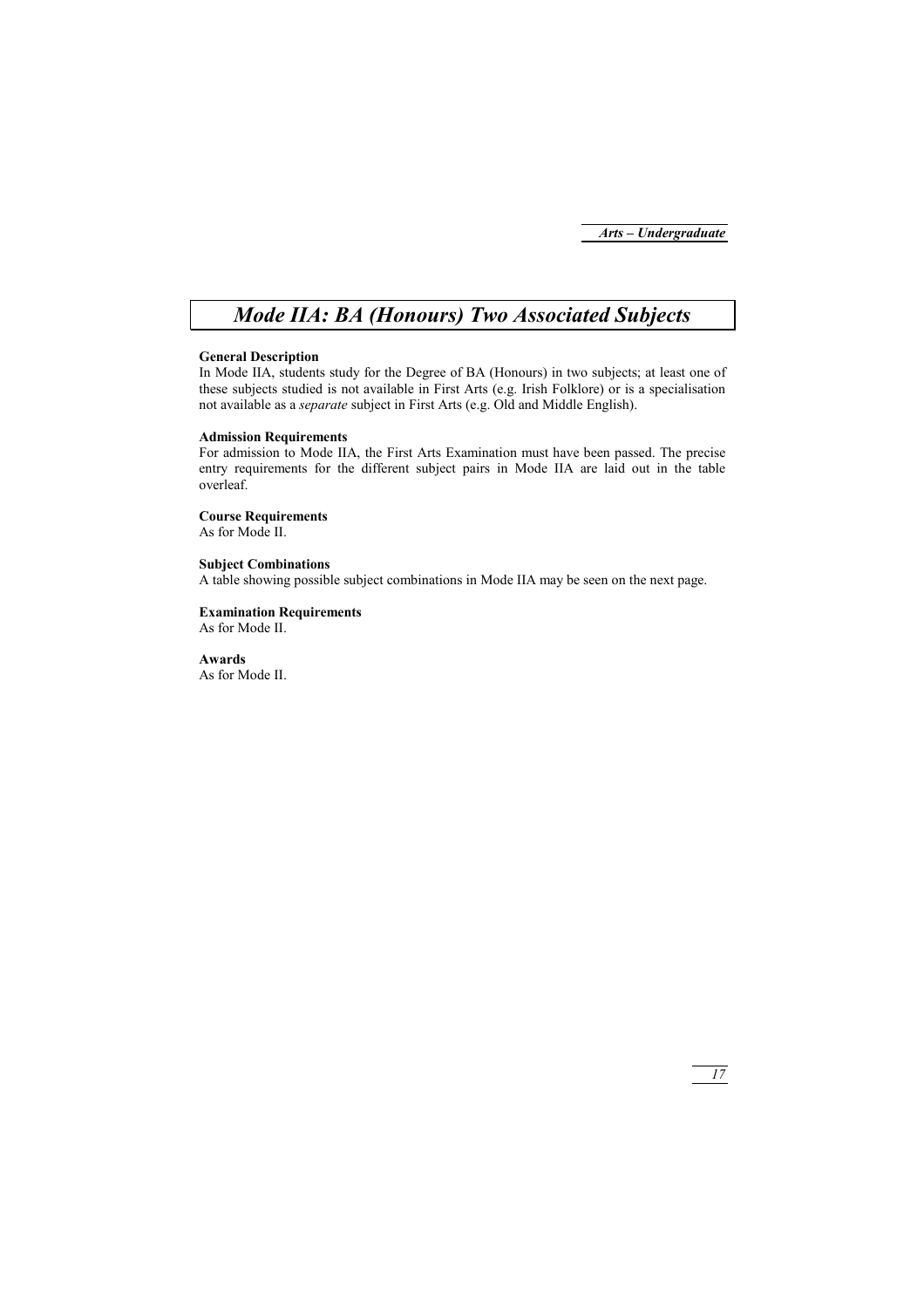# *Mode IIA: BA (Honours) Two Associated Subjects*

**General Description**
In Mode IIA, students study for the Degree of BA (Honours) in two subjects; at least one of these subjects studied is not available in First Arts (e.g. Irish Folklore) or is a specialisation not available as a *separate* subject in First Arts (e.g. Old and Middle English).

**Admission Requirements**
For admission to Mode IIA, the First Arts Examination must have been passed. The precise entry requirements for the different subject pairs in Mode IIA are laid out in the table overleaf.

**Course Requirements**
As for Mode II.

**Subject Combinations**
A table showing possible subject combinations in Mode IIA may be seen on the next page.

**Examination Requirements**
As for Mode II.

**Awards**
As for Mode II.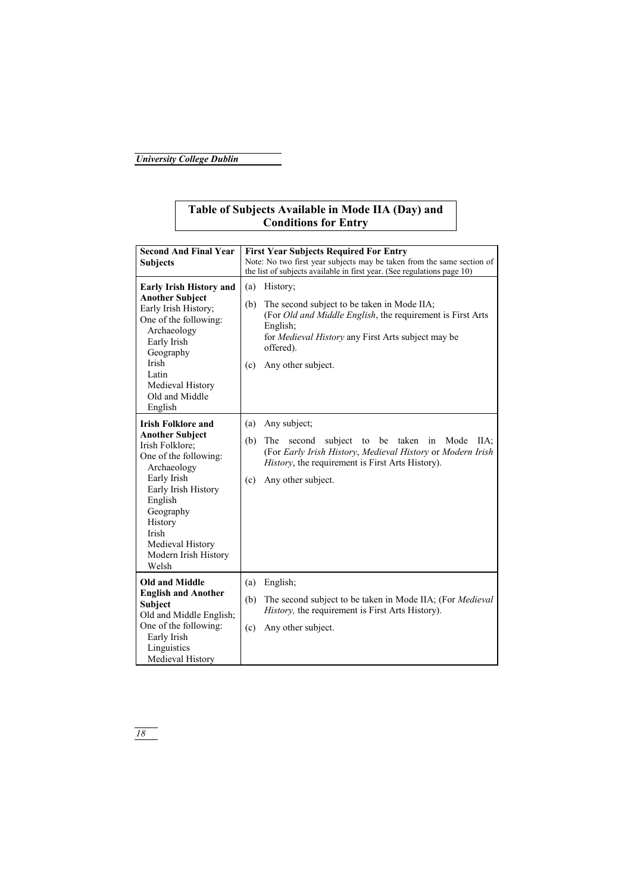## Table of Subjects Available in Mode IIA (Day) and Conditions for Entry

| **Second And Final Year Subjects** | **First Year Subjects Required For Entry**<br>Note: No two first year subjects may be taken from the same section of the list of subjects available in first year. (See regulations page 10) |
|---|---|
| **Early Irish History and Another Subject**<br>Early Irish History;<br>One of the following:<br>Archaeology<br>Early Irish<br>Geography<br>Irish<br>Latin<br>Medieval History<br>Old and Middle English | (a) History;<br>(b) The second subject to be taken in Mode IIA; (For *Old and Middle English*, the requirement is First Arts English; for *Medieval History* any First Arts subject may be offered).<br>(c) Any other subject. |
| **Irish Folklore and Another Subject**<br>Irish Folklore;<br>One of the following:<br>Archaeology<br>Early Irish<br>Early Irish History<br>English<br>Geography<br>History<br>Irish<br>Medieval History<br>Modern Irish History<br>Welsh | (a) Any subject;<br>(b) The second subject to be taken in Mode IIA; (For *Early Irish History*, *Medieval History* or *Modern Irish History*, the requirement is First Arts History).<br>(c) Any other subject. |
| **Old and Middle English and Another Subject**<br>Old and Middle English;<br>One of the following:<br>Early Irish<br>Linguistics<br>Medieval History | (a) English;<br>(b) The second subject to be taken in Mode IIA; (For *Medieval History,* the requirement is First Arts History).<br>(c) Any other subject. |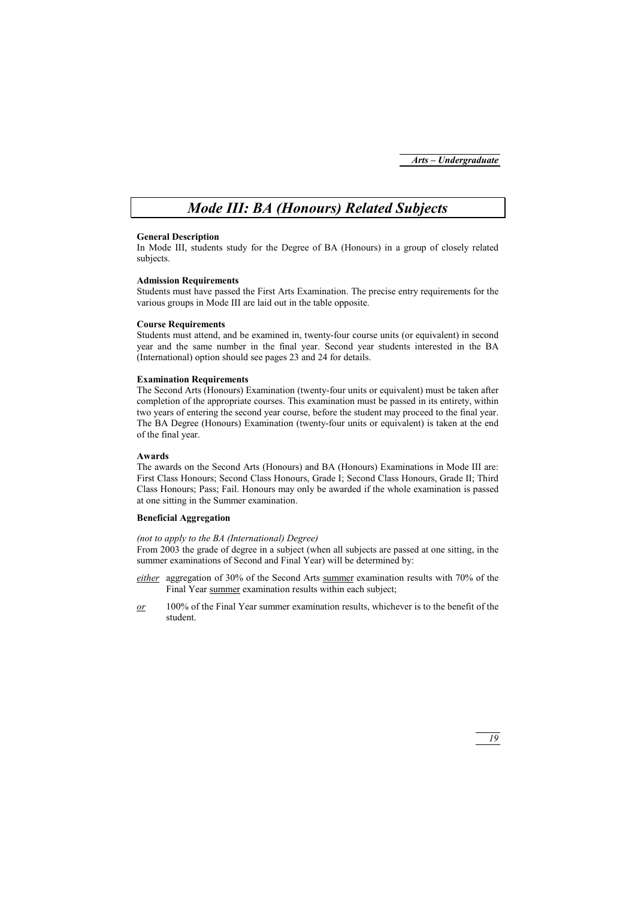# *Mode III: BA (Honours) Related Subjects*

**General Description**
In Mode III, students study for the Degree of BA (Honours) in a group of closely related subjects.

**Admission Requirements**
Students must have passed the First Arts Examination. The precise entry requirements for the various groups in Mode III are laid out in the table opposite.

**Course Requirements**
Students must attend, and be examined in, twenty-four course units (or equivalent) in second year and the same number in the final year. Second year students interested in the BA (International) option should see pages 23 and 24 for details.

**Examination Requirements**
The Second Arts (Honours) Examination (twenty-four units or equivalent) must be taken after completion of the appropriate courses. This examination must be passed in its entirety, within two years of entering the second year course, before the student may proceed to the final year. The BA Degree (Honours) Examination (twenty-four units or equivalent) is taken at the end of the final year.

**Awards**
The awards on the Second Arts (Honours) and BA (Honours) Examinations in Mode III are: First Class Honours; Second Class Honours, Grade I; Second Class Honours, Grade II; Third Class Honours; Pass; Fail. Honours may only be awarded if the whole examination is passed at one sitting in the Summer examination.

**Beneficial Aggregation**

*(not to apply to the BA (International) Degree)*
From 2003 the grade of degree in a subject (when all subjects are passed at one sitting, in the summer examinations of Second and Final Year) will be determined by:

*either* aggregation of 30% of the Second Arts summer examination results with 70% of the Final Year summer examination results within each subject;

*or* 100% of the Final Year summer examination results, whichever is to the benefit of the student.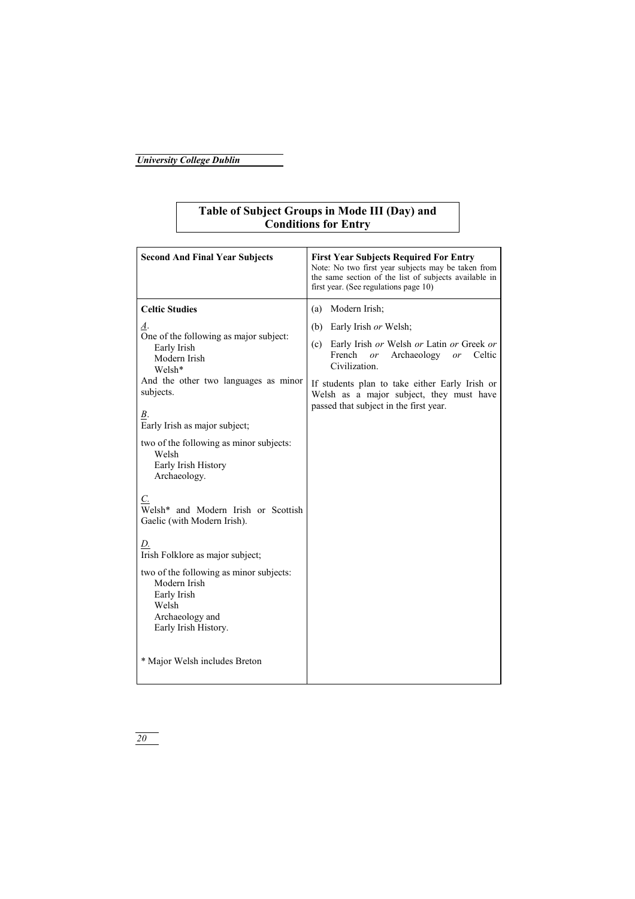## Table of Subject Groups in Mode III (Day) and Conditions for Entry

| Second And Final Year Subjects | First Year Subjects Required For Entry<br>Note: No two first year subjects may be taken from the same section of the list of subjects available in first year. (See regulations page 10) |
|---|---|
| **Celtic Studies**<br><br>*A*.<br>One of the following as major subject:<br>Early Irish<br>Modern Irish<br>Welsh*<br>And the other two languages as minor subjects.<br><br>*B*.<br>Early Irish as major subject;<br><br>two of the following as minor subjects:<br>Welsh<br>Early Irish History<br>Archaeology.<br><br>*C.*<br>Welsh* and Modern Irish or Scottish Gaelic (with Modern Irish).<br><br>*D.*<br>Irish Folklore as major subject;<br><br>two of the following as minor subjects:<br>Modern Irish<br>Early Irish<br>Welsh<br>Archaeology and<br>Early Irish History.<br><br>* Major Welsh includes Breton | (a) Modern Irish;<br>(b) Early Irish *or* Welsh;<br>(c) Early Irish *or* Welsh *or* Latin *or* Greek *or* French *or* Archaeology *or* Celtic Civilization.<br><br>If students plan to take either Early Irish or Welsh as a major subject, they must have passed that subject in the first year. |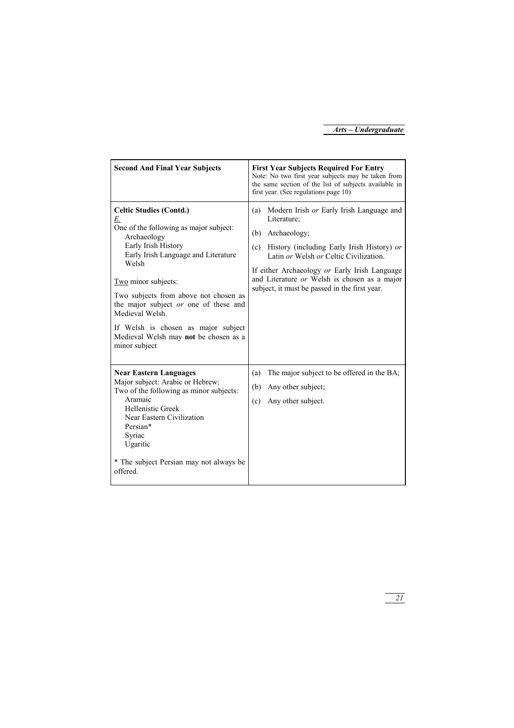| **Second And Final Year Subjects** | **First Year Subjects Required For Entry**<br>Note: No two first year subjects may be taken from the same section of the list of subjects available in first year. (See regulations page 10) |
|---|---|
| **Celtic Studies (Contd.)**<br><u>*E.*</u><br>One of the following as major subject:<br>Archaeology<br>Early Irish History<br>Early Irish Language and Literature<br>Welsh<br><br><u>Two</u> minor subjects:<br><br>Two subjects from above not chosen as the major subject *or* one of these and Medieval Welsh.<br><br>If Welsh is chosen as major subject Medieval Welsh may **not** be chosen as a minor subject | (a) Modern Irish *or* Early Irish Language and Literature;<br>(b) Archaeology;<br>(c) History (including Early Irish History) *or* Latin *or* Welsh *or* Celtic Civilization.<br><br>If either Archaeology *or* Early Irish Language and Literature *or* Welsh is chosen as a major subject, it must be passed in the first year. |
| **Near Eastern Languages**<br>Major subject: Arabic or Hebrew;<br>Two of the following as minor subjects:<br>Aramaic<br>Hellenistic Greek<br>Near Eastern Civilization<br>Persian*<br>Syriac<br>Ugaritic<br><br>* The subject Persian may not always be offered. | (a) The major subject to be offered in the BA;<br>(b) Any other subject;<br>(c) Any other subject. |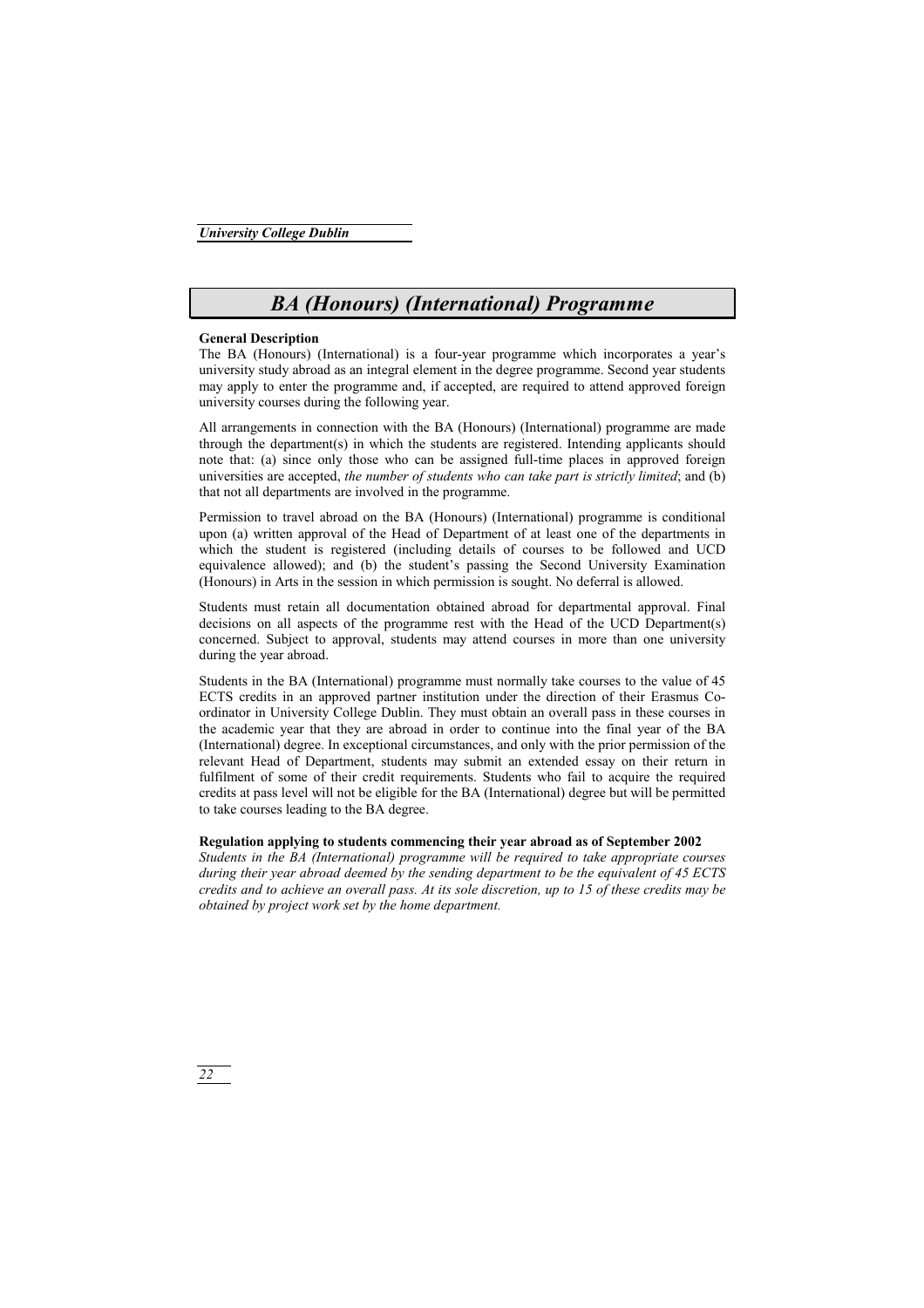# *BA (Honours) (International) Programme*

**General Description**

The BA (Honours) (International) is a four-year programme which incorporates a year's university study abroad as an integral element in the degree programme. Second year students may apply to enter the programme and, if accepted, are required to attend approved foreign university courses during the following year.

All arrangements in connection with the BA (Honours) (International) programme are made through the department(s) in which the students are registered. Intending applicants should note that: (a) since only those who can be assigned full-time places in approved foreign universities are accepted, *the number of students who can take part is strictly limited*; and (b) that not all departments are involved in the programme.

Permission to travel abroad on the BA (Honours) (International) programme is conditional upon (a) written approval of the Head of Department of at least one of the departments in which the student is registered (including details of courses to be followed and UCD equivalence allowed); and (b) the student's passing the Second University Examination (Honours) in Arts in the session in which permission is sought. No deferral is allowed.

Students must retain all documentation obtained abroad for departmental approval. Final decisions on all aspects of the programme rest with the Head of the UCD Department(s) concerned. Subject to approval, students may attend courses in more than one university during the year abroad.

Students in the BA (International) programme must normally take courses to the value of 45 ECTS credits in an approved partner institution under the direction of their Erasmus Co-ordinator in University College Dublin. They must obtain an overall pass in these courses in the academic year that they are abroad in order to continue into the final year of the BA (International) degree. In exceptional circumstances, and only with the prior permission of the relevant Head of Department, students may submit an extended essay on their return in fulfilment of some of their credit requirements. Students who fail to acquire the required credits at pass level will not be eligible for the BA (International) degree but will be permitted to take courses leading to the BA degree.

**Regulation applying to students commencing their year abroad as of September 2002**

*Students in the BA (International) programme will be required to take appropriate courses during their year abroad deemed by the sending department to be the equivalent of 45 ECTS credits and to achieve an overall pass. At its sole discretion, up to 15 of these credits may be obtained by project work set by the home department.*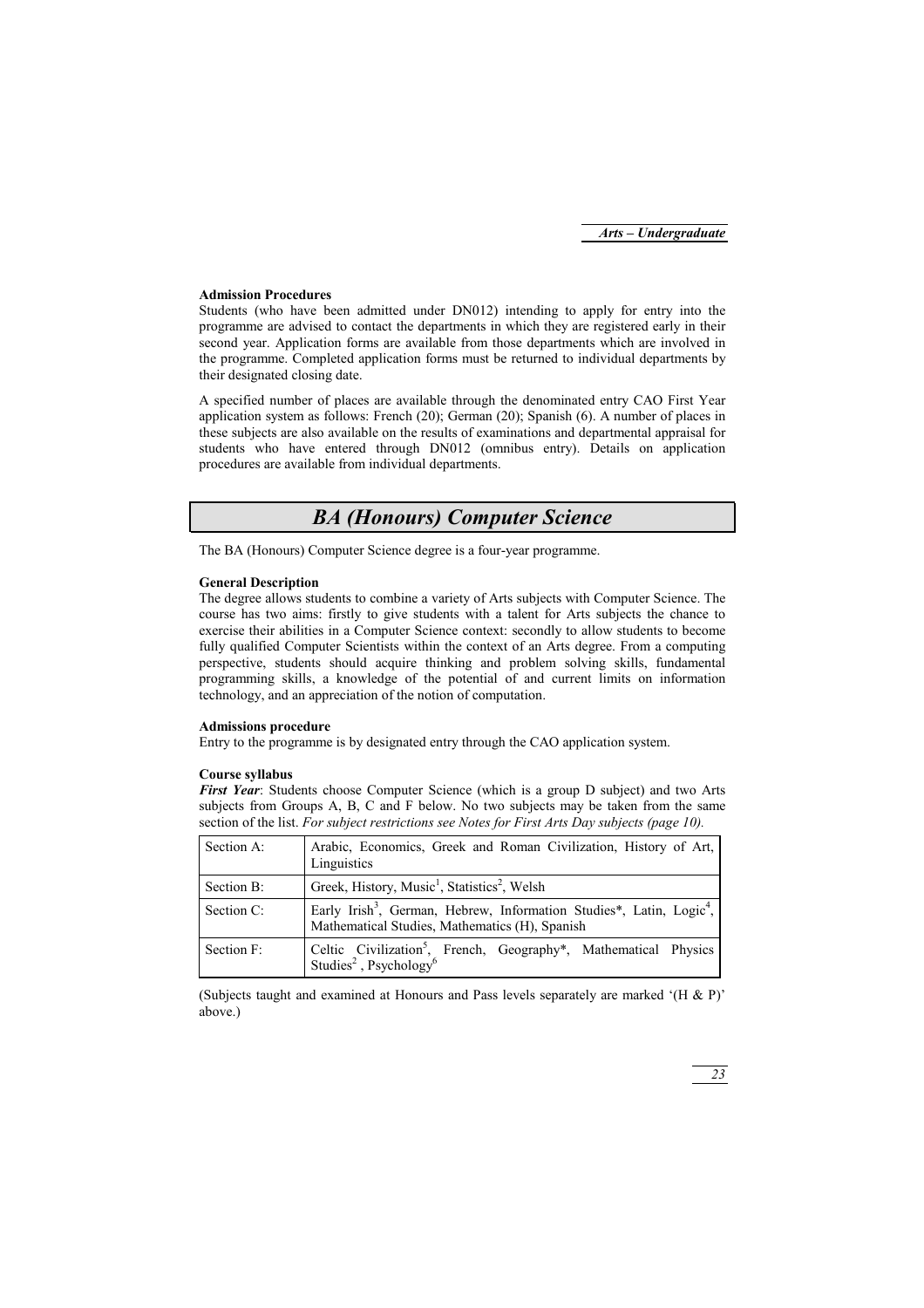**Admission Procedures**
Students (who have been admitted under DN012) intending to apply for entry into the programme are advised to contact the departments in which they are registered early in their second year. Application forms are available from those departments which are involved in the programme. Completed application forms must be returned to individual departments by their designated closing date.

A specified number of places are available through the denominated entry CAO First Year application system as follows: French (20); German (20); Spanish (6). A number of places in these subjects are also available on the results of examinations and departmental appraisal for students who have entered through DN012 (omnibus entry). Details on application procedures are available from individual departments.

## *BA (Honours) Computer Science*

The BA (Honours) Computer Science degree is a four-year programme.

**General Description**
The degree allows students to combine a variety of Arts subjects with Computer Science. The course has two aims: firstly to give students with a talent for Arts subjects the chance to exercise their abilities in a Computer Science context: secondly to allow students to become fully qualified Computer Scientists within the context of an Arts degree. From a computing perspective, students should acquire thinking and problem solving skills, fundamental programming skills, a knowledge of the potential of and current limits on information technology, and an appreciation of the notion of computation.

**Admissions procedure**
Entry to the programme is by designated entry through the CAO application system.

**Course syllabus**
***First Year***: Students choose Computer Science (which is a group D subject) and two Arts subjects from Groups A, B, C and F below. No two subjects may be taken from the same section of the list. *For subject restrictions see Notes for First Arts Day subjects (page 10).*

| Section | Subjects |
|---|---|
| Section A: | Arabic, Economics, Greek and Roman Civilization, History of Art, Linguistics |
| Section B: | Greek, History, Music[1], Statistics[2], Welsh |
| Section C: | Early Irish[3], German, Hebrew, Information Studies*, Latin, Logic[4], Mathematical Studies, Mathematics (H), Spanish |
| Section F: | Celtic Civilization[5], French, Geography*, Mathematical Physics Studies[2], Psychology[6] |

(Subjects taught and examined at Honours and Pass levels separately are marked '(H & P)' above.)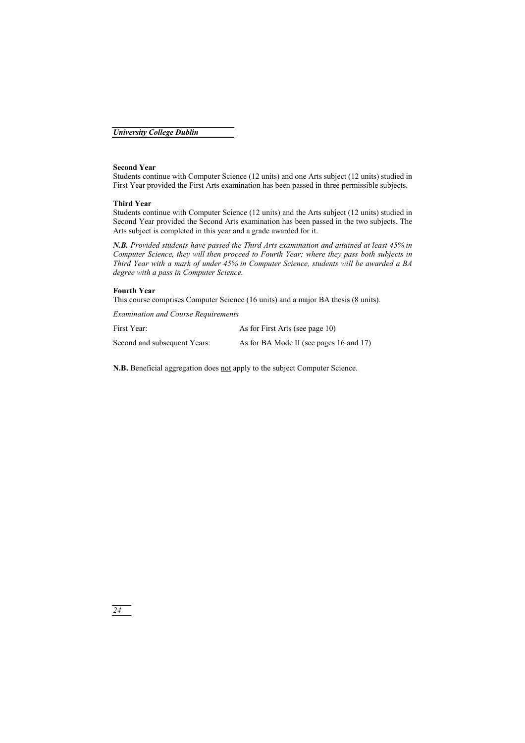**Second Year**
Students continue with Computer Science (12 units) and one Arts subject (12 units) studied in First Year provided the First Arts examination has been passed in three permissible subjects.

**Third Year**
Students continue with Computer Science (12 units) and the Arts subject (12 units) studied in Second Year provided the Second Arts examination has been passed in the two subjects. The Arts subject is completed in this year and a grade awarded for it.

***N.B.*** *Provided students have passed the Third Arts examination and attained at least 45% in Computer Science, they will then proceed to Fourth Year; where they pass both subjects in Third Year with a mark of under 45% in Computer Science, students will be awarded a BA degree with a pass in Computer Science.*

**Fourth Year**
This course comprises Computer Science (16 units) and a major BA thesis (8 units).

*Examination and Course Requirements*

| | |
|---|---|
| First Year: | As for First Arts (see page 10) |
| Second and subsequent Years: | As for BA Mode II (see pages 16 and 17) |

**N.B.** Beneficial aggregation does <u>not</u> apply to the subject Computer Science.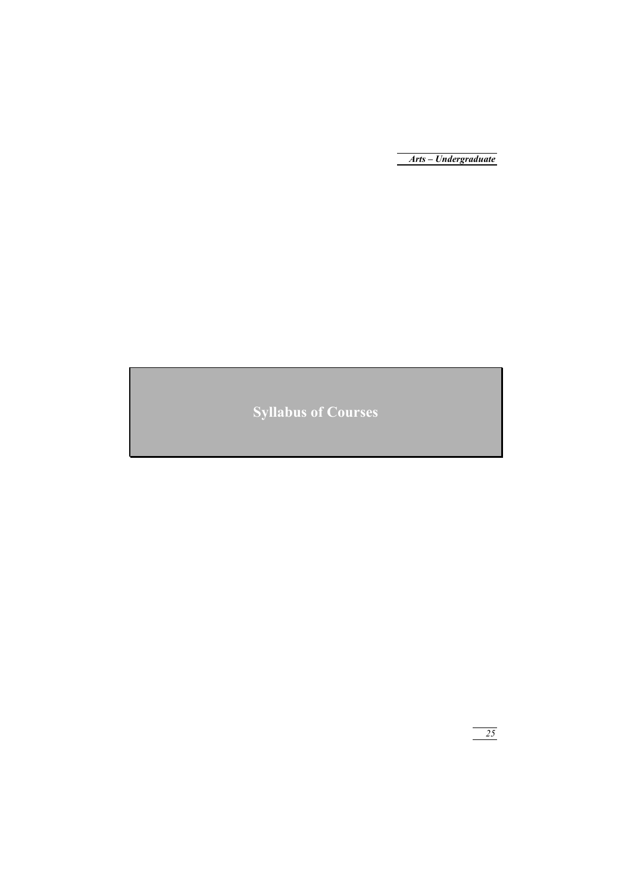# Syllabus of Courses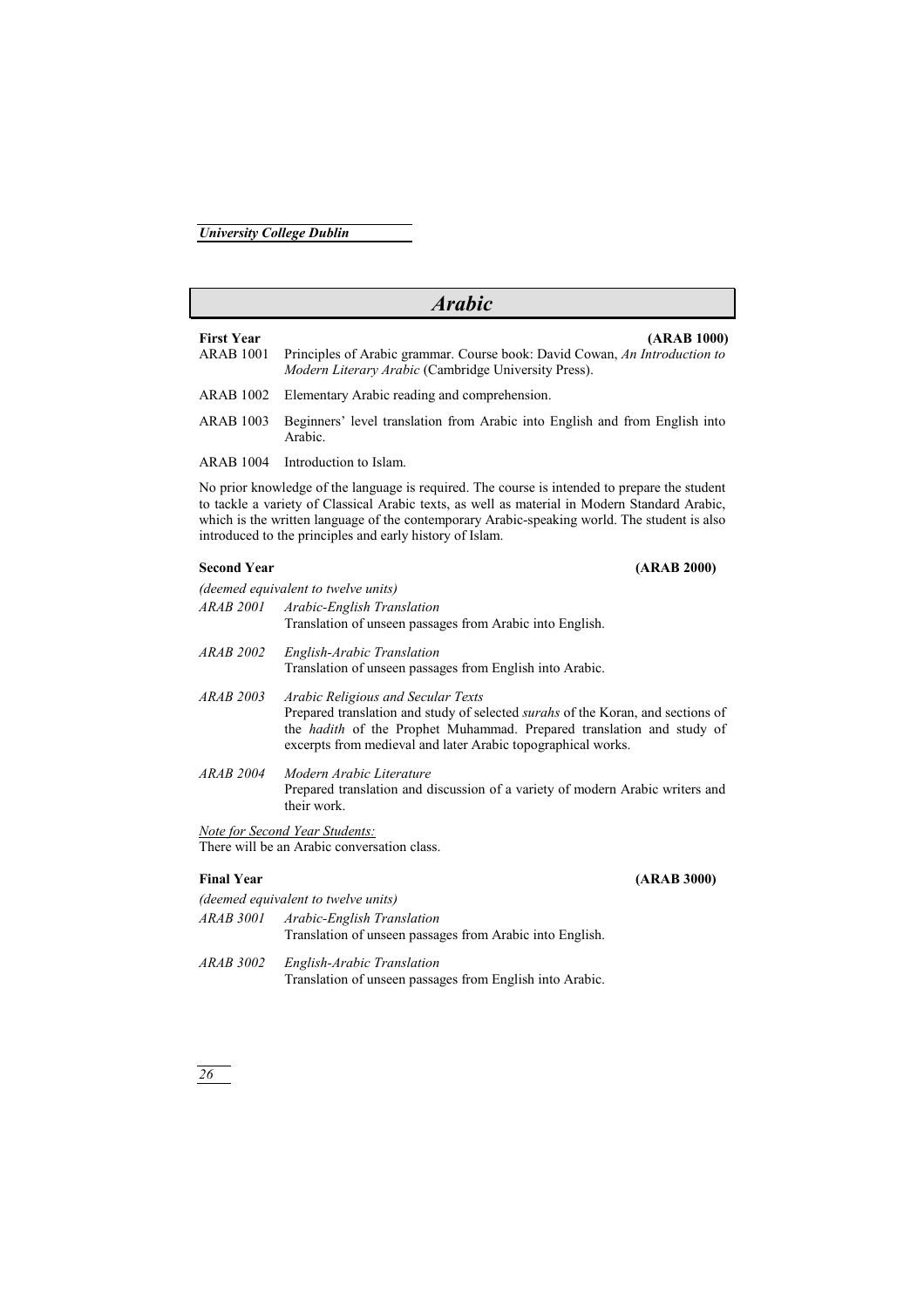# Arabic

## First Year (ARAB 1000)

ARAB 1001 Principles of Arabic grammar. Course book: David Cowan, *An Introduction to Modern Literary Arabic* (Cambridge University Press).

ARAB 1002 Elementary Arabic reading and comprehension.

ARAB 1003 Beginners' level translation from Arabic into English and from English into Arabic.

ARAB 1004 Introduction to Islam.

No prior knowledge of the language is required. The course is intended to prepare the student to tackle a variety of Classical Arabic texts, as well as material in Modern Standard Arabic, which is the written language of the contemporary Arabic-speaking world. The student is also introduced to the principles and early history of Islam.

## Second Year (ARAB 2000)

*(deemed equivalent to twelve units)*

*ARAB 2001* *Arabic-English Translation*
Translation of unseen passages from Arabic into English.

*ARAB 2002* *English-Arabic Translation*
Translation of unseen passages from English into Arabic.

*ARAB 2003* *Arabic Religious and Secular Texts*
Prepared translation and study of selected *surahs* of the Koran, and sections of the *hadith* of the Prophet Muhammad. Prepared translation and study of excerpts from medieval and later Arabic topographical works.

*ARAB 2004* *Modern Arabic Literature*
Prepared translation and discussion of a variety of modern Arabic writers and their work.

Note for Second Year Students:
There will be an Arabic conversation class.

## Final Year (ARAB 3000)

*(deemed equivalent to twelve units)*

*ARAB 3001* *Arabic-English Translation*
Translation of unseen passages from Arabic into English.

*ARAB 3002* *English-Arabic Translation*
Translation of unseen passages from English into Arabic.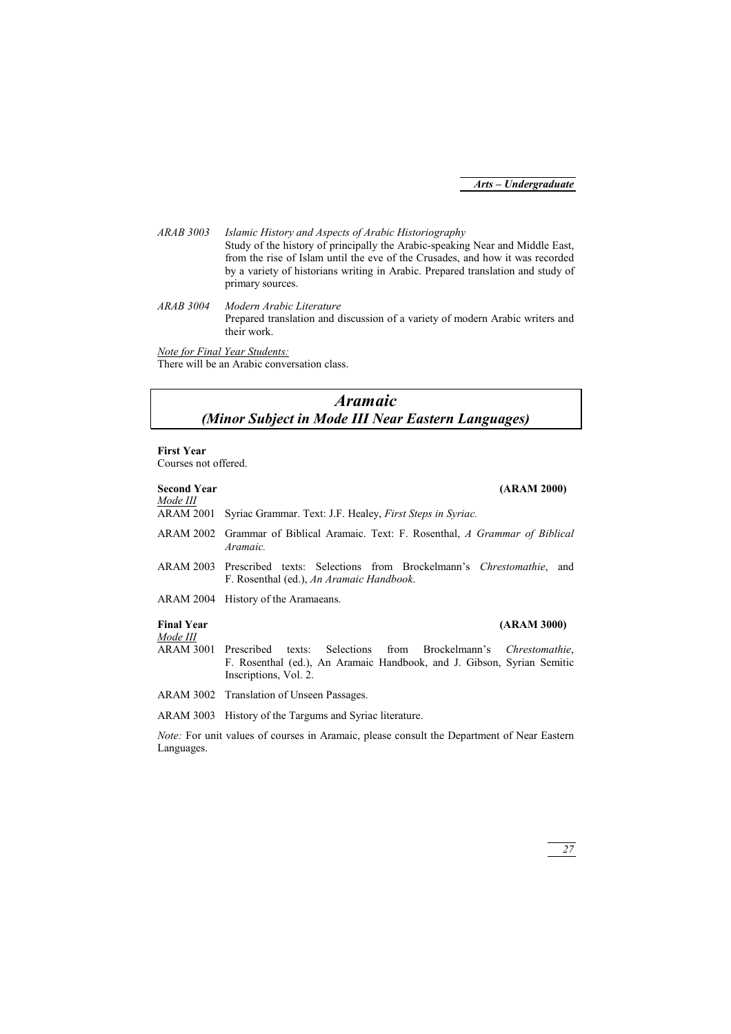*ARAB 3003* *Islamic History and Aspects of Arabic Historiography*
Study of the history of principally the Arabic-speaking Near and Middle East, from the rise of Islam until the eve of the Crusades, and how it was recorded by a variety of historians writing in Arabic. Prepared translation and study of primary sources.

*ARAB 3004* *Modern Arabic Literature*
Prepared translation and discussion of a variety of modern Arabic writers and their work.

*Note for Final Year Students:*
There will be an Arabic conversation class.

# *Aramaic*
## *(Minor Subject in Mode III Near Eastern Languages)*

**First Year**
Courses not offered.

**Second Year** **(ARAM 2000)**
*Mode III*

ARAM 2001 Syriac Grammar. Text: J.F. Healey, *First Steps in Syriac.*

ARAM 2002 Grammar of Biblical Aramaic. Text: F. Rosenthal, *A Grammar of Biblical Aramaic.*

ARAM 2003 Prescribed texts: Selections from Brockelmann's *Chrestomathie*, and F. Rosenthal (ed.), *An Aramaic Handbook*.

ARAM 2004 History of the Aramaeans.

**Final Year** **(ARAM 3000)**
*Mode III*

ARAM 3001 Prescribed texts: Selections from Brockelmann's *Chrestomathie*, F. Rosenthal (ed.), An Aramaic Handbook, and J. Gibson, Syrian Semitic Inscriptions, Vol. 2.

ARAM 3002 Translation of Unseen Passages.

ARAM 3003 History of the Targums and Syriac literature.

*Note:* For unit values of courses in Aramaic, please consult the Department of Near Eastern Languages.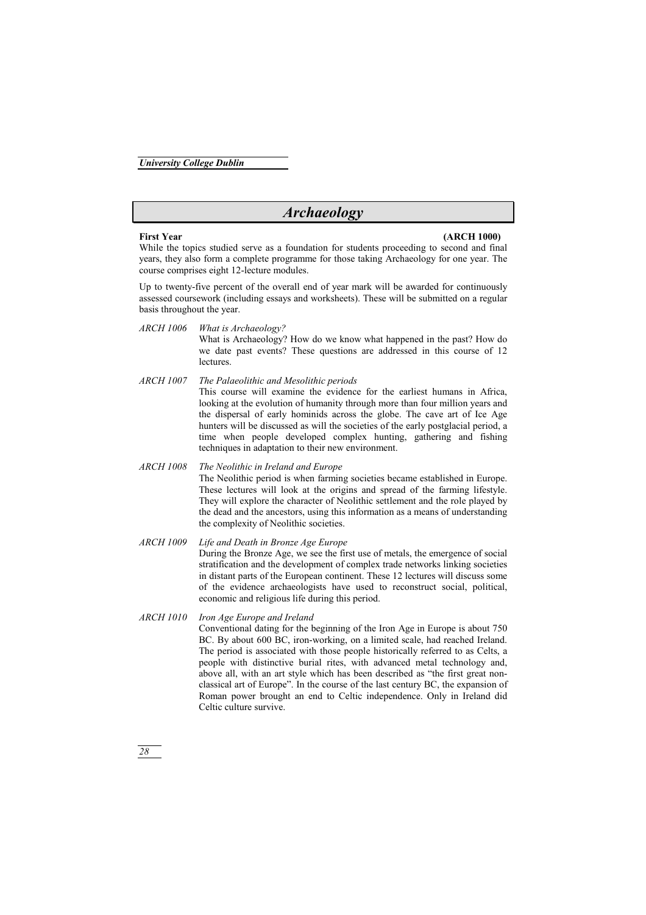# *Archaeology*

**First Year** **(ARCH 1000)**

While the topics studied serve as a foundation for students proceeding to second and final years, they also form a complete programme for those taking Archaeology for one year. The course comprises eight 12-lecture modules.

Up to twenty-five percent of the overall end of year mark will be awarded for continuously assessed coursework (including essays and worksheets). These will be submitted on a regular basis throughout the year.

*ARCH 1006* *What is Archaeology?*
What is Archaeology? How do we know what happened in the past? How do we date past events? These questions are addressed in this course of 12 lectures.

*ARCH 1007* *The Palaeolithic and Mesolithic periods*
This course will examine the evidence for the earliest humans in Africa, looking at the evolution of humanity through more than four million years and the dispersal of early hominids across the globe. The cave art of Ice Age hunters will be discussed as will the societies of the early postglacial period, a time when people developed complex hunting, gathering and fishing techniques in adaptation to their new environment.

*ARCH 1008* *The Neolithic in Ireland and Europe*
The Neolithic period is when farming societies became established in Europe. These lectures will look at the origins and spread of the farming lifestyle. They will explore the character of Neolithic settlement and the role played by the dead and the ancestors, using this information as a means of understanding the complexity of Neolithic societies.

*ARCH 1009* *Life and Death in Bronze Age Europe*
During the Bronze Age, we see the first use of metals, the emergence of social stratification and the development of complex trade networks linking societies in distant parts of the European continent. These 12 lectures will discuss some of the evidence archaeologists have used to reconstruct social, political, economic and religious life during this period.

*ARCH 1010* *Iron Age Europe and Ireland*
Conventional dating for the beginning of the Iron Age in Europe is about 750 BC. By about 600 BC, iron-working, on a limited scale, had reached Ireland. The period is associated with those people historically referred to as Celts, a people with distinctive burial rites, with advanced metal technology and, above all, with an art style which has been described as "the first great non-classical art of Europe". In the course of the last century BC, the expansion of Roman power brought an end to Celtic independence. Only in Ireland did Celtic culture survive.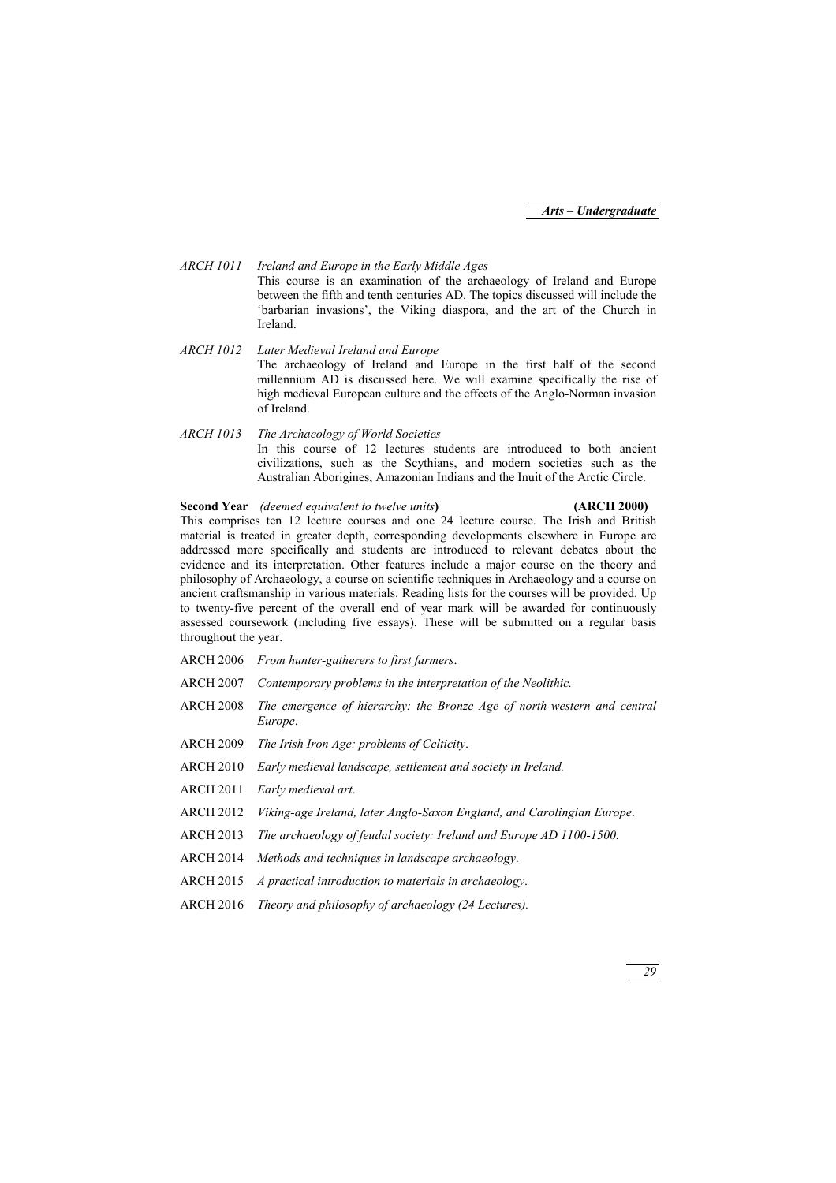*ARCH 1011* *Ireland and Europe in the Early Middle Ages*

This course is an examination of the archaeology of Ireland and Europe between the fifth and tenth centuries AD. The topics discussed will include the 'barbarian invasions', the Viking diaspora, and the art of the Church in Ireland.

*ARCH 1012* *Later Medieval Ireland and Europe*

The archaeology of Ireland and Europe in the first half of the second millennium AD is discussed here. We will examine specifically the rise of high medieval European culture and the effects of the Anglo-Norman invasion of Ireland.

*ARCH 1013* *The Archaeology of World Societies*

In this course of 12 lectures students are introduced to both ancient civilizations, such as the Scythians, and modern societies such as the Australian Aborigines, Amazonian Indians and the Inuit of the Arctic Circle.

**Second Year** *(deemed equivalent to twelve units***)** **(ARCH 2000)**

This comprises ten 12 lecture courses and one 24 lecture course. The Irish and British material is treated in greater depth, corresponding developments elsewhere in Europe are addressed more specifically and students are introduced to relevant debates about the evidence and its interpretation. Other features include a major course on the theory and philosophy of Archaeology, a course on scientific techniques in Archaeology and a course on ancient craftsmanship in various materials. Reading lists for the courses will be provided. Up to twenty-five percent of the overall end of year mark will be awarded for continuously assessed coursework (including five essays). These will be submitted on a regular basis throughout the year.

ARCH 2006 *From hunter-gatherers to first farmers*.

ARCH 2007 *Contemporary problems in the interpretation of the Neolithic.*

ARCH 2008 *The emergence of hierarchy: the Bronze Age of north-western and central Europe*.

ARCH 2009 *The Irish Iron Age: problems of Celticity*.

ARCH 2010 *Early medieval landscape, settlement and society in Ireland.*

ARCH 2011 *Early medieval art*.

ARCH 2012 *Viking-age Ireland, later Anglo-Saxon England, and Carolingian Europe*.

ARCH 2013 *The archaeology of feudal society: Ireland and Europe AD 1100-1500.*

ARCH 2014 *Methods and techniques in landscape archaeology*.

ARCH 2015 *A practical introduction to materials in archaeology*.

ARCH 2016 *Theory and philosophy of archaeology (24 Lectures).*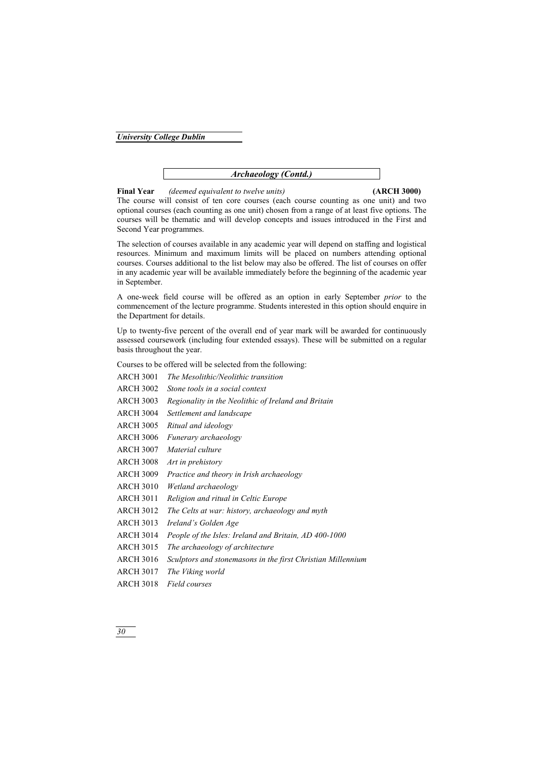## *Archaeology (Contd.)*

**Final Year** *(deemed equivalent to twelve units)* **(ARCH 3000)**

The course will consist of ten core courses (each course counting as one unit) and two optional courses (each counting as one unit) chosen from a range of at least five options. The courses will be thematic and will develop concepts and issues introduced in the First and Second Year programmes.

The selection of courses available in any academic year will depend on staffing and logistical resources. Minimum and maximum limits will be placed on numbers attending optional courses. Courses additional to the list below may also be offered. The list of courses on offer in any academic year will be available immediately before the beginning of the academic year in September.

A one-week field course will be offered as an option in early September *prior* to the commencement of the lecture programme. Students interested in this option should enquire in the Department for details.

Up to twenty-five percent of the overall end of year mark will be awarded for continuously assessed coursework (including four extended essays). These will be submitted on a regular basis throughout the year.

Courses to be offered will be selected from the following:

- ARCH 3001 *The Mesolithic/Neolithic transition*
- ARCH 3002 *Stone tools in a social context*
- ARCH 3003 *Regionality in the Neolithic of Ireland and Britain*
- ARCH 3004 *Settlement and landscape*
- ARCH 3005 *Ritual and ideology*
- ARCH 3006 *Funerary archaeology*
- ARCH 3007 *Material culture*
- ARCH 3008 *Art in prehistory*
- ARCH 3009 *Practice and theory in Irish archaeology*
- ARCH 3010 *Wetland archaeology*
- ARCH 3011 *Religion and ritual in Celtic Europe*
- ARCH 3012 *The Celts at war: history, archaeology and myth*
- ARCH 3013 *Ireland's Golden Age*
- ARCH 3014 *People of the Isles: Ireland and Britain, AD 400-1000*
- ARCH 3015 *The archaeology of architecture*
- ARCH 3016 *Sculptors and stonemasons in the first Christian Millennium*
- ARCH 3017 *The Viking world*
- ARCH 3018 *Field courses*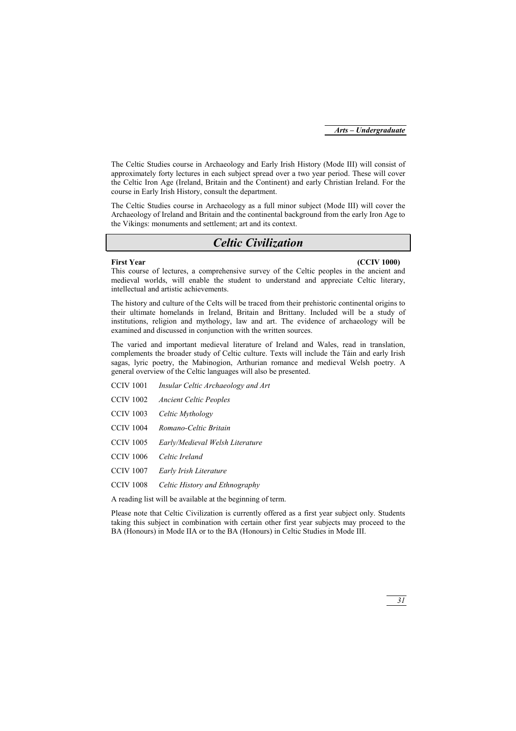The Celtic Studies course in Archaeology and Early Irish History (Mode III) will consist of approximately forty lectures in each subject spread over a two year period. These will cover the Celtic Iron Age (Ireland, Britain and the Continent) and early Christian Ireland. For the course in Early Irish History, consult the department.

The Celtic Studies course in Archaeology as a full minor subject (Mode III) will cover the Archaeology of Ireland and Britain and the continental background from the early Iron Age to the Vikings: monuments and settlement; art and its context.

# *Celtic Civilization*

**First Year** **(CCIV 1000)**

This course of lectures, a comprehensive survey of the Celtic peoples in the ancient and medieval worlds, will enable the student to understand and appreciate Celtic literary, intellectual and artistic achievements.

The history and culture of the Celts will be traced from their prehistoric continental origins to their ultimate homelands in Ireland, Britain and Brittany. Included will be a study of institutions, religion and mythology, law and art. The evidence of archaeology will be examined and discussed in conjunction with the written sources.

The varied and important medieval literature of Ireland and Wales, read in translation, complements the broader study of Celtic culture. Texts will include the Táin and early Irish sagas, lyric poetry, the Mabinogion, Arthurian romance and medieval Welsh poetry. A general overview of the Celtic languages will also be presented.

CCIV 1001 *Insular Celtic Archaeology and Art*

CCIV 1002 *Ancient Celtic Peoples*

CCIV 1003 *Celtic Mythology*

CCIV 1004 *Romano-Celtic Britain*

CCIV 1005 *Early/Medieval Welsh Literature*

CCIV 1006 *Celtic Ireland*

CCIV 1007 *Early Irish Literature*

CCIV 1008 *Celtic History and Ethnography*

A reading list will be available at the beginning of term.

Please note that Celtic Civilization is currently offered as a first year subject only. Students taking this subject in combination with certain other first year subjects may proceed to the BA (Honours) in Mode IIA or to the BA (Honours) in Celtic Studies in Mode III.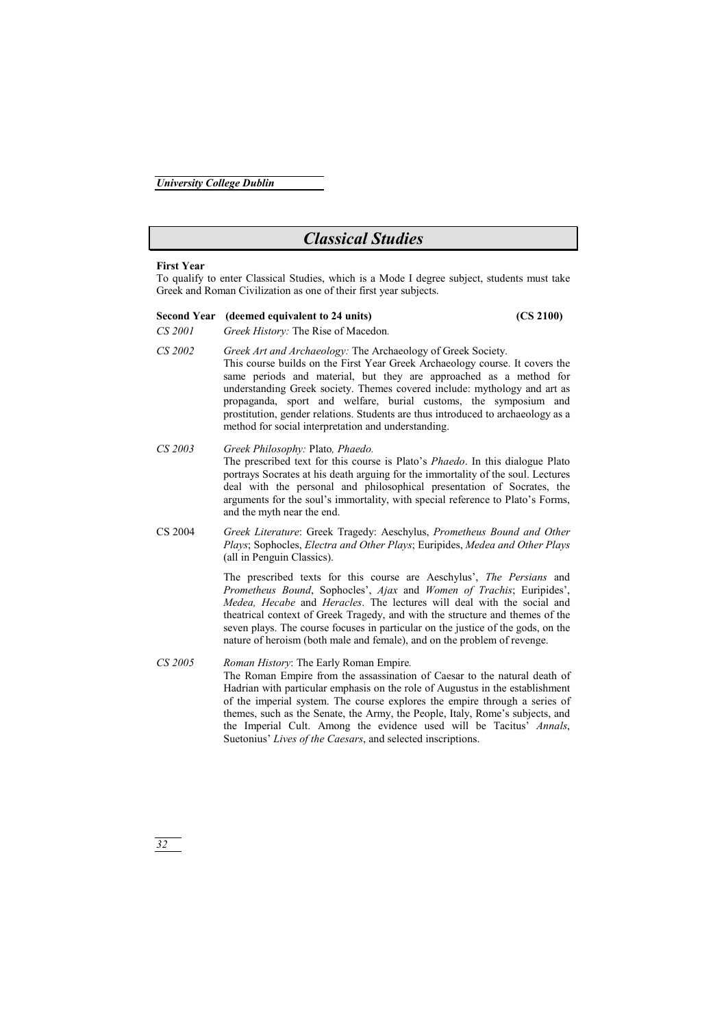# *Classical Studies*

**First Year**

To qualify to enter Classical Studies, which is a Mode I degree subject, students must take Greek and Roman Civilization as one of their first year subjects.

**Second Year (deemed equivalent to 24 units) (CS 2100)**

*CS 2001* *Greek History:* The Rise of Macedon.

*CS 2002* *Greek Art and Archaeology:* The Archaeology of Greek Society.
This course builds on the First Year Greek Archaeology course. It covers the same periods and material, but they are approached as a method for understanding Greek society. Themes covered include: mythology and art as propaganda, sport and welfare, burial customs, the symposium and prostitution, gender relations. Students are thus introduced to archaeology as a method for social interpretation and understanding.

*CS 2003* *Greek Philosophy:* Plato*, Phaedo.*
The prescribed text for this course is Plato's *Phaedo*. In this dialogue Plato portrays Socrates at his death arguing for the immortality of the soul. Lectures deal with the personal and philosophical presentation of Socrates, the arguments for the soul's immortality, with special reference to Plato's Forms, and the myth near the end.

CS 2004 *Greek Literature*: Greek Tragedy: Aeschylus, *Prometheus Bound and Other Plays*; Sophocles, *Electra and Other Plays*; Euripides, *Medea and Other Plays* (all in Penguin Classics).

The prescribed texts for this course are Aeschylus', *The Persians* and *Prometheus Bound*, Sophocles', *Ajax* and *Women of Trachis*; Euripides', *Medea, Hecabe* and *Heracles*. The lectures will deal with the social and theatrical context of Greek Tragedy, and with the structure and themes of the seven plays. The course focuses in particular on the justice of the gods, on the nature of heroism (both male and female), and on the problem of revenge.

*CS 2005* *Roman History*: The Early Roman Empire.
The Roman Empire from the assassination of Caesar to the natural death of Hadrian with particular emphasis on the role of Augustus in the establishment of the imperial system. The course explores the empire through a series of themes, such as the Senate, the Army, the People, Italy, Rome's subjects, and the Imperial Cult. Among the evidence used will be Tacitus' *Annals*, Suetonius' *Lives of the Caesars*, and selected inscriptions.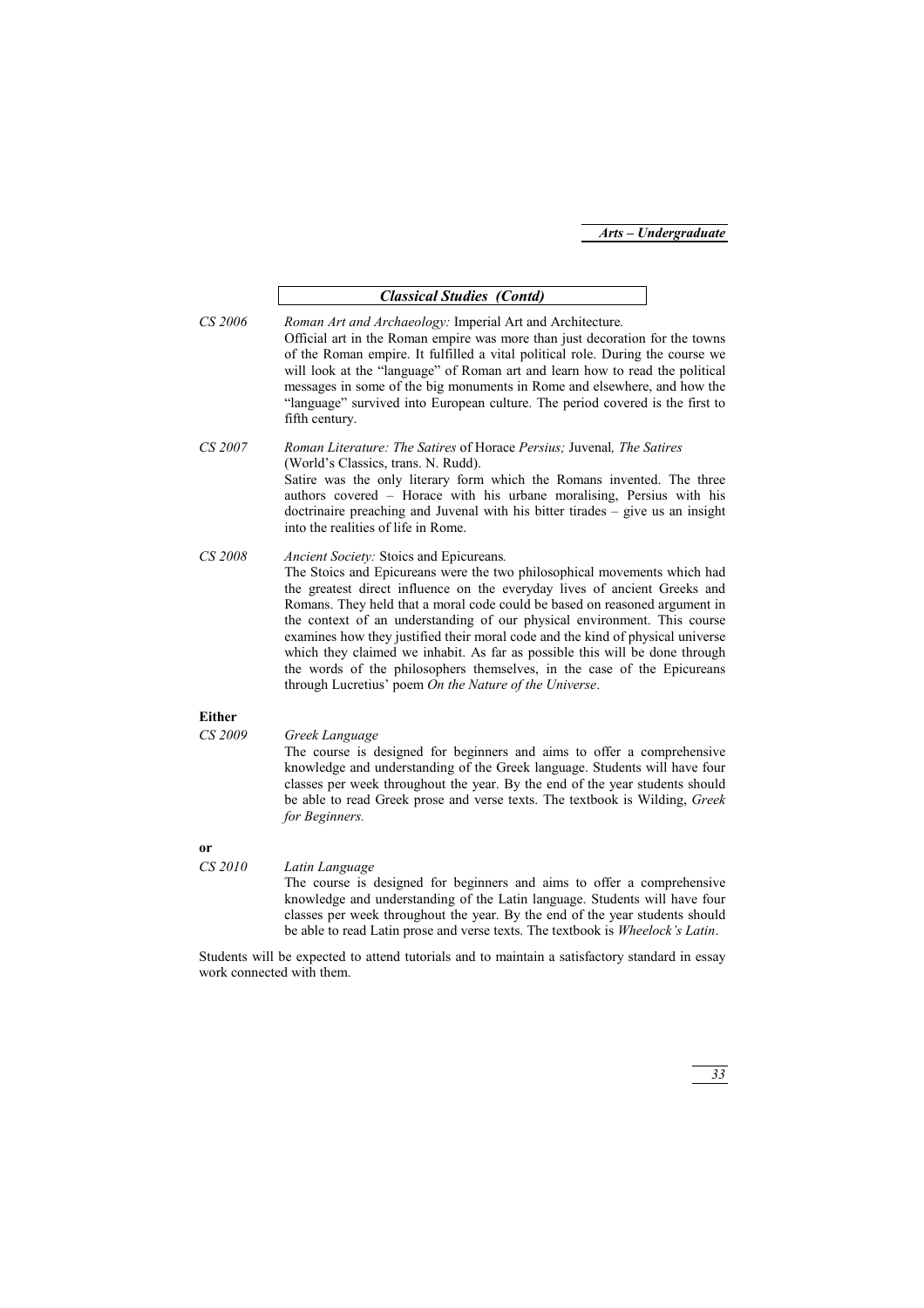## *Classical Studies (Contd)*

*CS 2006* *Roman Art and Archaeology:* Imperial Art and Architecture*.*

Official art in the Roman empire was more than just decoration for the towns of the Roman empire. It fulfilled a vital political role. During the course we will look at the "language" of Roman art and learn how to read the political messages in some of the big monuments in Rome and elsewhere, and how the "language" survived into European culture. The period covered is the first to fifth century.

*CS 2007* *Roman Literature: The Satires* of Horace *Persius;* Juvenal*, The Satires* (World's Classics, trans. N. Rudd).

Satire was the only literary form which the Romans invented. The three authors covered – Horace with his urbane moralising, Persius with his doctrinaire preaching and Juvenal with his bitter tirades – give us an insight into the realities of life in Rome.

*CS 2008* *Ancient Society:* Stoics and Epicureans*.*

The Stoics and Epicureans were the two philosophical movements which had the greatest direct influence on the everyday lives of ancient Greeks and Romans. They held that a moral code could be based on reasoned argument in the context of an understanding of our physical environment. This course examines how they justified their moral code and the kind of physical universe which they claimed we inhabit. As far as possible this will be done through the words of the philosophers themselves, in the case of the Epicureans through Lucretius' poem *On the Nature of the Universe*.

**Either**

*CS 2009* *Greek Language*

The course is designed for beginners and aims to offer a comprehensive knowledge and understanding of the Greek language. Students will have four classes per week throughout the year. By the end of the year students should be able to read Greek prose and verse texts. The textbook is Wilding, *Greek for Beginners.*

**or**

*CS 2010* *Latin Language*

The course is designed for beginners and aims to offer a comprehensive knowledge and understanding of the Latin language. Students will have four classes per week throughout the year. By the end of the year students should be able to read Latin prose and verse texts. The textbook is *Wheelock's Latin*.

Students will be expected to attend tutorials and to maintain a satisfactory standard in essay work connected with them.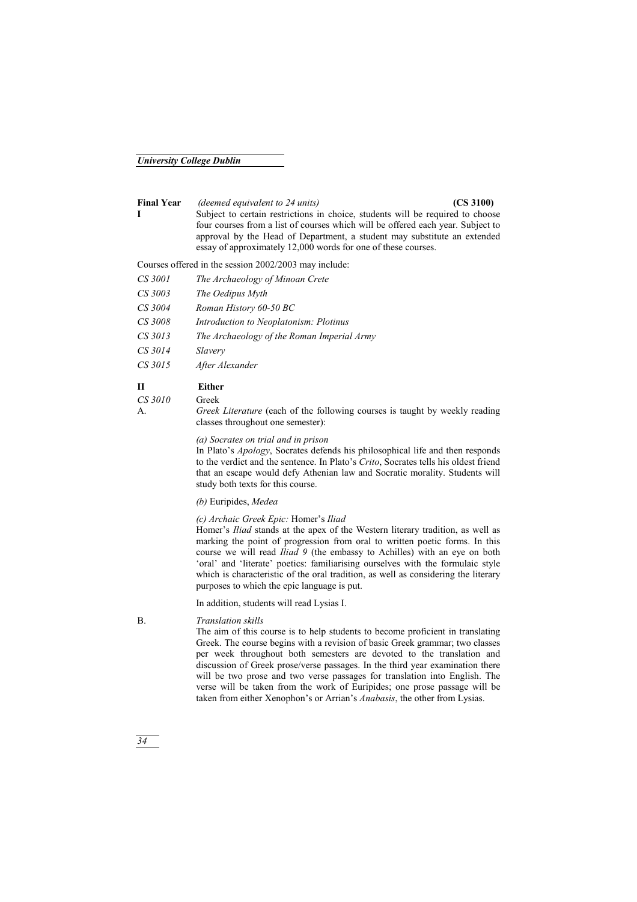**Final Year** *(deemed equivalent to 24 units)* **(CS 3100)**

**I** Subject to certain restrictions in choice, students will be required to choose four courses from a list of courses which will be offered each year. Subject to approval by the Head of Department, a student may substitute an extended essay of approximately 12,000 words for one of these courses.

Courses offered in the session 2002/2003 may include:

*CS 3001* *The Archaeology of Minoan Crete*

*CS 3003* *The Oedipus Myth*

*CS 3004* *Roman History 60-50 BC*

*CS 3008* *Introduction to Neoplatonism: Plotinus*

*CS 3013* *The Archaeology of the Roman Imperial Army*

*CS 3014* *Slavery*

*CS 3015* *After Alexander*

**II** **Either**

*CS 3010* Greek

A. *Greek Literature* (each of the following courses is taught by weekly reading classes throughout one semester):

*(a) Socrates on trial and in prison*
In Plato's *Apology*, Socrates defends his philosophical life and then responds to the verdict and the sentence. In Plato's *Crito*, Socrates tells his oldest friend that an escape would defy Athenian law and Socratic morality. Students will study both texts for this course.

*(b)* Euripides, *Medea*

*(c) Archaic Greek Epic:* Homer's *Iliad*
Homer's *Iliad* stands at the apex of the Western literary tradition, as well as marking the point of progression from oral to written poetic forms. In this course we will read *Iliad 9* (the embassy to Achilles) with an eye on both 'oral' and 'literate' poetics: familiarising ourselves with the formulaic style which is characteristic of the oral tradition, as well as considering the literary purposes to which the epic language is put.

In addition, students will read Lysias I.

B. *Translation skills*
The aim of this course is to help students to become proficient in translating Greek. The course begins with a revision of basic Greek grammar; two classes per week throughout both semesters are devoted to the translation and discussion of Greek prose/verse passages. In the third year examination there will be two prose and two verse passages for translation into English. The verse will be taken from the work of Euripides; one prose passage will be taken from either Xenophon's or Arrian's *Anabasis*, the other from Lysias.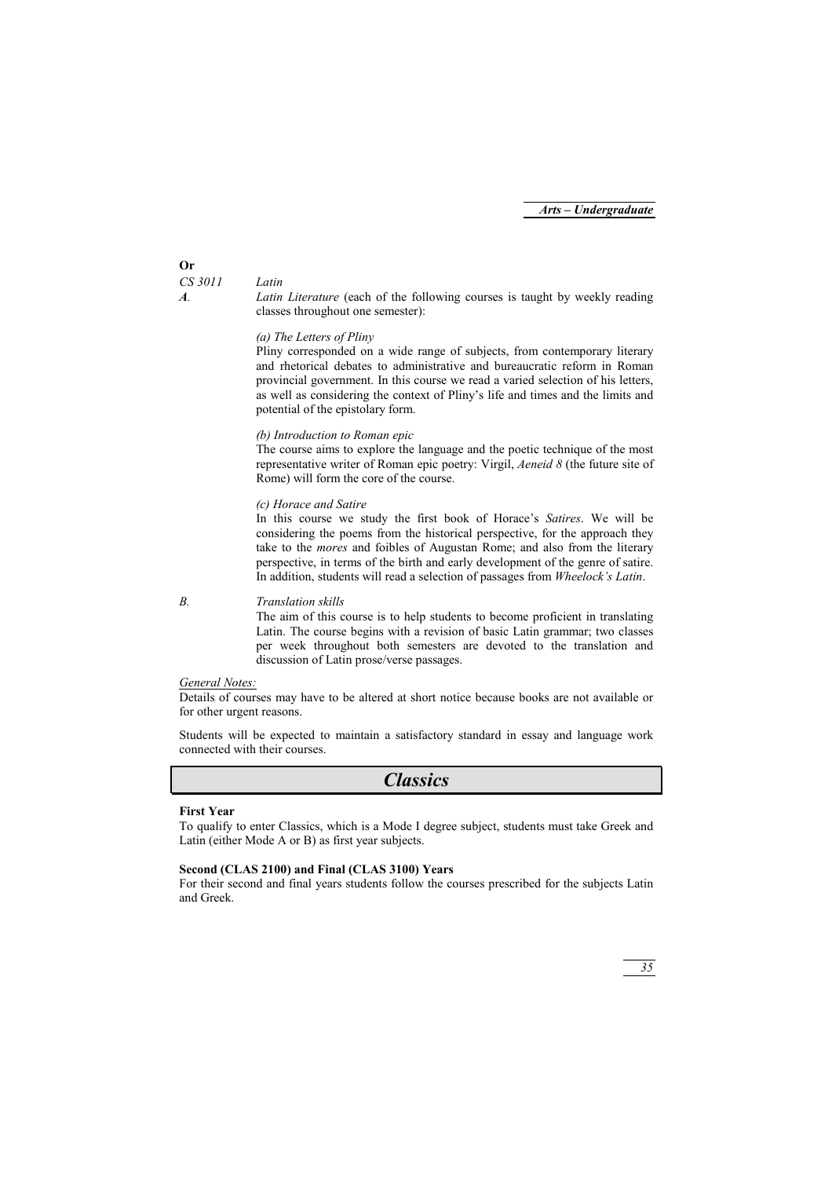**Or**

*CS 3011* *Latin*

***A*.** *Latin Literature* (each of the following courses is taught by weekly reading classes throughout one semester):

*(a) The Letters of Pliny*

Pliny corresponded on a wide range of subjects, from contemporary literary and rhetorical debates to administrative and bureaucratic reform in Roman provincial government. In this course we read a varied selection of his letters, as well as considering the context of Pliny's life and times and the limits and potential of the epistolary form.

*(b) Introduction to Roman epic*

The course aims to explore the language and the poetic technique of the most representative writer of Roman epic poetry: Virgil, *Aeneid 8* (the future site of Rome) will form the core of the course.

*(c) Horace and Satire*

In this course we study the first book of Horace's *Satires*. We will be considering the poems from the historical perspective, for the approach they take to the *mores* and foibles of Augustan Rome; and also from the literary perspective, in terms of the birth and early development of the genre of satire. In addition, students will read a selection of passages from *Wheelock's Latin*.

*B*. *Translation skills*

The aim of this course is to help students to become proficient in translating Latin. The course begins with a revision of basic Latin grammar; two classes per week throughout both semesters are devoted to the translation and discussion of Latin prose/verse passages.

*General Notes:*

Details of courses may have to be altered at short notice because books are not available or for other urgent reasons.

Students will be expected to maintain a satisfactory standard in essay and language work connected with their courses.

## *Classics*

**First Year**

To qualify to enter Classics, which is a Mode I degree subject, students must take Greek and Latin (either Mode A or B) as first year subjects.

**Second (CLAS 2100) and Final (CLAS 3100) Years**

For their second and final years students follow the courses prescribed for the subjects Latin and Greek.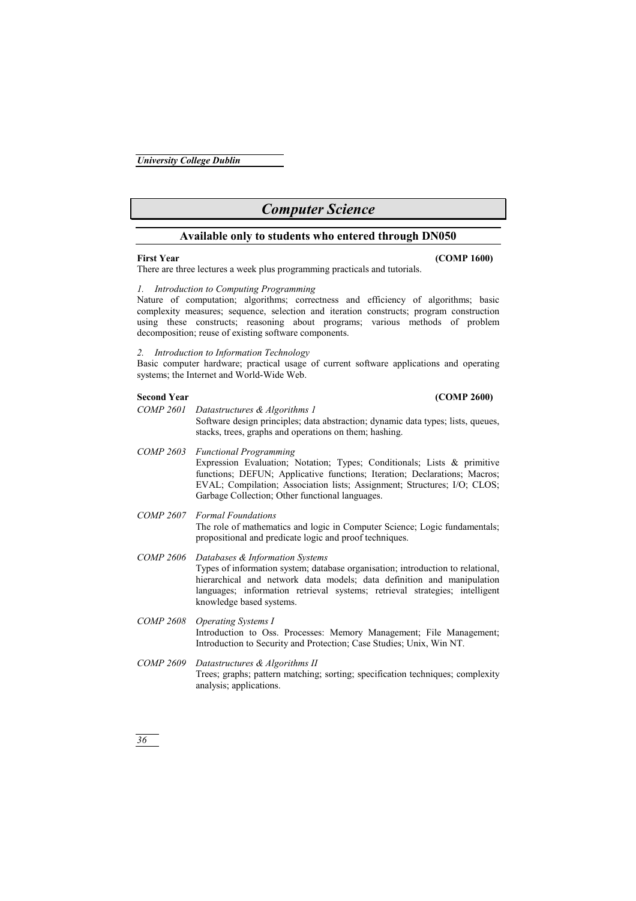# Computer Science

## Available only to students who entered through DN050

**First Year** **(COMP 1600)**

There are three lectures a week plus programming practicals and tutorials.

*1. Introduction to Computing Programming*

Nature of computation; algorithms; correctness and efficiency of algorithms; basic complexity measures; sequence, selection and iteration constructs; program construction using these constructs; reasoning about programs; various methods of problem decomposition; reuse of existing software components.

*2. Introduction to Information Technology*

Basic computer hardware; practical usage of current software applications and operating systems; the Internet and World-Wide Web.

**Second Year** **(COMP 2600)**

*COMP 2601* *Datastructures & Algorithms 1*

Software design principles; data abstraction; dynamic data types; lists, queues, stacks, trees, graphs and operations on them; hashing.

*COMP 2603* *Functional Programming*

Expression Evaluation; Notation; Types; Conditionals; Lists & primitive functions; DEFUN; Applicative functions; Iteration; Declarations; Macros; EVAL; Compilation; Association lists; Assignment; Structures; I/O; CLOS; Garbage Collection; Other functional languages.

*COMP 2607* *Formal Foundations*

The role of mathematics and logic in Computer Science; Logic fundamentals; propositional and predicate logic and proof techniques.

*COMP 2606* *Databases & Information Systems*

Types of information system; database organisation; introduction to relational, hierarchical and network data models; data definition and manipulation languages; information retrieval systems; retrieval strategies; intelligent knowledge based systems.

*COMP 2608* *Operating Systems I*

Introduction to Oss. Processes: Memory Management; File Management; Introduction to Security and Protection; Case Studies; Unix, Win NT.

*COMP 2609* *Datastructures & Algorithms II*

Trees; graphs; pattern matching; sorting; specification techniques; complexity analysis; applications.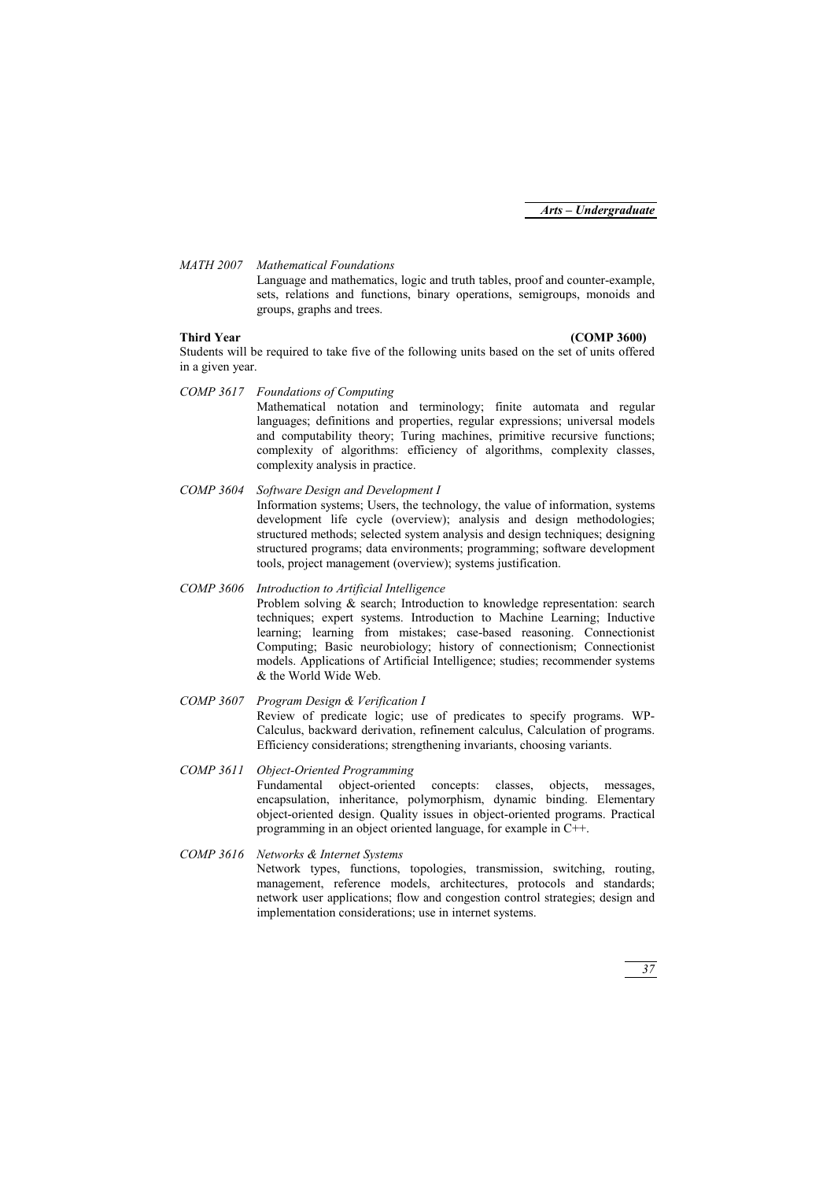*MATH 2007 Mathematical Foundations*

Language and mathematics, logic and truth tables, proof and counter-example, sets, relations and functions, binary operations, semigroups, monoids and groups, graphs and trees.

**Third Year (COMP 3600)**

Students will be required to take five of the following units based on the set of units offered in a given year.

*COMP 3617 Foundations of Computing*

Mathematical notation and terminology; finite automata and regular languages; definitions and properties, regular expressions; universal models and computability theory; Turing machines, primitive recursive functions; complexity of algorithms: efficiency of algorithms, complexity classes, complexity analysis in practice.

*COMP 3604 Software Design and Development I*

Information systems; Users, the technology, the value of information, systems development life cycle (overview); analysis and design methodologies; structured methods; selected system analysis and design techniques; designing structured programs; data environments; programming; software development tools, project management (overview); systems justification.

*COMP 3606 Introduction to Artificial Intelligence*

Problem solving & search; Introduction to knowledge representation: search techniques; expert systems. Introduction to Machine Learning; Inductive learning; learning from mistakes; case-based reasoning. Connectionist Computing; Basic neurobiology; history of connectionism; Connectionist models. Applications of Artificial Intelligence; studies; recommender systems & the World Wide Web.

*COMP 3607 Program Design & Verification I*

Review of predicate logic; use of predicates to specify programs. WP-Calculus, backward derivation, refinement calculus, Calculation of programs. Efficiency considerations; strengthening invariants, choosing variants.

*COMP 3611 Object-Oriented Programming*

Fundamental object-oriented concepts: classes, objects, messages, encapsulation, inheritance, polymorphism, dynamic binding. Elementary object-oriented design. Quality issues in object-oriented programs. Practical programming in an object oriented language, for example in C++.

*COMP 3616 Networks & Internet Systems*

Network types, functions, topologies, transmission, switching, routing, management, reference models, architectures, protocols and standards; network user applications; flow and congestion control strategies; design and implementation considerations; use in internet systems.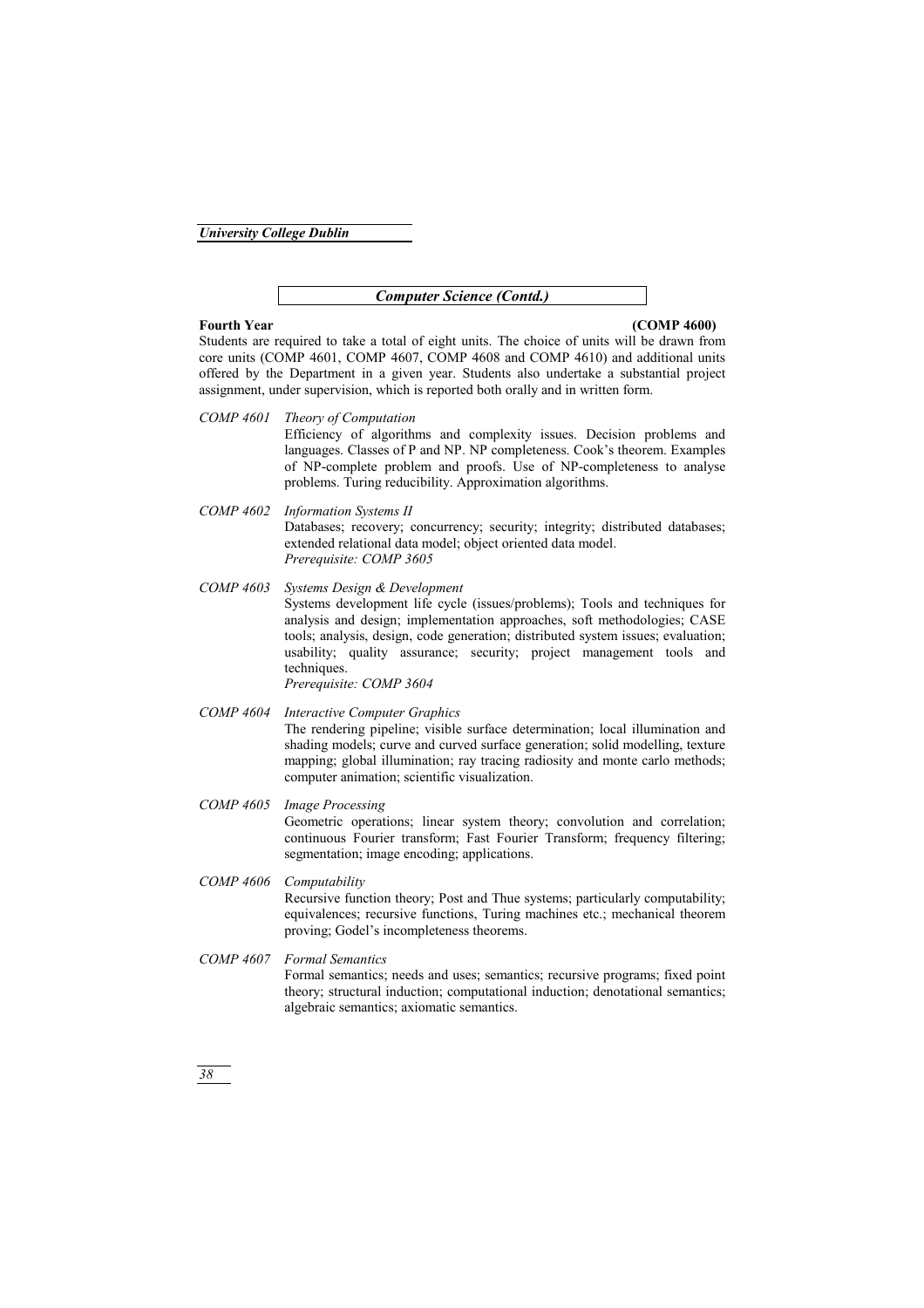## *Computer Science (Contd.)*

**Fourth Year** **(COMP 4600)**

Students are required to take a total of eight units. The choice of units will be drawn from core units (COMP 4601, COMP 4607, COMP 4608 and COMP 4610) and additional units offered by the Department in a given year. Students also undertake a substantial project assignment, under supervision, which is reported both orally and in written form.

*COMP 4601* *Theory of Computation*

Efficiency of algorithms and complexity issues. Decision problems and languages. Classes of P and NP. NP completeness. Cook's theorem. Examples of NP-complete problem and proofs. Use of NP-completeness to analyse problems. Turing reducibility. Approximation algorithms.

*COMP 4602* *Information Systems II*

Databases; recovery; concurrency; security; integrity; distributed databases; extended relational data model; object oriented data model.
*Prerequisite: COMP 3605*

*COMP 4603* *Systems Design & Development*

Systems development life cycle (issues/problems); Tools and techniques for analysis and design; implementation approaches, soft methodologies; CASE tools; analysis, design, code generation; distributed system issues; evaluation; usability; quality assurance; security; project management tools and techniques.
*Prerequisite: COMP 3604*

*COMP 4604* *Interactive Computer Graphics*

The rendering pipeline; visible surface determination; local illumination and shading models; curve and curved surface generation; solid modelling, texture mapping; global illumination; ray tracing radiosity and monte carlo methods; computer animation; scientific visualization.

*COMP 4605* *Image Processing*

Geometric operations; linear system theory; convolution and correlation; continuous Fourier transform; Fast Fourier Transform; frequency filtering; segmentation; image encoding; applications.

*COMP 4606* *Computability*

Recursive function theory; Post and Thue systems; particularly computability; equivalences; recursive functions, Turing machines etc.; mechanical theorem proving; Godel's incompleteness theorems.

*COMP 4607* *Formal Semantics*

Formal semantics; needs and uses; semantics; recursive programs; fixed point theory; structural induction; computational induction; denotational semantics; algebraic semantics; axiomatic semantics.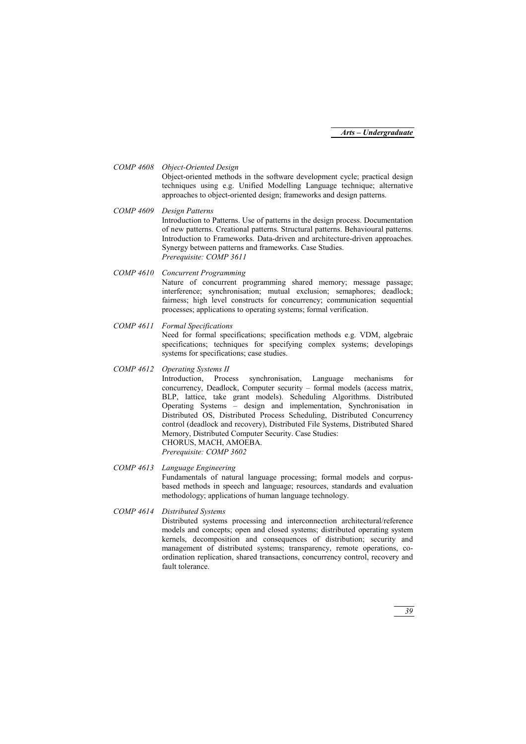*COMP 4608 Object-Oriented Design*

Object-oriented methods in the software development cycle; practical design techniques using e.g. Unified Modelling Language technique; alternative approaches to object-oriented design; frameworks and design patterns.

*COMP 4609 Design Patterns*

Introduction to Patterns. Use of patterns in the design process. Documentation of new patterns. Creational patterns. Structural patterns. Behavioural patterns. Introduction to Frameworks. Data-driven and architecture-driven approaches. Synergy between patterns and frameworks. Case Studies.
*Prerequisite: COMP 3611*

*COMP 4610 Concurrent Programming*

Nature of concurrent programming shared memory; message passage; interference; synchronisation; mutual exclusion; semaphores; deadlock; fairness; high level constructs for concurrency; communication sequential processes; applications to operating systems; formal verification.

*COMP 4611 Formal Specifications*

Need for formal specifications; specification methods e.g. VDM, algebraic specifications; techniques for specifying complex systems; developings systems for specifications; case studies.

*COMP 4612 Operating Systems II*

Introduction, Process synchronisation, Language mechanisms for concurrency, Deadlock, Computer security – formal models (access matrix, BLP, lattice, take grant models). Scheduling Algorithms. Distributed Operating Systems – design and implementation, Synchronisation in Distributed OS, Distributed Process Scheduling, Distributed Concurrency control (deadlock and recovery), Distributed File Systems, Distributed Shared Memory, Distributed Computer Security. Case Studies:
CHORUS, MACH, AMOEBA.
*Prerequisite: COMP 3602*

*COMP 4613 Language Engineering*

Fundamentals of natural language processing; formal models and corpus-based methods in speech and language; resources, standards and evaluation methodology; applications of human language technology.

*COMP 4614 Distributed Systems*

Distributed systems processing and interconnection architectural/reference models and concepts; open and closed systems; distributed operating system kernels, decomposition and consequences of distribution; security and management of distributed systems; transparency, remote operations, co-ordination replication, shared transactions, concurrency control, recovery and fault tolerance.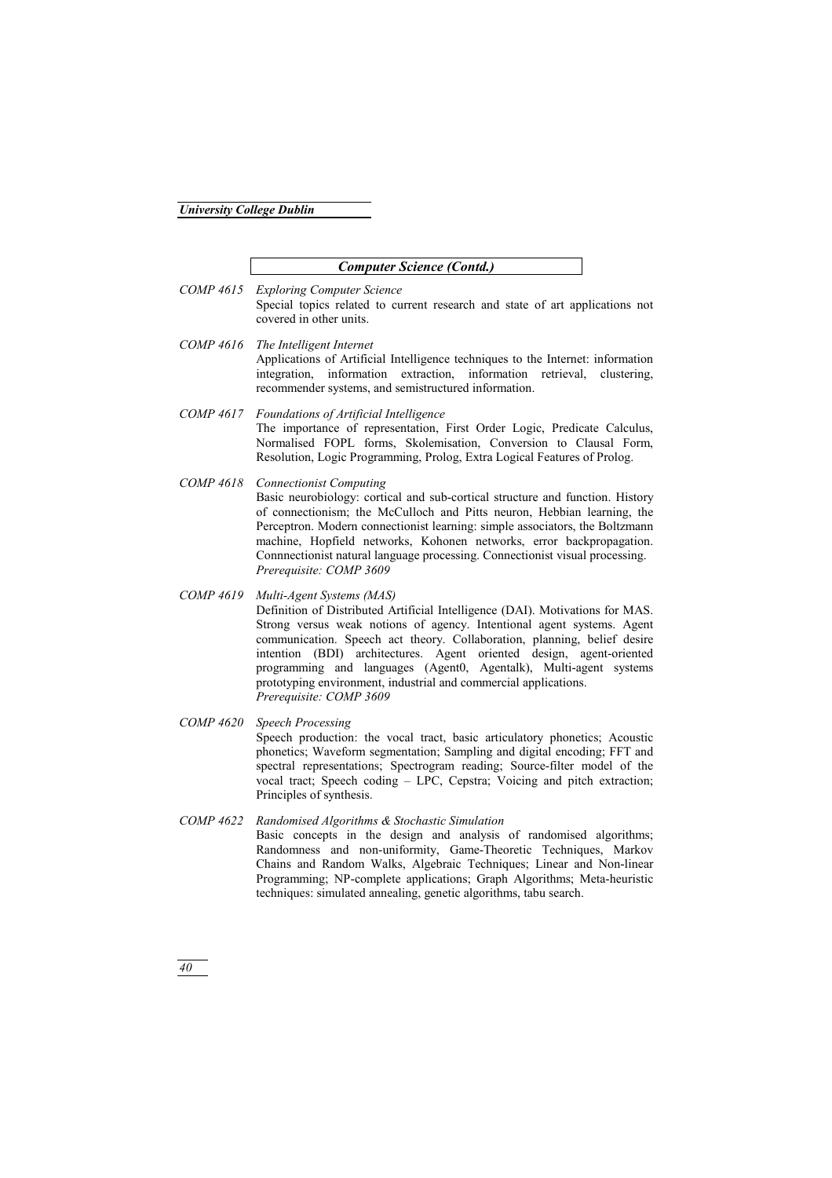## *Computer Science (Contd.)*

*COMP 4615* *Exploring Computer Science*

Special topics related to current research and state of art applications not covered in other units.

*COMP 4616* *The Intelligent Internet*

Applications of Artificial Intelligence techniques to the Internet: information integration, information extraction, information retrieval, clustering, recommender systems, and semistructured information.

*COMP 4617* *Foundations of Artificial Intelligence*

The importance of representation, First Order Logic, Predicate Calculus, Normalised FOPL forms, Skolemisation, Conversion to Clausal Form, Resolution, Logic Programming, Prolog, Extra Logical Features of Prolog.

*COMP 4618* *Connectionist Computing*

Basic neurobiology: cortical and sub-cortical structure and function. History of connectionism; the McCulloch and Pitts neuron, Hebbian learning, the Perceptron. Modern connectionist learning: simple associators, the Boltzmann machine, Hopfield networks, Kohonen networks, error backpropagation. Connnectionist natural language processing. Connectionist visual processing.
*Prerequisite: COMP 3609*

*COMP 4619* *Multi-Agent Systems (MAS)*

Definition of Distributed Artificial Intelligence (DAI). Motivations for MAS. Strong versus weak notions of agency. Intentional agent systems. Agent communication. Speech act theory. Collaboration, planning, belief desire intention (BDI) architectures. Agent oriented design, agent-oriented programming and languages (Agent0, Agentalk), Multi-agent systems prototyping environment, industrial and commercial applications.
*Prerequisite: COMP 3609*

*COMP 4620* *Speech Processing*

Speech production: the vocal tract, basic articulatory phonetics; Acoustic phonetics; Waveform segmentation; Sampling and digital encoding; FFT and spectral representations; Spectrogram reading; Source-filter model of the vocal tract; Speech coding – LPC, Cepstra; Voicing and pitch extraction; Principles of synthesis.

*COMP 4622* *Randomised Algorithms & Stochastic Simulation*

Basic concepts in the design and analysis of randomised algorithms; Randomness and non-uniformity, Game-Theoretic Techniques, Markov Chains and Random Walks, Algebraic Techniques; Linear and Non-linear Programming; NP-complete applications; Graph Algorithms; Meta-heuristic techniques: simulated annealing, genetic algorithms, tabu search.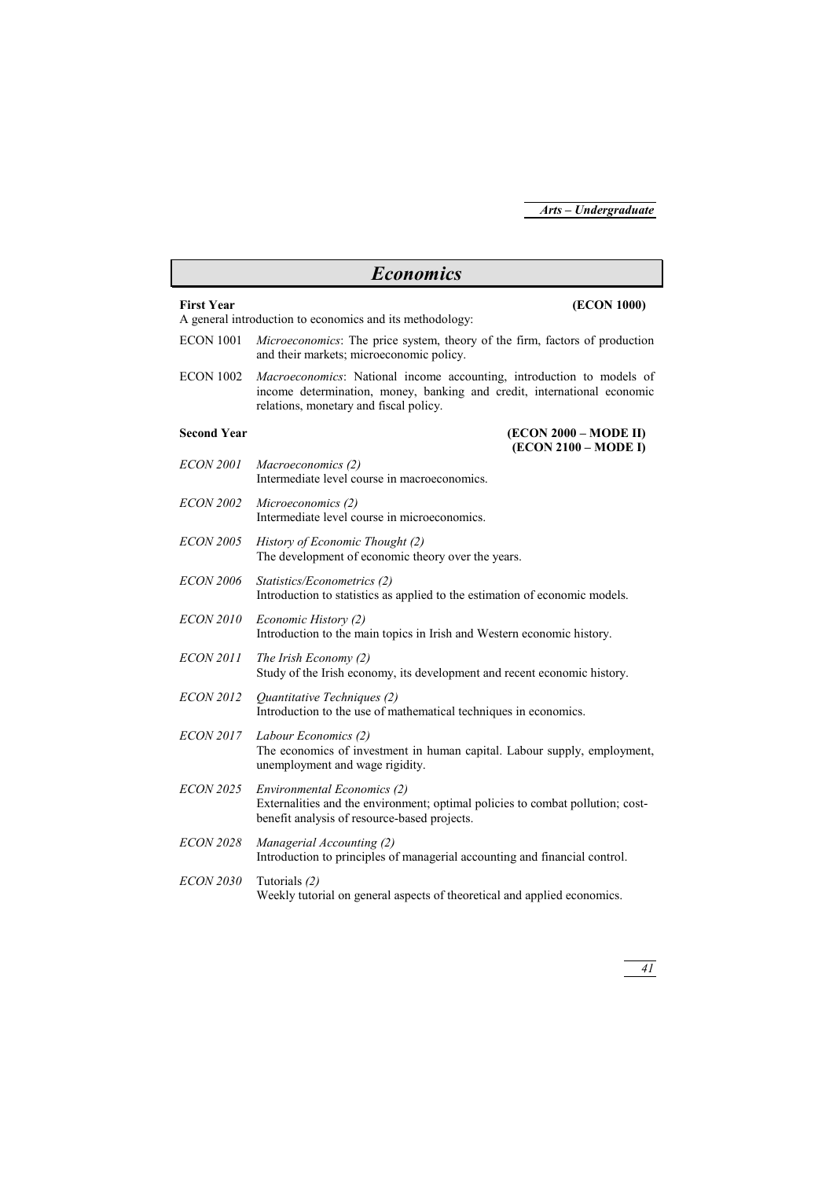# *Economics*

**First Year** **(ECON 1000)**

A general introduction to economics and its methodology:

ECON 1001 *Microeconomics*: The price system, theory of the firm, factors of production and their markets; microeconomic policy.

ECON 1002 *Macroeconomics*: National income accounting, introduction to models of income determination, money, banking and credit, international economic relations, monetary and fiscal policy.

**Second Year** **(ECON 2000 – MODE II)**
**(ECON 2100 – MODE I)**

*ECON 2001* *Macroeconomics (2)*
Intermediate level course in macroeconomics.

*ECON 2002* *Microeconomics (2)*
Intermediate level course in microeconomics.

*ECON 2005* *History of Economic Thought (2)*
The development of economic theory over the years.

*ECON 2006* *Statistics/Econometrics (2)*
Introduction to statistics as applied to the estimation of economic models.

*ECON 2010* *Economic History (2)*
Introduction to the main topics in Irish and Western economic history.

*ECON 2011* *The Irish Economy (2)*
Study of the Irish economy, its development and recent economic history.

*ECON 2012* *Quantitative Techniques (2)*
Introduction to the use of mathematical techniques in economics.

*ECON 2017* *Labour Economics (2)*
The economics of investment in human capital. Labour supply, employment, unemployment and wage rigidity.

*ECON 2025* *Environmental Economics (2)*
Externalities and the environment; optimal policies to combat pollution; cost-benefit analysis of resource-based projects.

*ECON 2028* *Managerial Accounting (2)*
Introduction to principles of managerial accounting and financial control.

*ECON 2030* Tutorials *(2)*
Weekly tutorial on general aspects of theoretical and applied economics.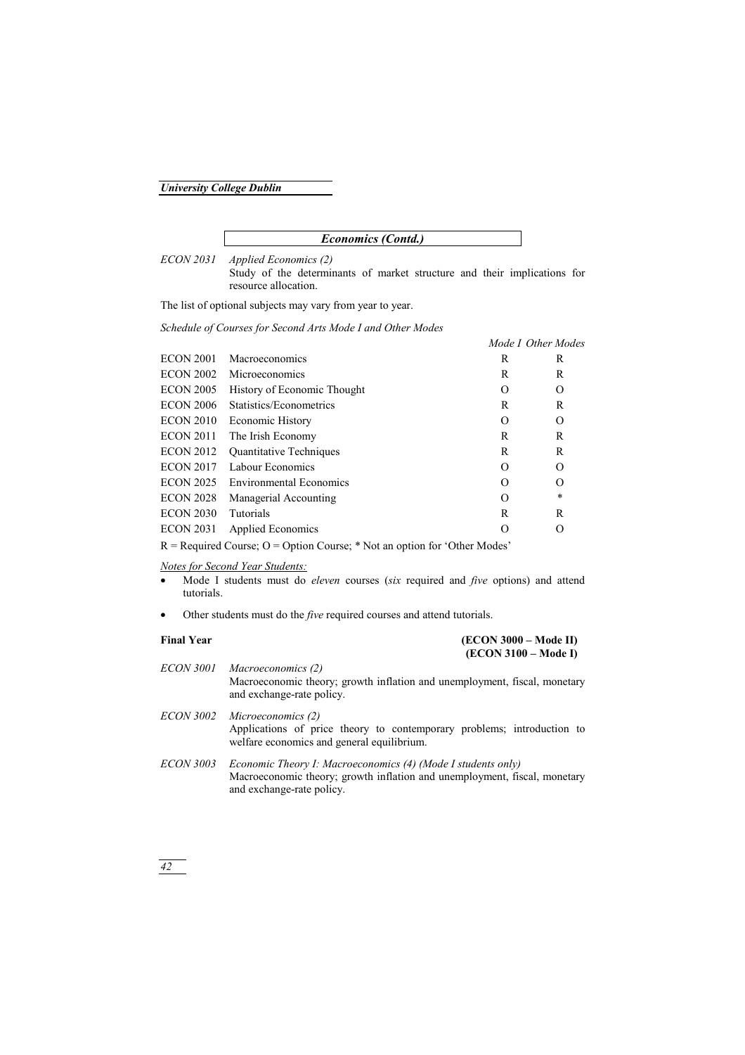## *Economics (Contd.)*

*ECON 2031* *Applied Economics (2)*
Study of the determinants of market structure and their implications for resource allocation.

The list of optional subjects may vary from year to year.

*Schedule of Courses for Second Arts Mode I and Other Modes*

| | | *Mode I* | *Other Modes* |
|---|---|---|---|
| ECON 2001 | Macroeconomics | R | R |
| ECON 2002 | Microeconomics | R | R |
| ECON 2005 | History of Economic Thought | O | O |
| ECON 2006 | Statistics/Econometrics | R | R |
| ECON 2010 | Economic History | O | O |
| ECON 2011 | The Irish Economy | R | R |
| ECON 2012 | Quantitative Techniques | R | R |
| ECON 2017 | Labour Economics | O | O |
| ECON 2025 | Environmental Economics | O | O |
| ECON 2028 | Managerial Accounting | O | * |
| ECON 2030 | Tutorials | R | R |
| ECON 2031 | Applied Economics | O | O |

R = Required Course; O = Option Course; * Not an option for 'Other Modes'

*Notes for Second Year Students:*

- Mode I students must do *eleven* courses (*six* required and *five* options) and attend tutorials.
- Other students must do the *five* required courses and attend tutorials.

**Final Year** **(ECON 3000 – Mode II)**
**(ECON 3100 – Mode I)**

*ECON 3001* *Macroeconomics (2)*
Macroeconomic theory; growth inflation and unemployment, fiscal, monetary and exchange-rate policy.

*ECON 3002* *Microeconomics (2)*
Applications of price theory to contemporary problems; introduction to welfare economics and general equilibrium.

*ECON 3003* *Economic Theory I: Macroeconomics (4) (Mode I students only)*
Macroeconomic theory; growth inflation and unemployment, fiscal, monetary and exchange-rate policy.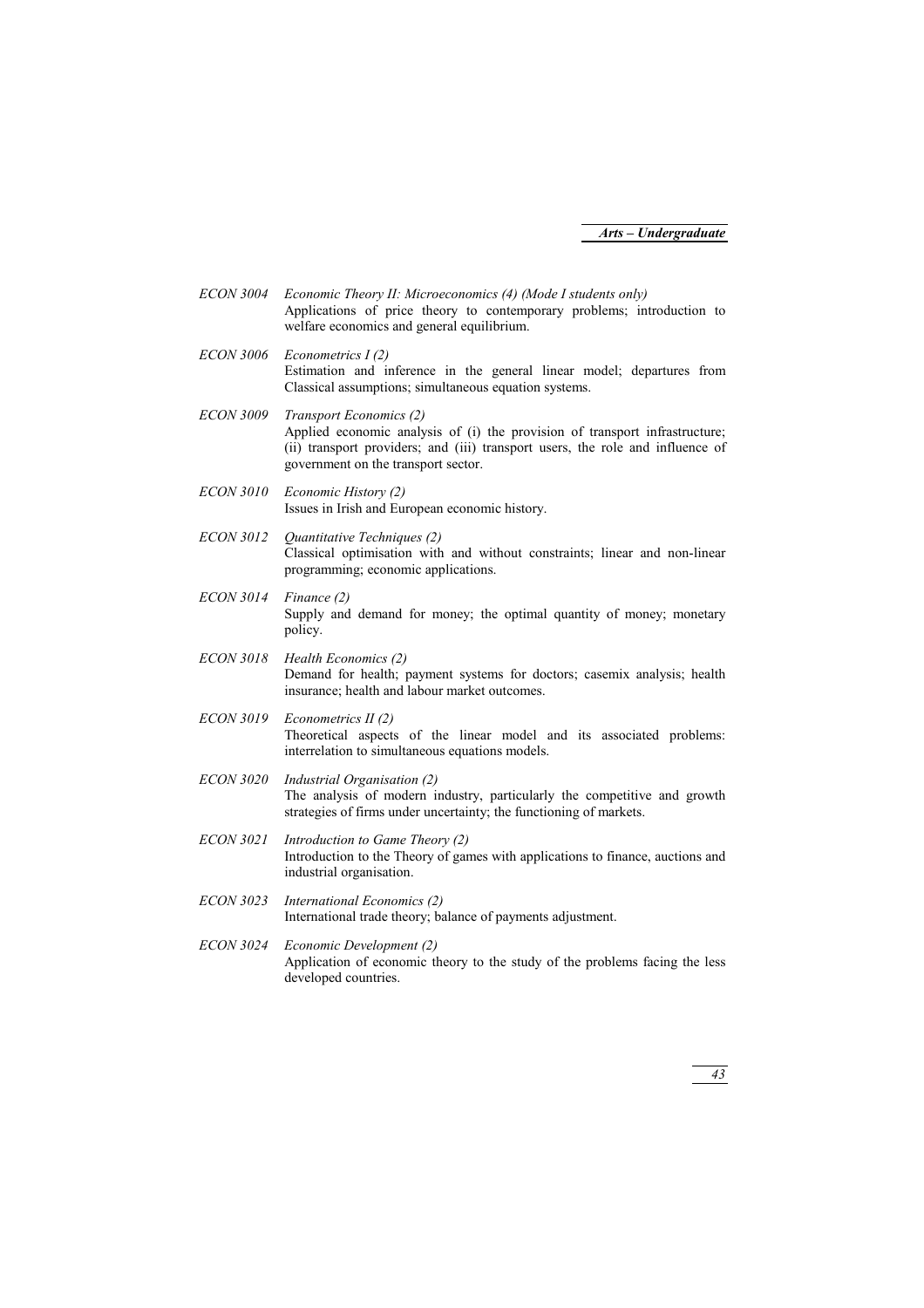*ECON 3004* *Economic Theory II: Microeconomics (4) (Mode I students only)*
Applications of price theory to contemporary problems; introduction to welfare economics and general equilibrium.

*ECON 3006* *Econometrics I (2)*
Estimation and inference in the general linear model; departures from Classical assumptions; simultaneous equation systems.

*ECON 3009* *Transport Economics (2)*
Applied economic analysis of (i) the provision of transport infrastructure; (ii) transport providers; and (iii) transport users, the role and influence of government on the transport sector.

*ECON 3010* *Economic History (2)*
Issues in Irish and European economic history.

*ECON 3012* *Quantitative Techniques (2)*
Classical optimisation with and without constraints; linear and non-linear programming; economic applications.

*ECON 3014* *Finance (2)*
Supply and demand for money; the optimal quantity of money; monetary policy.

*ECON 3018* *Health Economics (2)*
Demand for health; payment systems for doctors; casemix analysis; health insurance; health and labour market outcomes.

*ECON 3019* *Econometrics II (2)*
Theoretical aspects of the linear model and its associated problems: interrelation to simultaneous equations models.

*ECON 3020* *Industrial Organisation (2)*
The analysis of modern industry, particularly the competitive and growth strategies of firms under uncertainty; the functioning of markets.

*ECON 3021* *Introduction to Game Theory (2)*
Introduction to the Theory of games with applications to finance, auctions and industrial organisation.

*ECON 3023* *International Economics (2)*
International trade theory; balance of payments adjustment.

*ECON 3024* *Economic Development (2)*
Application of economic theory to the study of the problems facing the less developed countries.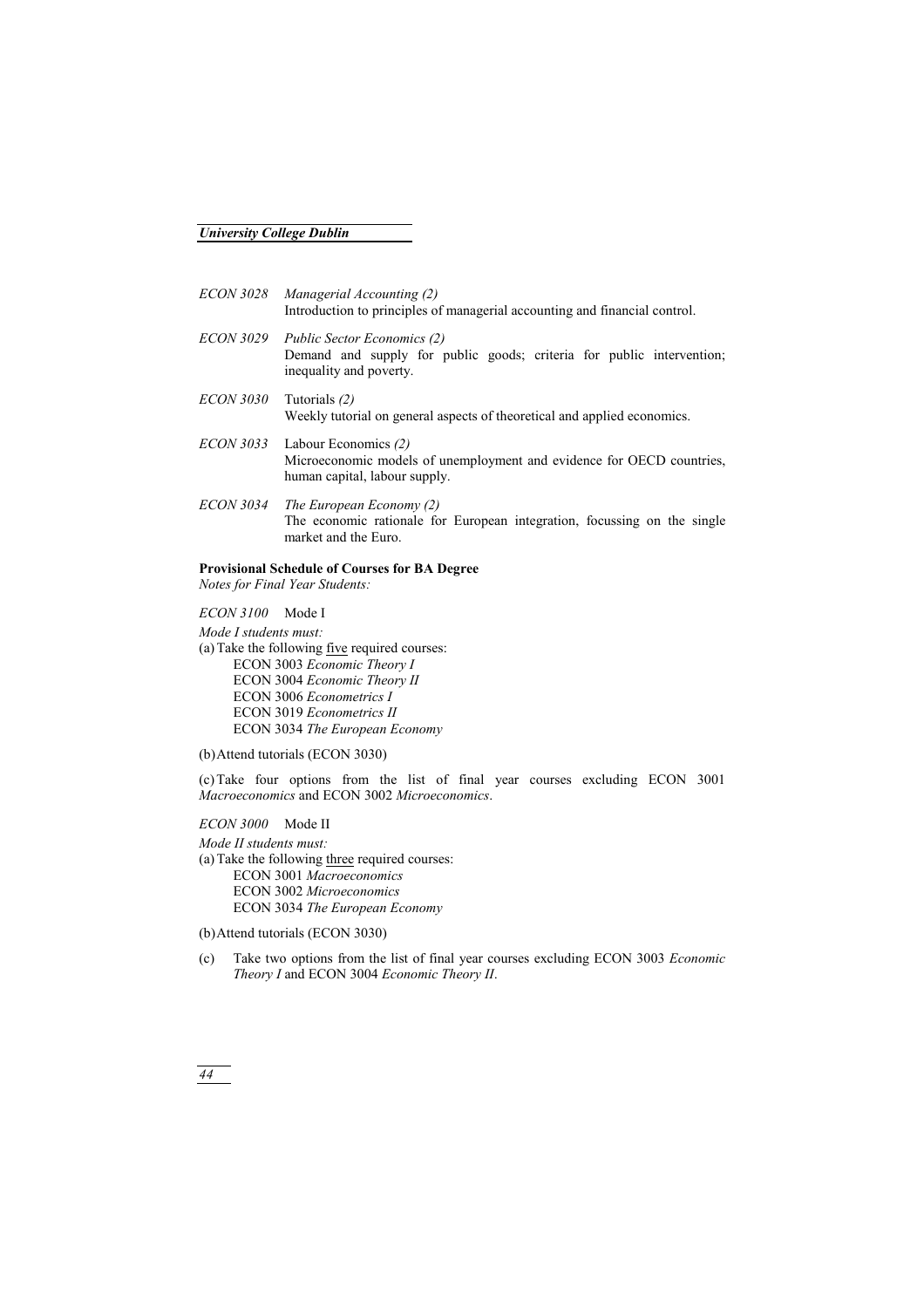*ECON 3028* *Managerial Accounting (2)*
Introduction to principles of managerial accounting and financial control.

*ECON 3029* *Public Sector Economics (2)*
Demand and supply for public goods; criteria for public intervention; inequality and poverty.

*ECON 3030* Tutorials *(2)*
Weekly tutorial on general aspects of theoretical and applied economics.

*ECON 3033* Labour Economics *(2)*
Microeconomic models of unemployment and evidence for OECD countries, human capital, labour supply.

*ECON 3034* *The European Economy (2)*
The economic rationale for European integration, focussing on the single market and the Euro.

**Provisional Schedule of Courses for BA Degree**
*Notes for Final Year Students:*

*ECON 3100* Mode I

*Mode I students must:*

(a) Take the following five required courses:
- ECON 3003 *Economic Theory I*
- ECON 3004 *Economic Theory II*
- ECON 3006 *Econometrics I*
- ECON 3019 *Econometrics II*
- ECON 3034 *The European Economy*

(b) Attend tutorials (ECON 3030)

(c) Take four options from the list of final year courses excluding ECON 3001 *Macroeconomics* and ECON 3002 *Microeconomics*.

*ECON 3000* Mode II

*Mode II students must:*

(a) Take the following three required courses:
- ECON 3001 *Macroeconomics*
- ECON 3002 *Microeconomics*
- ECON 3034 *The European Economy*

(b) Attend tutorials (ECON 3030)

(c) Take two options from the list of final year courses excluding ECON 3003 *Economic Theory I* and ECON 3004 *Economic Theory II*.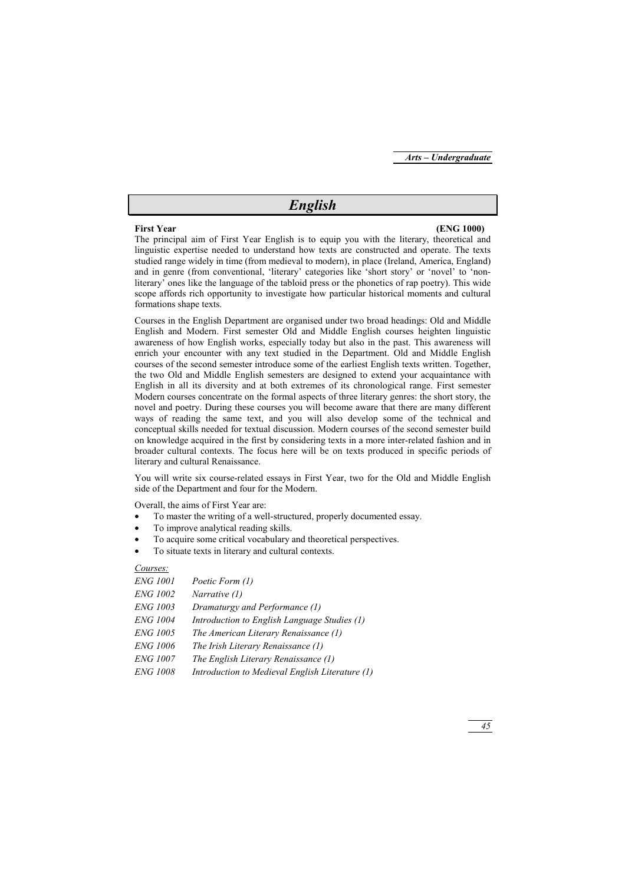# *English*

**First Year** **(ENG 1000)**

The principal aim of First Year English is to equip you with the literary, theoretical and linguistic expertise needed to understand how texts are constructed and operate. The texts studied range widely in time (from medieval to modern), in place (Ireland, America, England) and in genre (from conventional, 'literary' categories like 'short story' or 'novel' to 'non-literary' ones like the language of the tabloid press or the phonetics of rap poetry). This wide scope affords rich opportunity to investigate how particular historical moments and cultural formations shape texts.

Courses in the English Department are organised under two broad headings: Old and Middle English and Modern. First semester Old and Middle English courses heighten linguistic awareness of how English works, especially today but also in the past. This awareness will enrich your encounter with any text studied in the Department. Old and Middle English courses of the second semester introduce some of the earliest English texts written. Together, the two Old and Middle English semesters are designed to extend your acquaintance with English in all its diversity and at both extremes of its chronological range. First semester Modern courses concentrate on the formal aspects of three literary genres: the short story, the novel and poetry. During these courses you will become aware that there are many different ways of reading the same text, and you will also develop some of the technical and conceptual skills needed for textual discussion. Modern courses of the second semester build on knowledge acquired in the first by considering texts in a more inter-related fashion and in broader cultural contexts. The focus here will be on texts produced in specific periods of literary and cultural Renaissance.

You will write six course-related essays in First Year, two for the Old and Middle English side of the Department and four for the Modern.

Overall, the aims of First Year are:

- To master the writing of a well-structured, properly documented essay.
- To improve analytical reading skills.
- To acquire some critical vocabulary and theoretical perspectives.
- To situate texts in literary and cultural contexts.

*Courses:*

| | |
|---|---|
| *ENG 1001* | *Poetic Form (1)* |
| *ENG 1002* | *Narrative (1)* |
| *ENG 1003* | *Dramaturgy and Performance (1)* |
| *ENG 1004* | *Introduction to English Language Studies (1)* |
| *ENG 1005* | *The American Literary Renaissance (1)* |
| *ENG 1006* | *The Irish Literary Renaissance (1)* |
| *ENG 1007* | *The English Literary Renaissance (1)* |
| *ENG 1008* | *Introduction to Medieval English Literature (1)* |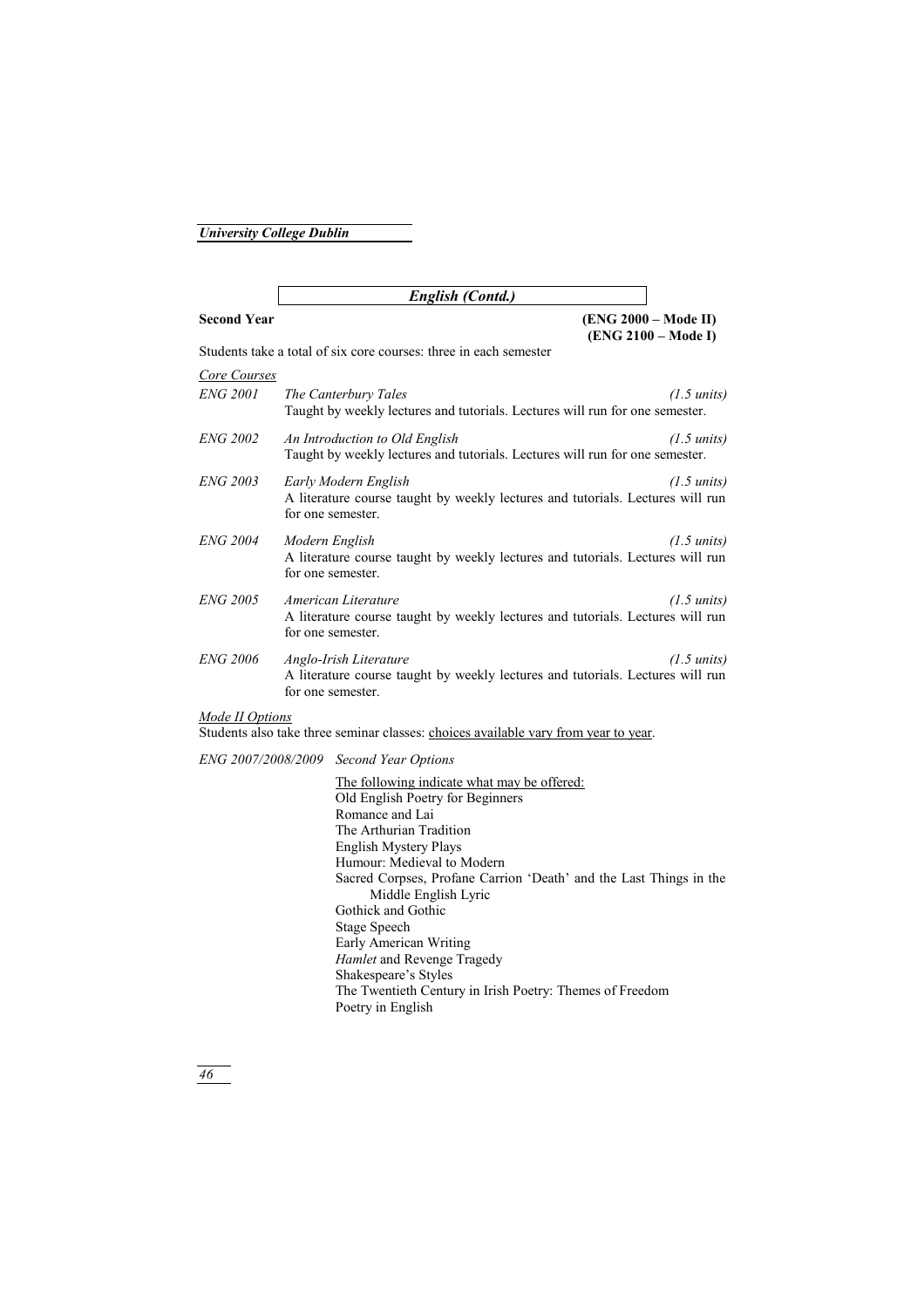## *English (Contd.)*

**Second Year** **(ENG 2000 – Mode II)** **(ENG 2100 – Mode I)**

Students take a total of six core courses: three in each semester

*Core Courses*

*ENG 2001* *The Canterbury Tales* *(1.5 units)*
Taught by weekly lectures and tutorials. Lectures will run for one semester.

*ENG 2002* *An Introduction to Old English* *(1.5 units)*
Taught by weekly lectures and tutorials. Lectures will run for one semester.

*ENG 2003* *Early Modern English* *(1.5 units)*
A literature course taught by weekly lectures and tutorials. Lectures will run for one semester.

*ENG 2004* *Modern English* *(1.5 units)*
A literature course taught by weekly lectures and tutorials. Lectures will run for one semester.

*ENG 2005* *American Literature* *(1.5 units)*
A literature course taught by weekly lectures and tutorials. Lectures will run for one semester.

*ENG 2006* *Anglo-Irish Literature* *(1.5 units)*
A literature course taught by weekly lectures and tutorials. Lectures will run for one semester.

*Mode II Options*

Students also take three seminar classes: choices available vary from year to year.

*ENG 2007/2008/2009* *Second Year Options*

The following indicate what may be offered:

Old English Poetry for Beginners
Romance and Lai
The Arthurian Tradition
English Mystery Plays
Humour: Medieval to Modern
Sacred Corpses, Profane Carrion 'Death' and the Last Things in the Middle English Lyric
Gothick and Gothic
Stage Speech
Early American Writing
*Hamlet* and Revenge Tragedy
Shakespeare's Styles
The Twentieth Century in Irish Poetry: Themes of Freedom
Poetry in English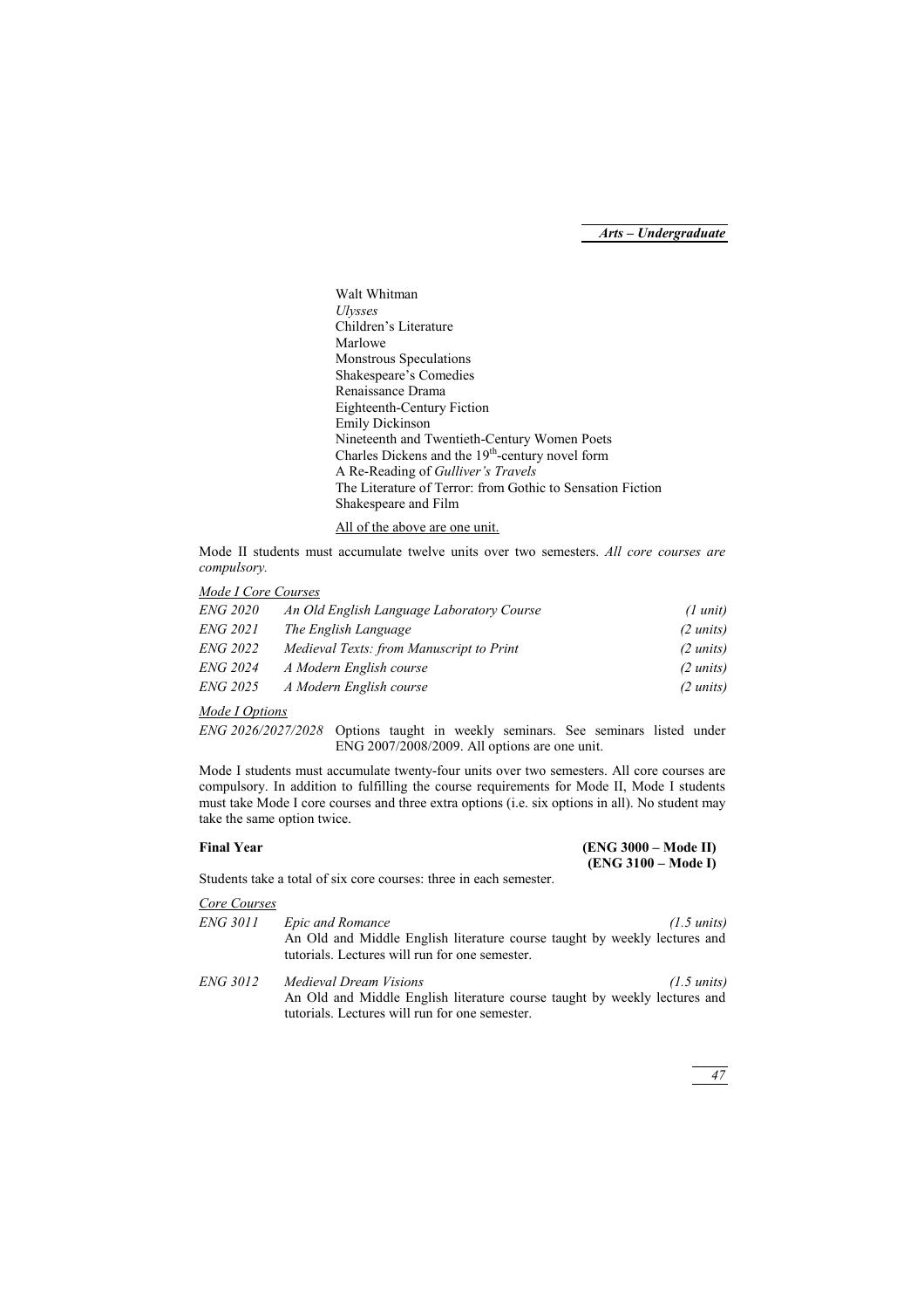Walt Whitman
*Ulysses*
Children's Literature
Marlowe
Monstrous Speculations
Shakespeare's Comedies
Renaissance Drama
Eighteenth-Century Fiction
Emily Dickinson
Nineteenth and Twentieth-Century Women Poets
Charles Dickens and the 19th-century novel form
A Re-Reading of *Gulliver's Travels*
The Literature of Terror: from Gothic to Sensation Fiction
Shakespeare and Film

<u>All of the above are one unit.</u>

Mode II students must accumulate twelve units over two semesters. *All core courses are compulsory.*

*<u>Mode I Core Courses</u>*

| | | |
|---|---|---|
| *ENG 2020* | *An Old English Language Laboratory Course* | *(1 unit)* |
| *ENG 2021* | *The English Language* | *(2 units)* |
| *ENG 2022* | *Medieval Texts: from Manuscript to Print* | *(2 units)* |
| *ENG 2024* | *A Modern English course* | *(2 units)* |
| *ENG 2025* | *A Modern English course* | *(2 units)* |

*<u>Mode I Options</u>*

*ENG 2026/2027/2028* Options taught in weekly seminars. See seminars listed under ENG 2007/2008/2009. All options are one unit.

Mode I students must accumulate twenty-four units over two semesters. All core courses are compulsory. In addition to fulfilling the course requirements for Mode II, Mode I students must take Mode I core courses and three extra options (i.e. six options in all). No student may take the same option twice.

**Final Year** **(ENG 3000 – Mode II)**
**(ENG 3100 – Mode I)**

Students take a total of six core courses: three in each semester.

*<u>Core Courses</u>*

*ENG 3011* *Epic and Romance* *(1.5 units)*
An Old and Middle English literature course taught by weekly lectures and tutorials. Lectures will run for one semester.

*ENG 3012* *Medieval Dream Visions* *(1.5 units)*
An Old and Middle English literature course taught by weekly lectures and tutorials. Lectures will run for one semester.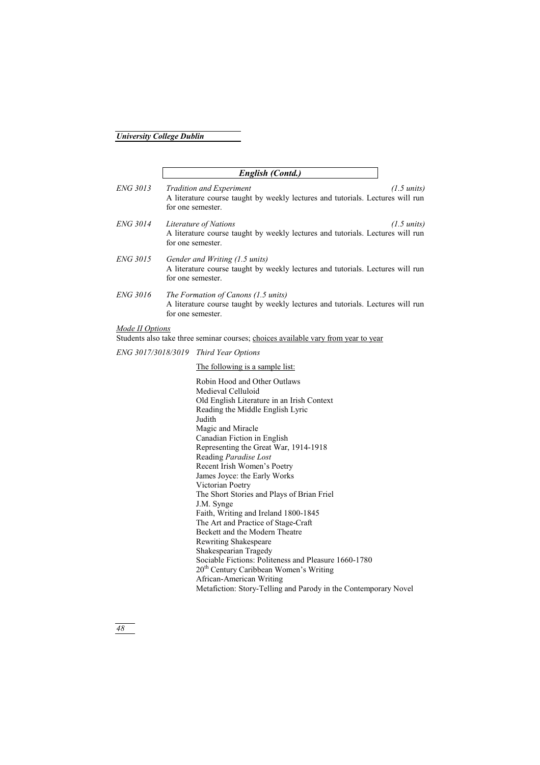## *English (Contd.)*

**ENG 3013** *Tradition and Experiment* *(1.5 units)*
A literature course taught by weekly lectures and tutorials. Lectures will run for one semester.

**ENG 3014** *Literature of Nations* *(1.5 units)*
A literature course taught by weekly lectures and tutorials. Lectures will run for one semester.

**ENG 3015** *Gender and Writing (1.5 units)*
A literature course taught by weekly lectures and tutorials. Lectures will run for one semester.

**ENG 3016** *The Formation of Canons (1.5 units)*
A literature course taught by weekly lectures and tutorials. Lectures will run for one semester.

*Mode II Options*
Students also take three seminar courses; choices available vary from year to year

**ENG 3017/3018/3019** *Third Year Options*

The following is a sample list:

- Robin Hood and Other Outlaws
- Medieval Celluloid
- Old English Literature in an Irish Context
- Reading the Middle English Lyric
- Judith
- Magic and Miracle
- Canadian Fiction in English
- Representing the Great War, 1914-1918
- Reading *Paradise Lost*
- Recent Irish Women's Poetry
- James Joyce: the Early Works
- Victorian Poetry
- The Short Stories and Plays of Brian Friel
- J.M. Synge
- Faith, Writing and Ireland 1800-1845
- The Art and Practice of Stage-Craft
- Beckett and the Modern Theatre
- Rewriting Shakespeare
- Shakespearian Tragedy
- Sociable Fictions: Politeness and Pleasure 1660-1780
- 20th Century Caribbean Women's Writing
- African-American Writing
- Metafiction: Story-Telling and Parody in the Contemporary Novel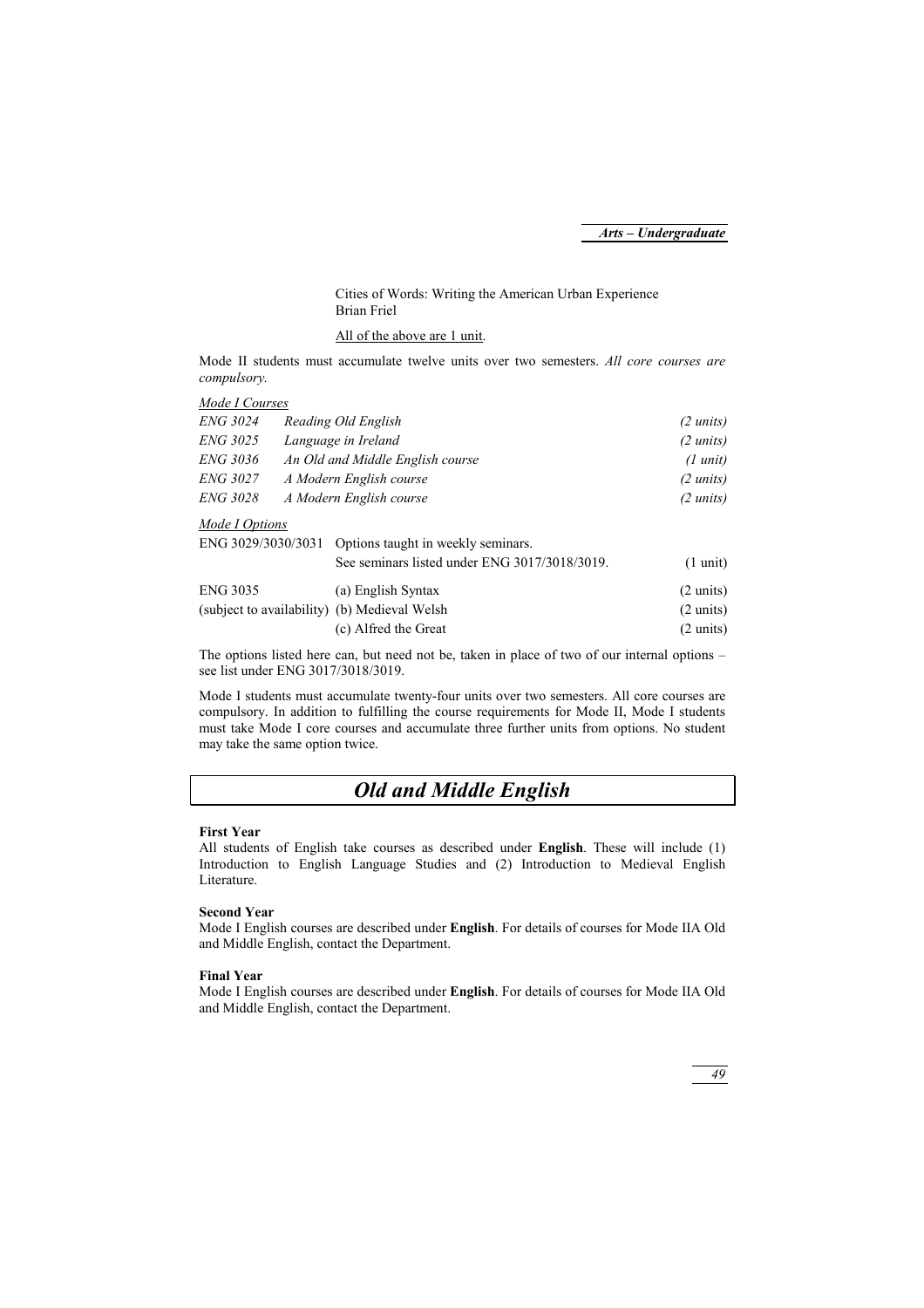Cities of Words: Writing the American Urban Experience
Brian Friel

<u>All of the above are 1 unit</u>.

Mode II students must accumulate twelve units over two semesters. *All core courses are compulsory.*

*<u>Mode I Courses</u>*

| | | |
|---|---|---|
| *ENG 3024* | *Reading Old English* | *(2 units)* |
| *ENG 3025* | *Language in Ireland* | *(2 units)* |
| *ENG 3036* | *An Old and Middle English course* | *(1 unit)* |
| *ENG 3027* | *A Modern English course* | *(2 units)* |
| *ENG 3028* | *A Modern English course* | *(2 units)* |

*<u>Mode I Options</u>*

| | | |
|---|---|---|
| ENG 3029/3030/3031 | Options taught in weekly seminars. See seminars listed under ENG 3017/3018/3019. | (1 unit) |
| ENG 3035 | (a) English Syntax | (2 units) |
| (subject to availability) | (b) Medieval Welsh | (2 units) |
| | (c) Alfred the Great | (2 units) |

The options listed here can, but need not be, taken in place of two of our internal options – see list under ENG 3017/3018/3019.

Mode I students must accumulate twenty-four units over two semesters. All core courses are compulsory. In addition to fulfilling the course requirements for Mode II, Mode I students must take Mode I core courses and accumulate three further units from options. No student may take the same option twice.

# *Old and Middle English*

**First Year**
All students of English take courses as described under **English**. These will include (1) Introduction to English Language Studies and (2) Introduction to Medieval English Literature.

**Second Year**
Mode I English courses are described under **English**. For details of courses for Mode IIA Old and Middle English, contact the Department.

**Final Year**
Mode I English courses are described under **English**. For details of courses for Mode IIA Old and Middle English, contact the Department.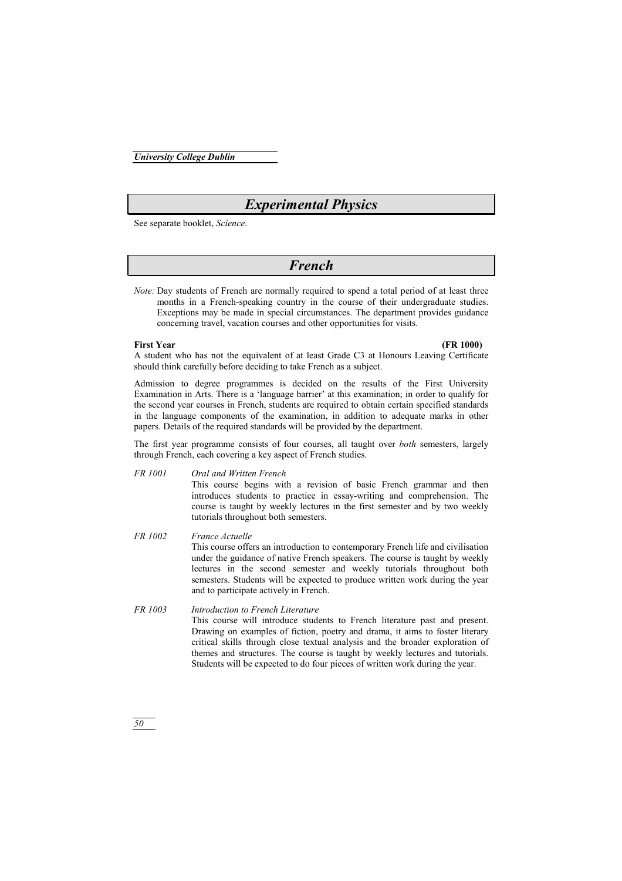# Experimental Physics

See separate booklet, *Science*.

# French

*Note:* Day students of French are normally required to spend a total period of at least three months in a French-speaking country in the course of their undergraduate studies. Exceptions may be made in special circumstances. The department provides guidance concerning travel, vacation courses and other opportunities for visits.

**First Year** **(FR 1000)**

A student who has not the equivalent of at least Grade C3 at Honours Leaving Certificate should think carefully before deciding to take French as a subject.

Admission to degree programmes is decided on the results of the First University Examination in Arts. There is a 'language barrier' at this examination; in order to qualify for the second year courses in French, students are required to obtain certain specified standards in the language components of the examination, in addition to adequate marks in other papers. Details of the required standards will be provided by the department.

The first year programme consists of four courses, all taught over *both* semesters, largely through French, each covering a key aspect of French studies.

*FR 1001* *Oral and Written French*

This course begins with a revision of basic French grammar and then introduces students to practice in essay-writing and comprehension. The course is taught by weekly lectures in the first semester and by two weekly tutorials throughout both semesters.

*FR 1002* *France Actuelle*

This course offers an introduction to contemporary French life and civilisation under the guidance of native French speakers. The course is taught by weekly lectures in the second semester and weekly tutorials throughout both semesters. Students will be expected to produce written work during the year and to participate actively in French.

*FR 1003* *Introduction to French Literature*

This course will introduce students to French literature past and present. Drawing on examples of fiction, poetry and drama, it aims to foster literary critical skills through close textual analysis and the broader exploration of themes and structures. The course is taught by weekly lectures and tutorials. Students will be expected to do four pieces of written work during the year.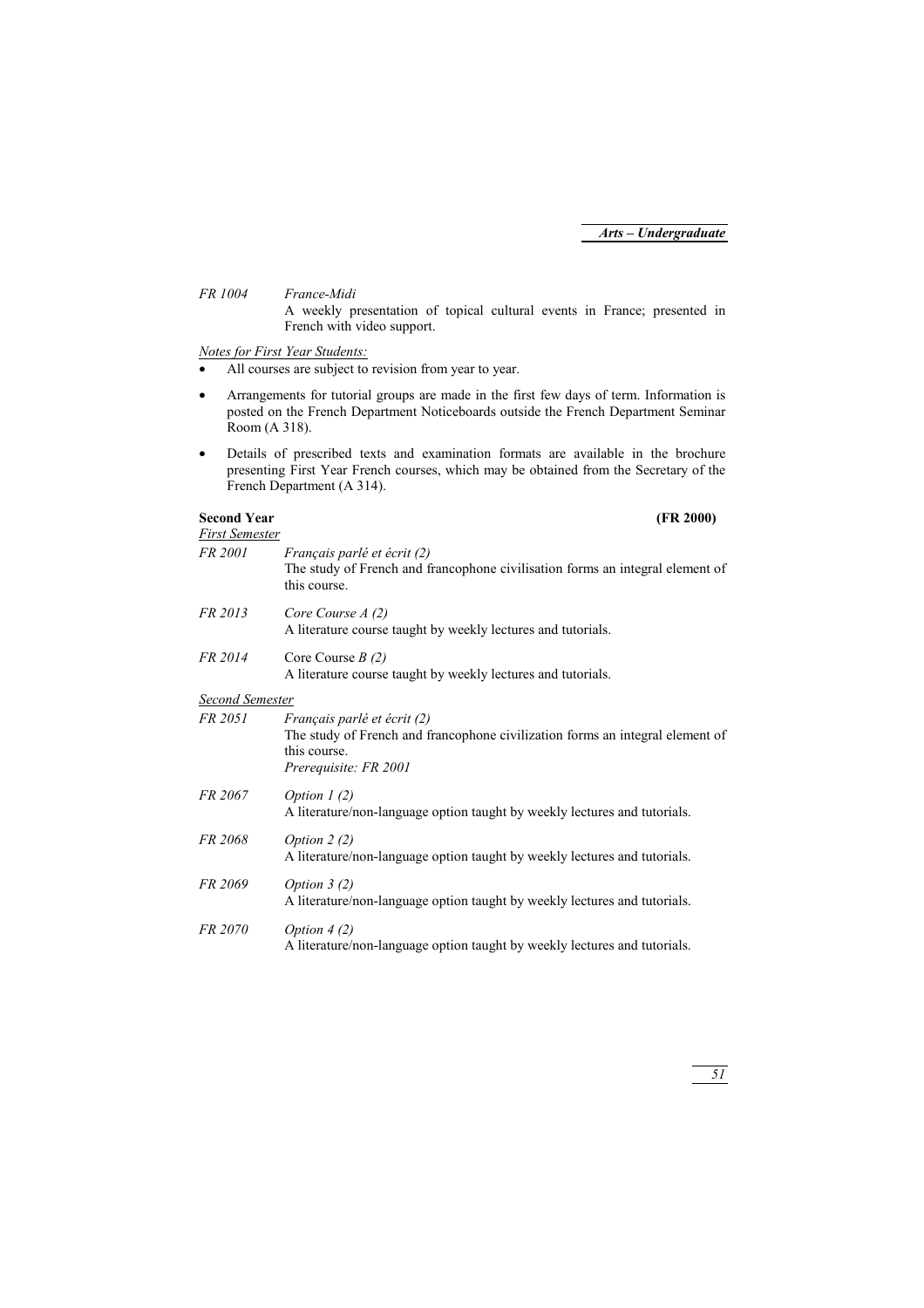*FR 1004* *France-Midi*
A weekly presentation of topical cultural events in France; presented in French with video support.

*Notes for First Year Students:*

- All courses are subject to revision from year to year.
- Arrangements for tutorial groups are made in the first few days of term. Information is posted on the French Department Noticeboards outside the French Department Seminar Room (A 318).
- Details of prescribed texts and examination formats are available in the brochure presenting First Year French courses, which may be obtained from the Secretary of the French Department (A 314).

**Second Year** **(FR 2000)**

*First Semester*

*FR 2001* *Français parlé et écrit (2)*
The study of French and francophone civilisation forms an integral element of this course.

*FR 2013* *Core Course A (2)*
A literature course taught by weekly lectures and tutorials.

*FR 2014* Core Course *B (2)*
A literature course taught by weekly lectures and tutorials.

*Second Semester*

*FR 2051* *Français parlé et écrit (2)*
The study of French and francophone civilization forms an integral element of this course.
*Prerequisite: FR 2001*

*FR 2067* *Option 1 (2)*
A literature/non-language option taught by weekly lectures and tutorials.

*FR 2068* *Option 2 (2)*
A literature/non-language option taught by weekly lectures and tutorials.

*FR 2069* *Option 3 (2)*
A literature/non-language option taught by weekly lectures and tutorials.

*FR 2070* *Option 4 (2)*
A literature/non-language option taught by weekly lectures and tutorials.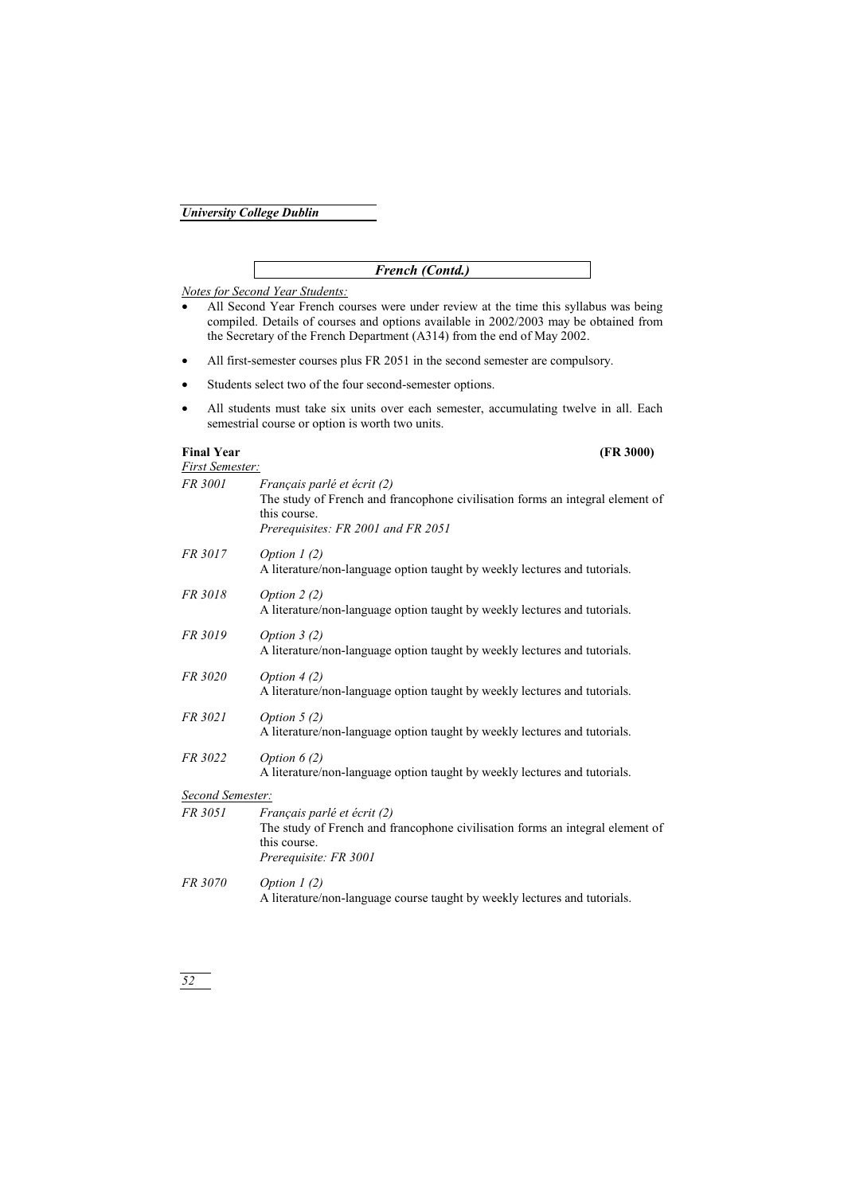## *French (Contd.)*

*Notes for Second Year Students:*

- All Second Year French courses were under review at the time this syllabus was being compiled. Details of courses and options available in 2002/2003 may be obtained from the Secretary of the French Department (A314) from the end of May 2002.
- All first-semester courses plus FR 2051 in the second semester are compulsory.
- Students select two of the four second-semester options.
- All students must take six units over each semester, accumulating twelve in all. Each semestrial course or option is worth two units.

### Final Year (FR 3000)

*First Semester:*

*FR 3001* — *Français parlé et écrit (2)*
The study of French and francophone civilisation forms an integral element of this course.
*Prerequisites: FR 2001 and FR 2051*

*FR 3017* — *Option 1 (2)*
A literature/non-language option taught by weekly lectures and tutorials.

*FR 3018* — *Option 2 (2)*
A literature/non-language option taught by weekly lectures and tutorials.

*FR 3019* — *Option 3 (2)*
A literature/non-language option taught by weekly lectures and tutorials.

*FR 3020* — *Option 4 (2)*
A literature/non-language option taught by weekly lectures and tutorials.

*FR 3021* — *Option 5 (2)*
A literature/non-language option taught by weekly lectures and tutorials.

*FR 3022* — *Option 6 (2)*
A literature/non-language option taught by weekly lectures and tutorials.

*Second Semester:*

*FR 3051* — *Français parlé et écrit (2)*
The study of French and francophone civilisation forms an integral element of this course.
*Prerequisite: FR 3001*

*FR 3070* — *Option 1 (2)*
A literature/non-language course taught by weekly lectures and tutorials.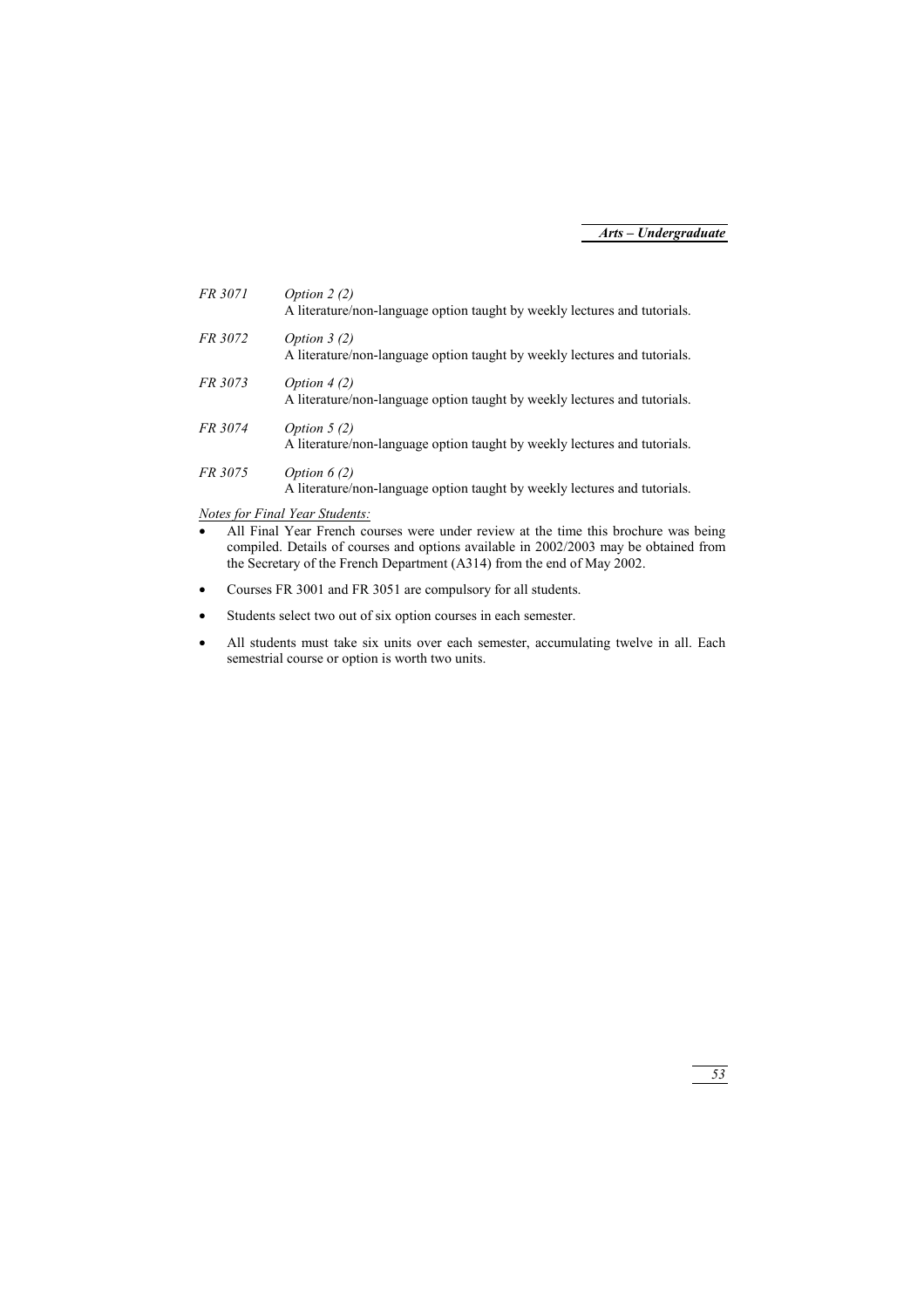*FR 3071* *Option 2 (2)*
A literature/non-language option taught by weekly lectures and tutorials.

*FR 3072* *Option 3 (2)*
A literature/non-language option taught by weekly lectures and tutorials.

*FR 3073* *Option 4 (2)*
A literature/non-language option taught by weekly lectures and tutorials.

*FR 3074* *Option 5 (2)*
A literature/non-language option taught by weekly lectures and tutorials.

*FR 3075* *Option 6 (2)*
A literature/non-language option taught by weekly lectures and tutorials.

*Notes for Final Year Students:*

- All Final Year French courses were under review at the time this brochure was being compiled. Details of courses and options available in 2002/2003 may be obtained from the Secretary of the French Department (A314) from the end of May 2002.
- Courses FR 3001 and FR 3051 are compulsory for all students.
- Students select two out of six option courses in each semester.
- All students must take six units over each semester, accumulating twelve in all. Each semestrial course or option is worth two units.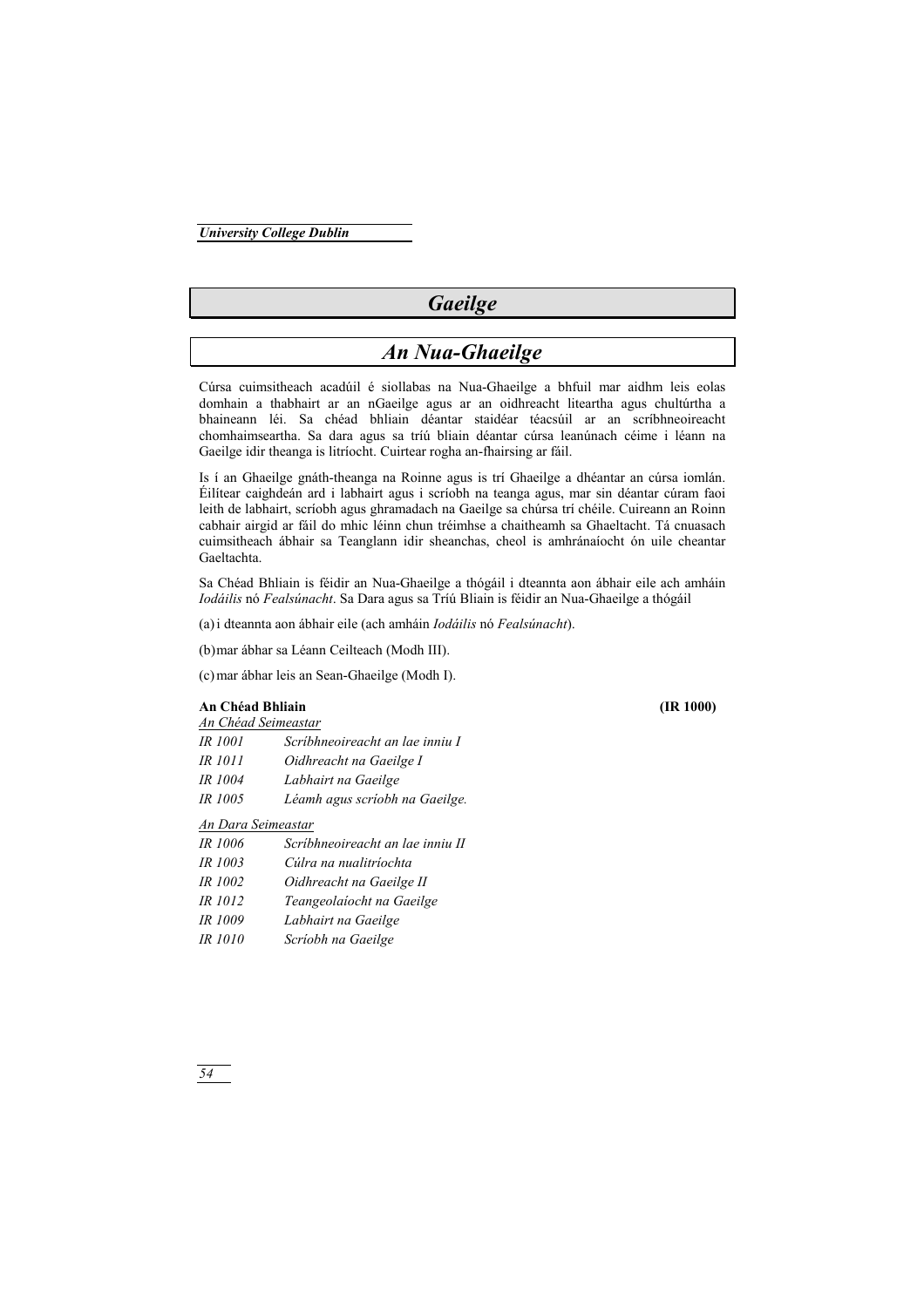# Gaeilge

## An Nua-Ghaeilge

Cúrsa cuimsitheach acadúil é siollabas na Nua-Ghaeilge a bhfuil mar aidhm leis eolas domhain a thabhairt ar an nGaeilge agus ar an oidhreacht liteartha agus chultúrtha a bhaineann léi. Sa chéad bhliain déantar staidéar téacsúil ar an scríbhneoireacht chomhaimseartha. Sa dara agus sa tríú bliain déantar cúrsa leanúnach céime i léann na Gaeilge idir theanga is litríocht. Cuirtear rogha an-fhairsing ar fáil.

Is í an Ghaeilge gnáth-theanga na Roinne agus is trí Ghaeilge a dhéantar an cúrsa iomlán. Éilítear caighdeán ard i labhairt agus i scríobh na teanga agus, mar sin déantar cúram faoi leith de labhairt, scríobh agus ghramadach na Gaeilge sa chúrsa trí chéile. Cuireann an Roinn cabhair airgid ar fáil do mhic léinn chun tréimhse a chaitheamh sa Ghaeltacht. Tá cnuasach cuimsitheach ábhair sa Teanglann idir sheanchas, cheol is amhránaíocht ón uile cheantar Gaeltachta.

Sa Chéad Bhliain is féidir an Nua-Ghaeilge a thógáil i dteannta aon ábhair eile ach amháin *Iodáilis* nó *Fealsúnacht*. Sa Dara agus sa Tríú Bliain is féidir an Nua-Ghaeilge a thógáil

(a) i dteannta aon ábhair eile (ach amháin *Iodáilis* nó *Fealsúnacht*).

(b) mar ábhar sa Léann Ceilteach (Modh III).

(c) mar ábhar leis an Sean-Ghaeilge (Modh I).

**An Chéad Bhliain** **(IR 1000)**

An Chéad Seimeastar

*IR 1001* *Scríbhneoireacht an lae inniu I*
*IR 1011* *Oidhreacht na Gaeilge I*
*IR 1004* *Labhairt na Gaeilge*
*IR 1005* *Léamh agus scríobh na Gaeilge.*

An Dara Seimeastar

*IR 1006* *Scríbhneoireacht an lae inniu II*
*IR 1003* *Cúlra na nualitríochta*
*IR 1002* *Oidhreacht na Gaeilge II*
*IR 1012* *Teangeolaíocht na Gaeilge*
*IR 1009* *Labhairt na Gaeilge*
*IR 1010* *Scríobh na Gaeilge*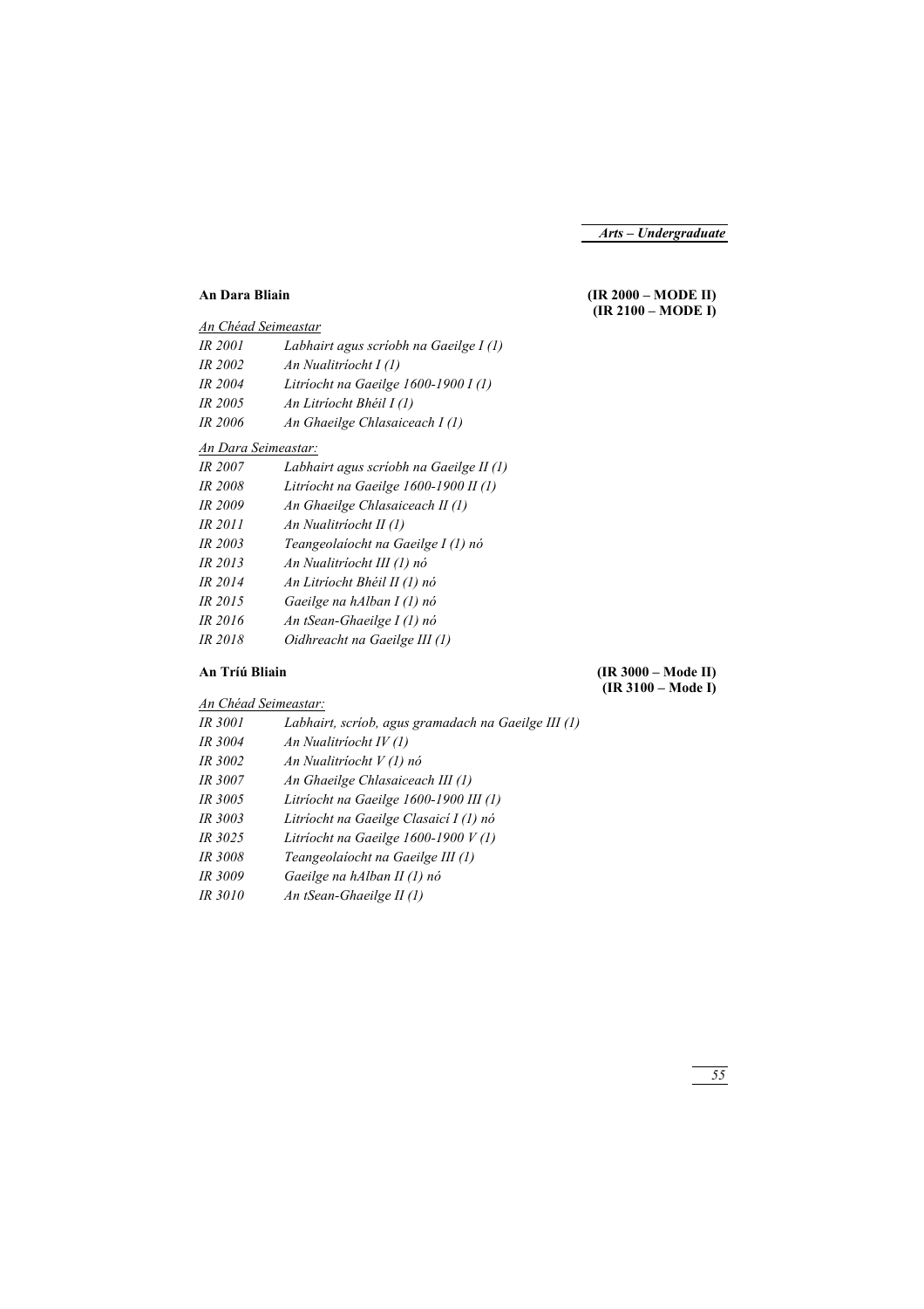**An Dara Bliain** **(IR 2000 – MODE II) (IR 2100 – MODE I)**

*An Chéad Seimeastar*

*IR 2001 Labhairt agus scríobh na Gaeilge I (1)*
*IR 2002 An Nualitríocht I (1)*
*IR 2004 Litríocht na Gaeilge 1600-1900 I (1)*
*IR 2005 An Litríocht Bhéil I (1)*
*IR 2006 An Ghaeilge Chlasaiceach I (1)*

*An Dara Seimeastar:*

*IR 2007 Labhairt agus scríobh na Gaeilge II (1)*
*IR 2008 Litríocht na Gaeilge 1600-1900 II (1)*
*IR 2009 An Ghaeilge Chlasaiceach II (1)*
*IR 2011 An Nualitríocht II (1)*
*IR 2003 Teangeolaíocht na Gaeilge I (1) nó*
*IR 2013 An Nualitríocht III (1) nó*
*IR 2014 An Litríocht Bhéil II (1) nó*
*IR 2015 Gaeilge na hAlban I (1) nó*
*IR 2016 An tSean-Ghaeilge I (1) nó*
*IR 2018 Oidhreacht na Gaeilge III (1)*

**An Tríú Bliain** **(IR 3000 – Mode II) (IR 3100 – Mode I)**

*An Chéad Seimeastar:*

*IR 3001 Labhairt, scríob, agus gramadach na Gaeilge III (1)*
*IR 3004 An Nualitríocht IV (1)*
*IR 3002 An Nualitríocht V (1) nó*
*IR 3007 An Ghaeilge Chlasaiceach III (1)*
*IR 3005 Litríocht na Gaeilge 1600-1900 III (1)*
*IR 3003 Litríocht na Gaeilge Clasaicí I (1) nó*
*IR 3025 Litríocht na Gaeilge 1600-1900 V (1)*
*IR 3008 Teangeolaíocht na Gaeilge III (1)*
*IR 3009 Gaeilge na hAlban II (1) nó*
*IR 3010 An tSean-Ghaeilge II (1)*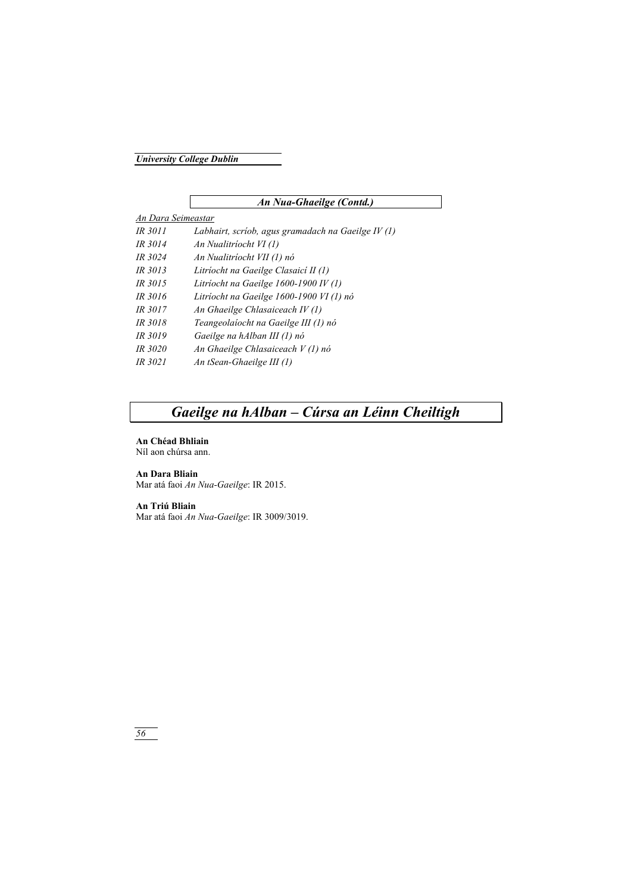### *An Nua-Ghaeilge (Contd.)*

<u>*An Dara Seimeastar*</u>

| | |
|---|---|
| *IR 3011* | *Labhairt, scríob, agus gramadach na Gaeilge IV (1)* |
| *IR 3014* | *An Nualitríocht VI (1)* |
| *IR 3024* | *An Nualitríocht VII (1) nó* |
| *IR 3013* | *Litríocht na Gaeilge Clasaicí II (1)* |
| *IR 3015* | *Litríocht na Gaeilge 1600-1900 IV (1)* |
| *IR 3016* | *Litríocht na Gaeilge 1600-1900 VI (1) nó* |
| *IR 3017* | *An Ghaeilge Chlasaiceach IV (1)* |
| *IR 3018* | *Teangeolaíocht na Gaeilge III (1) nó* |
| *IR 3019* | *Gaeilge na hAlban III (1) nó* |
| *IR 3020* | *An Ghaeilge Chlasaiceach V (1) nó* |
| *IR 3021* | *An tSean-Ghaeilge III (1)* |

## *Gaeilge na hAlban – Cúrsa an Léinn Cheiltigh*

**An Chéad Bhliain**
Níl aon chúrsa ann.

**An Dara Bliain**
Mar atá faoi *An Nua-Gaeilge*: IR 2015.

**An Triú Bliain**
Mar atá faoi *An Nua-Gaeilge*: IR 3009/3019.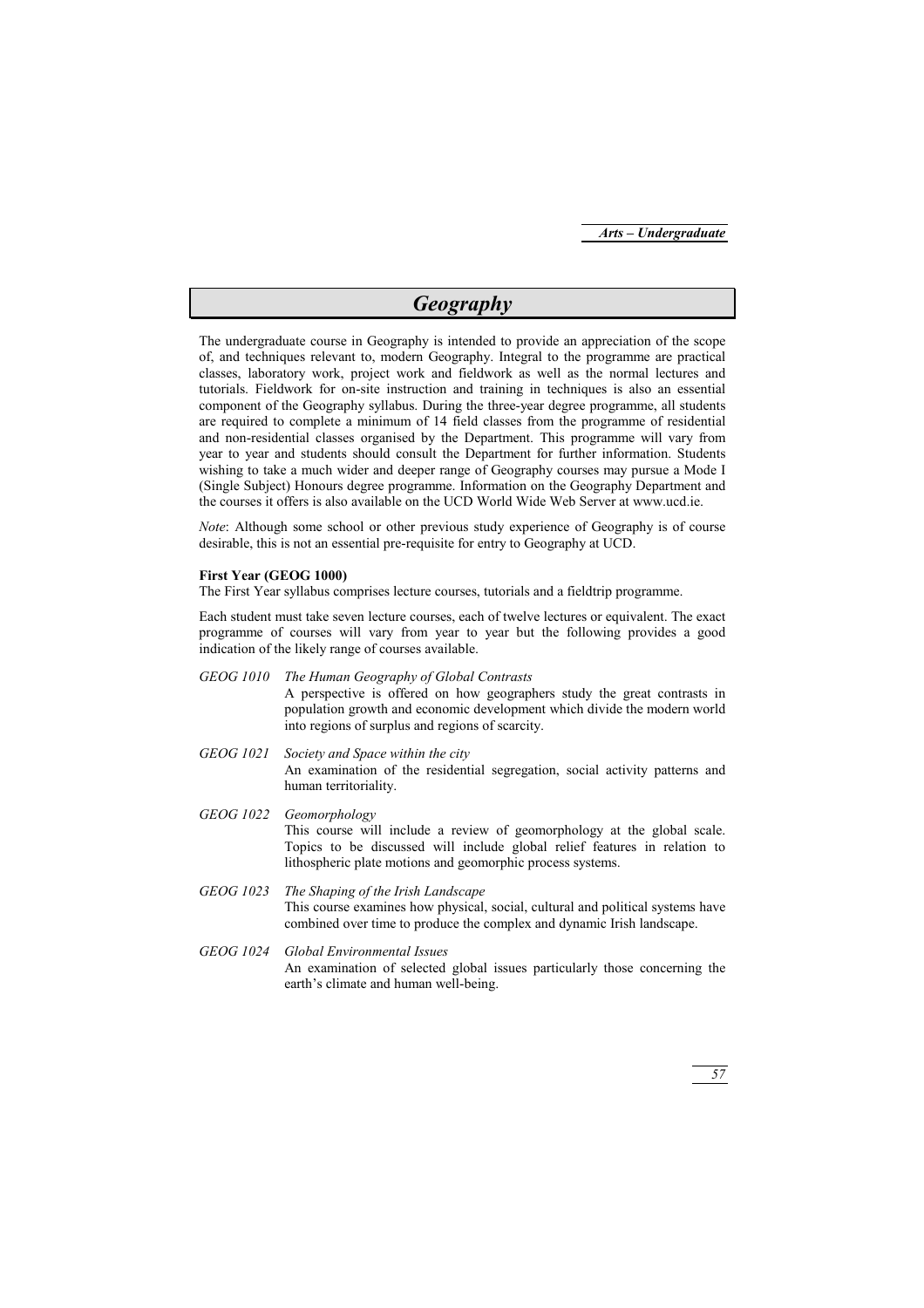# Geography

The undergraduate course in Geography is intended to provide an appreciation of the scope of, and techniques relevant to, modern Geography. Integral to the programme are practical classes, laboratory work, project work and fieldwork as well as the normal lectures and tutorials. Fieldwork for on-site instruction and training in techniques is also an essential component of the Geography syllabus. During the three-year degree programme, all students are required to complete a minimum of 14 field classes from the programme of residential and non-residential classes organised by the Department. This programme will vary from year to year and students should consult the Department for further information. Students wishing to take a much wider and deeper range of Geography courses may pursue a Mode I (Single Subject) Honours degree programme. Information on the Geography Department and the courses it offers is also available on the UCD World Wide Web Server at www.ucd.ie.

*Note*: Although some school or other previous study experience of Geography is of course desirable, this is not an essential pre-requisite for entry to Geography at UCD.

**First Year (GEOG 1000)**

The First Year syllabus comprises lecture courses, tutorials and a fieldtrip programme.

Each student must take seven lecture courses, each of twelve lectures or equivalent. The exact programme of courses will vary from year to year but the following provides a good indication of the likely range of courses available.

*GEOG 1010* *The Human Geography of Global Contrasts*
A perspective is offered on how geographers study the great contrasts in population growth and economic development which divide the modern world into regions of surplus and regions of scarcity.

*GEOG 1021* *Society and Space within the city*
An examination of the residential segregation, social activity patterns and human territoriality.

*GEOG 1022* *Geomorphology*
This course will include a review of geomorphology at the global scale. Topics to be discussed will include global relief features in relation to lithospheric plate motions and geomorphic process systems.

*GEOG 1023* *The Shaping of the Irish Landscape*
This course examines how physical, social, cultural and political systems have combined over time to produce the complex and dynamic Irish landscape.

*GEOG 1024* *Global Environmental Issues*
An examination of selected global issues particularly those concerning the earth's climate and human well-being.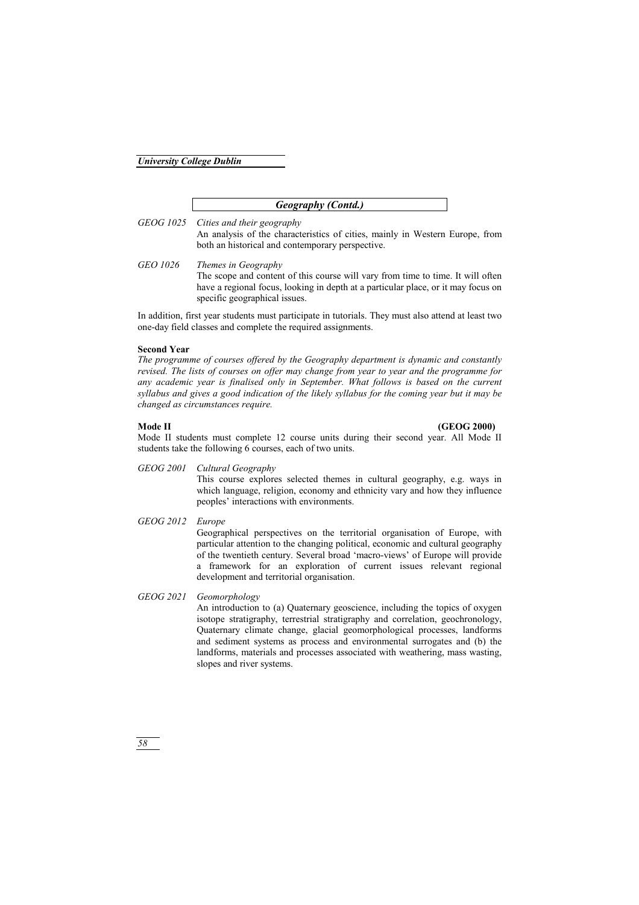## *Geography (Contd.)*

*GEOG 1025 Cities and their geography*
An analysis of the characteristics of cities, mainly in Western Europe, from both an historical and contemporary perspective.

*GEO 1026 Themes in Geography*
The scope and content of this course will vary from time to time. It will often have a regional focus, looking in depth at a particular place, or it may focus on specific geographical issues.

In addition, first year students must participate in tutorials. They must also attend at least two one-day field classes and complete the required assignments.

**Second Year**

*The programme of courses offered by the Geography department is dynamic and constantly revised. The lists of courses on offer may change from year to year and the programme for any academic year is finalised only in September. What follows is based on the current syllabus and gives a good indication of the likely syllabus for the coming year but it may be changed as circumstances require.*

**Mode II (GEOG 2000)**

Mode II students must complete 12 course units during their second year. All Mode II students take the following 6 courses, each of two units.

*GEOG 2001 Cultural Geography*
This course explores selected themes in cultural geography, e.g. ways in which language, religion, economy and ethnicity vary and how they influence peoples' interactions with environments.

*GEOG 2012 Europe*
Geographical perspectives on the territorial organisation of Europe, with particular attention to the changing political, economic and cultural geography of the twentieth century. Several broad 'macro-views' of Europe will provide a framework for an exploration of current issues relevant regional development and territorial organisation.

*GEOG 2021 Geomorphology*
An introduction to (a) Quaternary geoscience, including the topics of oxygen isotope stratigraphy, terrestrial stratigraphy and correlation, geochronology, Quaternary climate change, glacial geomorphological processes, landforms and sediment systems as process and environmental surrogates and (b) the landforms, materials and processes associated with weathering, mass wasting, slopes and river systems.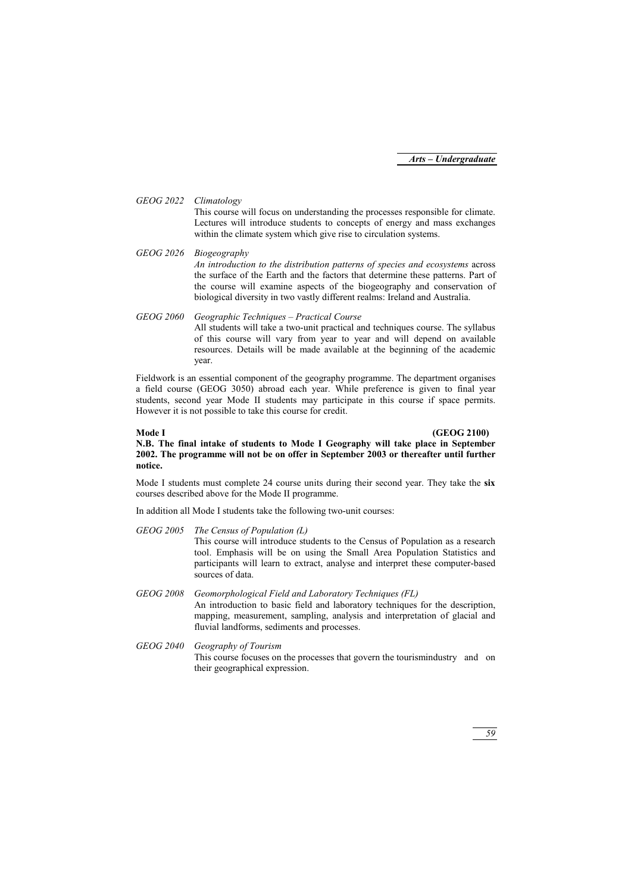*GEOG 2022 Climatology*

This course will focus on understanding the processes responsible for climate. Lectures will introduce students to concepts of energy and mass exchanges within the climate system which give rise to circulation systems.

*GEOG 2026 Biogeography*

*An introduction to the distribution patterns of species and ecosystems* across the surface of the Earth and the factors that determine these patterns. Part of the course will examine aspects of the biogeography and conservation of biological diversity in two vastly different realms: Ireland and Australia.

*GEOG 2060 Geographic Techniques – Practical Course*

All students will take a two-unit practical and techniques course. The syllabus of this course will vary from year to year and will depend on available resources. Details will be made available at the beginning of the academic year.

Fieldwork is an essential component of the geography programme. The department organises a field course (GEOG 3050) abroad each year. While preference is given to final year students, second year Mode II students may participate in this course if space permits. However it is not possible to take this course for credit.

**Mode I (GEOG 2100)**

**N.B. The final intake of students to Mode I Geography will take place in September 2002. The programme will not be on offer in September 2003 or thereafter until further notice.**

Mode I students must complete 24 course units during their second year. They take the **six** courses described above for the Mode II programme.

In addition all Mode I students take the following two-unit courses:

*GEOG 2005 The Census of Population (L)*

This course will introduce students to the Census of Population as a research tool. Emphasis will be on using the Small Area Population Statistics and participants will learn to extract, analyse and interpret these computer-based sources of data.

*GEOG 2008 Geomorphological Field and Laboratory Techniques (FL)*

An introduction to basic field and laboratory techniques for the description, mapping, measurement, sampling, analysis and interpretation of glacial and fluvial landforms, sediments and processes.

*GEOG 2040 Geography of Tourism*

This course focuses on the processes that govern the tourismindustry and on their geographical expression.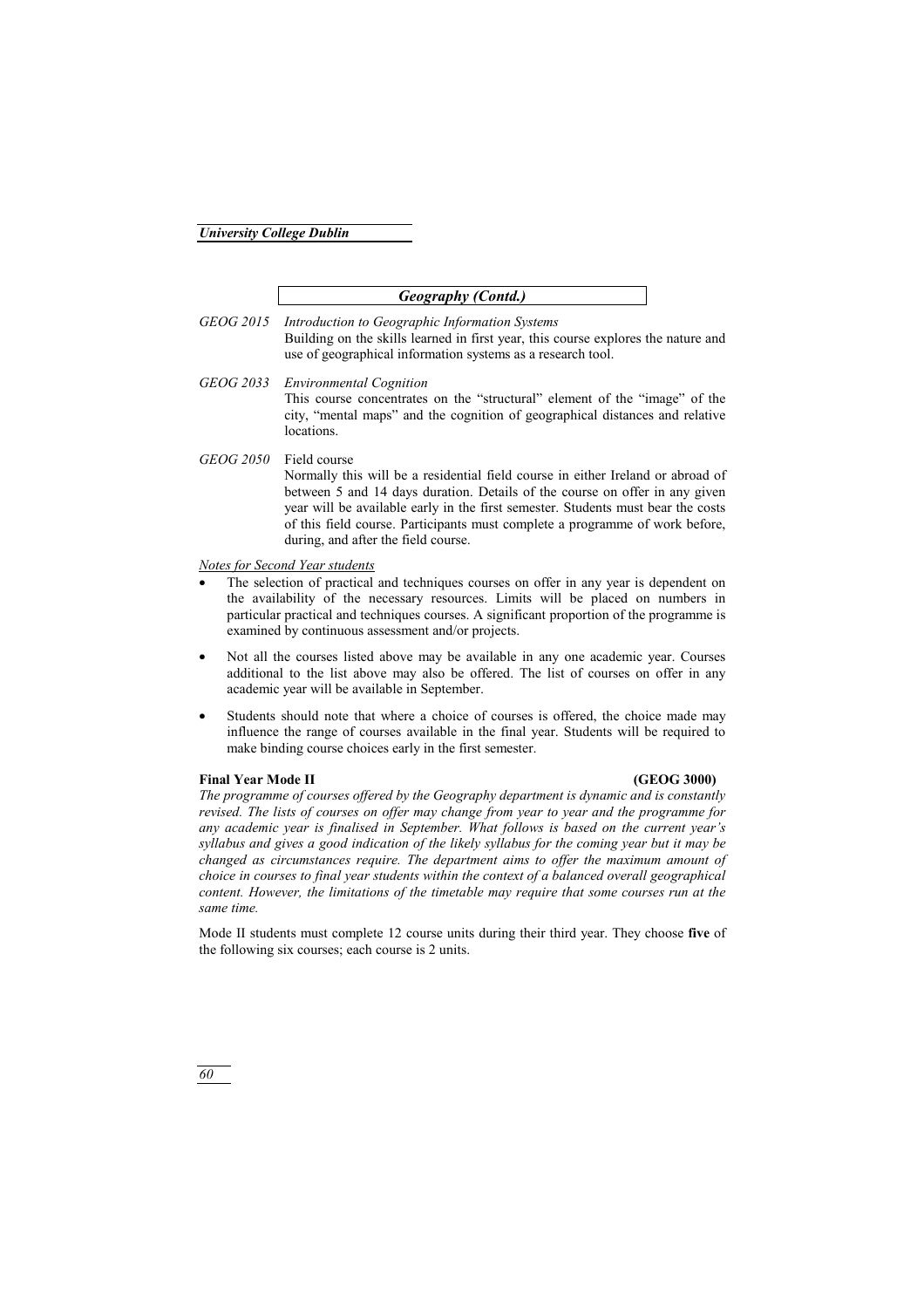## *Geography (Contd.)*

*GEOG 2015* *Introduction to Geographic Information Systems*
Building on the skills learned in first year, this course explores the nature and use of geographical information systems as a research tool.

*GEOG 2033* *Environmental Cognition*
This course concentrates on the "structural" element of the "image" of the city, "mental maps" and the cognition of geographical distances and relative locations.

*GEOG 2050* Field course
Normally this will be a residential field course in either Ireland or abroad of between 5 and 14 days duration. Details of the course on offer in any given year will be available early in the first semester. Students must bear the costs of this field course. Participants must complete a programme of work before, during, and after the field course.

*Notes for Second Year students*

- The selection of practical and techniques courses on offer in any year is dependent on the availability of the necessary resources. Limits will be placed on numbers in particular practical and techniques courses. A significant proportion of the programme is examined by continuous assessment and/or projects.
- Not all the courses listed above may be available in any one academic year. Courses additional to the list above may also be offered. The list of courses on offer in any academic year will be available in September.
- Students should note that where a choice of courses is offered, the choice made may influence the range of courses available in the final year. Students will be required to make binding course choices early in the first semester.

**Final Year Mode II** **(GEOG 3000)**

*The programme of courses offered by the Geography department is dynamic and is constantly revised. The lists of courses on offer may change from year to year and the programme for any academic year is finalised in September. What follows is based on the current year's syllabus and gives a good indication of the likely syllabus for the coming year but it may be changed as circumstances require. The department aims to offer the maximum amount of choice in courses to final year students within the context of a balanced overall geographical content. However, the limitations of the timetable may require that some courses run at the same time.*

Mode II students must complete 12 course units during their third year. They choose **five** of the following six courses; each course is 2 units.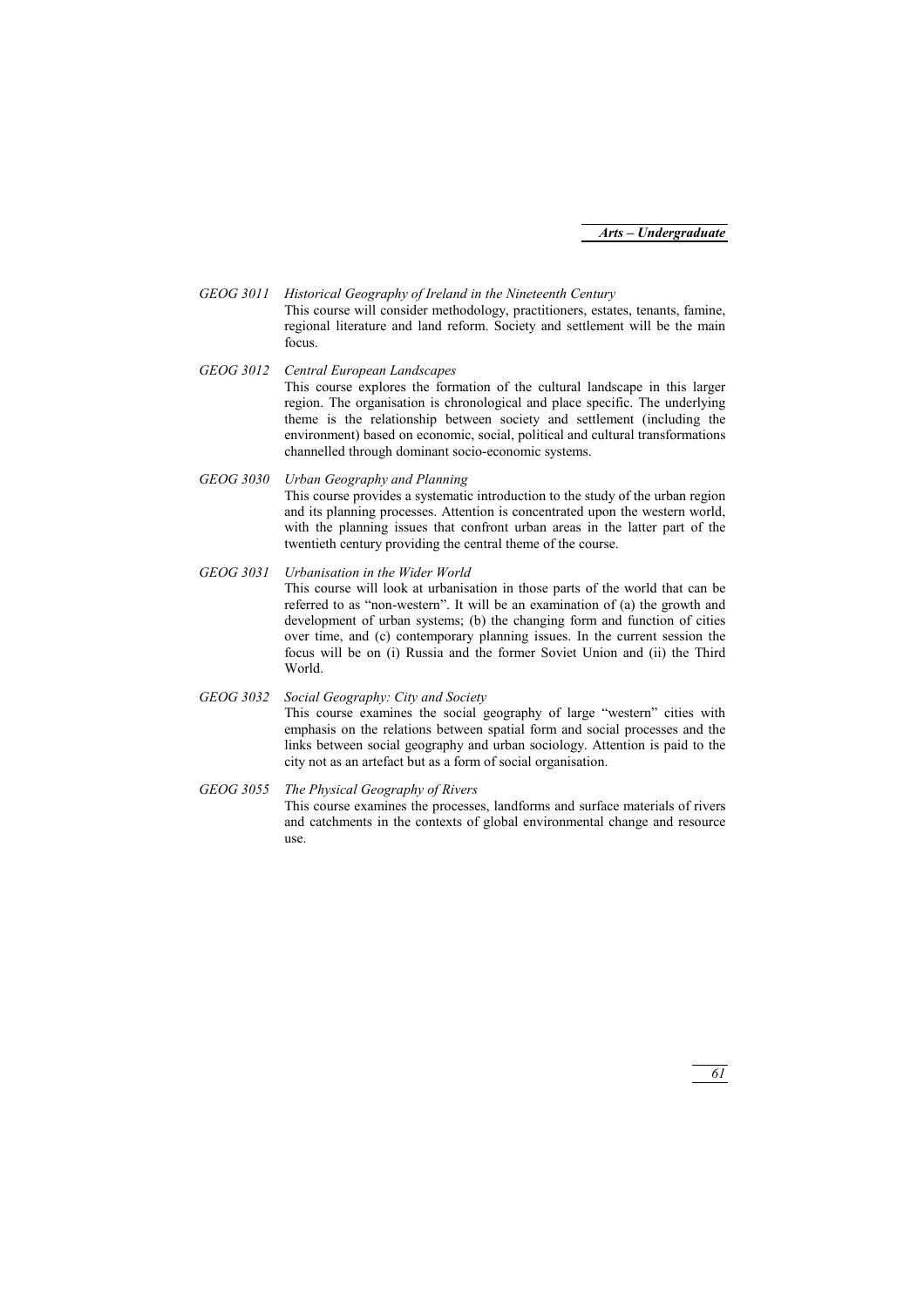*GEOG 3011 Historical Geography of Ireland in the Nineteenth Century*

This course will consider methodology, practitioners, estates, tenants, famine, regional literature and land reform. Society and settlement will be the main focus.

*GEOG 3012 Central European Landscapes*

This course explores the formation of the cultural landscape in this larger region. The organisation is chronological and place specific. The underlying theme is the relationship between society and settlement (including the environment) based on economic, social, political and cultural transformations channelled through dominant socio-economic systems.

*GEOG 3030 Urban Geography and Planning*

This course provides a systematic introduction to the study of the urban region and its planning processes. Attention is concentrated upon the western world, with the planning issues that confront urban areas in the latter part of the twentieth century providing the central theme of the course.

*GEOG 3031 Urbanisation in the Wider World*

This course will look at urbanisation in those parts of the world that can be referred to as "non-western". It will be an examination of (a) the growth and development of urban systems; (b) the changing form and function of cities over time, and (c) contemporary planning issues. In the current session the focus will be on (i) Russia and the former Soviet Union and (ii) the Third World.

*GEOG 3032 Social Geography: City and Society*

This course examines the social geography of large "western" cities with emphasis on the relations between spatial form and social processes and the links between social geography and urban sociology. Attention is paid to the city not as an artefact but as a form of social organisation.

*GEOG 3055 The Physical Geography of Rivers*

This course examines the processes, landforms and surface materials of rivers and catchments in the contexts of global environmental change and resource use.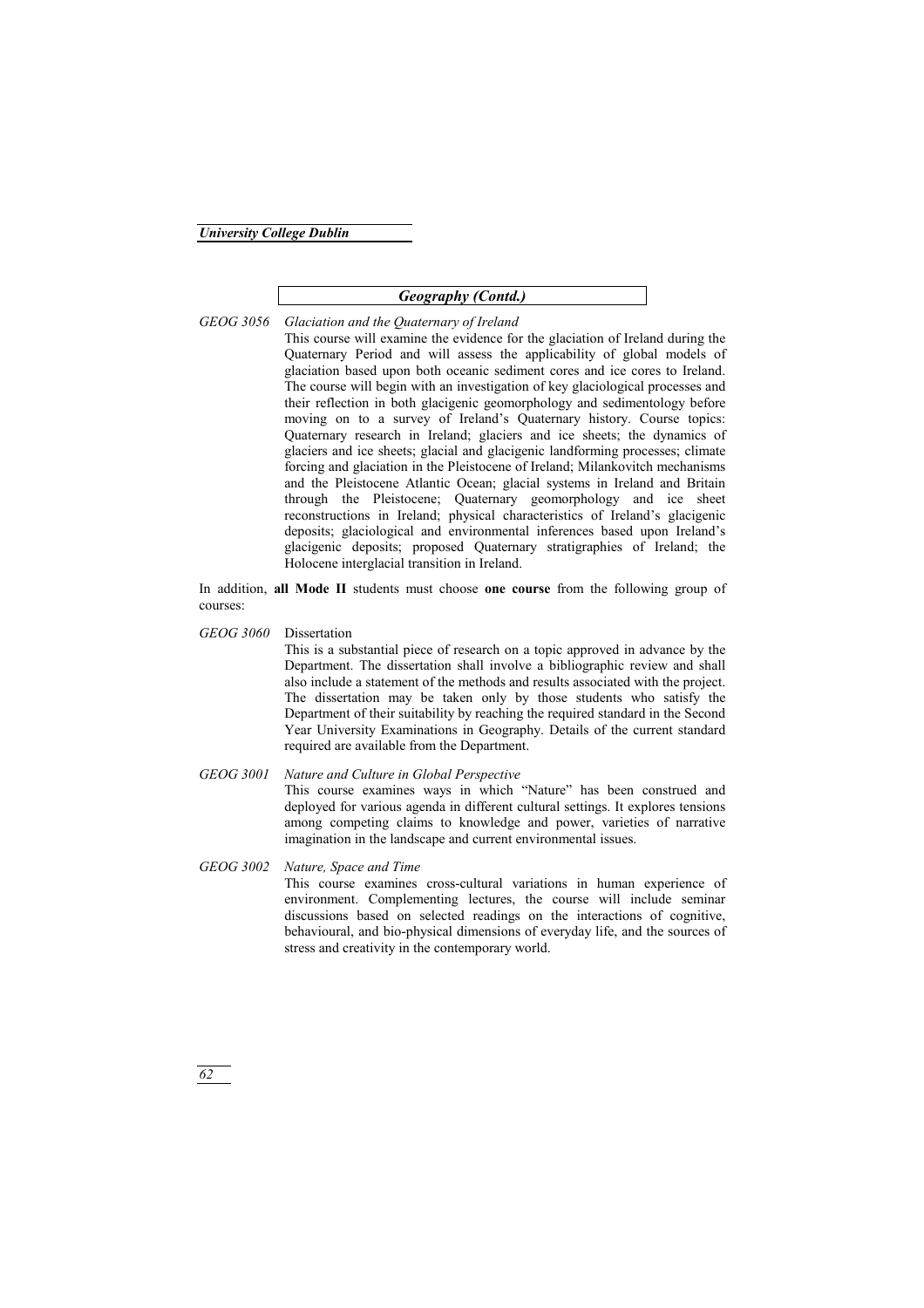## *Geography (Contd.)*

*GEOG 3056* *Glaciation and the Quaternary of Ireland*

This course will examine the evidence for the glaciation of Ireland during the Quaternary Period and will assess the applicability of global models of glaciation based upon both oceanic sediment cores and ice cores to Ireland. The course will begin with an investigation of key glaciological processes and their reflection in both glacigenic geomorphology and sedimentology before moving on to a survey of Ireland's Quaternary history. Course topics: Quaternary research in Ireland; glaciers and ice sheets; the dynamics of glaciers and ice sheets; glacial and glacigenic landforming processes; climate forcing and glaciation in the Pleistocene of Ireland; Milankovitch mechanisms and the Pleistocene Atlantic Ocean; glacial systems in Ireland and Britain through the Pleistocene; Quaternary geomorphology and ice sheet reconstructions in Ireland; physical characteristics of Ireland's glacigenic deposits; glaciological and environmental inferences based upon Ireland's glacigenic deposits; proposed Quaternary stratigraphies of Ireland; the Holocene interglacial transition in Ireland.

In addition, **all Mode II** students must choose **one course** from the following group of courses:

*GEOG 3060* Dissertation

This is a substantial piece of research on a topic approved in advance by the Department. The dissertation shall involve a bibliographic review and shall also include a statement of the methods and results associated with the project. The dissertation may be taken only by those students who satisfy the Department of their suitability by reaching the required standard in the Second Year University Examinations in Geography. Details of the current standard required are available from the Department.

*GEOG 3001* *Nature and Culture in Global Perspective*

This course examines ways in which "Nature" has been construed and deployed for various agenda in different cultural settings. It explores tensions among competing claims to knowledge and power, varieties of narrative imagination in the landscape and current environmental issues.

*GEOG 3002* *Nature, Space and Time*

This course examines cross-cultural variations in human experience of environment. Complementing lectures, the course will include seminar discussions based on selected readings on the interactions of cognitive, behavioural, and bio-physical dimensions of everyday life, and the sources of stress and creativity in the contemporary world.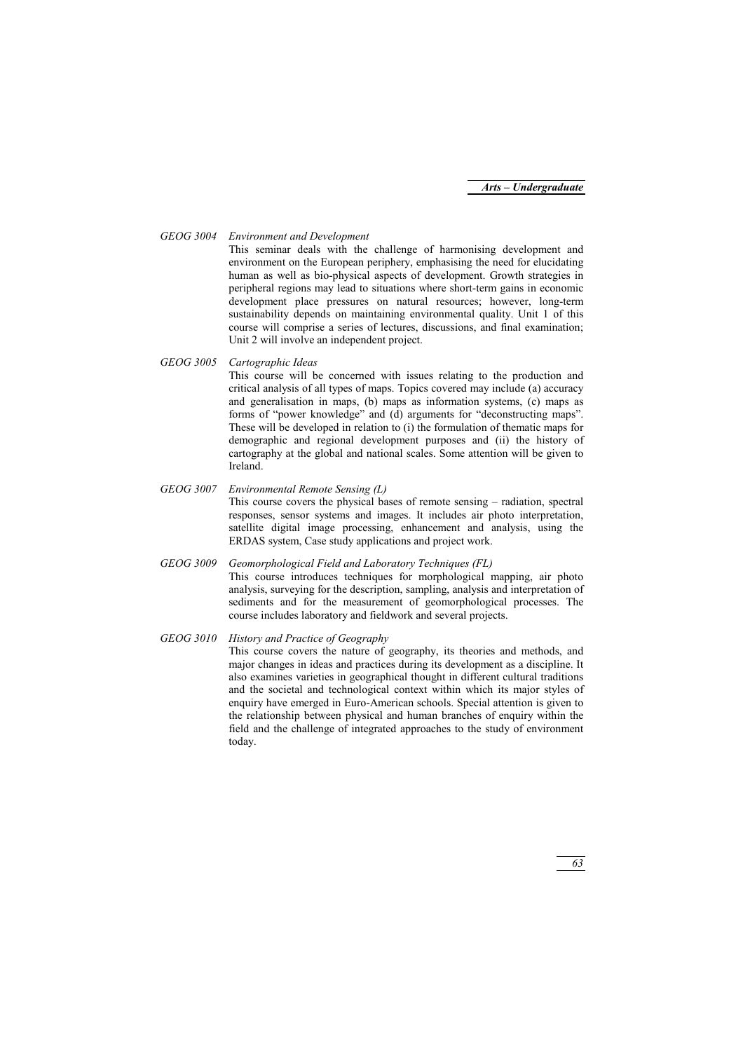*GEOG 3004 Environment and Development*

This seminar deals with the challenge of harmonising development and environment on the European periphery, emphasising the need for elucidating human as well as bio-physical aspects of development. Growth strategies in peripheral regions may lead to situations where short-term gains in economic development place pressures on natural resources; however, long-term sustainability depends on maintaining environmental quality. Unit 1 of this course will comprise a series of lectures, discussions, and final examination; Unit 2 will involve an independent project.

*GEOG 3005 Cartographic Ideas*

This course will be concerned with issues relating to the production and critical analysis of all types of maps. Topics covered may include (a) accuracy and generalisation in maps, (b) maps as information systems, (c) maps as forms of "power knowledge" and (d) arguments for "deconstructing maps". These will be developed in relation to (i) the formulation of thematic maps for demographic and regional development purposes and (ii) the history of cartography at the global and national scales. Some attention will be given to Ireland.

*GEOG 3007 Environmental Remote Sensing (L)*

This course covers the physical bases of remote sensing – radiation, spectral responses, sensor systems and images. It includes air photo interpretation, satellite digital image processing, enhancement and analysis, using the ERDAS system, Case study applications and project work.

*GEOG 3009 Geomorphological Field and Laboratory Techniques (FL)*

This course introduces techniques for morphological mapping, air photo analysis, surveying for the description, sampling, analysis and interpretation of sediments and for the measurement of geomorphological processes. The course includes laboratory and fieldwork and several projects.

*GEOG 3010 History and Practice of Geography*

This course covers the nature of geography, its theories and methods, and major changes in ideas and practices during its development as a discipline. It also examines varieties in geographical thought in different cultural traditions and the societal and technological context within which its major styles of enquiry have emerged in Euro-American schools. Special attention is given to the relationship between physical and human branches of enquiry within the field and the challenge of integrated approaches to the study of environment today.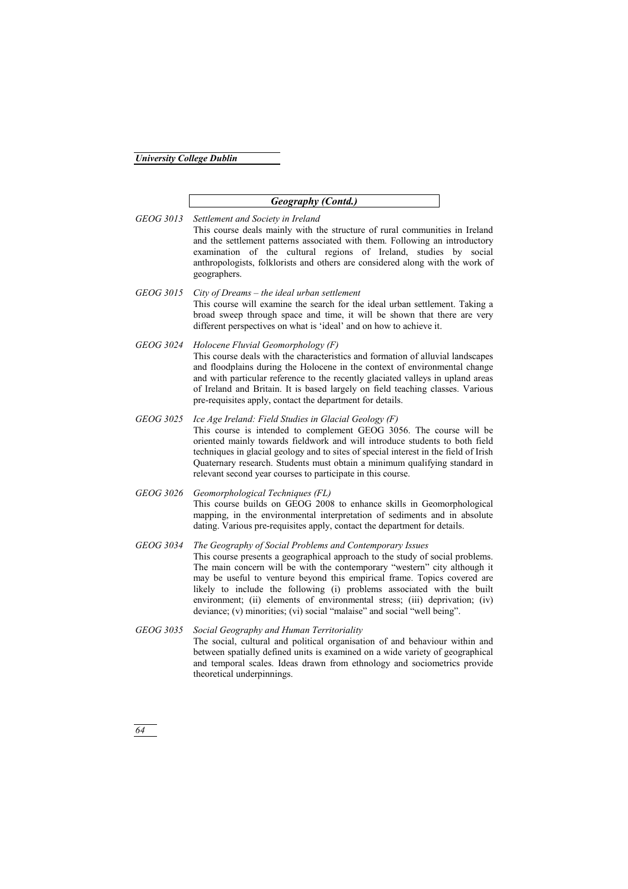## *Geography (Contd.)*

**GEOG 3013** *Settlement and Society in Ireland*

This course deals mainly with the structure of rural communities in Ireland and the settlement patterns associated with them. Following an introductory examination of the cultural regions of Ireland, studies by social anthropologists, folklorists and others are considered along with the work of geographers.

**GEOG 3015** *City of Dreams – the ideal urban settlement*

This course will examine the search for the ideal urban settlement. Taking a broad sweep through space and time, it will be shown that there are very different perspectives on what is 'ideal' and on how to achieve it.

**GEOG 3024** *Holocene Fluvial Geomorphology (F)*

This course deals with the characteristics and formation of alluvial landscapes and floodplains during the Holocene in the context of environmental change and with particular reference to the recently glaciated valleys in upland areas of Ireland and Britain. It is based largely on field teaching classes. Various pre-requisites apply, contact the department for details.

**GEOG 3025** *Ice Age Ireland: Field Studies in Glacial Geology (F)*

This course is intended to complement GEOG 3056. The course will be oriented mainly towards fieldwork and will introduce students to both field techniques in glacial geology and to sites of special interest in the field of Irish Quaternary research. Students must obtain a minimum qualifying standard in relevant second year courses to participate in this course.

**GEOG 3026** *Geomorphological Techniques (FL)*

This course builds on GEOG 2008 to enhance skills in Geomorphological mapping, in the environmental interpretation of sediments and in absolute dating. Various pre-requisites apply, contact the department for details.

**GEOG 3034** *The Geography of Social Problems and Contemporary Issues*

This course presents a geographical approach to the study of social problems. The main concern will be with the contemporary "western" city although it may be useful to venture beyond this empirical frame. Topics covered are likely to include the following (i) problems associated with the built environment; (ii) elements of environmental stress; (iii) deprivation; (iv) deviance; (v) minorities; (vi) social "malaise" and social "well being".

**GEOG 3035** *Social Geography and Human Territoriality*

The social, cultural and political organisation of and behaviour within and between spatially defined units is examined on a wide variety of geographical and temporal scales. Ideas drawn from ethnology and sociometrics provide theoretical underpinnings.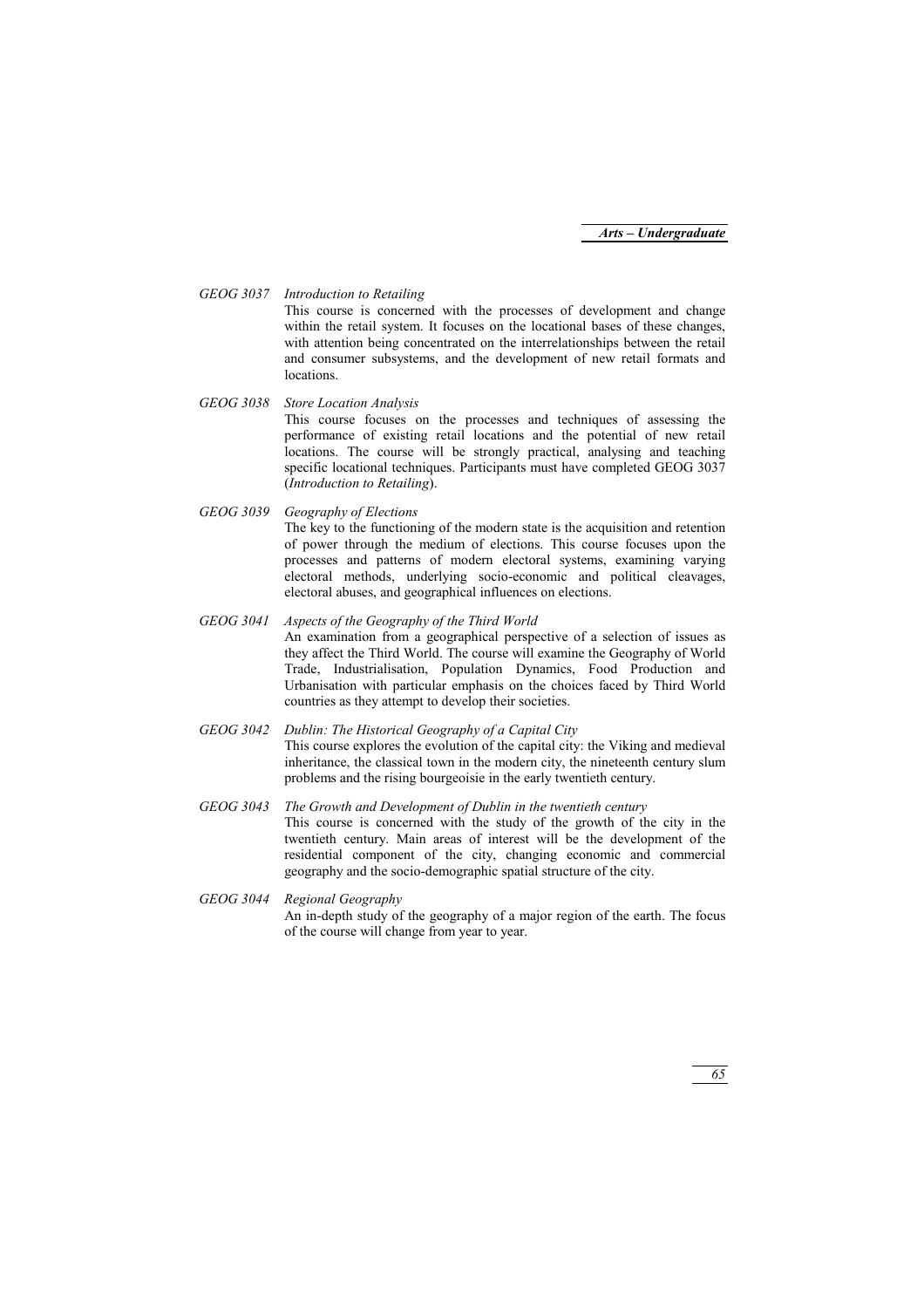*GEOG 3037* *Introduction to Retailing*

This course is concerned with the processes of development and change within the retail system. It focuses on the locational bases of these changes, with attention being concentrated on the interrelationships between the retail and consumer subsystems, and the development of new retail formats and locations.

*GEOG 3038* *Store Location Analysis*

This course focuses on the processes and techniques of assessing the performance of existing retail locations and the potential of new retail locations. The course will be strongly practical, analysing and teaching specific locational techniques. Participants must have completed GEOG 3037 (*Introduction to Retailing*).

*GEOG 3039* *Geography of Elections*

The key to the functioning of the modern state is the acquisition and retention of power through the medium of elections. This course focuses upon the processes and patterns of modern electoral systems, examining varying electoral methods, underlying socio-economic and political cleavages, electoral abuses, and geographical influences on elections.

*GEOG 3041* *Aspects of the Geography of the Third World*

An examination from a geographical perspective of a selection of issues as they affect the Third World. The course will examine the Geography of World Trade, Industrialisation, Population Dynamics, Food Production and Urbanisation with particular emphasis on the choices faced by Third World countries as they attempt to develop their societies.

*GEOG 3042* *Dublin: The Historical Geography of a Capital City*

This course explores the evolution of the capital city: the Viking and medieval inheritance, the classical town in the modern city, the nineteenth century slum problems and the rising bourgeoisie in the early twentieth century.

*GEOG 3043* *The Growth and Development of Dublin in the twentieth century*

This course is concerned with the study of the growth of the city in the twentieth century. Main areas of interest will be the development of the residential component of the city, changing economic and commercial geography and the socio-demographic spatial structure of the city.

*GEOG 3044* *Regional Geography*

An in-depth study of the geography of a major region of the earth. The focus of the course will change from year to year.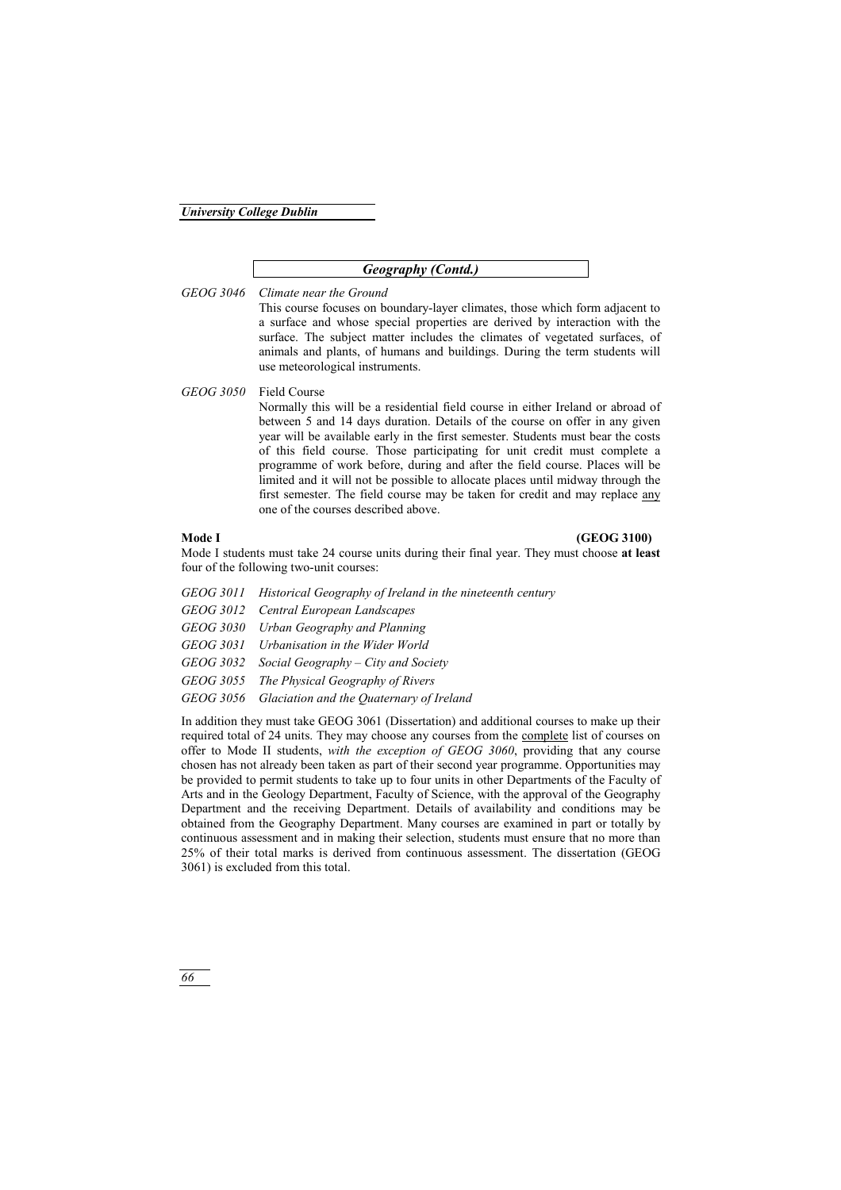## *Geography (Contd.)*

*GEOG 3046* *Climate near the Ground*

This course focuses on boundary-layer climates, those which form adjacent to a surface and whose special properties are derived by interaction with the surface. The subject matter includes the climates of vegetated surfaces, of animals and plants, of humans and buildings. During the term students will use meteorological instruments.

*GEOG 3050* Field Course

Normally this will be a residential field course in either Ireland or abroad of between 5 and 14 days duration. Details of the course on offer in any given year will be available early in the first semester. Students must bear the costs of this field course. Those participating for unit credit must complete a programme of work before, during and after the field course. Places will be limited and it will not be possible to allocate places until midway through the first semester. The field course may be taken for credit and may replace any one of the courses described above.

**Mode I** **(GEOG 3100)**

Mode I students must take 24 course units during their final year. They must choose **at least** four of the following two-unit courses:

*GEOG 3011* *Historical Geography of Ireland in the nineteenth century*

*GEOG 3012* *Central European Landscapes*

*GEOG 3030* *Urban Geography and Planning*

*GEOG 3031* *Urbanisation in the Wider World*

*GEOG 3032* *Social Geography – City and Society*

*GEOG 3055* *The Physical Geography of Rivers*

*GEOG 3056* *Glaciation and the Quaternary of Ireland*

In addition they must take GEOG 3061 (Dissertation) and additional courses to make up their required total of 24 units. They may choose any courses from the complete list of courses on offer to Mode II students, *with the exception of GEOG 3060*, providing that any course chosen has not already been taken as part of their second year programme. Opportunities may be provided to permit students to take up to four units in other Departments of the Faculty of Arts and in the Geology Department, Faculty of Science, with the approval of the Geography Department and the receiving Department. Details of availability and conditions may be obtained from the Geography Department. Many courses are examined in part or totally by continuous assessment and in making their selection, students must ensure that no more than 25% of their total marks is derived from continuous assessment. The dissertation (GEOG 3061) is excluded from this total.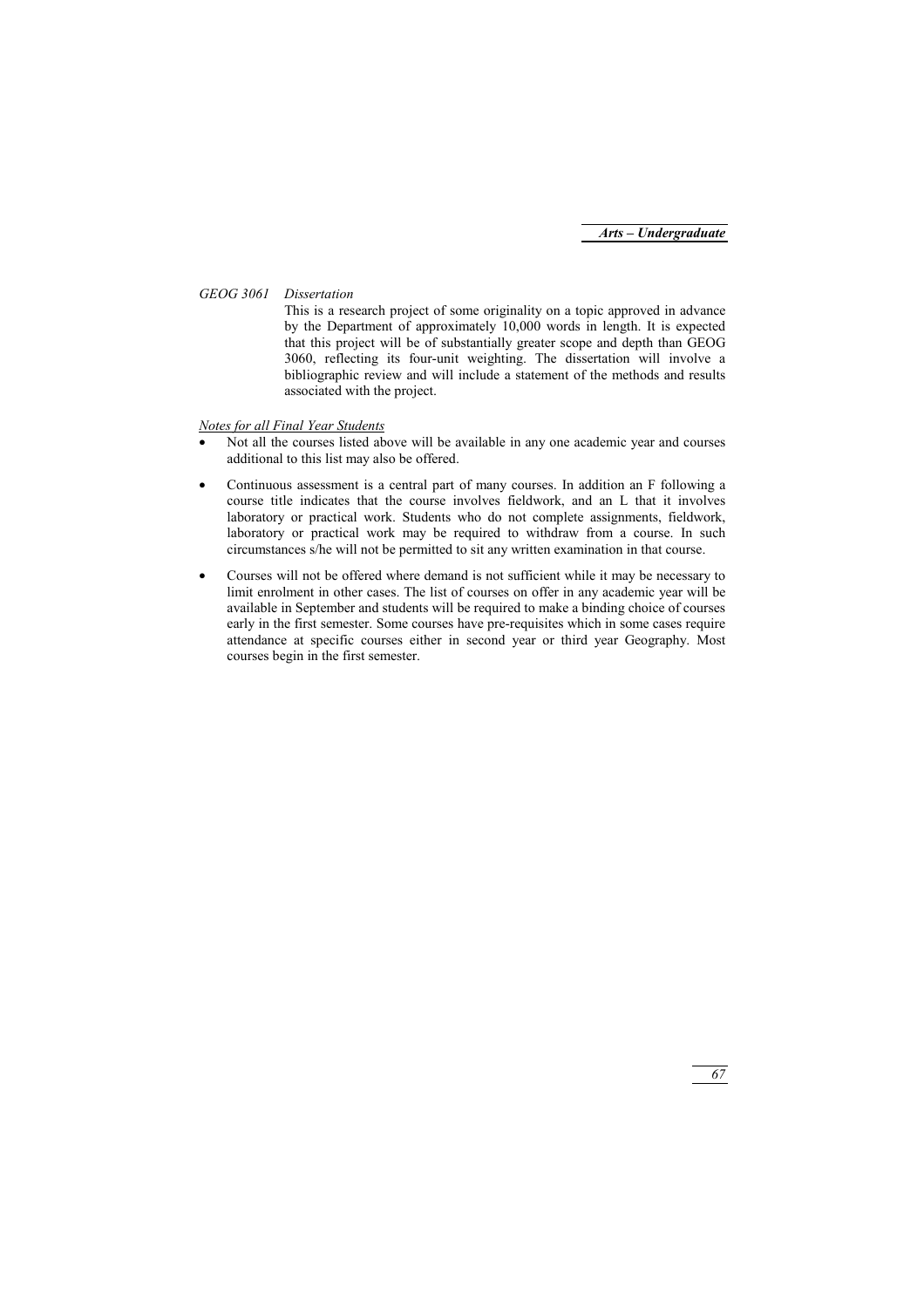*GEOG 3061 Dissertation*

This is a research project of some originality on a topic approved in advance by the Department of approximately 10,000 words in length. It is expected that this project will be of substantially greater scope and depth than GEOG 3060, reflecting its four-unit weighting. The dissertation will involve a bibliographic review and will include a statement of the methods and results associated with the project.

*Notes for all Final Year Students*

- Not all the courses listed above will be available in any one academic year and courses additional to this list may also be offered.
- Continuous assessment is a central part of many courses. In addition an F following a course title indicates that the course involves fieldwork, and an L that it involves laboratory or practical work. Students who do not complete assignments, fieldwork, laboratory or practical work may be required to withdraw from a course. In such circumstances s/he will not be permitted to sit any written examination in that course.
- Courses will not be offered where demand is not sufficient while it may be necessary to limit enrolment in other cases. The list of courses on offer in any academic year will be available in September and students will be required to make a binding choice of courses early in the first semester. Some courses have pre-requisites which in some cases require attendance at specific courses either in second year or third year Geography. Most courses begin in the first semester.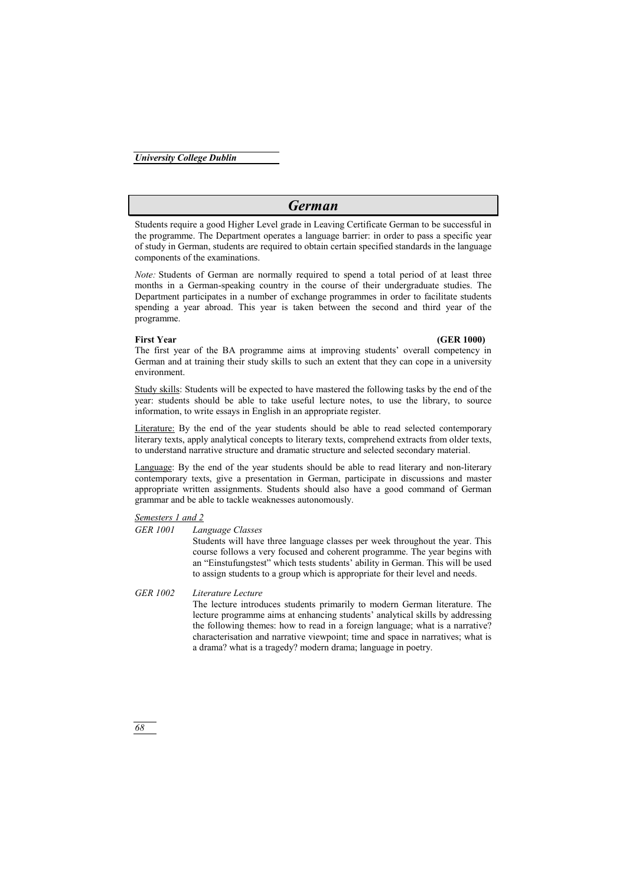# German

Students require a good Higher Level grade in Leaving Certificate German to be successful in the programme. The Department operates a language barrier: in order to pass a specific year of study in German, students are required to obtain certain specified standards in the language components of the examinations.

*Note:* Students of German are normally required to spend a total period of at least three months in a German-speaking country in the course of their undergraduate studies. The Department participates in a number of exchange programmes in order to facilitate students spending a year abroad. This year is taken between the second and third year of the programme.

**First Year (GER 1000)**

The first year of the BA programme aims at improving students' overall competency in German and at training their study skills to such an extent that they can cope in a university environment.

Study skills: Students will be expected to have mastered the following tasks by the end of the year: students should be able to take useful lecture notes, to use the library, to source information, to write essays in English in an appropriate register.

Literature: By the end of the year students should be able to read selected contemporary literary texts, apply analytical concepts to literary texts, comprehend extracts from older texts, to understand narrative structure and dramatic structure and selected secondary material.

Language: By the end of the year students should be able to read literary and non-literary contemporary texts, give a presentation in German, participate in discussions and master appropriate written assignments. Students should also have a good command of German grammar and be able to tackle weaknesses autonomously.

*Semesters 1 and 2*

*GER 1001* *Language Classes*

Students will have three language classes per week throughout the year. This course follows a very focused and coherent programme. The year begins with an "Einstufungstest" which tests students' ability in German. This will be used to assign students to a group which is appropriate for their level and needs.

*GER 1002* *Literature Lecture*

The lecture introduces students primarily to modern German literature. The lecture programme aims at enhancing students' analytical skills by addressing the following themes: how to read in a foreign language; what is a narrative? characterisation and narrative viewpoint; time and space in narratives; what is a drama? what is a tragedy? modern drama; language in poetry.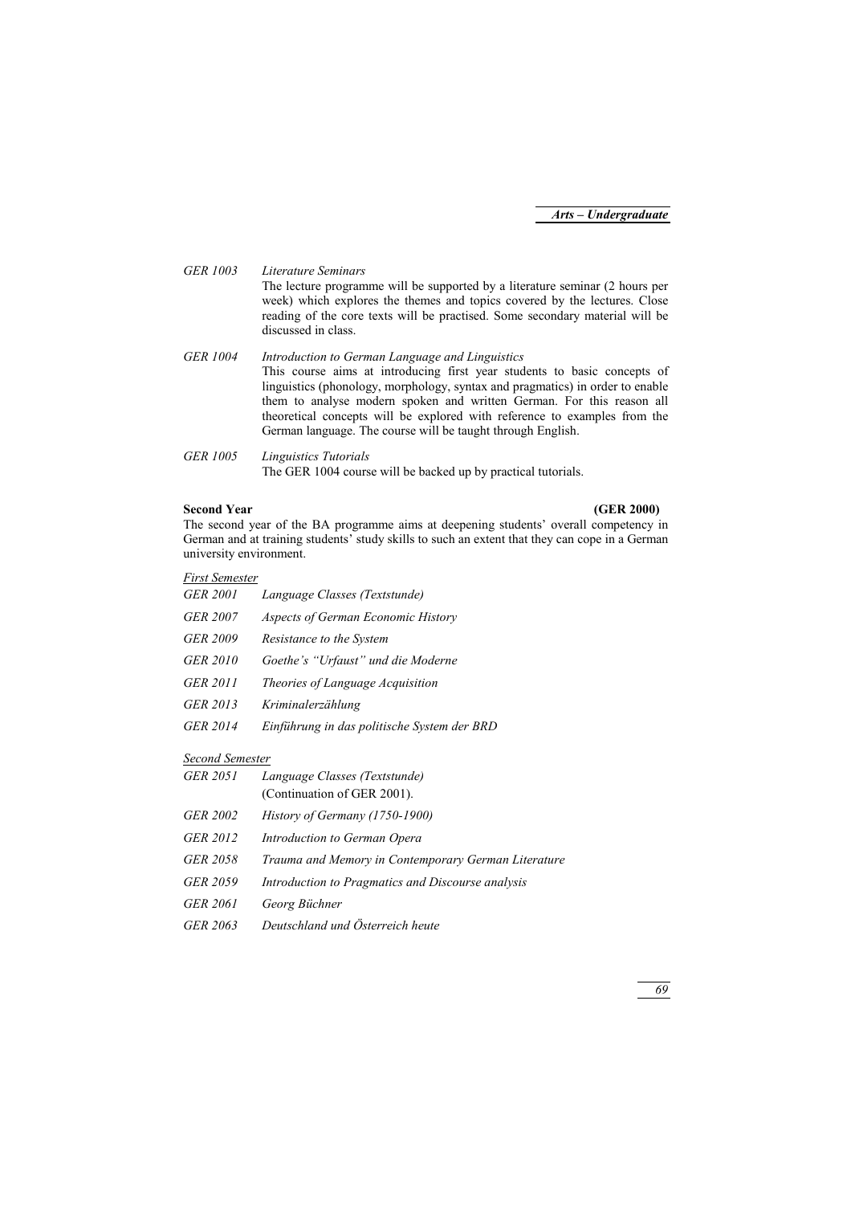*GER 1003* *Literature Seminars*

The lecture programme will be supported by a literature seminar (2 hours per week) which explores the themes and topics covered by the lectures. Close reading of the core texts will be practised. Some secondary material will be discussed in class.

*GER 1004* *Introduction to German Language and Linguistics*

This course aims at introducing first year students to basic concepts of linguistics (phonology, morphology, syntax and pragmatics) in order to enable them to analyse modern spoken and written German. For this reason all theoretical concepts will be explored with reference to examples from the German language. The course will be taught through English.

*GER 1005* *Linguistics Tutorials*

The GER 1004 course will be backed up by practical tutorials.

**Second Year** **(GER 2000)**

The second year of the BA programme aims at deepening students' overall competency in German and at training students' study skills to such an extent that they can cope in a German university environment.

*First Semester*

*GER 2001* *Language Classes (Textstunde)*

*GER 2007* *Aspects of German Economic History*

*GER 2009* *Resistance to the System*

*GER 2010* *Goethe's "Urfaust" und die Moderne*

*GER 2011* *Theories of Language Acquisition*

*GER 2013* *Kriminalerzählung*

*GER 2014* *Einführung in das politische System der BRD*

*Second Semester*

*GER 2051* *Language Classes (Textstunde)*
(Continuation of GER 2001).

*GER 2002* *History of Germany (1750-1900)*

*GER 2012* *Introduction to German Opera*

*GER 2058* *Trauma and Memory in Contemporary German Literature*

*GER 2059* *Introduction to Pragmatics and Discourse analysis*

*GER 2061* *Georg Büchner*

*GER 2063* *Deutschland und Österreich heute*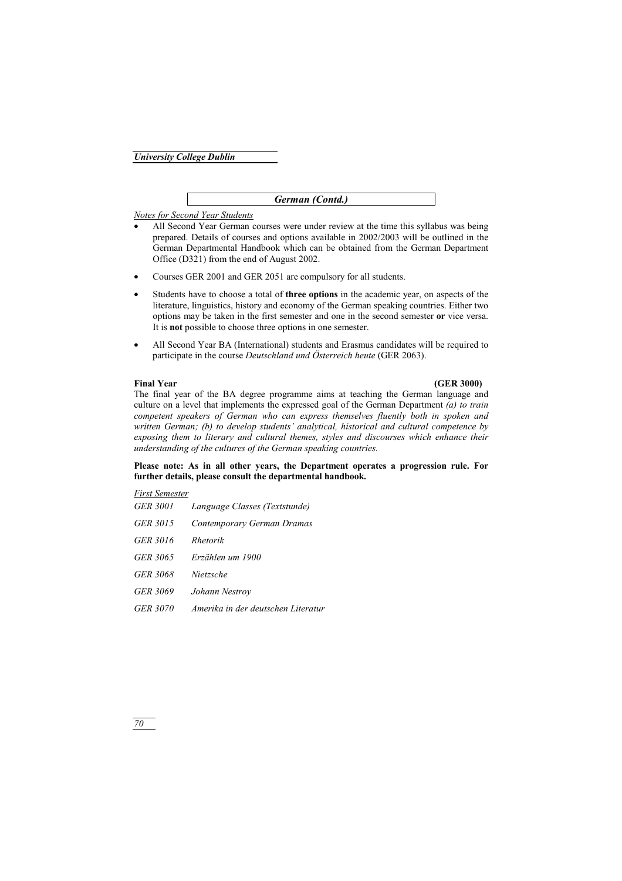## German (Contd.)

*Notes for Second Year Students*

- All Second Year German courses were under review at the time this syllabus was being prepared. Details of courses and options available in 2002/2003 will be outlined in the German Departmental Handbook which can be obtained from the German Department Office (D321) from the end of August 2002.
- Courses GER 2001 and GER 2051 are compulsory for all students.
- Students have to choose a total of **three options** in the academic year, on aspects of the literature, linguistics, history and economy of the German speaking countries. Either two options may be taken in the first semester and one in the second semester **or** vice versa. It is **not** possible to choose three options in one semester.
- All Second Year BA (International) students and Erasmus candidates will be required to participate in the course *Deutschland und Österreich heute* (GER 2063).

### Final Year (GER 3000)

The final year of the BA degree programme aims at teaching the German language and culture on a level that implements the expressed goal of the German Department *(a) to train competent speakers of German who can express themselves fluently both in spoken and written German; (b) to develop students' analytical, historical and cultural competence by exposing them to literary and cultural themes, styles and discourses which enhance their understanding of the cultures of the German speaking countries.*

**Please note: As in all other years, the Department operates a progression rule. For further details, please consult the departmental handbook.**

*First Semester*

*GER 3001 Language Classes (Textstunde)*

*GER 3015 Contemporary German Dramas*

*GER 3016 Rhetorik*

*GER 3065 Erzählen um 1900*

*GER 3068 Nietzsche*

*GER 3069 Johann Nestroy*

*GER 3070 Amerika in der deutschen Literatur*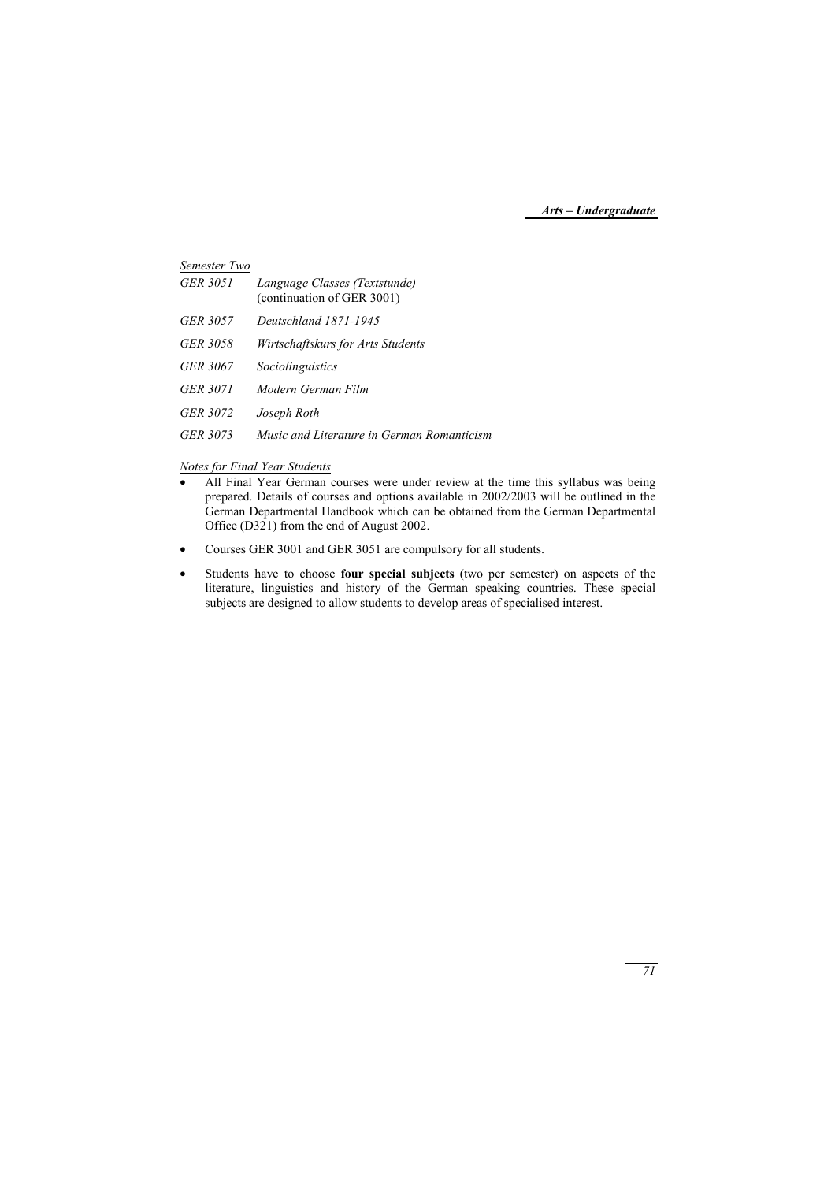*Semester Two*

| | |
|---|---|
| *GER 3051* | *Language Classes (Textstunde)* (continuation of GER 3001) |
| *GER 3057* | *Deutschland 1871-1945* |
| *GER 3058* | *Wirtschaftskurs for Arts Students* |
| *GER 3067* | *Sociolinguistics* |
| *GER 3071* | *Modern German Film* |
| *GER 3072* | *Joseph Roth* |
| *GER 3073* | *Music and Literature in German Romanticism* |

*Notes for Final Year Students*

- All Final Year German courses were under review at the time this syllabus was being prepared. Details of courses and options available in 2002/2003 will be outlined in the German Departmental Handbook which can be obtained from the German Departmental Office (D321) from the end of August 2002.
- Courses GER 3001 and GER 3051 are compulsory for all students.
- Students have to choose **four special subjects** (two per semester) on aspects of the literature, linguistics and history of the German speaking countries. These special subjects are designed to allow students to develop areas of specialised interest.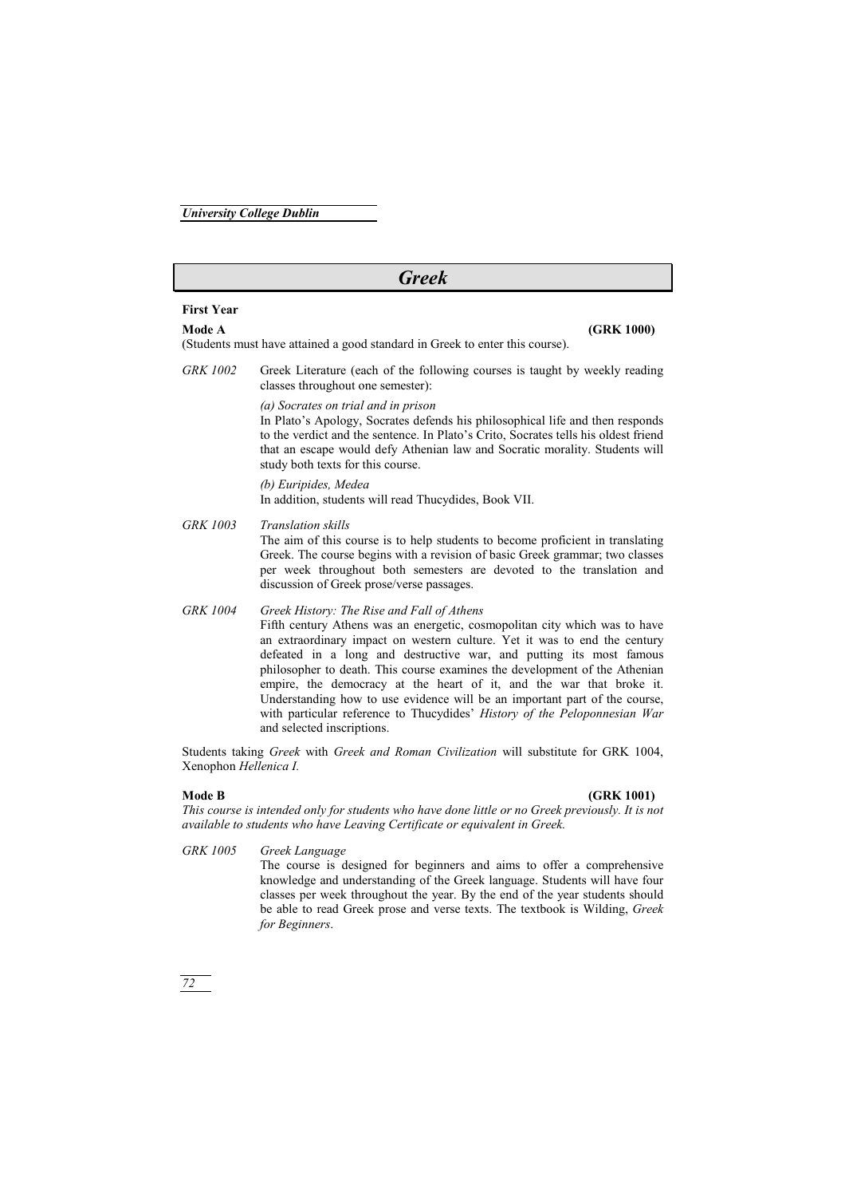# Greek

## First Year

**Mode A** **(GRK 1000)**

(Students must have attained a good standard in Greek to enter this course).

*GRK 1002* Greek Literature (each of the following courses is taught by weekly reading classes throughout one semester):

*(a) Socrates on trial and in prison*

In Plato's Apology, Socrates defends his philosophical life and then responds to the verdict and the sentence. In Plato's Crito, Socrates tells his oldest friend that an escape would defy Athenian law and Socratic morality. Students will study both texts for this course.

*(b) Euripides, Medea*

In addition, students will read Thucydides, Book VII.

*GRK 1003* *Translation skills*

The aim of this course is to help students to become proficient in translating Greek. The course begins with a revision of basic Greek grammar; two classes per week throughout both semesters are devoted to the translation and discussion of Greek prose/verse passages.

*GRK 1004* *Greek History: The Rise and Fall of Athens*

Fifth century Athens was an energetic, cosmopolitan city which was to have an extraordinary impact on western culture. Yet it was to end the century defeated in a long and destructive war, and putting its most famous philosopher to death. This course examines the development of the Athenian empire, the democracy at the heart of it, and the war that broke it. Understanding how to use evidence will be an important part of the course, with particular reference to Thucydides' *History of the Peloponnesian War* and selected inscriptions.

Students taking *Greek* with *Greek and Roman Civilization* will substitute for GRK 1004, Xenophon *Hellenica I.*

**Mode B** **(GRK 1001)**

*This course is intended only for students who have done little or no Greek previously. It is not available to students who have Leaving Certificate or equivalent in Greek.*

*GRK 1005* *Greek Language*

The course is designed for beginners and aims to offer a comprehensive knowledge and understanding of the Greek language. Students will have four classes per week throughout the year. By the end of the year students should be able to read Greek prose and verse texts. The textbook is Wilding, *Greek for Beginners*.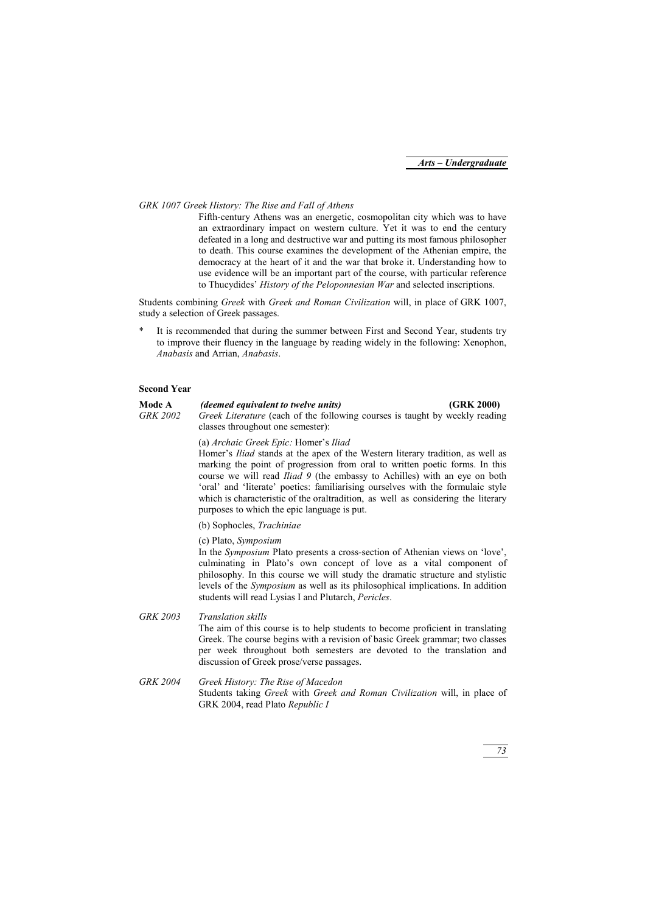*GRK 1007 Greek History: The Rise and Fall of Athens*

Fifth-century Athens was an energetic, cosmopolitan city which was to have an extraordinary impact on western culture. Yet it was to end the century defeated in a long and destructive war and putting its most famous philosopher to death. This course examines the development of the Athenian empire, the democracy at the heart of it and the war that broke it. Understanding how to use evidence will be an important part of the course, with particular reference to Thucydides' *History of the Peloponnesian War* and selected inscriptions.

Students combining *Greek* with *Greek and Roman Civilization* will, in place of GRK 1007, study a selection of Greek passages.

\* It is recommended that during the summer between First and Second Year, students try to improve their fluency in the language by reading widely in the following: Xenophon, *Anabasis* and Arrian, *Anabasis*.

**Second Year**

**Mode A** ***(deemed equivalent to twelve units)*** **(GRK 2000)**

*GRK 2002* *Greek Literature* (each of the following courses is taught by weekly reading classes throughout one semester):

(a) *Archaic Greek Epic:* Homer's *Iliad*

Homer's *Iliad* stands at the apex of the Western literary tradition, as well as marking the point of progression from oral to written poetic forms. In this course we will read *Iliad 9* (the embassy to Achilles) with an eye on both 'oral' and 'literate' poetics: familiarising ourselves with the formulaic style which is characteristic of the oraltradition, as well as considering the literary purposes to which the epic language is put.

(b) Sophocles, *Trachiniae*

(c) Plato, *Symposium*

In the *Symposium* Plato presents a cross-section of Athenian views on 'love', culminating in Plato's own concept of love as a vital component of philosophy. In this course we will study the dramatic structure and stylistic levels of the *Symposium* as well as its philosophical implications. In addition students will read Lysias I and Plutarch, *Pericles*.

*GRK 2003* *Translation skills*

The aim of this course is to help students to become proficient in translating Greek. The course begins with a revision of basic Greek grammar; two classes per week throughout both semesters are devoted to the translation and discussion of Greek prose/verse passages.

*GRK 2004* *Greek History: The Rise of Macedon*

Students taking *Greek* with *Greek and Roman Civilization* will, in place of GRK 2004, read Plato *Republic I*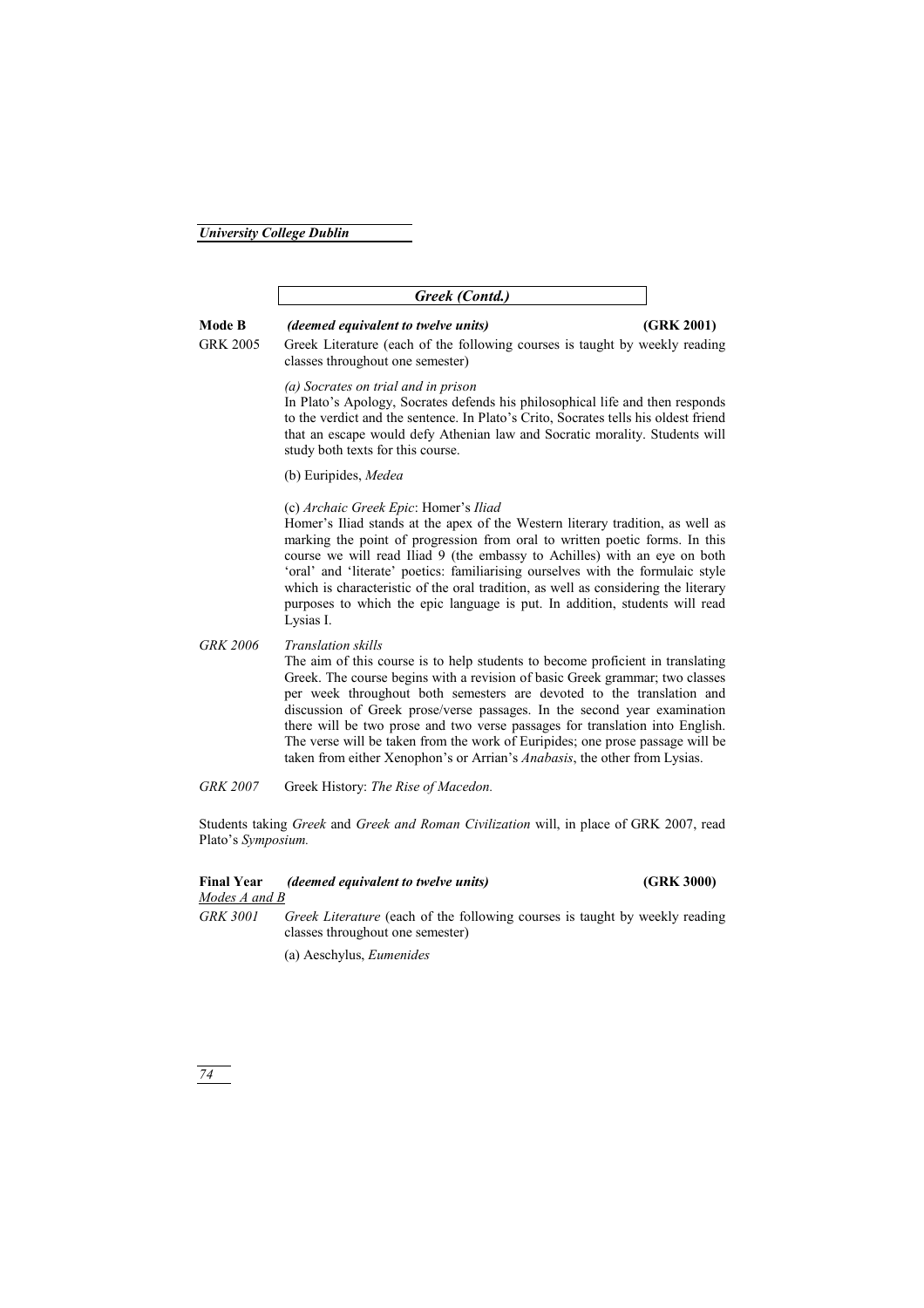## *Greek (Contd.)*

**Mode B** ***(deemed equivalent to twelve units)*** **(GRK 2001)**

GRK 2005 Greek Literature (each of the following courses is taught by weekly reading classes throughout one semester)

*(a) Socrates on trial and in prison*
In Plato's Apology, Socrates defends his philosophical life and then responds to the verdict and the sentence. In Plato's Crito, Socrates tells his oldest friend that an escape would defy Athenian law and Socratic morality. Students will study both texts for this course.

(b) Euripides, *Medea*

(c) *Archaic Greek Epic*: Homer's *Iliad*
Homer's Iliad stands at the apex of the Western literary tradition, as well as marking the point of progression from oral to written poetic forms. In this course we will read Iliad 9 (the embassy to Achilles) with an eye on both 'oral' and 'literate' poetics: familiarising ourselves with the formulaic style which is characteristic of the oral tradition, as well as considering the literary purposes to which the epic language is put. In addition, students will read Lysias I.

*GRK 2006* *Translation skills*
The aim of this course is to help students to become proficient in translating Greek. The course begins with a revision of basic Greek grammar; two classes per week throughout both semesters are devoted to the translation and discussion of Greek prose/verse passages. In the second year examination there will be two prose and two verse passages for translation into English. The verse will be taken from the work of Euripides; one prose passage will be taken from either Xenophon's or Arrian's *Anabasis*, the other from Lysias.

*GRK 2007* Greek History: *The Rise of Macedon.*

Students taking *Greek* and *Greek and Roman Civilization* will, in place of GRK 2007, read Plato's *Symposium.*

**Final Year** ***(deemed equivalent to twelve units)*** **(GRK 3000)**
*Modes A and B*

*GRK 3001* *Greek Literature* (each of the following courses is taught by weekly reading classes throughout one semester)

(a) Aeschylus, *Eumenides*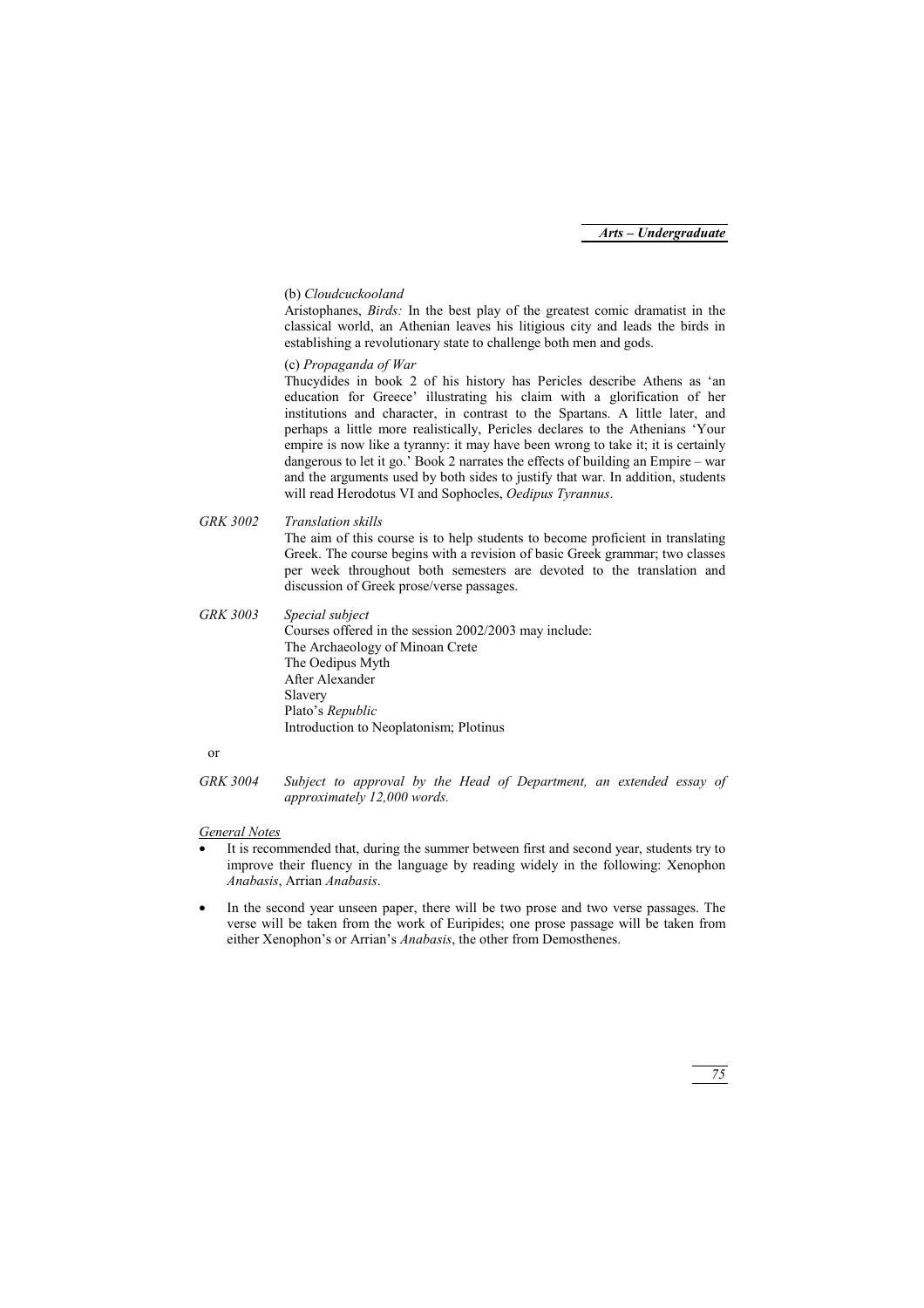(b) *Cloudcuckooland*

Aristophanes, *Birds:* In the best play of the greatest comic dramatist in the classical world, an Athenian leaves his litigious city and leads the birds in establishing a revolutionary state to challenge both men and gods.

(c) *Propaganda of War*

Thucydides in book 2 of his history has Pericles describe Athens as 'an education for Greece' illustrating his claim with a glorification of her institutions and character, in contrast to the Spartans. A little later, and perhaps a little more realistically, Pericles declares to the Athenians 'Your empire is now like a tyranny: it may have been wrong to take it; it is certainly dangerous to let it go.' Book 2 narrates the effects of building an Empire – war and the arguments used by both sides to justify that war. In addition, students will read Herodotus VI and Sophocles, *Oedipus Tyrannus*.

*GRK 3002* *Translation skills*

The aim of this course is to help students to become proficient in translating Greek. The course begins with a revision of basic Greek grammar; two classes per week throughout both semesters are devoted to the translation and discussion of Greek prose/verse passages.

*GRK 3003* *Special subject*

Courses offered in the session 2002/2003 may include:

The Archaeology of Minoan Crete
The Oedipus Myth
After Alexander
Slavery
Plato's *Republic*
Introduction to Neoplatonism; Plotinus

or

*GRK 3004* *Subject to approval by the Head of Department, an extended essay of approximately 12,000 words.*

<u>*General Notes*</u>

- It is recommended that, during the summer between first and second year, students try to improve their fluency in the language by reading widely in the following: Xenophon *Anabasis*, Arrian *Anabasis*.
- In the second year unseen paper, there will be two prose and two verse passages. The verse will be taken from the work of Euripides; one prose passage will be taken from either Xenophon's or Arrian's *Anabasis*, the other from Demosthenes.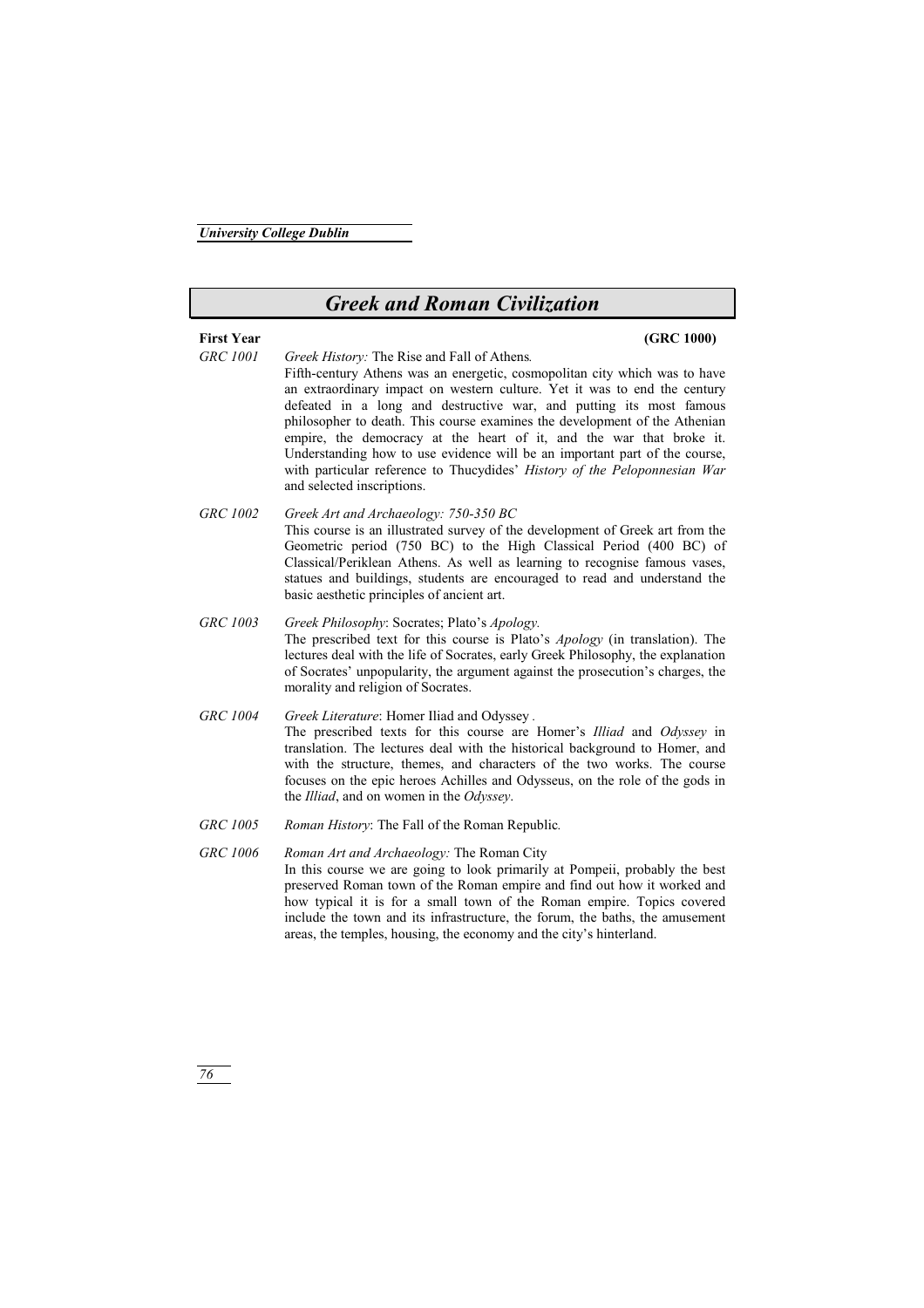# Greek and Roman Civilization

**First Year** **(GRC 1000)**

*GRC 1001* *Greek History:* The Rise and Fall of Athens.
Fifth-century Athens was an energetic, cosmopolitan city which was to have an extraordinary impact on western culture. Yet it was to end the century defeated in a long and destructive war, and putting its most famous philosopher to death. This course examines the development of the Athenian empire, the democracy at the heart of it, and the war that broke it. Understanding how to use evidence will be an important part of the course, with particular reference to Thucydides' *History of the Peloponnesian War* and selected inscriptions.

*GRC 1002* *Greek Art and Archaeology: 750-350 BC*
This course is an illustrated survey of the development of Greek art from the Geometric period (750 BC) to the High Classical Period (400 BC) of Classical/Periklean Athens. As well as learning to recognise famous vases, statues and buildings, students are encouraged to read and understand the basic aesthetic principles of ancient art.

*GRC 1003* *Greek Philosophy*: Socrates; Plato's *Apology.*
The prescribed text for this course is Plato's *Apology* (in translation). The lectures deal with the life of Socrates, early Greek Philosophy, the explanation of Socrates' unpopularity, the argument against the prosecution's charges, the morality and religion of Socrates.

*GRC 1004* *Greek Literature*: Homer Iliad and Odyssey .
The prescribed texts for this course are Homer's *Illiad* and *Odyssey* in translation. The lectures deal with the historical background to Homer, and with the structure, themes, and characters of the two works. The course focuses on the epic heroes Achilles and Odysseus, on the role of the gods in the *Illiad*, and on women in the *Odyssey*.

*GRC 1005* *Roman History*: The Fall of the Roman Republic.

*GRC 1006* *Roman Art and Archaeology:* The Roman City
In this course we are going to look primarily at Pompeii, probably the best preserved Roman town of the Roman empire and find out how it worked and how typical it is for a small town of the Roman empire. Topics covered include the town and its infrastructure, the forum, the baths, the amusement areas, the temples, housing, the economy and the city's hinterland.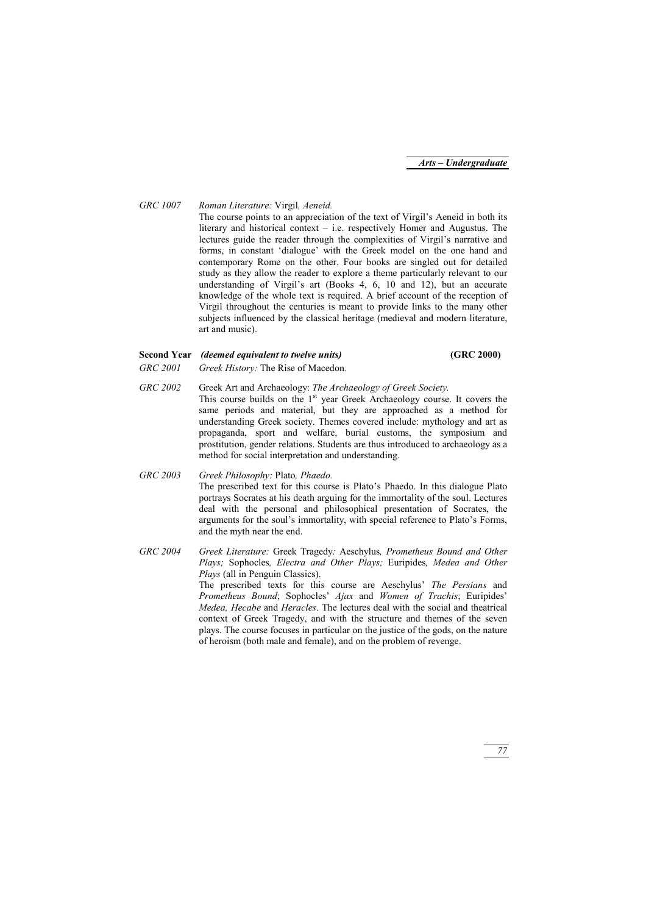*GRC 1007* *Roman Literature:* Virgil*, Aeneid.*

The course points to an appreciation of the text of Virgil's Aeneid in both its literary and historical context – i.e. respectively Homer and Augustus. The lectures guide the reader through the complexities of Virgil's narrative and forms, in constant 'dialogue' with the Greek model on the one hand and contemporary Rome on the other. Four books are singled out for detailed study as they allow the reader to explore a theme particularly relevant to our understanding of Virgil's art (Books 4, 6, 10 and 12), but an accurate knowledge of the whole text is required. A brief account of the reception of Virgil throughout the centuries is meant to provide links to the many other subjects influenced by the classical heritage (medieval and modern literature, art and music).

**Second Year** ***(deemed equivalent to twelve units)*** **(GRC 2000)**

*GRC 2001* *Greek History:* The Rise of Macedon.

*GRC 2002* Greek Art and Archaeology: *The Archaeology of Greek Society.*

This course builds on the 1st year Greek Archaeology course. It covers the same periods and material, but they are approached as a method for understanding Greek society. Themes covered include: mythology and art as propaganda, sport and welfare, burial customs, the symposium and prostitution, gender relations. Students are thus introduced to archaeology as a method for social interpretation and understanding.

*GRC 2003* *Greek Philosophy:* Plato*, Phaedo.*

The prescribed text for this course is Plato's Phaedo. In this dialogue Plato portrays Socrates at his death arguing for the immortality of the soul. Lectures deal with the personal and philosophical presentation of Socrates, the arguments for the soul's immortality, with special reference to Plato's Forms, and the myth near the end.

*GRC 2004* *Greek Literature:* Greek Tragedy*:* Aeschylus*, Prometheus Bound and Other Plays;* Sophocles*, Electra and Other Plays;* Euripides*, Medea and Other Plays* (all in Penguin Classics).

The prescribed texts for this course are Aeschylus' *The Persians* and *Prometheus Bound*; Sophocles' *Ajax* and *Women of Trachis*; Euripides' *Medea, Hecabe* and *Heracles*. The lectures deal with the social and theatrical context of Greek Tragedy, and with the structure and themes of the seven plays. The course focuses in particular on the justice of the gods, on the nature of heroism (both male and female), and on the problem of revenge.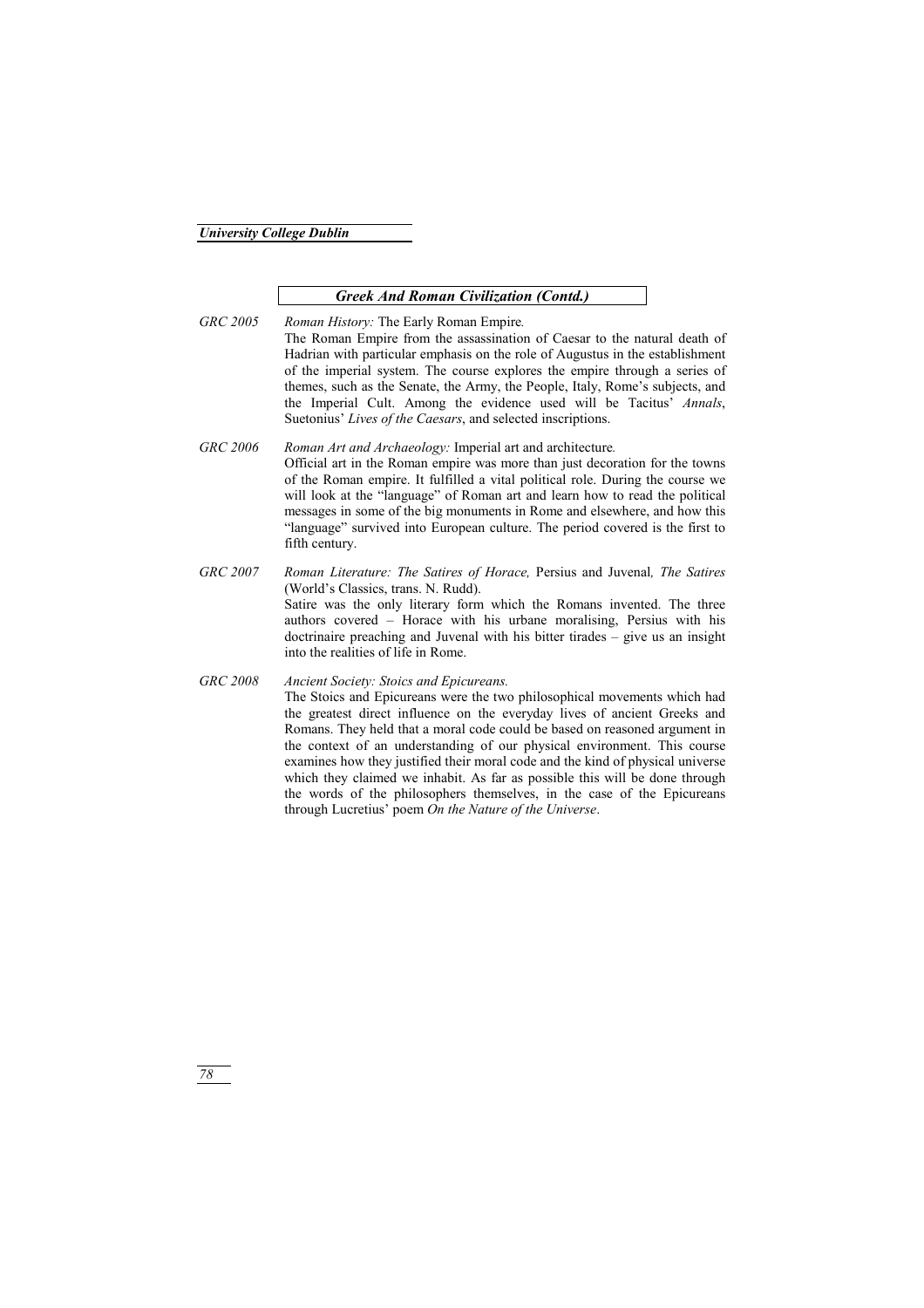## *Greek And Roman Civilization (Contd.)*

*GRC 2005* *Roman History:* The Early Roman Empire*.*
The Roman Empire from the assassination of Caesar to the natural death of Hadrian with particular emphasis on the role of Augustus in the establishment of the imperial system. The course explores the empire through a series of themes, such as the Senate, the Army, the People, Italy, Rome's subjects, and the Imperial Cult. Among the evidence used will be Tacitus' *Annals*, Suetonius' *Lives of the Caesars*, and selected inscriptions.

*GRC 2006* *Roman Art and Archaeology:* Imperial art and architecture*.*
Official art in the Roman empire was more than just decoration for the towns of the Roman empire. It fulfilled a vital political role. During the course we will look at the "language" of Roman art and learn how to read the political messages in some of the big monuments in Rome and elsewhere, and how this "language" survived into European culture. The period covered is the first to fifth century.

*GRC 2007* *Roman Literature: The Satires of Horace,* Persius and Juvenal*, The Satires* (World's Classics, trans. N. Rudd).
Satire was the only literary form which the Romans invented. The three authors covered – Horace with his urbane moralising, Persius with his doctrinaire preaching and Juvenal with his bitter tirades – give us an insight into the realities of life in Rome.

*GRC 2008* *Ancient Society: Stoics and Epicureans.*
The Stoics and Epicureans were the two philosophical movements which had the greatest direct influence on the everyday lives of ancient Greeks and Romans. They held that a moral code could be based on reasoned argument in the context of an understanding of our physical environment. This course examines how they justified their moral code and the kind of physical universe which they claimed we inhabit. As far as possible this will be done through the words of the philosophers themselves, in the case of the Epicureans through Lucretius' poem *On the Nature of the Universe*.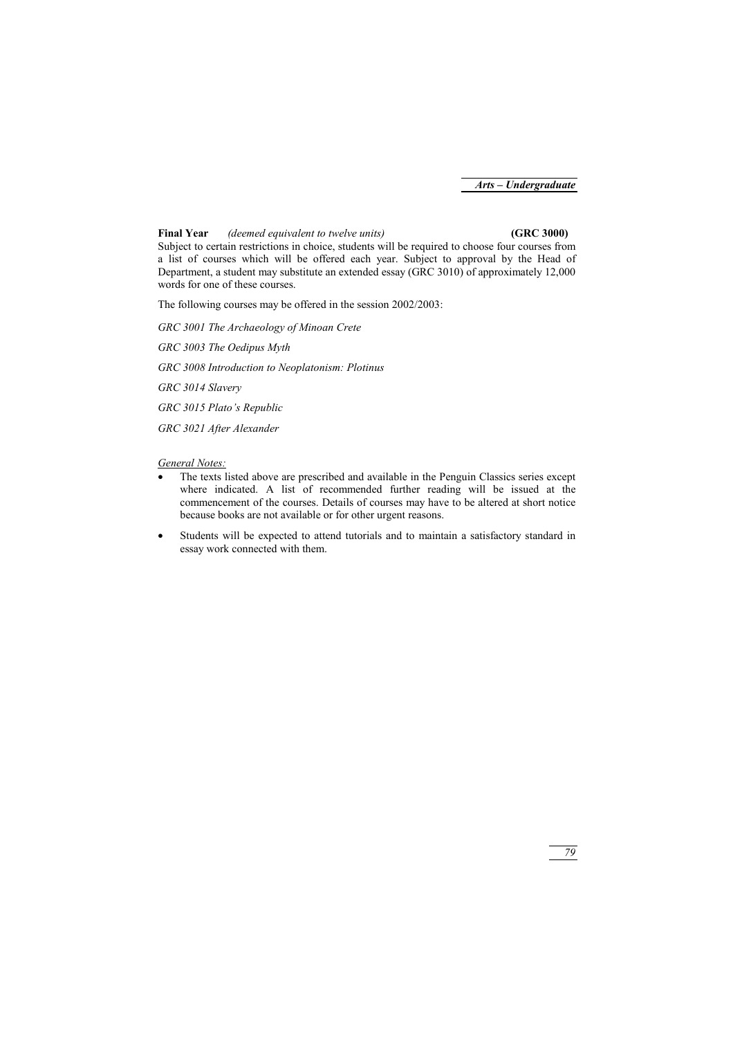**Final Year** *(deemed equivalent to twelve units)* **(GRC 3000)**

Subject to certain restrictions in choice, students will be required to choose four courses from a list of courses which will be offered each year. Subject to approval by the Head of Department, a student may substitute an extended essay (GRC 3010) of approximately 12,000 words for one of these courses.

The following courses may be offered in the session 2002/2003:

*GRC 3001 The Archaeology of Minoan Crete*

*GRC 3003 The Oedipus Myth*

*GRC 3008 Introduction to Neoplatonism: Plotinus*

*GRC 3014 Slavery*

*GRC 3015 Plato's Republic*

*GRC 3021 After Alexander*

<u>*General Notes:*</u>

- The texts listed above are prescribed and available in the Penguin Classics series except where indicated. A list of recommended further reading will be issued at the commencement of the courses. Details of courses may have to be altered at short notice because books are not available or for other urgent reasons.
- Students will be expected to attend tutorials and to maintain a satisfactory standard in essay work connected with them.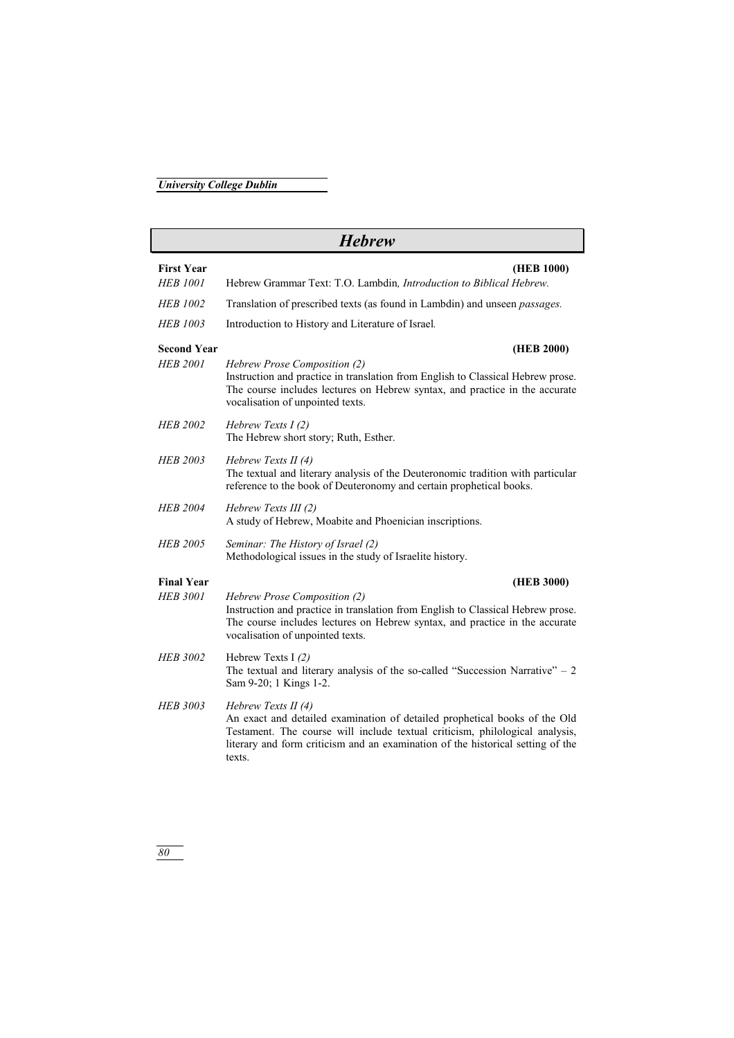# Hebrew

**First Year** **(HEB 1000)**

*HEB 1001* Hebrew Grammar Text: T.O. Lambdin*, Introduction to Biblical Hebrew.*

*HEB 1002* Translation of prescribed texts (as found in Lambdin) and unseen *passages.*

*HEB 1003* Introduction to History and Literature of Israel.

**Second Year** **(HEB 2000)**

*HEB 2001* *Hebrew Prose Composition (2)*
Instruction and practice in translation from English to Classical Hebrew prose. The course includes lectures on Hebrew syntax, and practice in the accurate vocalisation of unpointed texts.

*HEB 2002* *Hebrew Texts I (2)*
The Hebrew short story; Ruth, Esther.

*HEB 2003* *Hebrew Texts II (4)*
The textual and literary analysis of the Deuteronomic tradition with particular reference to the book of Deuteronomy and certain prophetical books.

*HEB 2004* *Hebrew Texts III (2)*
A study of Hebrew, Moabite and Phoenician inscriptions.

*HEB 2005* *Seminar: The History of Israel (2)*
Methodological issues in the study of Israelite history.

**Final Year** **(HEB 3000)**

*HEB 3001* *Hebrew Prose Composition (2)*
Instruction and practice in translation from English to Classical Hebrew prose. The course includes lectures on Hebrew syntax, and practice in the accurate vocalisation of unpointed texts.

*HEB 3002* Hebrew Texts I *(2)*
The textual and literary analysis of the so-called "Succession Narrative" – 2 Sam 9-20; 1 Kings 1-2.

*HEB 3003* *Hebrew Texts II (4)*
An exact and detailed examination of detailed prophetical books of the Old Testament. The course will include textual criticism, philological analysis, literary and form criticism and an examination of the historical setting of the texts.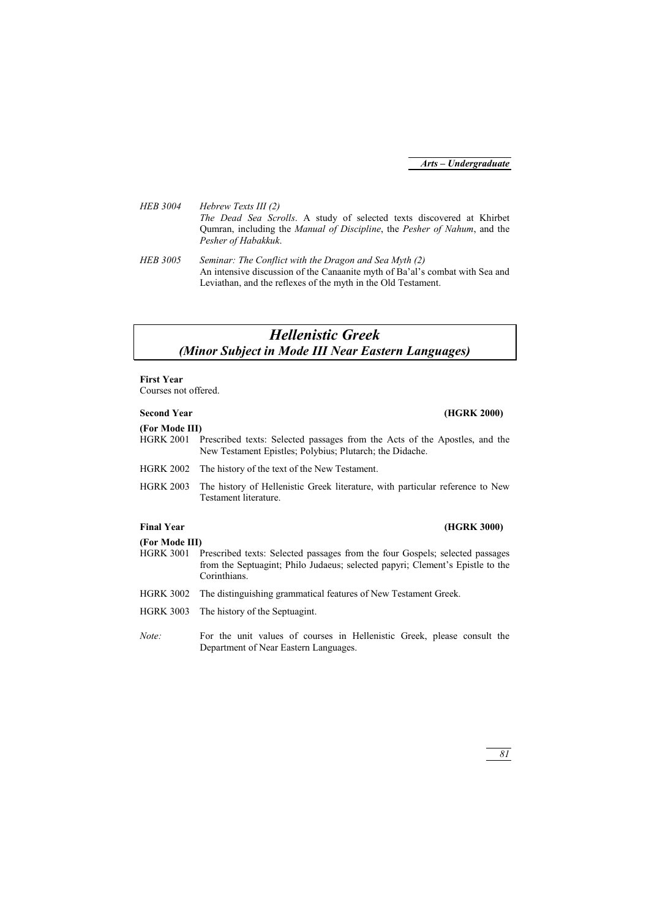*HEB 3004* *Hebrew Texts III (2)*
*The Dead Sea Scrolls*. A study of selected texts discovered at Khirbet Qumran, including the *Manual of Discipline*, the *Pesher of Nahum*, and the *Pesher of Habakkuk*.

*HEB 3005* *Seminar: The Conflict with the Dragon and Sea Myth (2)*
An intensive discussion of the Canaanite myth of Ba'al's combat with Sea and Leviathan, and the reflexes of the myth in the Old Testament.

# *Hellenistic Greek*
## *(Minor Subject in Mode III Near Eastern Languages)*

**First Year**
Courses not offered.

**Second Year** **(HGRK 2000)**

**(For Mode III)**

HGRK 2001 Prescribed texts: Selected passages from the Acts of the Apostles, and the New Testament Epistles; Polybius; Plutarch; the Didache.

HGRK 2002 The history of the text of the New Testament.

HGRK 2003 The history of Hellenistic Greek literature, with particular reference to New Testament literature.

**Final Year** **(HGRK 3000)**

**(For Mode III)**

HGRK 3001 Prescribed texts: Selected passages from the four Gospels; selected passages from the Septuagint; Philo Judaeus; selected papyri; Clement's Epistle to the Corinthians.

HGRK 3002 The distinguishing grammatical features of New Testament Greek.

HGRK 3003 The history of the Septuagint.

*Note:* For the unit values of courses in Hellenistic Greek, please consult the Department of Near Eastern Languages.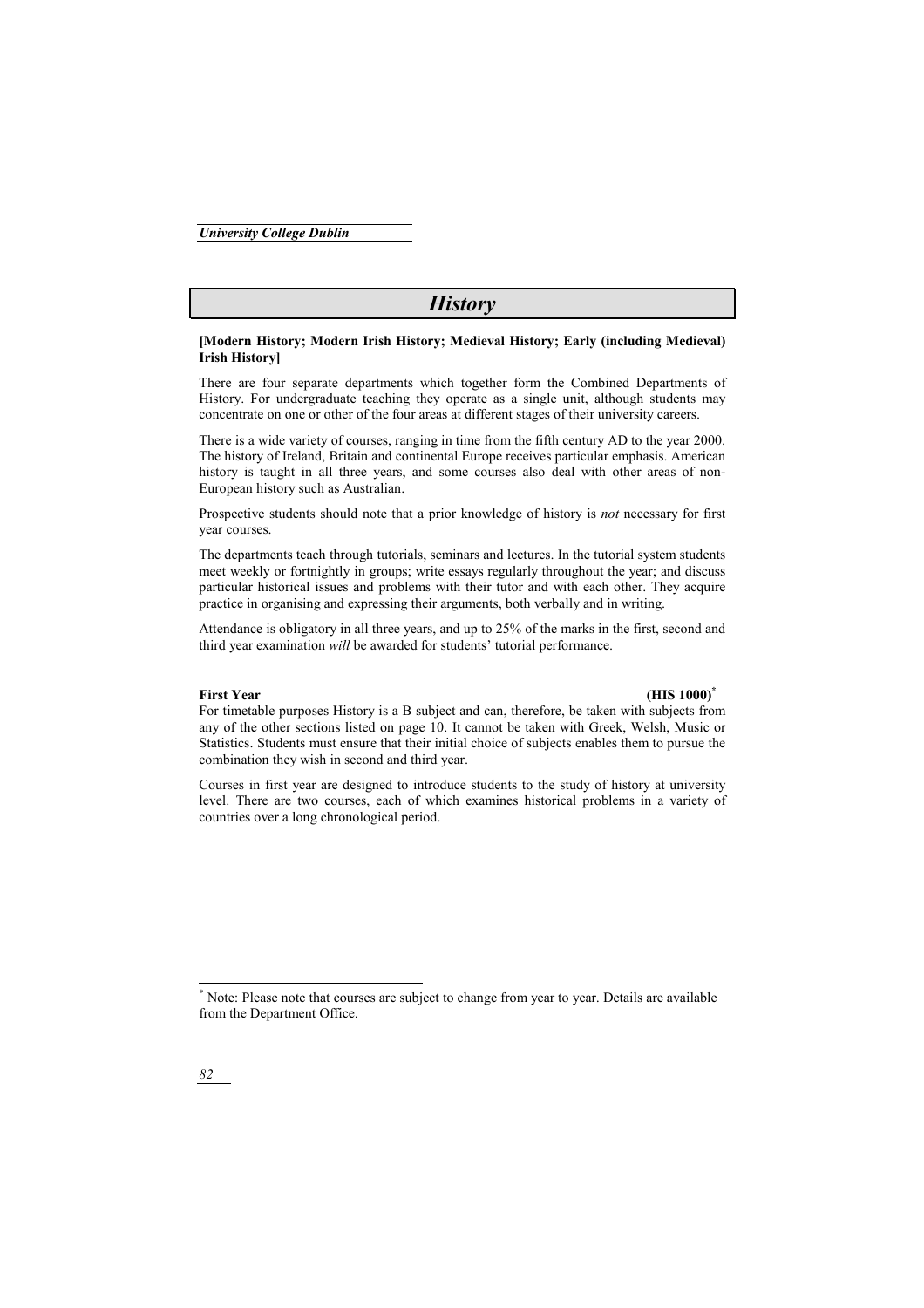# History

**[Modern History; Modern Irish History; Medieval History; Early (including Medieval) Irish History]**

There are four separate departments which together form the Combined Departments of History. For undergraduate teaching they operate as a single unit, although students may concentrate on one or other of the four areas at different stages of their university careers.

There is a wide variety of courses, ranging in time from the fifth century AD to the year 2000. The history of Ireland, Britain and continental Europe receives particular emphasis. American history is taught in all three years, and some courses also deal with other areas of non-European history such as Australian.

Prospective students should note that a prior knowledge of history is *not* necessary for first year courses.

The departments teach through tutorials, seminars and lectures. In the tutorial system students meet weekly or fortnightly in groups; write essays regularly throughout the year; and discuss particular historical issues and problems with their tutor and with each other. They acquire practice in organising and expressing their arguments, both verbally and in writing.

Attendance is obligatory in all three years, and up to 25% of the marks in the first, second and third year examination *will* be awarded for students' tutorial performance.

**First Year (HIS 1000)[*]**

For timetable purposes History is a B subject and can, therefore, be taken with subjects from any of the other sections listed on page 10. It cannot be taken with Greek, Welsh, Music or Statistics. Students must ensure that their initial choice of subjects enables them to pursue the combination they wish in second and third year.

Courses in first year are designed to introduce students to the study of history at university level. There are two courses, each of which examines historical problems in a variety of countries over a long chronological period.

[*] Note: Please note that courses are subject to change from year to year. Details are available from the Department Office.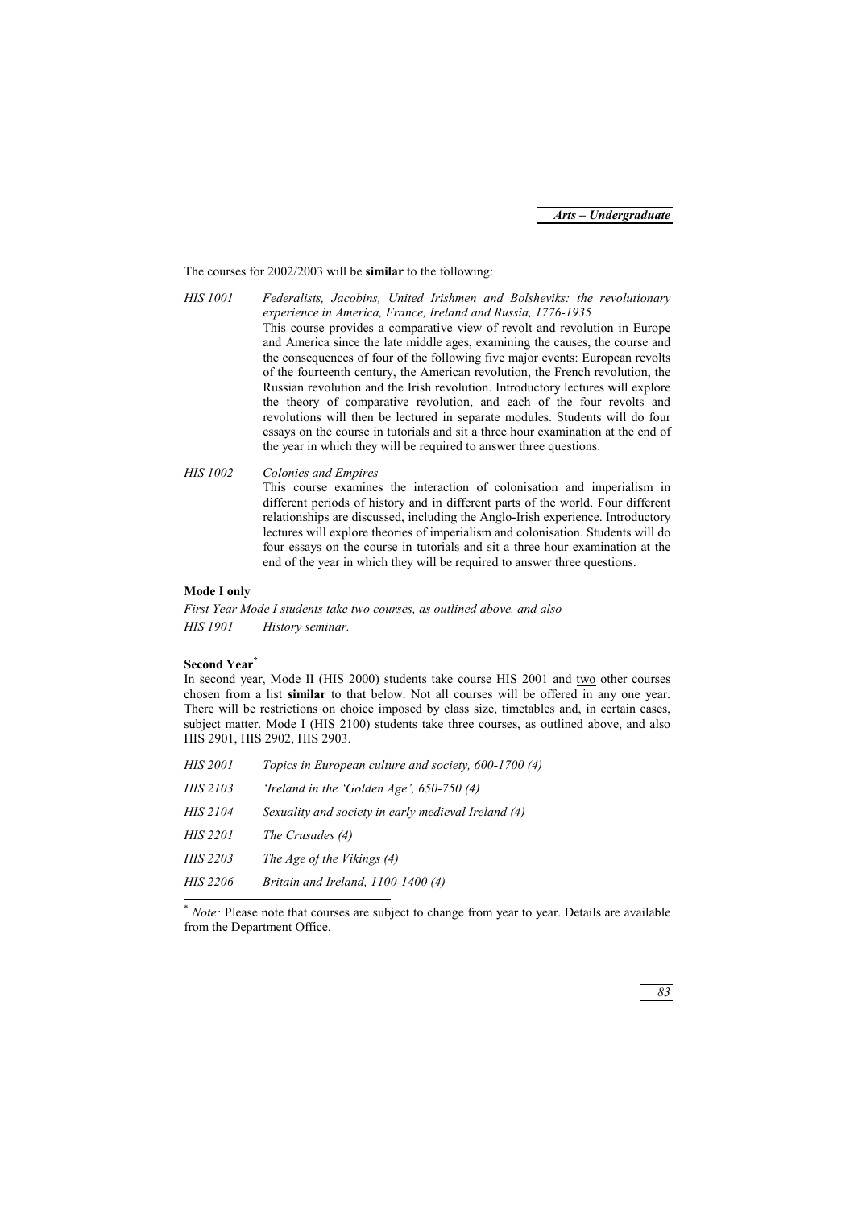The courses for 2002/2003 will be **similar** to the following:

*HIS 1001* *Federalists, Jacobins, United Irishmen and Bolsheviks: the revolutionary experience in America, France, Ireland and Russia, 1776-1935*
This course provides a comparative view of revolt and revolution in Europe and America since the late middle ages, examining the causes, the course and the consequences of four of the following five major events: European revolts of the fourteenth century, the American revolution, the French revolution, the Russian revolution and the Irish revolution. Introductory lectures will explore the theory of comparative revolution, and each of the four revolts and revolutions will then be lectured in separate modules. Students will do four essays on the course in tutorials and sit a three hour examination at the end of the year in which they will be required to answer three questions.

*HIS 1002* *Colonies and Empires*
This course examines the interaction of colonisation and imperialism in different periods of history and in different parts of the world. Four different relationships are discussed, including the Anglo-Irish experience. Introductory lectures will explore theories of imperialism and colonisation. Students will do four essays on the course in tutorials and sit a three hour examination at the end of the year in which they will be required to answer three questions.

**Mode I only**

*First Year Mode I students take two courses, as outlined above, and also*

*HIS 1901* *History seminar.*

**Second Year**[*]

In second year, Mode II (HIS 2000) students take course HIS 2001 and two other courses chosen from a list **similar** to that below. Not all courses will be offered in any one year. There will be restrictions on choice imposed by class size, timetables and, in certain cases, subject matter. Mode I (HIS 2100) students take three courses, as outlined above, and also HIS 2901, HIS 2902, HIS 2903.

*HIS 2001* *Topics in European culture and society, 600-1700 (4)*

*HIS 2103* *'Ireland in the 'Golden Age', 650-750 (4)*

*HIS 2104* *Sexuality and society in early medieval Ireland (4)*

*HIS 2201* *The Crusades (4)*

*HIS 2203* *The Age of the Vikings (4)*

*HIS 2206* *Britain and Ireland, 1100-1400 (4)*

[*] *Note:* Please note that courses are subject to change from year to year. Details are available from the Department Office.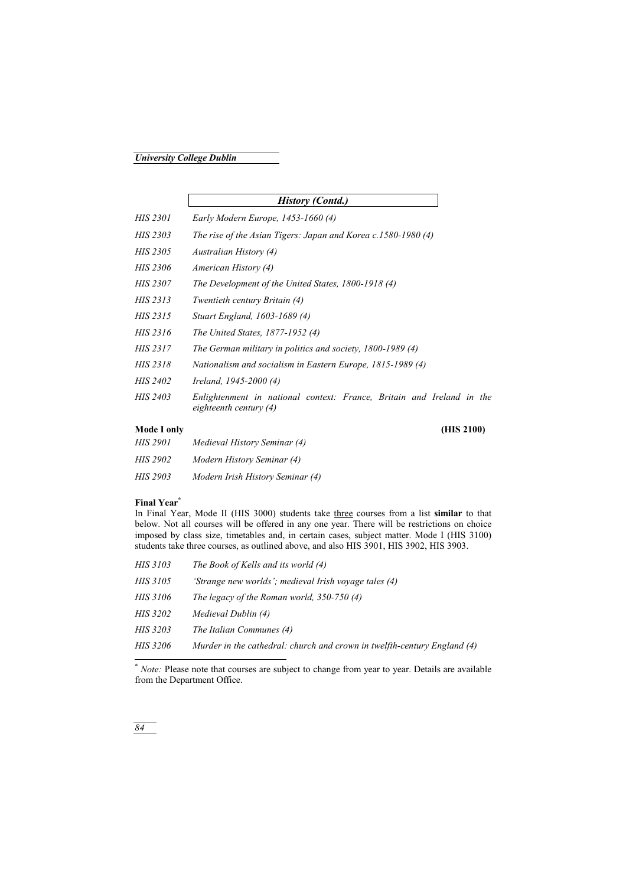## *History (Contd.)*

| | |
|---|---|
| *HIS 2301* | *Early Modern Europe, 1453-1660 (4)* |
| *HIS 2303* | *The rise of the Asian Tigers: Japan and Korea c.1580-1980 (4)* |
| *HIS 2305* | *Australian History (4)* |
| *HIS 2306* | *American History (4)* |
| *HIS 2307* | *The Development of the United States, 1800-1918 (4)* |
| *HIS 2313* | *Twentieth century Britain (4)* |
| *HIS 2315* | *Stuart England, 1603-1689 (4)* |
| *HIS 2316* | *The United States, 1877-1952 (4)* |
| *HIS 2317* | *The German military in politics and society, 1800-1989 (4)* |
| *HIS 2318* | *Nationalism and socialism in Eastern Europe, 1815-1989 (4)* |
| *HIS 2402* | *Ireland, 1945-2000 (4)* |
| *HIS 2403* | *Enlightenment in national context: France, Britain and Ireland in the eighteenth century (4)* |

**Mode I only** **(HIS 2100)**

| | |
|---|---|
| *HIS 2901* | *Medieval History Seminar (4)* |
| *HIS 2902* | *Modern History Seminar (4)* |
| *HIS 2903* | *Modern Irish History Seminar (4)* |

**Final Year**[*]

In Final Year, Mode II (HIS 3000) students take three courses from a list **similar** to that below. Not all courses will be offered in any one year. There will be restrictions on choice imposed by class size, timetables and, in certain cases, subject matter. Mode I (HIS 3100) students take three courses, as outlined above, and also HIS 3901, HIS 3902, HIS 3903.

| | |
|---|---|
| *HIS 3103* | *The Book of Kells and its world (4)* |
| *HIS 3105* | *'Strange new worlds'; medieval Irish voyage tales (4)* |
| *HIS 3106* | *The legacy of the Roman world, 350-750 (4)* |
| *HIS 3202* | *Medieval Dublin (4)* |
| *HIS 3203* | *The Italian Communes (4)* |
| *HIS 3206* | *Murder in the cathedral: church and crown in twelfth-century England (4)* |

[*] *Note:* Please note that courses are subject to change from year to year. Details are available from the Department Office.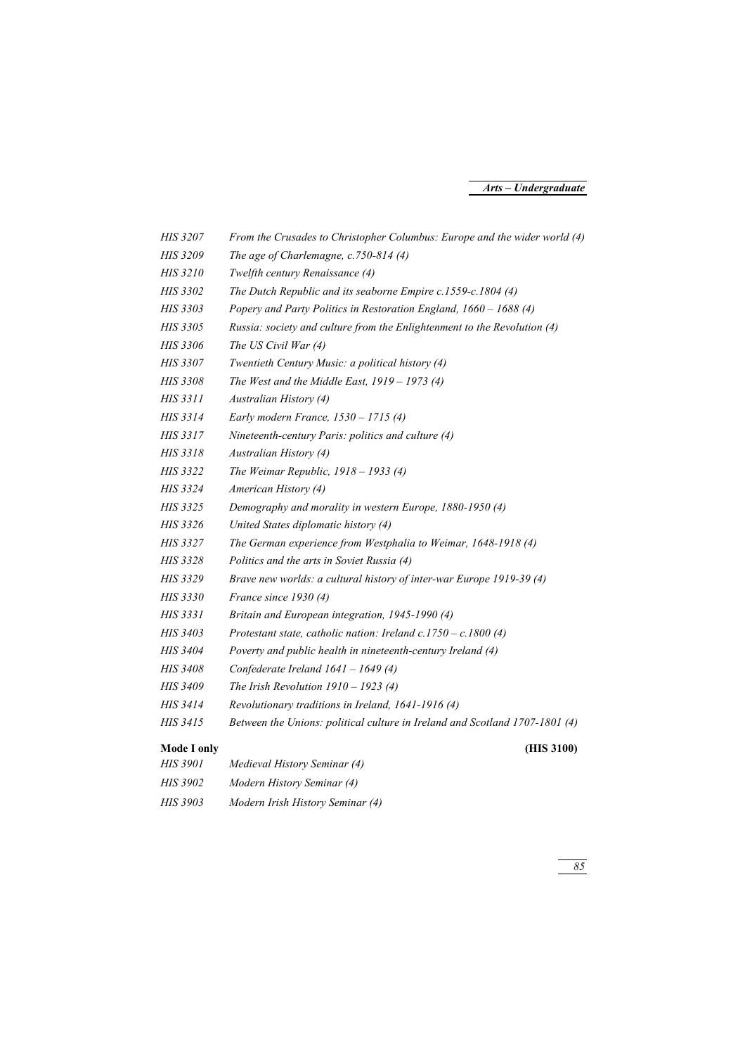*HIS 3207* *From the Crusades to Christopher Columbus: Europe and the wider world (4)*

*HIS 3209* *The age of Charlemagne, c.750-814 (4)*

*HIS 3210* *Twelfth century Renaissance (4)*

*HIS 3302* *The Dutch Republic and its seaborne Empire c.1559-c.1804 (4)*

*HIS 3303* *Popery and Party Politics in Restoration England, 1660 – 1688 (4)*

*HIS 3305* *Russia: society and culture from the Enlightenment to the Revolution (4)*

*HIS 3306* *The US Civil War (4)*

*HIS 3307* *Twentieth Century Music: a political history (4)*

*HIS 3308* *The West and the Middle East, 1919 – 1973 (4)*

*HIS 3311* *Australian History (4)*

*HIS 3314* *Early modern France, 1530 – 1715 (4)*

*HIS 3317* *Nineteenth-century Paris: politics and culture (4)*

*HIS 3318* *Australian History (4)*

*HIS 3322* *The Weimar Republic, 1918 – 1933 (4)*

*HIS 3324* *American History (4)*

*HIS 3325* *Demography and morality in western Europe, 1880-1950 (4)*

*HIS 3326* *United States diplomatic history (4)*

*HIS 3327* *The German experience from Westphalia to Weimar, 1648-1918 (4)*

*HIS 3328* *Politics and the arts in Soviet Russia (4)*

*HIS 3329* *Brave new worlds: a cultural history of inter-war Europe 1919-39 (4)*

*HIS 3330* *France since 1930 (4)*

*HIS 3331* *Britain and European integration, 1945-1990 (4)*

*HIS 3403* *Protestant state, catholic nation: Ireland c.1750 – c.1800 (4)*

*HIS 3404* *Poverty and public health in nineteenth-century Ireland (4)*

*HIS 3408* *Confederate Ireland 1641 – 1649 (4)*

*HIS 3409* *The Irish Revolution 1910 – 1923 (4)*

*HIS 3414* *Revolutionary traditions in Ireland, 1641-1916 (4)*

*HIS 3415* *Between the Unions: political culture in Ireland and Scotland 1707-1801 (4)*

**Mode I only** **(HIS 3100)**

*HIS 3901* *Medieval History Seminar (4)*

*HIS 3902* *Modern History Seminar (4)*

*HIS 3903* *Modern Irish History Seminar (4)*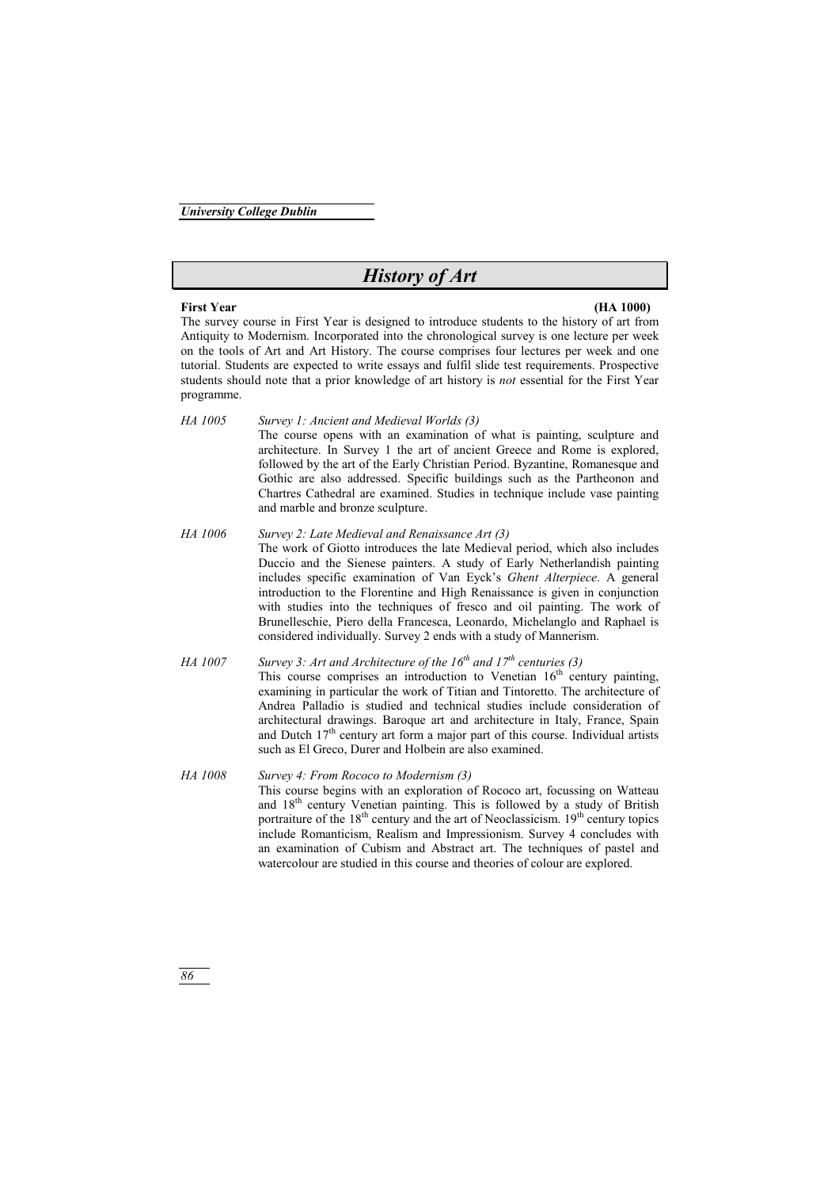# History of Art

**First Year** **(HA 1000)**

The survey course in First Year is designed to introduce students to the history of art from Antiquity to Modernism. Incorporated into the chronological survey is one lecture per week on the tools of Art and Art History. The course comprises four lectures per week and one tutorial. Students are expected to write essays and fulfil slide test requirements. Prospective students should note that a prior knowledge of art history is *not* essential for the First Year programme.

*HA 1005* *Survey 1: Ancient and Medieval Worlds (3)*

The course opens with an examination of what is painting, sculpture and architecture. In Survey 1 the art of ancient Greece and Rome is explored, followed by the art of the Early Christian Period. Byzantine, Romanesque and Gothic are also addressed. Specific buildings such as the Partheonon and Chartres Cathedral are examined. Studies in technique include vase painting and marble and bronze sculpture.

*HA 1006* *Survey 2: Late Medieval and Renaissance Art (3)*

The work of Giotto introduces the late Medieval period, which also includes Duccio and the Sienese painters. A study of Early Netherlandish painting includes specific examination of Van Eyck's *Ghent Alterpiece*. A general introduction to the Florentine and High Renaissance is given in conjunction with studies into the techniques of fresco and oil painting. The work of Brunelleschie, Piero della Francesca, Leonardo, Michelanglo and Raphael is considered individually. Survey 2 ends with a study of Mannerism.

*HA 1007* *Survey 3: Art and Architecture of the 16th and 17th centuries (3)*

This course comprises an introduction to Venetian 16th century painting, examining in particular the work of Titian and Tintoretto. The architecture of Andrea Palladio is studied and technical studies include consideration of architectural drawings. Baroque art and architecture in Italy, France, Spain and Dutch 17th century art form a major part of this course. Individual artists such as El Greco, Durer and Holbein are also examined.

*HA 1008* *Survey 4: From Rococo to Modernism (3)*

This course begins with an exploration of Rococo art, focussing on Watteau and 18th century Venetian painting. This is followed by a study of British portraiture of the 18th century and the art of Neoclassicism. 19th century topics include Romanticism, Realism and Impressionism. Survey 4 concludes with an examination of Cubism and Abstract art. The techniques of pastel and watercolour are studied in this course and theories of colour are explored.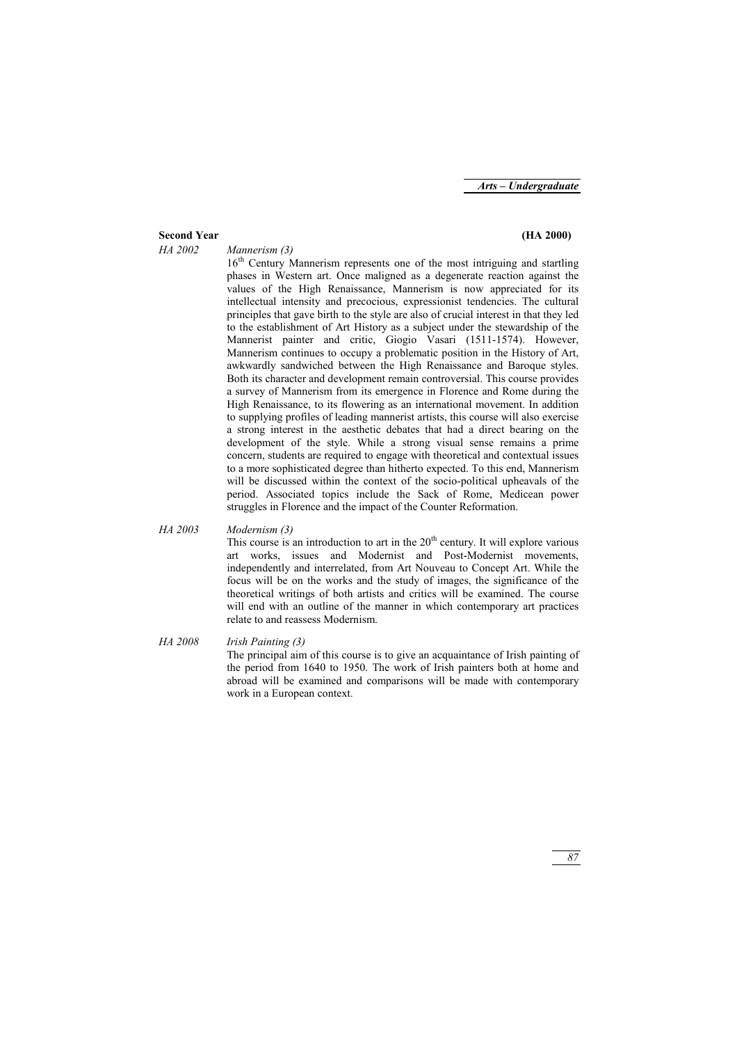**Second Year** **(HA 2000)**

*HA 2002* *Mannerism (3)*

16th Century Mannerism represents one of the most intriguing and startling phases in Western art. Once maligned as a degenerate reaction against the values of the High Renaissance, Mannerism is now appreciated for its intellectual intensity and precocious, expressionist tendencies. The cultural principles that gave birth to the style are also of crucial interest in that they led to the establishment of Art History as a subject under the stewardship of the Mannerist painter and critic, Giogio Vasari (1511-1574). However, Mannerism continues to occupy a problematic position in the History of Art, awkwardly sandwiched between the High Renaissance and Baroque styles. Both its character and development remain controversial. This course provides a survey of Mannerism from its emergence in Florence and Rome during the High Renaissance, to its flowering as an international movement. In addition to supplying profiles of leading mannerist artists, this course will also exercise a strong interest in the aesthetic debates that had a direct bearing on the development of the style. While a strong visual sense remains a prime concern, students are required to engage with theoretical and contextual issues to a more sophisticated degree than hitherto expected. To this end, Mannerism will be discussed within the context of the socio-political upheavals of the period. Associated topics include the Sack of Rome, Medicean power struggles in Florence and the impact of the Counter Reformation.

*HA 2003* *Modernism (3)*

This course is an introduction to art in the 20th century. It will explore various art works, issues and Modernist and Post-Modernist movements, independently and interrelated, from Art Nouveau to Concept Art. While the focus will be on the works and the study of images, the significance of the theoretical writings of both artists and critics will be examined. The course will end with an outline of the manner in which contemporary art practices relate to and reassess Modernism.

*HA 2008* *Irish Painting (3)*

The principal aim of this course is to give an acquaintance of Irish painting of the period from 1640 to 1950. The work of Irish painters both at home and abroad will be examined and comparisons will be made with contemporary work in a European context.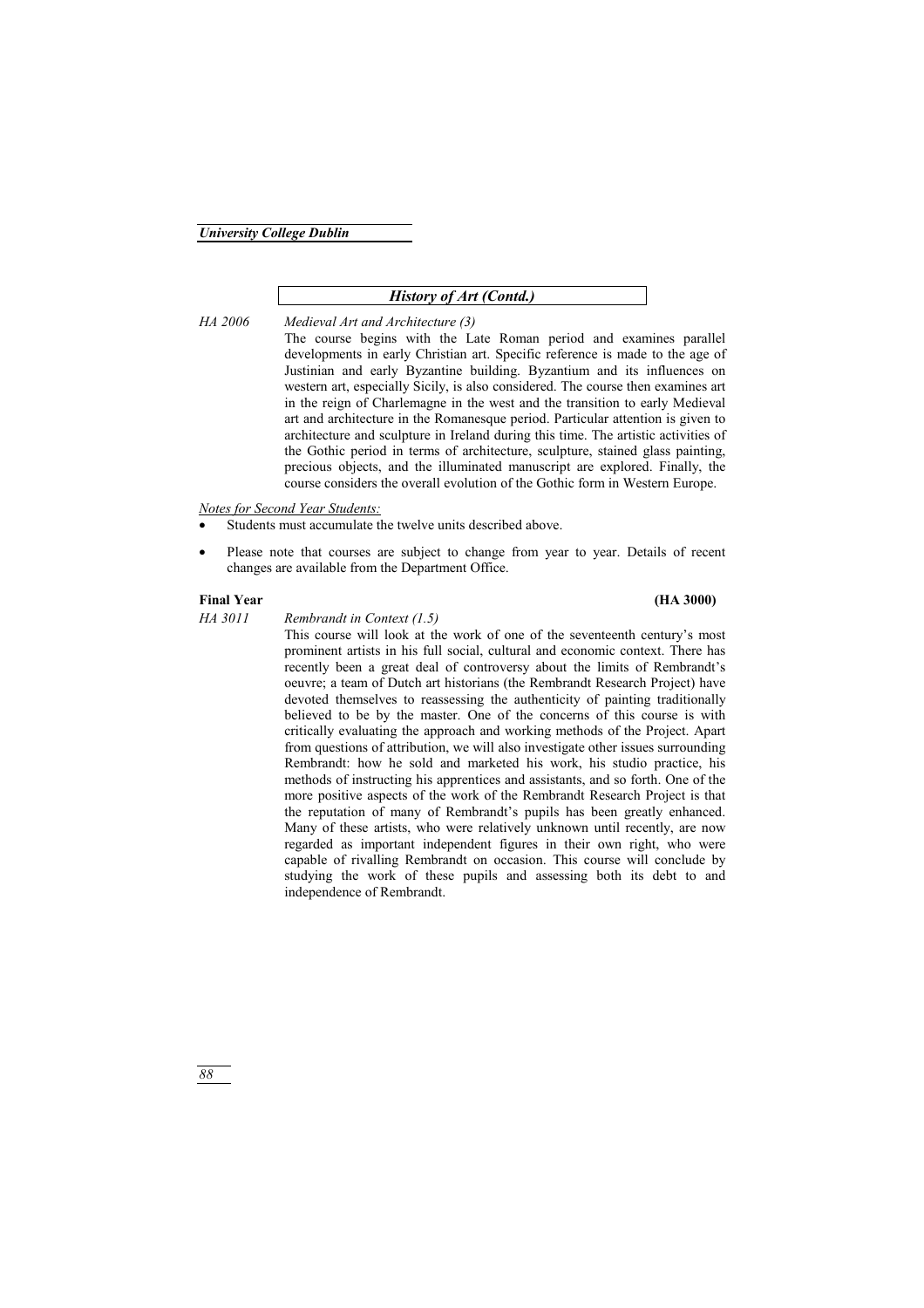## *History of Art (Contd.)*

*HA 2006* *Medieval Art and Architecture (3)*

The course begins with the Late Roman period and examines parallel developments in early Christian art. Specific reference is made to the age of Justinian and early Byzantine building. Byzantium and its influences on western art, especially Sicily, is also considered. The course then examines art in the reign of Charlemagne in the west and the transition to early Medieval art and architecture in the Romanesque period. Particular attention is given to architecture and sculpture in Ireland during this time. The artistic activities of the Gothic period in terms of architecture, sculpture, stained glass painting, precious objects, and the illuminated manuscript are explored. Finally, the course considers the overall evolution of the Gothic form in Western Europe.

*Notes for Second Year Students:*

- Students must accumulate the twelve units described above.
- Please note that courses are subject to change from year to year. Details of recent changes are available from the Department Office.

**Final Year** **(HA 3000)**

*HA 3011* *Rembrandt in Context (1.5)*

This course will look at the work of one of the seventeenth century's most prominent artists in his full social, cultural and economic context. There has recently been a great deal of controversy about the limits of Rembrandt's oeuvre; a team of Dutch art historians (the Rembrandt Research Project) have devoted themselves to reassessing the authenticity of painting traditionally believed to be by the master. One of the concerns of this course is with critically evaluating the approach and working methods of the Project. Apart from questions of attribution, we will also investigate other issues surrounding Rembrandt: how he sold and marketed his work, his studio practice, his methods of instructing his apprentices and assistants, and so forth. One of the more positive aspects of the work of the Rembrandt Research Project is that the reputation of many of Rembrandt's pupils has been greatly enhanced. Many of these artists, who were relatively unknown until recently, are now regarded as important independent figures in their own right, who were capable of rivalling Rembrandt on occasion. This course will conclude by studying the work of these pupils and assessing both its debt to and independence of Rembrandt.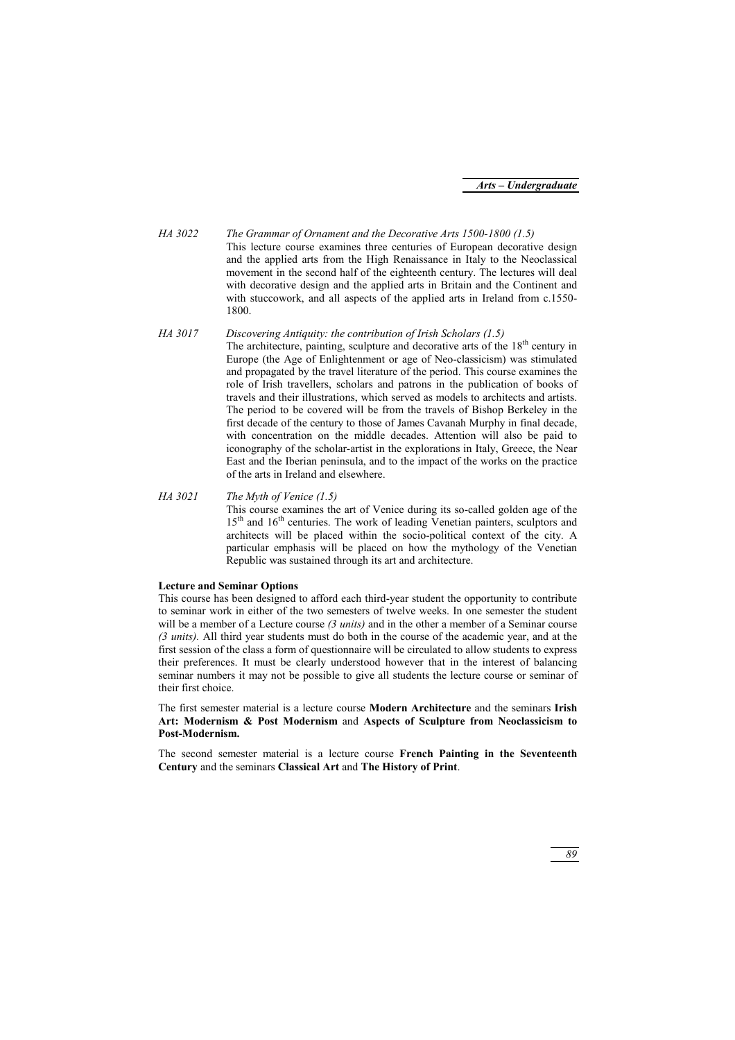*HA 3022* *The Grammar of Ornament and the Decorative Arts 1500-1800 (1.5)*

This lecture course examines three centuries of European decorative design and the applied arts from the High Renaissance in Italy to the Neoclassical movement in the second half of the eighteenth century. The lectures will deal with decorative design and the applied arts in Britain and the Continent and with stuccowork, and all aspects of the applied arts in Ireland from c.1550-1800.

*HA 3017* *Discovering Antiquity: the contribution of Irish Scholars (1.5)*

The architecture, painting, sculpture and decorative arts of the 18th century in Europe (the Age of Enlightenment or age of Neo-classicism) was stimulated and propagated by the travel literature of the period. This course examines the role of Irish travellers, scholars and patrons in the publication of books of travels and their illustrations, which served as models to architects and artists. The period to be covered will be from the travels of Bishop Berkeley in the first decade of the century to those of James Cavanah Murphy in final decade, with concentration on the middle decades. Attention will also be paid to iconography of the scholar-artist in the explorations in Italy, Greece, the Near East and the Iberian peninsula, and to the impact of the works on the practice of the arts in Ireland and elsewhere.

*HA 3021* *The Myth of Venice (1.5)*

This course examines the art of Venice during its so-called golden age of the 15th and 16th centuries. The work of leading Venetian painters, sculptors and architects will be placed within the socio-political context of the city. A particular emphasis will be placed on how the mythology of the Venetian Republic was sustained through its art and architecture.

**Lecture and Seminar Options**

This course has been designed to afford each third-year student the opportunity to contribute to seminar work in either of the two semesters of twelve weeks. In one semester the student will be a member of a Lecture course *(3 units)* and in the other a member of a Seminar course *(3 units).* All third year students must do both in the course of the academic year, and at the first session of the class a form of questionnaire will be circulated to allow students to express their preferences. It must be clearly understood however that in the interest of balancing seminar numbers it may not be possible to give all students the lecture course or seminar of their first choice.

The first semester material is a lecture course **Modern Architecture** and the seminars **Irish Art: Modernism & Post Modernism** and **Aspects of Sculpture from Neoclassicism to Post-Modernism.**

The second semester material is a lecture course **French Painting in the Seventeenth Century** and the seminars **Classical Art** and **The History of Print**.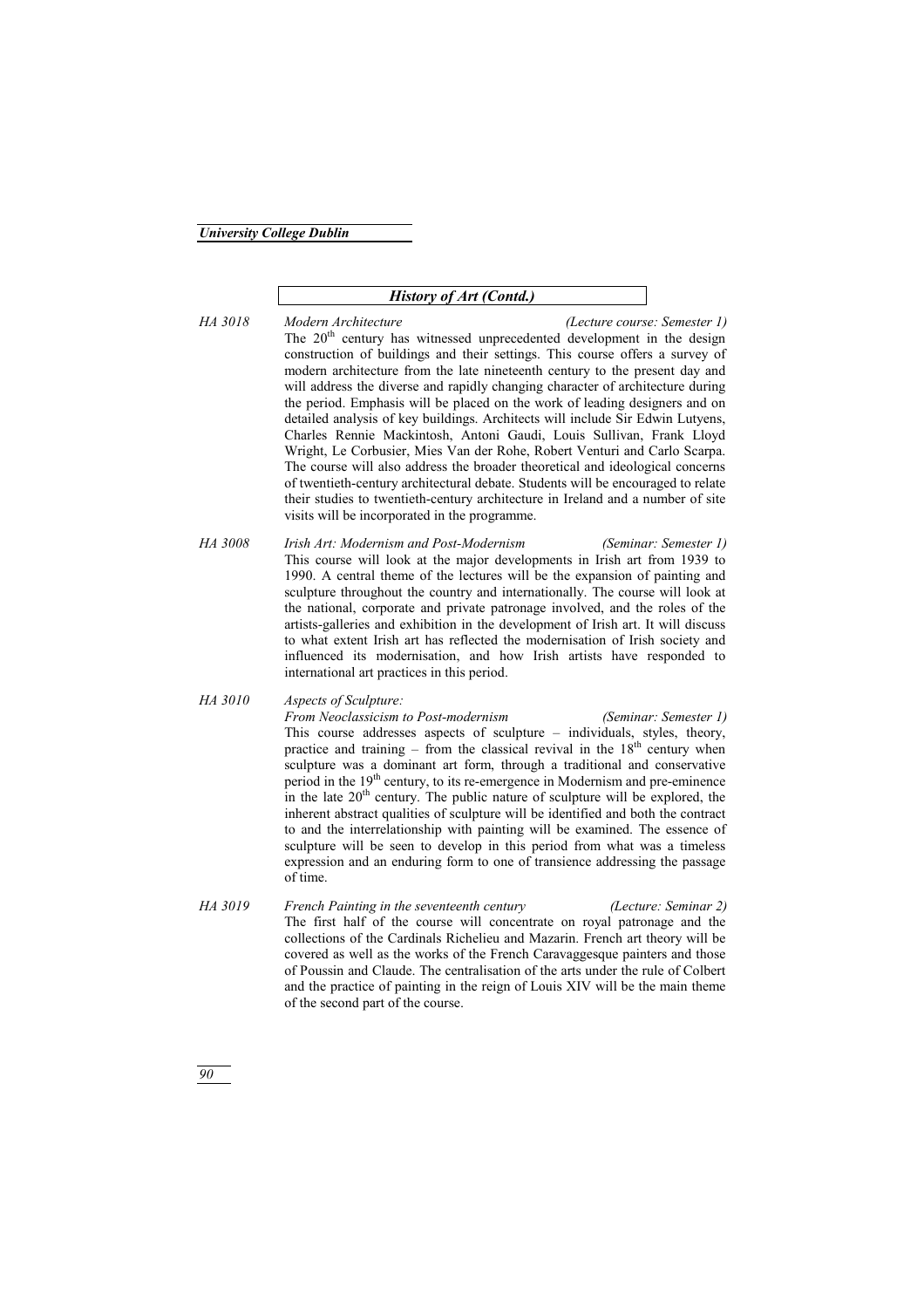## *History of Art (Contd.)*

*HA 3018* *Modern Architecture* *(Lecture course: Semester 1)*

The 20th century has witnessed unprecedented development in the design construction of buildings and their settings. This course offers a survey of modern architecture from the late nineteenth century to the present day and will address the diverse and rapidly changing character of architecture during the period. Emphasis will be placed on the work of leading designers and on detailed analysis of key buildings. Architects will include Sir Edwin Lutyens, Charles Rennie Mackintosh, Antoni Gaudi, Louis Sullivan, Frank Lloyd Wright, Le Corbusier, Mies Van der Rohe, Robert Venturi and Carlo Scarpa. The course will also address the broader theoretical and ideological concerns of twentieth-century architectural debate. Students will be encouraged to relate their studies to twentieth-century architecture in Ireland and a number of site visits will be incorporated in the programme.

*HA 3008* *Irish Art: Modernism and Post-Modernism* *(Seminar: Semester 1)*

This course will look at the major developments in Irish art from 1939 to 1990. A central theme of the lectures will be the expansion of painting and sculpture throughout the country and internationally. The course will look at the national, corporate and private patronage involved, and the roles of the artists-galleries and exhibition in the development of Irish art. It will discuss to what extent Irish art has reflected the modernisation of Irish society and influenced its modernisation, and how Irish artists have responded to international art practices in this period.

*HA 3010* *Aspects of Sculpture:*
*From Neoclassicism to Post-modernism* *(Seminar: Semester 1)*

This course addresses aspects of sculpture – individuals, styles, theory, practice and training – from the classical revival in the 18th century when sculpture was a dominant art form, through a traditional and conservative period in the 19th century, to its re-emergence in Modernism and pre-eminence in the late 20th century. The public nature of sculpture will be explored, the inherent abstract qualities of sculpture will be identified and both the contract to and the interrelationship with painting will be examined. The essence of sculpture will be seen to develop in this period from what was a timeless expression and an enduring form to one of transience addressing the passage of time.

*HA 3019* *French Painting in the seventeenth century* *(Lecture: Seminar 2)*

The first half of the course will concentrate on royal patronage and the collections of the Cardinals Richelieu and Mazarin. French art theory will be covered as well as the works of the French Caravaggesque painters and those of Poussin and Claude. The centralisation of the arts under the rule of Colbert and the practice of painting in the reign of Louis XIV will be the main theme of the second part of the course.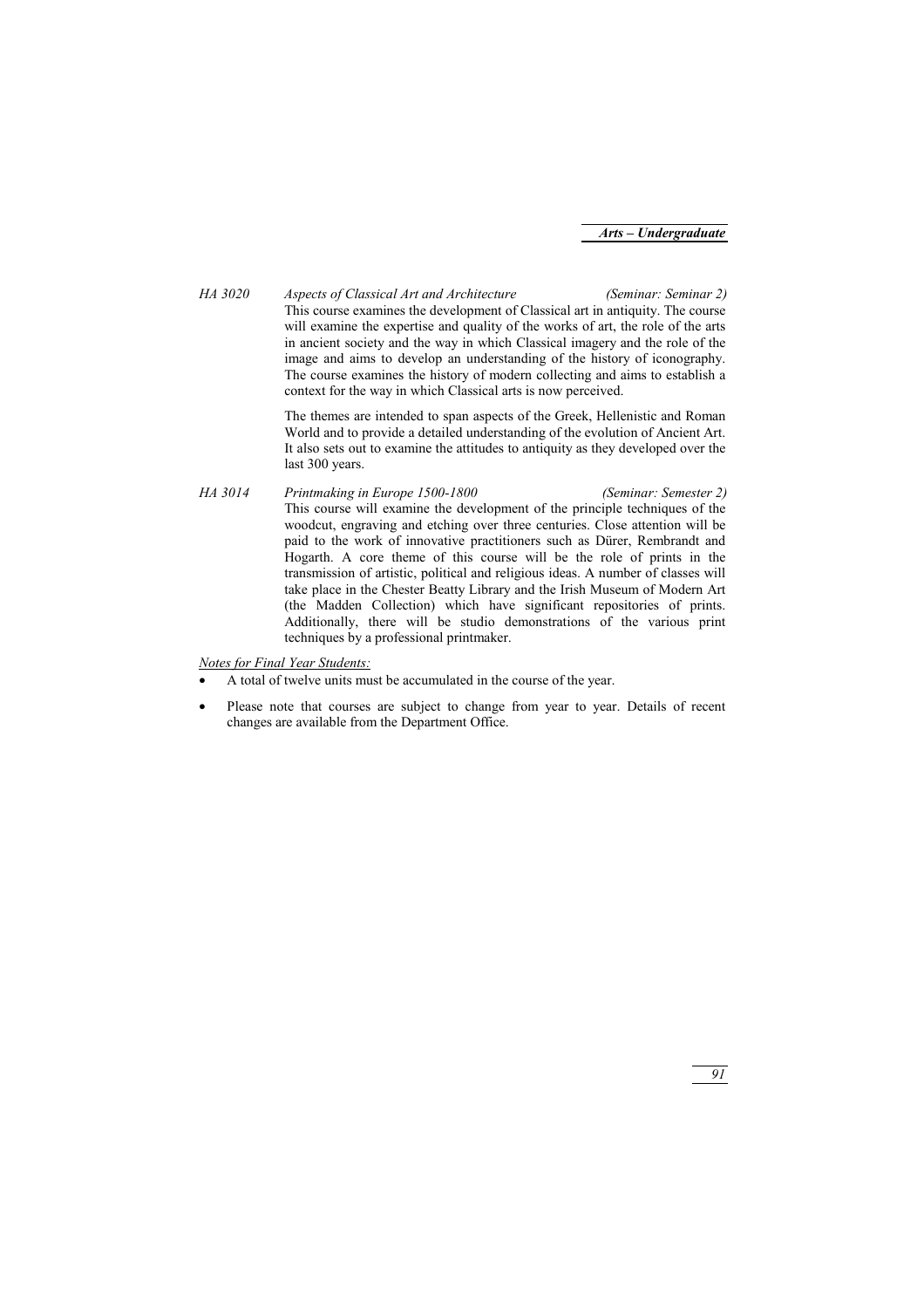*HA 3020* *Aspects of Classical Art and Architecture* *(Seminar: Seminar 2)*

This course examines the development of Classical art in antiquity. The course will examine the expertise and quality of the works of art, the role of the arts in ancient society and the way in which Classical imagery and the role of the image and aims to develop an understanding of the history of iconography. The course examines the history of modern collecting and aims to establish a context for the way in which Classical arts is now perceived.

The themes are intended to span aspects of the Greek, Hellenistic and Roman World and to provide a detailed understanding of the evolution of Ancient Art. It also sets out to examine the attitudes to antiquity as they developed over the last 300 years.

*HA 3014* *Printmaking in Europe 1500-1800* *(Seminar: Semester 2)*

This course will examine the development of the principle techniques of the woodcut, engraving and etching over three centuries. Close attention will be paid to the work of innovative practitioners such as Dürer, Rembrandt and Hogarth. A core theme of this course will be the role of prints in the transmission of artistic, political and religious ideas. A number of classes will take place in the Chester Beatty Library and the Irish Museum of Modern Art (the Madden Collection) which have significant repositories of prints. Additionally, there will be studio demonstrations of the various print techniques by a professional printmaker.

*Notes for Final Year Students:*

- A total of twelve units must be accumulated in the course of the year.
- Please note that courses are subject to change from year to year. Details of recent changes are available from the Department Office.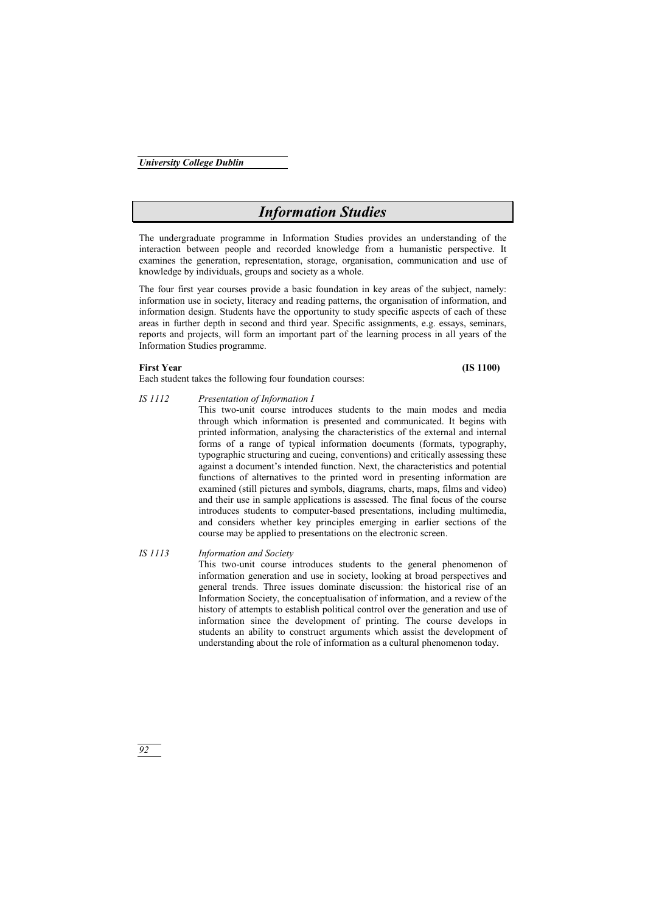# *Information Studies*

The undergraduate programme in Information Studies provides an understanding of the interaction between people and recorded knowledge from a humanistic perspective. It examines the generation, representation, storage, organisation, communication and use of knowledge by individuals, groups and society as a whole.

The four first year courses provide a basic foundation in key areas of the subject, namely: information use in society, literacy and reading patterns, the organisation of information, and information design. Students have the opportunity to study specific aspects of each of these areas in further depth in second and third year. Specific assignments, e.g. essays, seminars, reports and projects, will form an important part of the learning process in all years of the Information Studies programme.

**First Year** **(IS 1100)**

Each student takes the following four foundation courses:

*IS 1112* *Presentation of Information I*

This two-unit course introduces students to the main modes and media through which information is presented and communicated. It begins with printed information, analysing the characteristics of the external and internal forms of a range of typical information documents (formats, typography, typographic structuring and cueing, conventions) and critically assessing these against a document's intended function. Next, the characteristics and potential functions of alternatives to the printed word in presenting information are examined (still pictures and symbols, diagrams, charts, maps, films and video) and their use in sample applications is assessed. The final focus of the course introduces students to computer-based presentations, including multimedia, and considers whether key principles emerging in earlier sections of the course may be applied to presentations on the electronic screen.

*IS 1113* *Information and Society*

This two-unit course introduces students to the general phenomenon of information generation and use in society, looking at broad perspectives and general trends. Three issues dominate discussion: the historical rise of an Information Society, the conceptualisation of information, and a review of the history of attempts to establish political control over the generation and use of information since the development of printing. The course develops in students an ability to construct arguments which assist the development of understanding about the role of information as a cultural phenomenon today.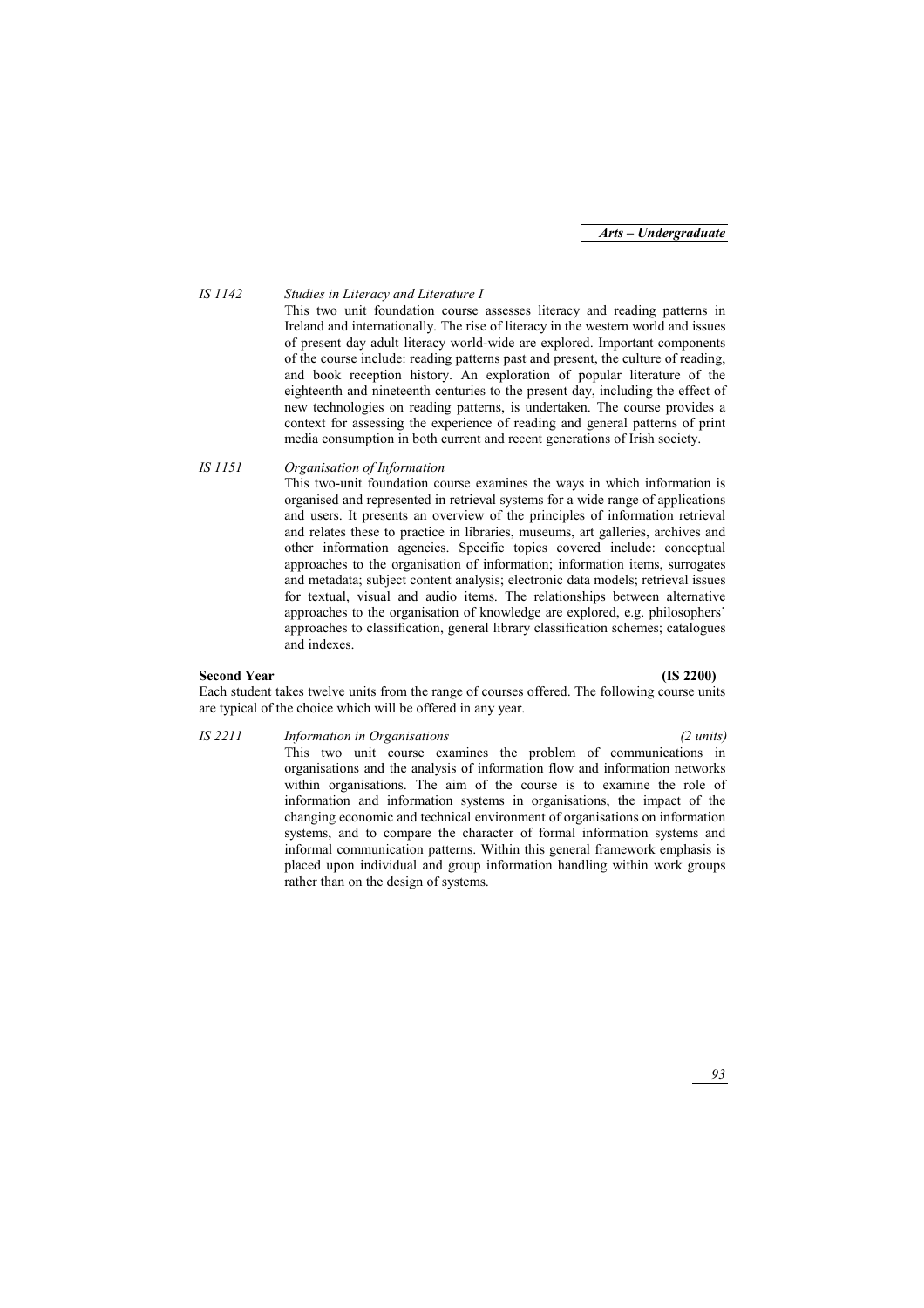*IS 1142* *Studies in Literacy and Literature I*

This two unit foundation course assesses literacy and reading patterns in Ireland and internationally. The rise of literacy in the western world and issues of present day adult literacy world-wide are explored. Important components of the course include: reading patterns past and present, the culture of reading, and book reception history. An exploration of popular literature of the eighteenth and nineteenth centuries to the present day, including the effect of new technologies on reading patterns, is undertaken. The course provides a context for assessing the experience of reading and general patterns of print media consumption in both current and recent generations of Irish society.

*IS 1151* *Organisation of Information*

This two-unit foundation course examines the ways in which information is organised and represented in retrieval systems for a wide range of applications and users. It presents an overview of the principles of information retrieval and relates these to practice in libraries, museums, art galleries, archives and other information agencies. Specific topics covered include: conceptual approaches to the organisation of information; information items, surrogates and metadata; subject content analysis; electronic data models; retrieval issues for textual, visual and audio items. The relationships between alternative approaches to the organisation of knowledge are explored, e.g. philosophers' approaches to classification, general library classification schemes; catalogues and indexes.

**Second Year** **(IS 2200)**

Each student takes twelve units from the range of courses offered. The following course units are typical of the choice which will be offered in any year.

*IS 2211* *Information in Organisations* *(2 units)*

This two unit course examines the problem of communications in organisations and the analysis of information flow and information networks within organisations. The aim of the course is to examine the role of information and information systems in organisations, the impact of the changing economic and technical environment of organisations on information systems, and to compare the character of formal information systems and informal communication patterns. Within this general framework emphasis is placed upon individual and group information handling within work groups rather than on the design of systems.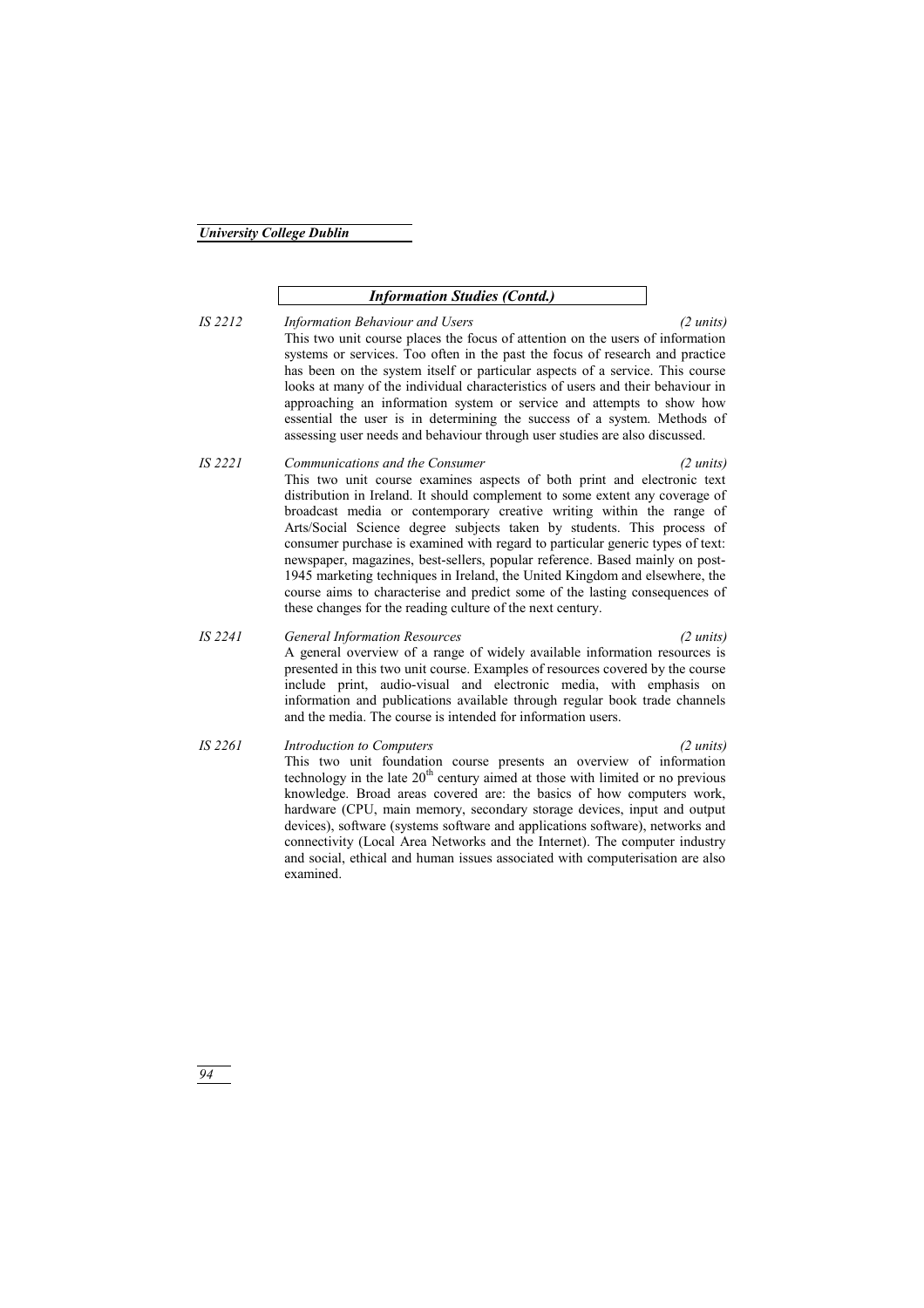## Information Studies (Contd.)

**IS 2212** *Information Behaviour and Users* *(2 units)*

This two unit course places the focus of attention on the users of information systems or services. Too often in the past the focus of research and practice has been on the system itself or particular aspects of a service. This course looks at many of the individual characteristics of users and their behaviour in approaching an information system or service and attempts to show how essential the user is in determining the success of a system. Methods of assessing user needs and behaviour through user studies are also discussed.

**IS 2221** *Communications and the Consumer* *(2 units)*

This two unit course examines aspects of both print and electronic text distribution in Ireland. It should complement to some extent any coverage of broadcast media or contemporary creative writing within the range of Arts/Social Science degree subjects taken by students. This process of consumer purchase is examined with regard to particular generic types of text: newspaper, magazines, best-sellers, popular reference. Based mainly on post-1945 marketing techniques in Ireland, the United Kingdom and elsewhere, the course aims to characterise and predict some of the lasting consequences of these changes for the reading culture of the next century.

**IS 2241** *General Information Resources* *(2 units)*

A general overview of a range of widely available information resources is presented in this two unit course. Examples of resources covered by the course include print, audio-visual and electronic media, with emphasis on information and publications available through regular book trade channels and the media. The course is intended for information users.

**IS 2261** *Introduction to Computers* *(2 units)*

This two unit foundation course presents an overview of information technology in the late 20th century aimed at those with limited or no previous knowledge. Broad areas covered are: the basics of how computers work, hardware (CPU, main memory, secondary storage devices, input and output devices), software (systems software and applications software), networks and connectivity (Local Area Networks and the Internet). The computer industry and social, ethical and human issues associated with computerisation are also examined.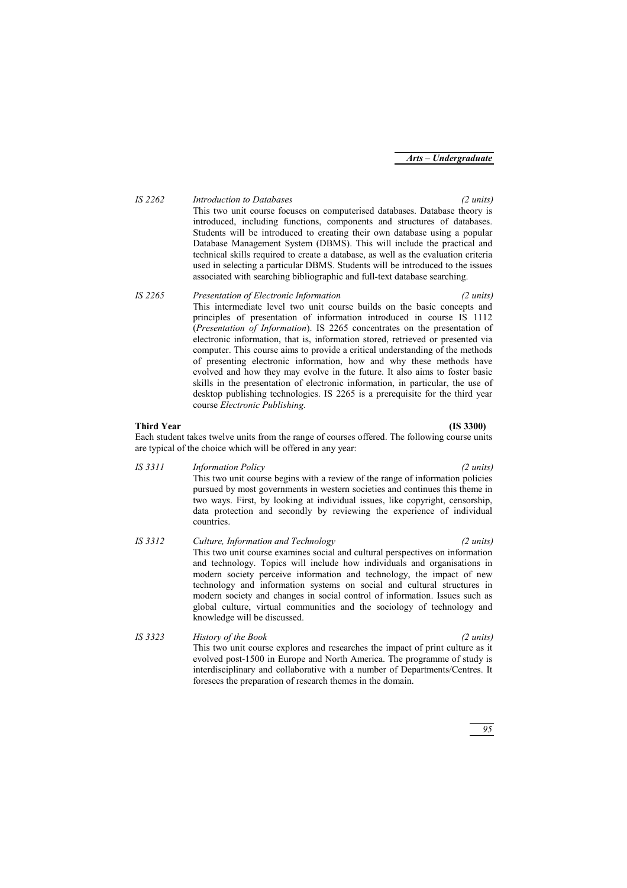*IS 2262* *Introduction to Databases* *(2 units)*

This two unit course focuses on computerised databases. Database theory is introduced, including functions, components and structures of databases. Students will be introduced to creating their own database using a popular Database Management System (DBMS). This will include the practical and technical skills required to create a database, as well as the evaluation criteria used in selecting a particular DBMS. Students will be introduced to the issues associated with searching bibliographic and full-text database searching.

*IS 2265* *Presentation of Electronic Information* *(2 units)*

This intermediate level two unit course builds on the basic concepts and principles of presentation of information introduced in course IS 1112 (*Presentation of Information*). IS 2265 concentrates on the presentation of electronic information, that is, information stored, retrieved or presented via computer. This course aims to provide a critical understanding of the methods of presenting electronic information, how and why these methods have evolved and how they may evolve in the future. It also aims to foster basic skills in the presentation of electronic information, in particular, the use of desktop publishing technologies. IS 2265 is a prerequisite for the third year course *Electronic Publishing.*

**Third Year** **(IS 3300)**

Each student takes twelve units from the range of courses offered. The following course units are typical of the choice which will be offered in any year:

*IS 3311* *Information Policy* *(2 units)*

This two unit course begins with a review of the range of information policies pursued by most governments in western societies and continues this theme in two ways. First, by looking at individual issues, like copyright, censorship, data protection and secondly by reviewing the experience of individual countries.

*IS 3312* *Culture, Information and Technology* *(2 units)*

This two unit course examines social and cultural perspectives on information and technology. Topics will include how individuals and organisations in modern society perceive information and technology, the impact of new technology and information systems on social and cultural structures in modern society and changes in social control of information. Issues such as global culture, virtual communities and the sociology of technology and knowledge will be discussed.

*IS 3323* *History of the Book* *(2 units)*

This two unit course explores and researches the impact of print culture as it evolved post-1500 in Europe and North America. The programme of study is interdisciplinary and collaborative with a number of Departments/Centres. It foresees the preparation of research themes in the domain.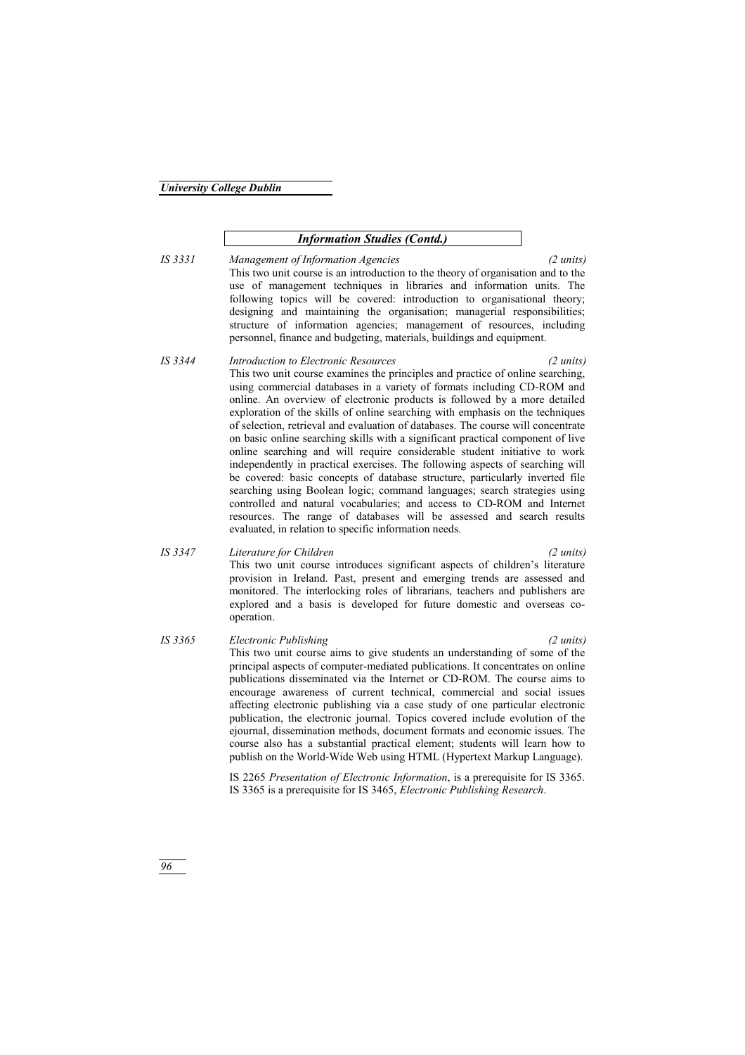## *Information Studies (Contd.)*

**IS 3331** *Management of Information Agencies* *(2 units)*

This two unit course is an introduction to the theory of organisation and to the use of management techniques in libraries and information units. The following topics will be covered: introduction to organisational theory; designing and maintaining the organisation; managerial responsibilities; structure of information agencies; management of resources, including personnel, finance and budgeting, materials, buildings and equipment.

**IS 3344** *Introduction to Electronic Resources* *(2 units)*

This two unit course examines the principles and practice of online searching, using commercial databases in a variety of formats including CD-ROM and online. An overview of electronic products is followed by a more detailed exploration of the skills of online searching with emphasis on the techniques of selection, retrieval and evaluation of databases. The course will concentrate on basic online searching skills with a significant practical component of live online searching and will require considerable student initiative to work independently in practical exercises. The following aspects of searching will be covered: basic concepts of database structure, particularly inverted file searching using Boolean logic; command languages; search strategies using controlled and natural vocabularies; and access to CD-ROM and Internet resources. The range of databases will be assessed and search results evaluated, in relation to specific information needs.

**IS 3347** *Literature for Children* *(2 units)*

This two unit course introduces significant aspects of children's literature provision in Ireland. Past, present and emerging trends are assessed and monitored. The interlocking roles of librarians, teachers and publishers are explored and a basis is developed for future domestic and overseas co-operation.

**IS 3365** *Electronic Publishing* *(2 units)*

This two unit course aims to give students an understanding of some of the principal aspects of computer-mediated publications. It concentrates on online publications disseminated via the Internet or CD-ROM. The course aims to encourage awareness of current technical, commercial and social issues affecting electronic publishing via a case study of one particular electronic publication, the electronic journal. Topics covered include evolution of the ejournal, dissemination methods, document formats and economic issues. The course also has a substantial practical element; students will learn how to publish on the World-Wide Web using HTML (Hypertext Markup Language).

IS 2265 *Presentation of Electronic Information*, is a prerequisite for IS 3365. IS 3365 is a prerequisite for IS 3465, *Electronic Publishing Research*.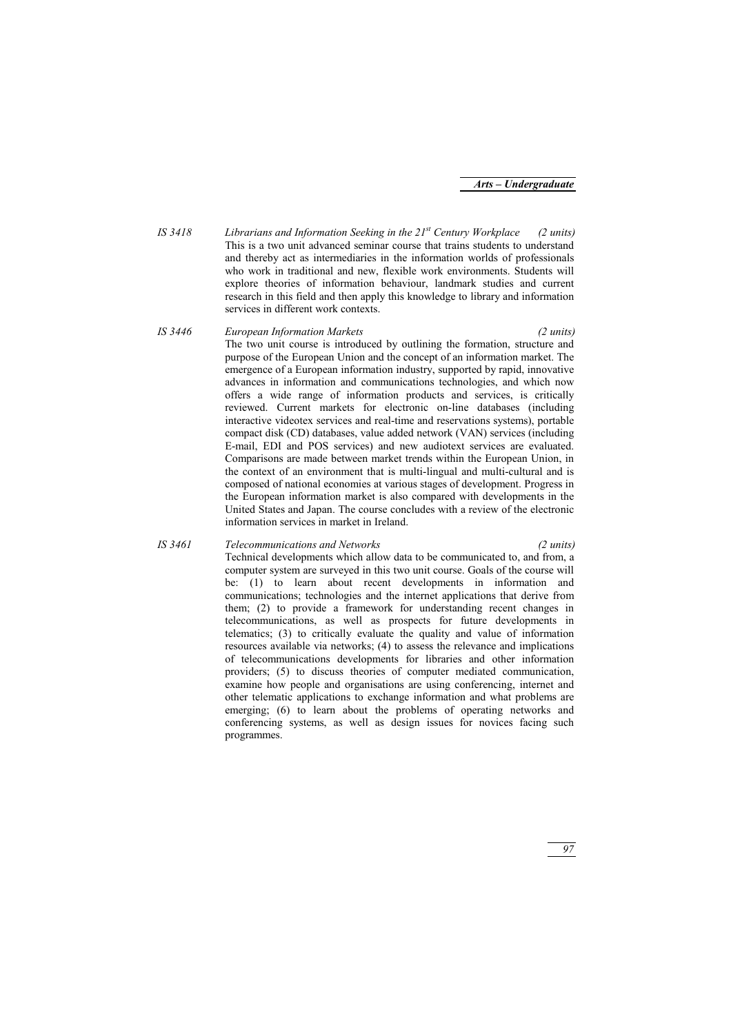*IS 3418* *Librarians and Information Seeking in the 21st Century Workplace* *(2 units)*
This is a two unit advanced seminar course that trains students to understand and thereby act as intermediaries in the information worlds of professionals who work in traditional and new, flexible work environments. Students will explore theories of information behaviour, landmark studies and current research in this field and then apply this knowledge to library and information services in different work contexts.

*IS 3446* *European Information Markets* *(2 units)*
The two unit course is introduced by outlining the formation, structure and purpose of the European Union and the concept of an information market. The emergence of a European information industry, supported by rapid, innovative advances in information and communications technologies, and which now offers a wide range of information products and services, is critically reviewed. Current markets for electronic on-line databases (including interactive videotex services and real-time and reservations systems), portable compact disk (CD) databases, value added network (VAN) services (including E-mail, EDI and POS services) and new audiotext services are evaluated. Comparisons are made between market trends within the European Union, in the context of an environment that is multi-lingual and multi-cultural and is composed of national economies at various stages of development. Progress in the European information market is also compared with developments in the United States and Japan. The course concludes with a review of the electronic information services in market in Ireland.

*IS 3461* *Telecommunications and Networks* *(2 units)*
Technical developments which allow data to be communicated to, and from, a computer system are surveyed in this two unit course. Goals of the course will be: (1) to learn about recent developments in information and communications; technologies and the internet applications that derive from them; (2) to provide a framework for understanding recent changes in telecommunications, as well as prospects for future developments in telematics; (3) to critically evaluate the quality and value of information resources available via networks; (4) to assess the relevance and implications of telecommunications developments for libraries and other information providers; (5) to discuss theories of computer mediated communication, examine how people and organisations are using conferencing, internet and other telematic applications to exchange information and what problems are emerging; (6) to learn about the problems of operating networks and conferencing systems, as well as design issues for novices facing such programmes.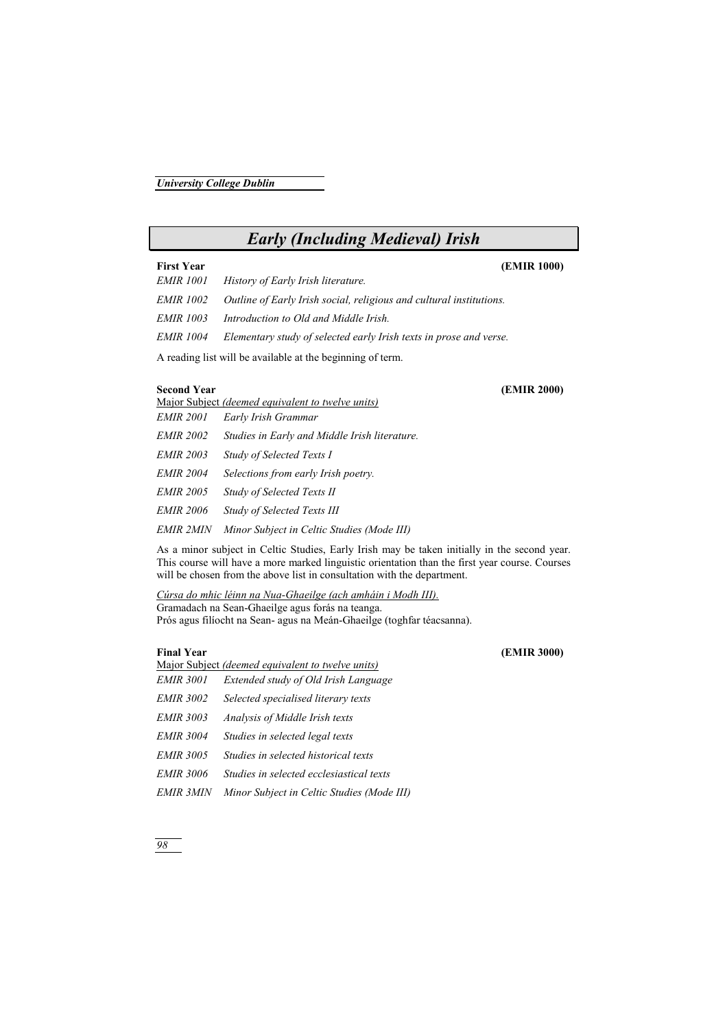# *Early (Including Medieval) Irish*

**First Year** **(EMIR 1000)**

*EMIR 1001* *History of Early Irish literature.*

*EMIR 1002* *Outline of Early Irish social, religious and cultural institutions.*

*EMIR 1003* *Introduction to Old and Middle Irish.*

*EMIR 1004* *Elementary study of selected early Irish texts in prose and verse.*

A reading list will be available at the beginning of term.

**Second Year** **(EMIR 2000)**

Major Subject *(deemed equivalent to twelve units)*

*EMIR 2001* *Early Irish Grammar*

*EMIR 2002* *Studies in Early and Middle Irish literature.*

*EMIR 2003* *Study of Selected Texts I*

*EMIR 2004* *Selections from early Irish poetry.*

*EMIR 2005* *Study of Selected Texts II*

*EMIR 2006* *Study of Selected Texts III*

*EMIR 2MIN* *Minor Subject in Celtic Studies (Mode III)*

As a minor subject in Celtic Studies, Early Irish may be taken initially in the second year. This course will have a more marked linguistic orientation than the first year course. Courses will be chosen from the above list in consultation with the department.

*Cúrsa do mhic léinn na Nua-Ghaeilge (ach amháin i Modh III).*
Gramadach na Sean-Ghaeilge agus forás na teanga.
Prós agus filíocht na Sean- agus na Meán-Ghaeilge (toghfar téacsanna).

**Final Year** **(EMIR 3000)**

Major Subject *(deemed equivalent to twelve units)*

*EMIR 3001* *Extended study of Old Irish Language*

*EMIR 3002* *Selected specialised literary texts*

*EMIR 3003* *Analysis of Middle Irish texts*

*EMIR 3004* *Studies in selected legal texts*

*EMIR 3005* *Studies in selected historical texts*

*EMIR 3006* *Studies in selected ecclesiastical texts*

*EMIR 3MIN* *Minor Subject in Celtic Studies (Mode III)*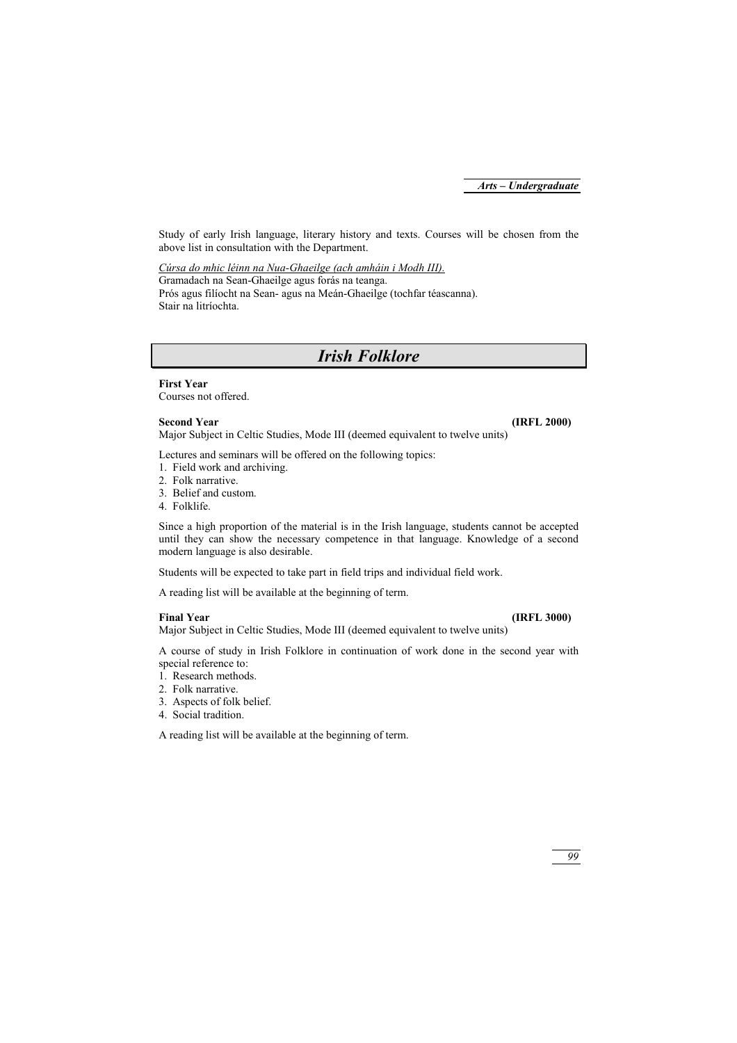Study of early Irish language, literary history and texts. Courses will be chosen from the above list in consultation with the Department.

*Cúrsa do mhic léinn na Nua-Ghaeilge (ach amháin i Modh III).*
Gramadach na Sean-Ghaeilge agus forás na teanga.
Prós agus filíocht na Sean- agus na Meán-Ghaeilge (tochfar téascanna).
Stair na litríochta.

# *Irish Folklore*

**First Year**
Courses not offered.

**Second Year** **(IRFL 2000)**
Major Subject in Celtic Studies, Mode III (deemed equivalent to twelve units)

Lectures and seminars will be offered on the following topics:

1. Field work and archiving.
2. Folk narrative.
3. Belief and custom.
4. Folklife.

Since a high proportion of the material is in the Irish language, students cannot be accepted until they can show the necessary competence in that language. Knowledge of a second modern language is also desirable.

Students will be expected to take part in field trips and individual field work.

A reading list will be available at the beginning of term.

**Final Year** **(IRFL 3000)**
Major Subject in Celtic Studies, Mode III (deemed equivalent to twelve units)

A course of study in Irish Folklore in continuation of work done in the second year with special reference to:

1. Research methods.
2. Folk narrative.
3. Aspects of folk belief.
4. Social tradition.

A reading list will be available at the beginning of term.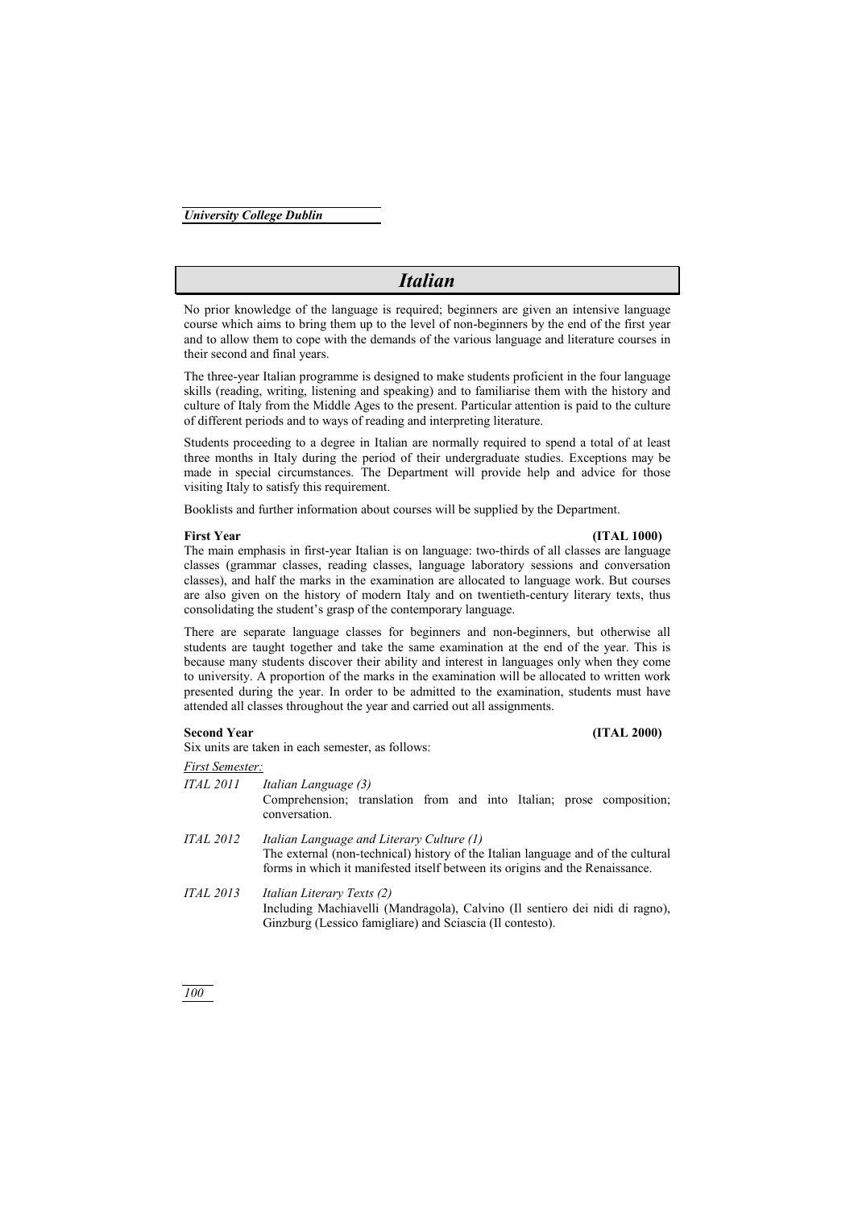# Italian

No prior knowledge of the language is required; beginners are given an intensive language course which aims to bring them up to the level of non-beginners by the end of the first year and to allow them to cope with the demands of the various language and literature courses in their second and final years.

The three-year Italian programme is designed to make students proficient in the four language skills (reading, writing, listening and speaking) and to familiarise them with the history and culture of Italy from the Middle Ages to the present. Particular attention is paid to the culture of different periods and to ways of reading and interpreting literature.

Students proceeding to a degree in Italian are normally required to spend a total of at least three months in Italy during the period of their undergraduate studies. Exceptions may be made in special circumstances. The Department will provide help and advice for those visiting Italy to satisfy this requirement.

Booklists and further information about courses will be supplied by the Department.

**First Year (ITAL 1000)**

The main emphasis in first-year Italian is on language: two-thirds of all classes are language classes (grammar classes, reading classes, language laboratory sessions and conversation classes), and half the marks in the examination are allocated to language work. But courses are also given on the history of modern Italy and on twentieth-century literary texts, thus consolidating the student's grasp of the contemporary language.

There are separate language classes for beginners and non-beginners, but otherwise all students are taught together and take the same examination at the end of the year. This is because many students discover their ability and interest in languages only when they come to university. A proportion of the marks in the examination will be allocated to written work presented during the year. In order to be admitted to the examination, students must have attended all classes throughout the year and carried out all assignments.

**Second Year (ITAL 2000)**

Six units are taken in each semester, as follows:

*First Semester:*

*ITAL 2011* *Italian Language (3)*
Comprehension; translation from and into Italian; prose composition; conversation.

*ITAL 2012* *Italian Language and Literary Culture (1)*
The external (non-technical) history of the Italian language and of the cultural forms in which it manifested itself between its origins and the Renaissance.

*ITAL 2013* *Italian Literary Texts (2)*
Including Machiavelli (Mandragola), Calvino (Il sentiero dei nidi di ragno), Ginzburg (Lessico famigliare) and Sciascia (Il contesto).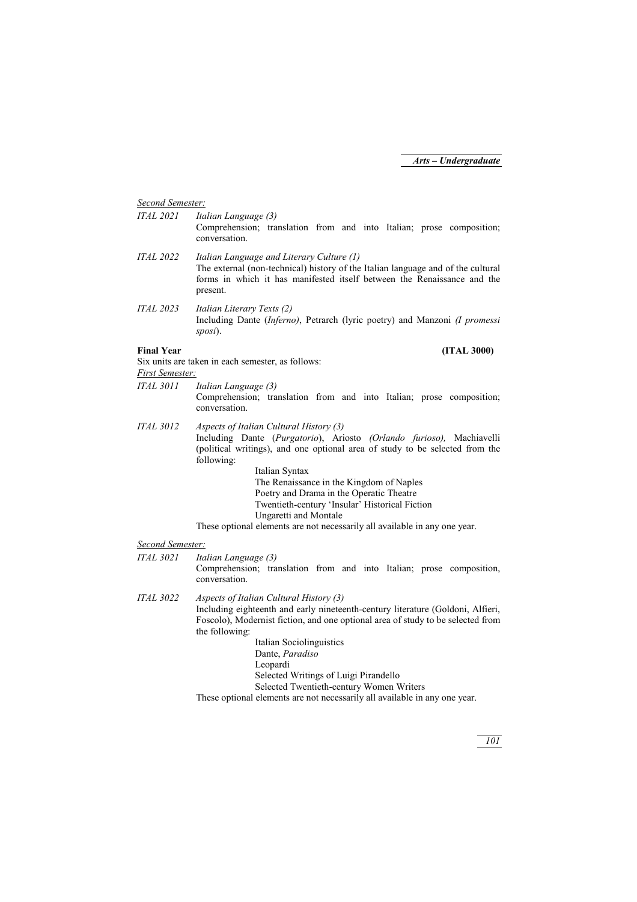*Second Semester:*

*ITAL 2021* *Italian Language (3)*
Comprehension; translation from and into Italian; prose composition; conversation.

*ITAL 2022* *Italian Language and Literary Culture (1)*
The external (non-technical) history of the Italian language and of the cultural forms in which it has manifested itself between the Renaissance and the present.

*ITAL 2023* *Italian Literary Texts (2)*
Including Dante (*Inferno*), Petrarch (lyric poetry) and Manzoni *(I promessi sposi*).

**Final Year** **(ITAL 3000)**

Six units are taken in each semester, as follows:

*First Semester:*

*ITAL 3011* *Italian Language (3)*
Comprehension; translation from and into Italian; prose composition; conversation.

*ITAL 3012* *Aspects of Italian Cultural History (3)*
Including Dante (*Purgatorio*), Ariosto *(Orlando furioso),* Machiavelli (political writings), and one optional area of study to be selected from the following:

- Italian Syntax
- The Renaissance in the Kingdom of Naples
- Poetry and Drama in the Operatic Theatre
- Twentieth-century 'Insular' Historical Fiction
- Ungaretti and Montale

These optional elements are not necessarily all available in any one year.

*Second Semester:*

*ITAL 3021* *Italian Language (3)*
Comprehension; translation from and into Italian; prose composition, conversation.

*ITAL 3022* *Aspects of Italian Cultural History (3)*
Including eighteenth and early nineteenth-century literature (Goldoni, Alfieri, Foscolo), Modernist fiction, and one optional area of study to be selected from the following:

- Italian Sociolinguistics
- Dante, *Paradiso*
- Leopardi
- Selected Writings of Luigi Pirandello
- Selected Twentieth-century Women Writers

These optional elements are not necessarily all available in any one year.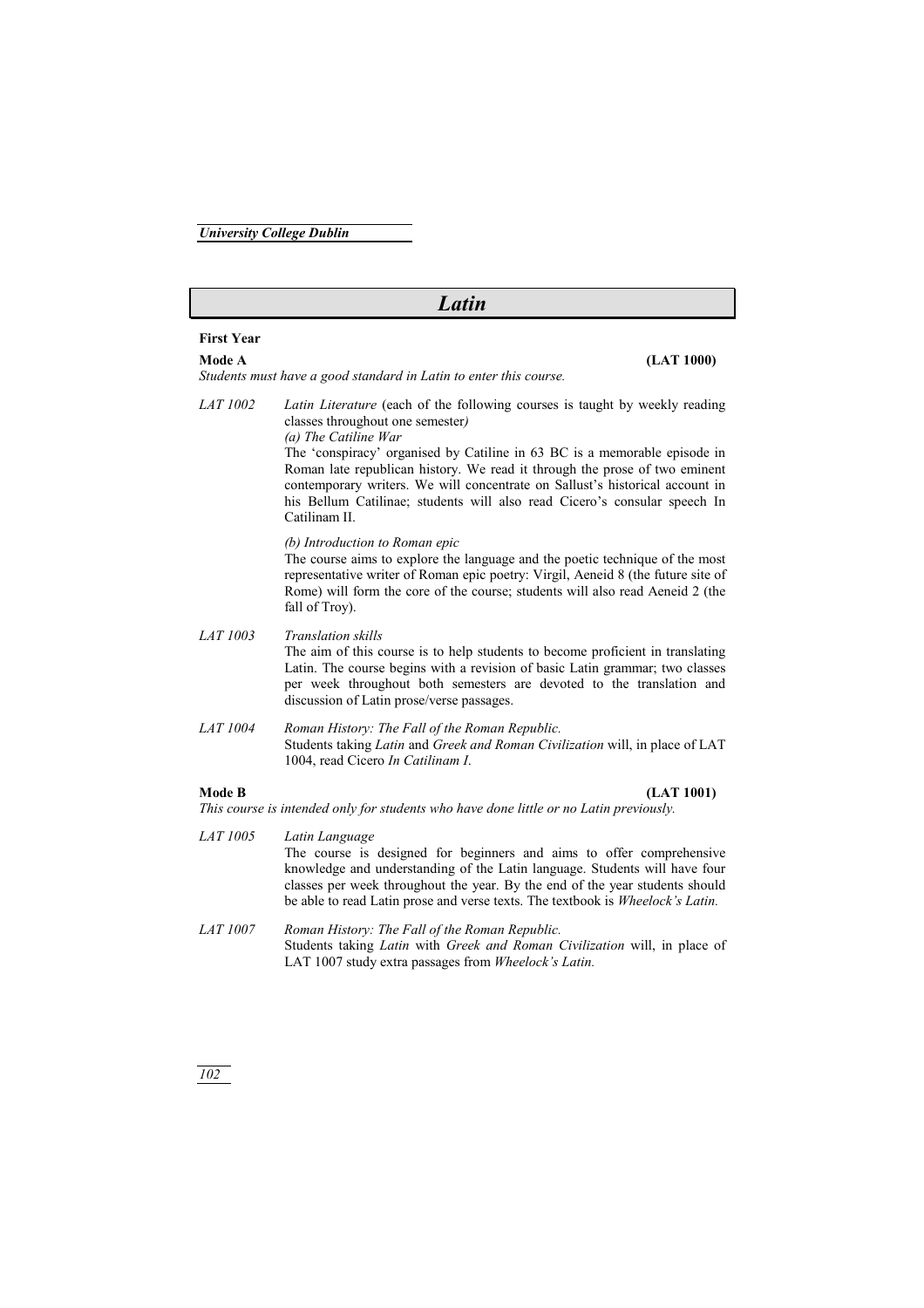# Latin

## First Year

**Mode A** **(LAT 1000)**

*Students must have a good standard in Latin to enter this course.*

*LAT 1002* *Latin Literature* (each of the following courses is taught by weekly reading classes throughout one semester*)*

*(a) The Catiline War*

The 'conspiracy' organised by Catiline in 63 BC is a memorable episode in Roman late republican history. We read it through the prose of two eminent contemporary writers. We will concentrate on Sallust's historical account in his Bellum Catilinae; students will also read Cicero's consular speech In Catilinam II.

*(b) Introduction to Roman epic*

The course aims to explore the language and the poetic technique of the most representative writer of Roman epic poetry: Virgil, Aeneid 8 (the future site of Rome) will form the core of the course; students will also read Aeneid 2 (the fall of Troy).

*LAT 1003* *Translation skills*

The aim of this course is to help students to become proficient in translating Latin. The course begins with a revision of basic Latin grammar; two classes per week throughout both semesters are devoted to the translation and discussion of Latin prose/verse passages.

*LAT 1004* *Roman History: The Fall of the Roman Republic.*

Students taking *Latin* and *Greek and Roman Civilization* will, in place of LAT 1004, read Cicero *In Catilinam I*.

**Mode B** **(LAT 1001)**

*This course is intended only for students who have done little or no Latin previously.*

*LAT 1005* *Latin Language*

The course is designed for beginners and aims to offer comprehensive knowledge and understanding of the Latin language. Students will have four classes per week throughout the year. By the end of the year students should be able to read Latin prose and verse texts. The textbook is *Wheelock's Latin.*

*LAT 1007* *Roman History: The Fall of the Roman Republic.*

Students taking *Latin* with *Greek and Roman Civilization* will, in place of LAT 1007 study extra passages from *Wheelock's Latin.*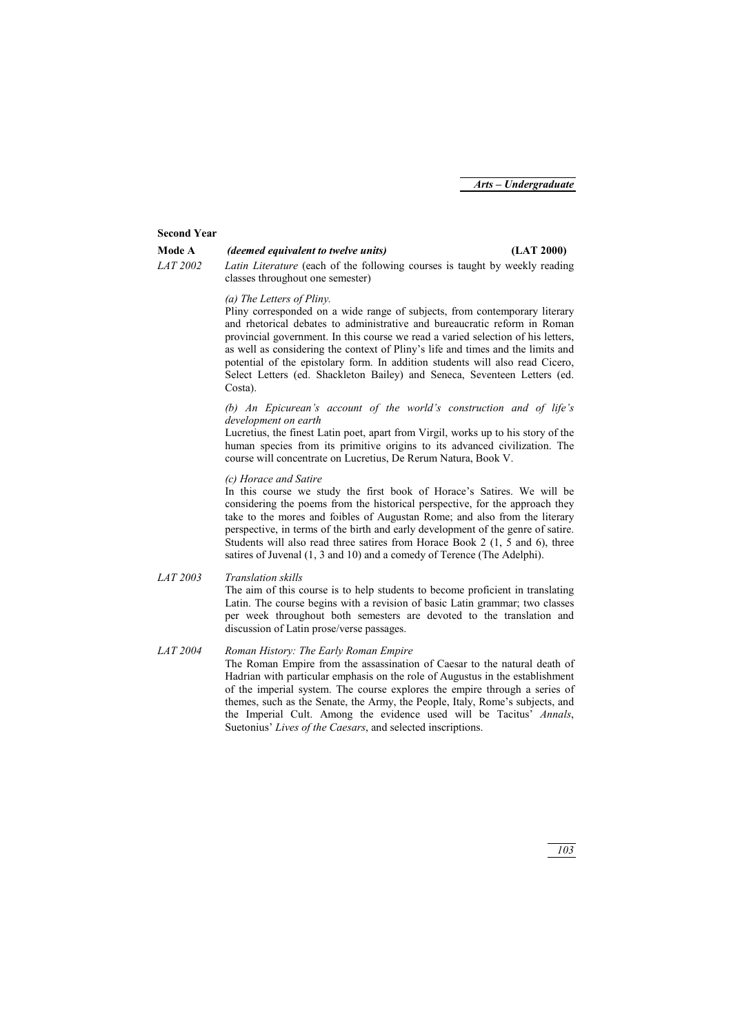## Second Year

**Mode A** *(deemed equivalent to twelve units)* **(LAT 2000)**

*LAT 2002* *Latin Literature* (each of the following courses is taught by weekly reading classes throughout one semester)

*(a) The Letters of Pliny.*

Pliny corresponded on a wide range of subjects, from contemporary literary and rhetorical debates to administrative and bureaucratic reform in Roman provincial government. In this course we read a varied selection of his letters, as well as considering the context of Pliny's life and times and the limits and potential of the epistolary form. In addition students will also read Cicero, Select Letters (ed. Shackleton Bailey) and Seneca, Seventeen Letters (ed. Costa).

*(b) An Epicurean's account of the world's construction and of life's development on earth*

Lucretius, the finest Latin poet, apart from Virgil, works up to his story of the human species from its primitive origins to its advanced civilization. The course will concentrate on Lucretius, De Rerum Natura, Book V.

*(c) Horace and Satire*

In this course we study the first book of Horace's Satires. We will be considering the poems from the historical perspective, for the approach they take to the mores and foibles of Augustan Rome; and also from the literary perspective, in terms of the birth and early development of the genre of satire. Students will also read three satires from Horace Book 2 (1, 5 and 6), three satires of Juvenal (1, 3 and 10) and a comedy of Terence (The Adelphi).

*LAT 2003* *Translation skills*

The aim of this course is to help students to become proficient in translating Latin. The course begins with a revision of basic Latin grammar; two classes per week throughout both semesters are devoted to the translation and discussion of Latin prose/verse passages.

*LAT 2004* *Roman History: The Early Roman Empire*

The Roman Empire from the assassination of Caesar to the natural death of Hadrian with particular emphasis on the role of Augustus in the establishment of the imperial system. The course explores the empire through a series of themes, such as the Senate, the Army, the People, Italy, Rome's subjects, and the Imperial Cult. Among the evidence used will be Tacitus' *Annals*, Suetonius' *Lives of the Caesars*, and selected inscriptions.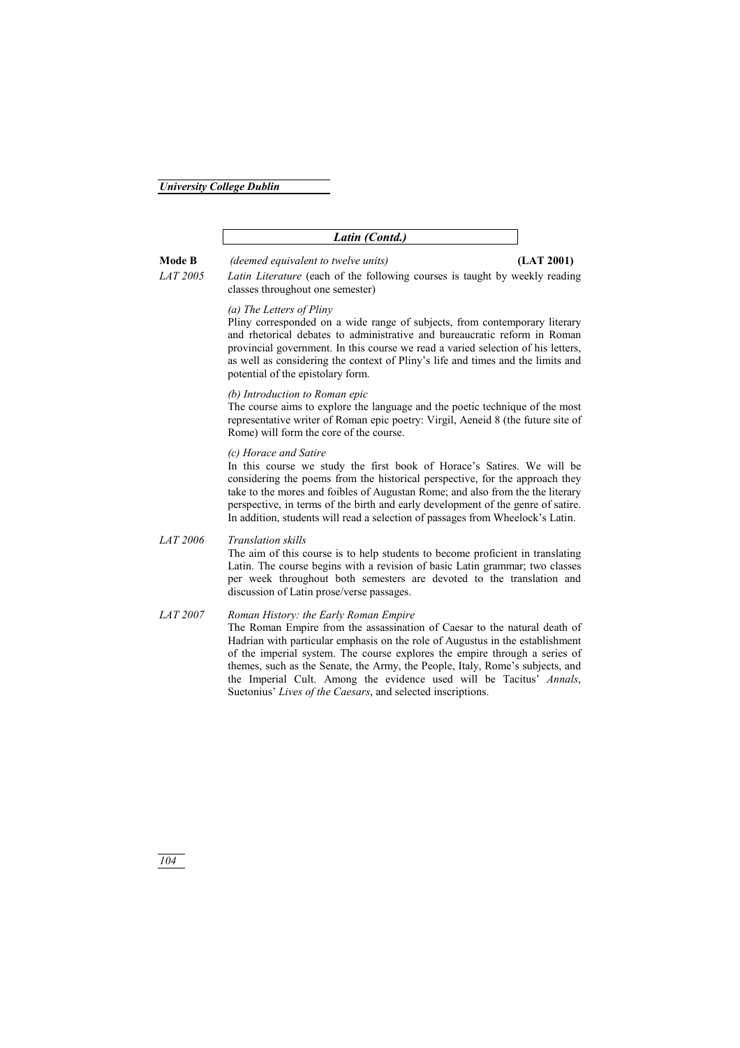## *Latin (Contd.)*

**Mode B** *(deemed equivalent to twelve units)* **(LAT 2001)**

*LAT 2005* *Latin Literature* (each of the following courses is taught by weekly reading classes throughout one semester)

*(a) The Letters of Pliny*
Pliny corresponded on a wide range of subjects, from contemporary literary and rhetorical debates to administrative and bureaucratic reform in Roman provincial government. In this course we read a varied selection of his letters, as well as considering the context of Pliny's life and times and the limits and potential of the epistolary form.

*(b) Introduction to Roman epic*
The course aims to explore the language and the poetic technique of the most representative writer of Roman epic poetry: Virgil, Aeneid 8 (the future site of Rome) will form the core of the course.

*(c) Horace and Satire*
In this course we study the first book of Horace's Satires. We will be considering the poems from the historical perspective, for the approach they take to the mores and foibles of Augustan Rome; and also from the the literary perspective, in terms of the birth and early development of the genre of satire. In addition, students will read a selection of passages from Wheelock's Latin.

*LAT 2006* *Translation skills*
The aim of this course is to help students to become proficient in translating Latin. The course begins with a revision of basic Latin grammar; two classes per week throughout both semesters are devoted to the translation and discussion of Latin prose/verse passages.

*LAT 2007* *Roman History: the Early Roman Empire*
The Roman Empire from the assassination of Caesar to the natural death of Hadrian with particular emphasis on the role of Augustus in the establishment of the imperial system. The course explores the empire through a series of themes, such as the Senate, the Army, the People, Italy, Rome's subjects, and the Imperial Cult. Among the evidence used will be Tacitus' *Annals*, Suetonius' *Lives of the Caesars*, and selected inscriptions.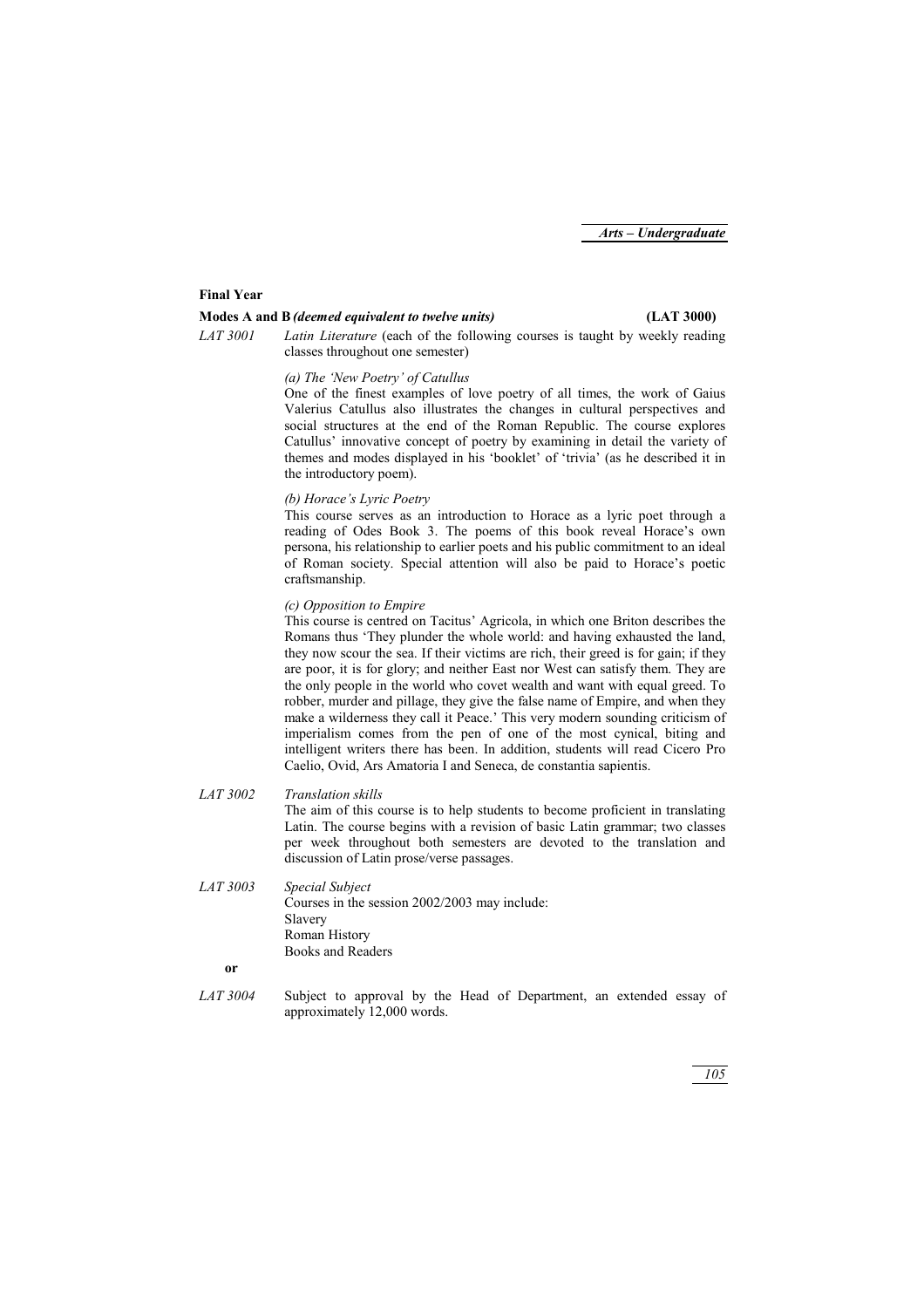**Final Year**

**Modes A and B** ***(deemed equivalent to twelve units)*** **(LAT 3000)**

*LAT 3001* *Latin Literature* (each of the following courses is taught by weekly reading classes throughout one semester)

*(a) The 'New Poetry' of Catullus*

One of the finest examples of love poetry of all times, the work of Gaius Valerius Catullus also illustrates the changes in cultural perspectives and social structures at the end of the Roman Republic. The course explores Catullus' innovative concept of poetry by examining in detail the variety of themes and modes displayed in his 'booklet' of 'trivia' (as he described it in the introductory poem).

*(b) Horace's Lyric Poetry*

This course serves as an introduction to Horace as a lyric poet through a reading of Odes Book 3. The poems of this book reveal Horace's own persona, his relationship to earlier poets and his public commitment to an ideal of Roman society. Special attention will also be paid to Horace's poetic craftsmanship.

*(c) Opposition to Empire*

This course is centred on Tacitus' Agricola, in which one Briton describes the Romans thus 'They plunder the whole world: and having exhausted the land, they now scour the sea. If their victims are rich, their greed is for gain; if they are poor, it is for glory; and neither East nor West can satisfy them. They are the only people in the world who covet wealth and want with equal greed. To robber, murder and pillage, they give the false name of Empire, and when they make a wilderness they call it Peace.' This very modern sounding criticism of imperialism comes from the pen of one of the most cynical, biting and intelligent writers there has been. In addition, students will read Cicero Pro Caelio, Ovid, Ars Amatoria I and Seneca, de constantia sapientis.

*LAT 3002* *Translation skills*

The aim of this course is to help students to become proficient in translating Latin. The course begins with a revision of basic Latin grammar; two classes per week throughout both semesters are devoted to the translation and discussion of Latin prose/verse passages.

*LAT 3003* *Special Subject*

Courses in the session 2002/2003 may include:
Slavery
Roman History
Books and Readers

**or**

*LAT 3004* Subject to approval by the Head of Department, an extended essay of approximately 12,000 words.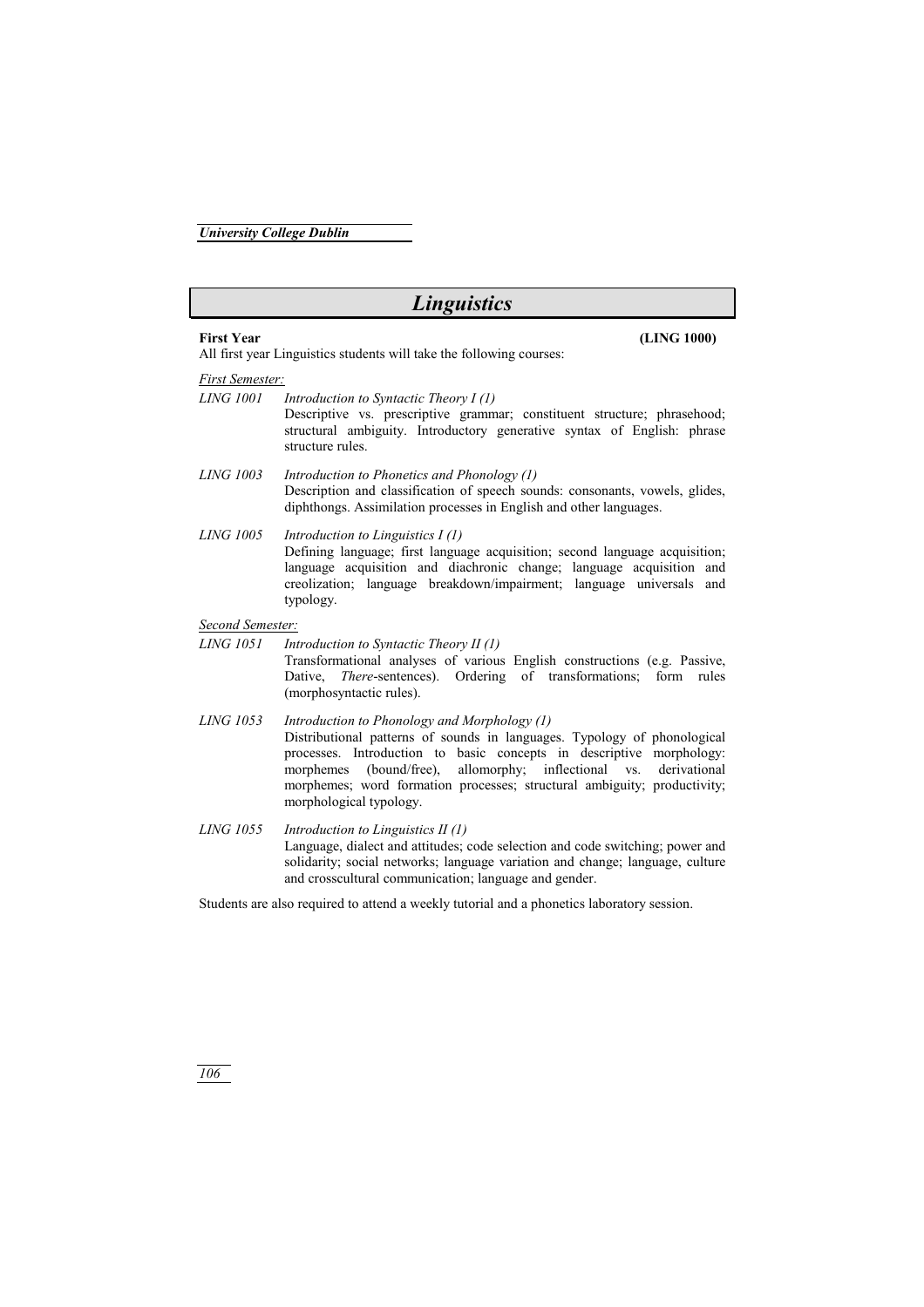# Linguistics

**First Year** **(LING 1000)**

All first year Linguistics students will take the following courses:

*First Semester:*

*LING 1001* *Introduction to Syntactic Theory I (1)*
Descriptive vs. prescriptive grammar; constituent structure; phrasehood; structural ambiguity. Introductory generative syntax of English: phrase structure rules.

*LING 1003* *Introduction to Phonetics and Phonology (1)*
Description and classification of speech sounds: consonants, vowels, glides, diphthongs. Assimilation processes in English and other languages.

*LING 1005* *Introduction to Linguistics I (1)*
Defining language; first language acquisition; second language acquisition; language acquisition and diachronic change; language acquisition and creolization; language breakdown/impairment; language universals and typology.

*Second Semester:*

*LING 1051* *Introduction to Syntactic Theory II (1)*
Transformational analyses of various English constructions (e.g. Passive, Dative, *There*-sentences). Ordering of transformations; form rules (morphosyntactic rules).

*LING 1053* *Introduction to Phonology and Morphology (1)*
Distributional patterns of sounds in languages. Typology of phonological processes. Introduction to basic concepts in descriptive morphology: morphemes (bound/free), allomorphy; inflectional vs. derivational morphemes; word formation processes; structural ambiguity; productivity; morphological typology.

*LING 1055* *Introduction to Linguistics II (1)*
Language, dialect and attitudes; code selection and code switching; power and solidarity; social networks; language variation and change; language, culture and crosscultural communication; language and gender.

Students are also required to attend a weekly tutorial and a phonetics laboratory session.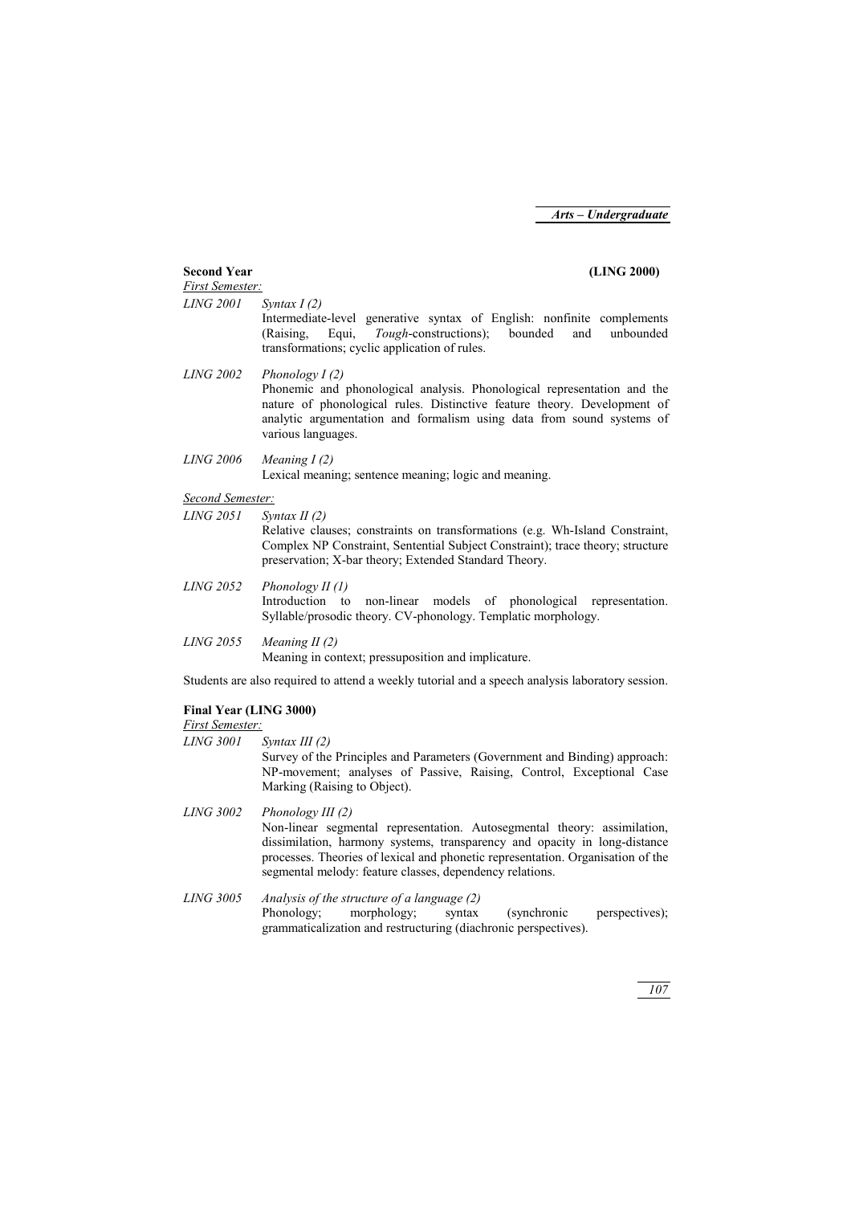**Second Year (LING 2000)**

*First Semester:*

*LING 2001* *Syntax I (2)*
Intermediate-level generative syntax of English: nonfinite complements (Raising, Equi, *Tough*-constructions); bounded and unbounded transformations; cyclic application of rules.

*LING 2002* *Phonology I (2)*
Phonemic and phonological analysis. Phonological representation and the nature of phonological rules. Distinctive feature theory. Development of analytic argumentation and formalism using data from sound systems of various languages.

*LING 2006* *Meaning I (2)*
Lexical meaning; sentence meaning; logic and meaning.

*Second Semester:*

*LING 2051* *Syntax II (2)*
Relative clauses; constraints on transformations (e.g. Wh-Island Constraint, Complex NP Constraint, Sentential Subject Constraint); trace theory; structure preservation; X-bar theory; Extended Standard Theory.

*LING 2052* *Phonology II (1)*
Introduction to non-linear models of phonological representation. Syllable/prosodic theory. CV-phonology. Templatic morphology.

*LING 2055* *Meaning II (2)*
Meaning in context; pressuposition and implicature.

Students are also required to attend a weekly tutorial and a speech analysis laboratory session.

**Final Year (LING 3000)**

*First Semester:*

*LING 3001* *Syntax III (2)*
Survey of the Principles and Parameters (Government and Binding) approach: NP-movement; analyses of Passive, Raising, Control, Exceptional Case Marking (Raising to Object).

*LING 3002* *Phonology III (2)*
Non-linear segmental representation. Autosegmental theory: assimilation, dissimilation, harmony systems, transparency and opacity in long-distance processes. Theories of lexical and phonetic representation. Organisation of the segmental melody: feature classes, dependency relations.

*LING 3005* *Analysis of the structure of a language (2)*
Phonology; morphology; syntax (synchronic perspectives); grammaticalization and restructuring (diachronic perspectives).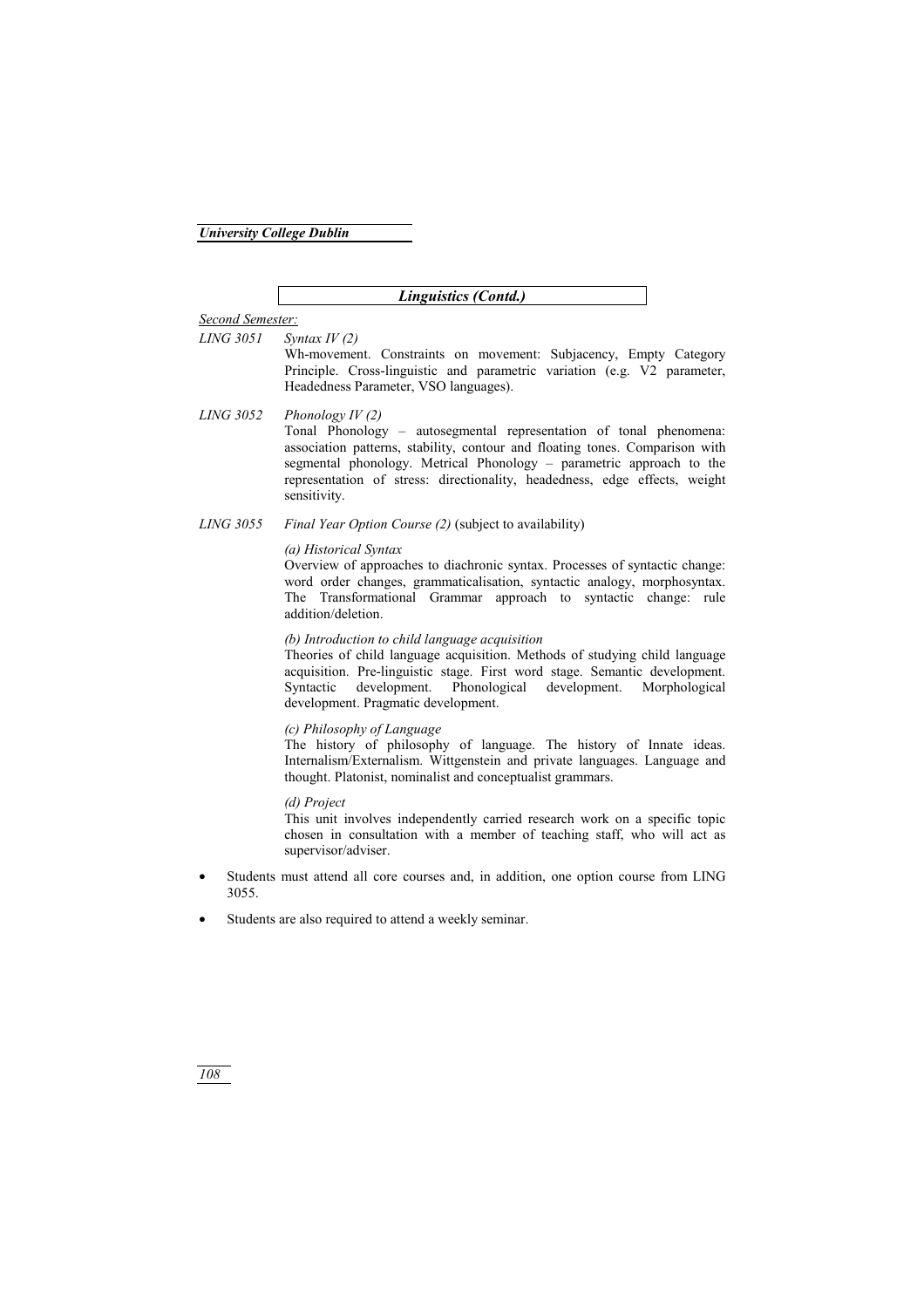## *Linguistics (Contd.)*

*Second Semester:*

*LING 3051* *Syntax IV (2)*

Wh-movement. Constraints on movement: Subjacency, Empty Category Principle. Cross-linguistic and parametric variation (e.g. V2 parameter, Headedness Parameter, VSO languages).

*LING 3052* *Phonology IV (2)*

Tonal Phonology – autosegmental representation of tonal phenomena: association patterns, stability, contour and floating tones. Comparison with segmental phonology. Metrical Phonology – parametric approach to the representation of stress: directionality, headedness, edge effects, weight sensitivity.

*LING 3055* *Final Year Option Course (2)* (subject to availability)

*(a) Historical Syntax*

Overview of approaches to diachronic syntax. Processes of syntactic change: word order changes, grammaticalisation, syntactic analogy, morphosyntax. The Transformational Grammar approach to syntactic change: rule addition/deletion.

*(b) Introduction to child language acquisition*

Theories of child language acquisition. Methods of studying child language acquisition. Pre-linguistic stage. First word stage. Semantic development. Syntactic development. Phonological development. Morphological development. Pragmatic development.

*(c) Philosophy of Language*

The history of philosophy of language. The history of Innate ideas. Internalism/Externalism. Wittgenstein and private languages. Language and thought. Platonist, nominalist and conceptualist grammars.

*(d) Project*

This unit involves independently carried research work on a specific topic chosen in consultation with a member of teaching staff, who will act as supervisor/adviser.

- Students must attend all core courses and, in addition, one option course from LING 3055.
- Students are also required to attend a weekly seminar.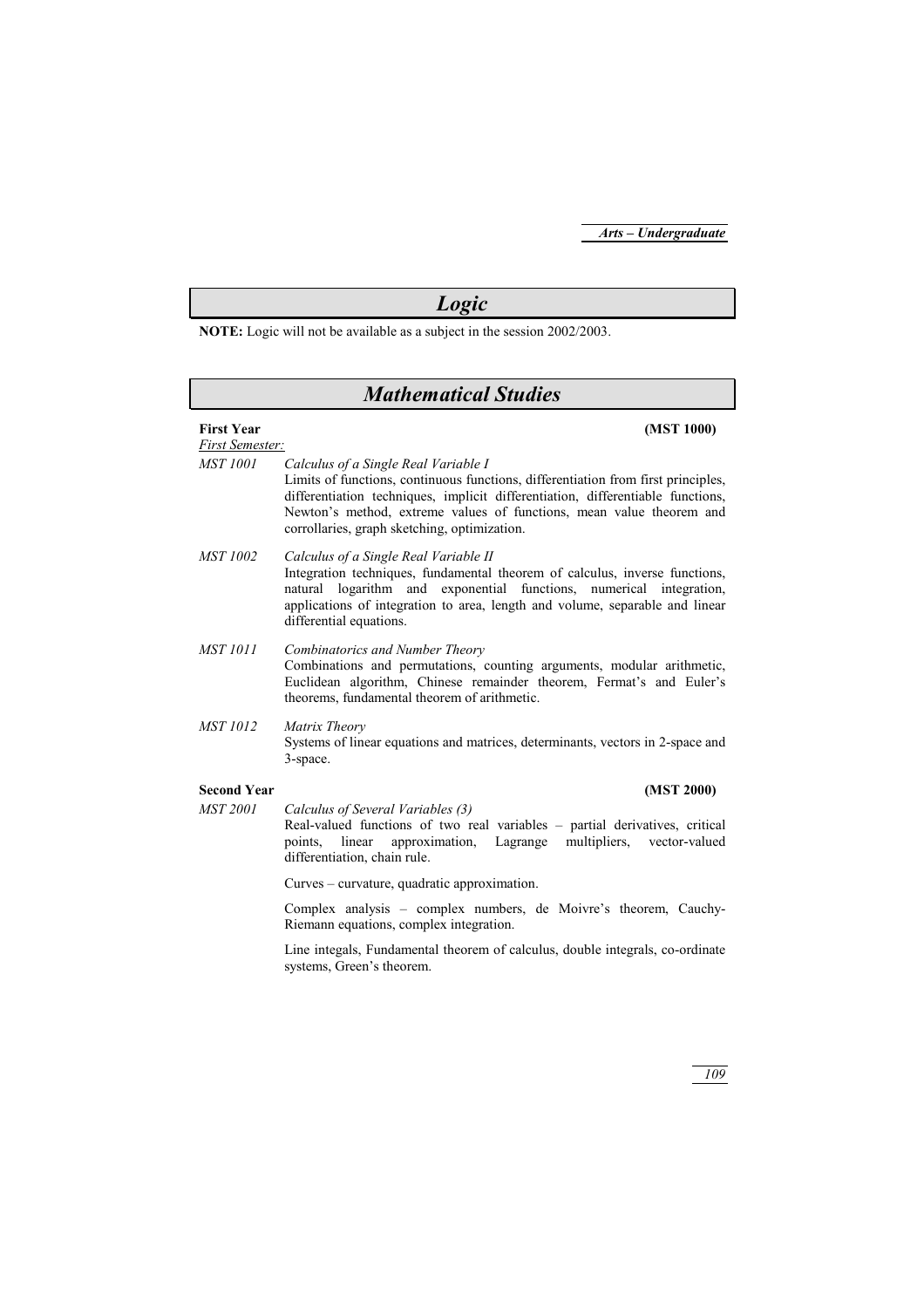# *Logic*

**NOTE:** Logic will not be available as a subject in the session 2002/2003.

# *Mathematical Studies*

**First Year** **(MST 1000)**

*First Semester:*

*MST 1001* *Calculus of a Single Real Variable I*
Limits of functions, continuous functions, differentiation from first principles, differentiation techniques, implicit differentiation, differentiable functions, Newton's method, extreme values of functions, mean value theorem and corrollaries, graph sketching, optimization.

*MST 1002* *Calculus of a Single Real Variable II*
Integration techniques, fundamental theorem of calculus, inverse functions, natural logarithm and exponential functions, numerical integration, applications of integration to area, length and volume, separable and linear differential equations.

*MST 1011* *Combinatorics and Number Theory*
Combinations and permutations, counting arguments, modular arithmetic, Euclidean algorithm, Chinese remainder theorem, Fermat's and Euler's theorems, fundamental theorem of arithmetic.

*MST 1012* *Matrix Theory*
Systems of linear equations and matrices, determinants, vectors in 2-space and 3-space.

**Second Year** **(MST 2000)**

*MST 2001* *Calculus of Several Variables (3)*
Real-valued functions of two real variables – partial derivatives, critical points, linear approximation, Lagrange multipliers, vector-valued differentiation, chain rule.

Curves – curvature, quadratic approximation.

Complex analysis – complex numbers, de Moivre's theorem, Cauchy-Riemann equations, complex integration.

Line integals, Fundamental theorem of calculus, double integrals, co-ordinate systems, Green's theorem.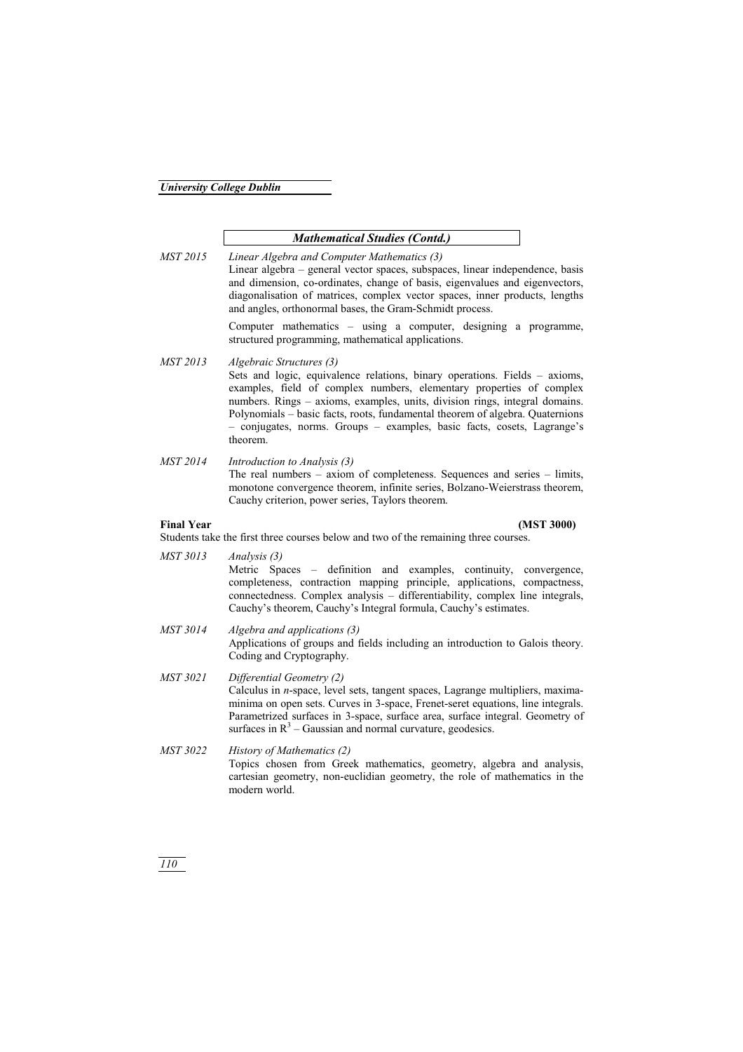### *Mathematical Studies (Contd.)*

*MST 2015* — *Linear Algebra and Computer Mathematics (3)*

Linear algebra – general vector spaces, subspaces, linear independence, basis and dimension, co-ordinates, change of basis, eigenvalues and eigenvectors, diagonalisation of matrices, complex vector spaces, inner products, lengths and angles, orthonormal bases, the Gram-Schmidt process.

Computer mathematics – using a computer, designing a programme, structured programming, mathematical applications.

*MST 2013* — *Algebraic Structures (3)*

Sets and logic, equivalence relations, binary operations. Fields – axioms, examples, field of complex numbers, elementary properties of complex numbers. Rings – axioms, examples, units, division rings, integral domains. Polynomials – basic facts, roots, fundamental theorem of algebra. Quaternions – conjugates, norms. Groups – examples, basic facts, cosets, Lagrange's theorem.

*MST 2014* — *Introduction to Analysis (3)*

The real numbers – axiom of completeness. Sequences and series – limits, monotone convergence theorem, infinite series, Bolzano-Weierstrass theorem, Cauchy criterion, power series, Taylors theorem.

**Final Year** **(MST 3000)**

Students take the first three courses below and two of the remaining three courses.

*MST 3013* — *Analysis (3)*

Metric Spaces – definition and examples, continuity, convergence, completeness, contraction mapping principle, applications, compactness, connectedness. Complex analysis – differentiability, complex line integrals, Cauchy's theorem, Cauchy's Integral formula, Cauchy's estimates.

*MST 3014* — *Algebra and applications (3)*

Applications of groups and fields including an introduction to Galois theory. Coding and Cryptography.

*MST 3021* — *Differential Geometry (2)*

Calculus in *n*-space, level sets, tangent spaces, Lagrange multipliers, maxima-minima on open sets. Curves in 3-space, Frenet-seret equations, line integrals. Parametrized surfaces in 3-space, surface area, surface integral. Geometry of surfaces in $R^3$ – Gaussian and normal curvature, geodesics.

*MST 3022* — *History of Mathematics (2)*

Topics chosen from Greek mathematics, geometry, algebra and analysis, cartesian geometry, non-euclidian geometry, the role of mathematics in the modern world.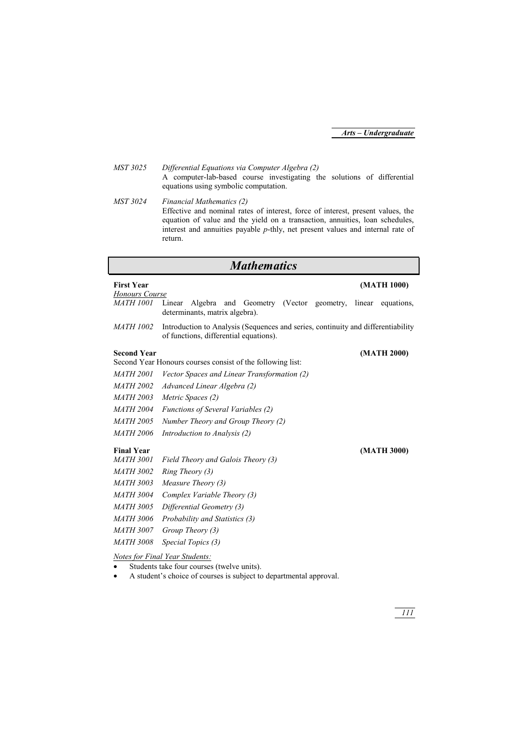*MST 3025* *Differential Equations via Computer Algebra (2)*
A computer-lab-based course investigating the solutions of differential equations using symbolic computation.

*MST 3024* *Financial Mathematics (2)*
Effective and nominal rates of interest, force of interest, present values, the equation of value and the yield on a transaction, annuities, loan schedules, interest and annuities payable *p*-thly, net present values and internal rate of return.

# Mathematics

**First Year** **(MATH 1000)**

*Honours Course*

*MATH 1001* Linear Algebra and Geometry (Vector geometry, linear equations, determinants, matrix algebra).

*MATH 1002* Introduction to Analysis (Sequences and series, continuity and differentiability of functions, differential equations).

**Second Year** **(MATH 2000)**

Second Year Honours courses consist of the following list:

*MATH 2001* *Vector Spaces and Linear Transformation (2)*

*MATH 2002* *Advanced Linear Algebra (2)*

*MATH 2003* *Metric Spaces (2)*

*MATH 2004* *Functions of Several Variables (2)*

*MATH 2005* *Number Theory and Group Theory (2)*

*MATH 2006* *Introduction to Analysis (2)*

**Final Year** **(MATH 3000)**

*MATH 3001* *Field Theory and Galois Theory (3)*

*MATH 3002* *Ring Theory (3)*

*MATH 3003* *Measure Theory (3)*

*MATH 3004* *Complex Variable Theory (3)*

*MATH 3005* *Differential Geometry (3)*

*MATH 3006* *Probability and Statistics (3)*

*MATH 3007* *Group Theory (3)*

*MATH 3008* *Special Topics (3)*

*Notes for Final Year Students:*

- Students take four courses (twelve units).
- A student's choice of courses is subject to departmental approval.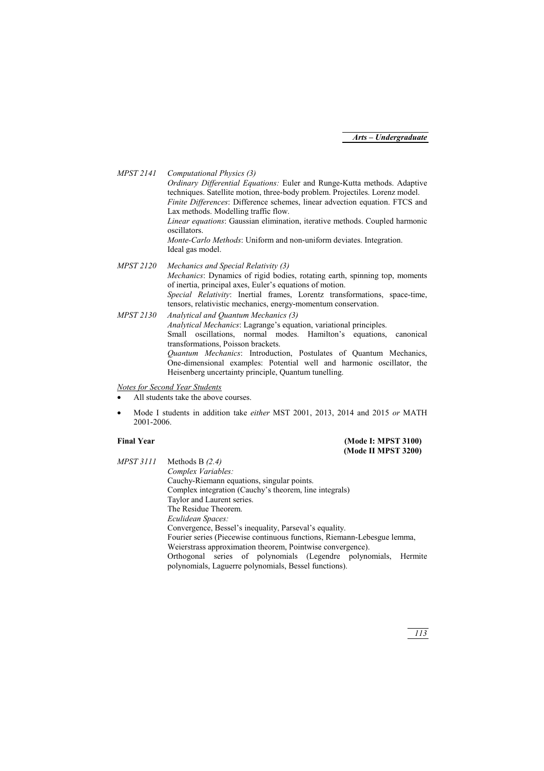*MPST 2141* *Computational Physics (3)*
*Ordinary Differential Equations:* Euler and Runge-Kutta methods. Adaptive techniques. Satellite motion, three-body problem. Projectiles. Lorenz model.
*Finite Differences*: Difference schemes, linear advection equation. FTCS and Lax methods. Modelling traffic flow.
*Linear equations*: Gaussian elimination, iterative methods. Coupled harmonic oscillators.
*Monte-Carlo Methods*: Uniform and non-uniform deviates. Integration. Ideal gas model.

*MPST 2120* *Mechanics and Special Relativity (3)*
*Mechanics*: Dynamics of rigid bodies, rotating earth, spinning top, moments of inertia, principal axes, Euler's equations of motion.
*Special Relativity*: Inertial frames, Lorentz transformations, space-time, tensors, relativistic mechanics, energy-momentum conservation.

*MPST 2130* *Analytical and Quantum Mechanics (3)*
*Analytical Mechanics*: Lagrange's equation, variational principles.
Small oscillations, normal modes. Hamilton's equations, canonical transformations, Poisson brackets.
*Quantum Mechanics*: Introduction, Postulates of Quantum Mechanics, One-dimensional examples: Potential well and harmonic oscillator, the Heisenberg uncertainty principle, Quantum tunelling.

*Notes for Second Year Students*

- All students take the above courses.
- Mode I students in addition take *either* MST 2001, 2013, 2014 and 2015 *or* MATH 2001-2006.

**Final Year** **(Mode I: MPST 3100)**
**(Mode II MPST 3200)**

*MPST 3111* Methods B *(2.4)*
*Complex Variables:*
Cauchy-Riemann equations, singular points.
Complex integration (Cauchy's theorem, line integrals)
Taylor and Laurent series.
The Residue Theorem.
*Eculidean Spaces:*
Convergence, Bessel's inequality, Parseval's equality.
Fourier series (Piecewise continuous functions, Riemann-Lebesgue lemma, Weierstrass approximation theorem, Pointwise convergence).
Orthogonal series of polynomials (Legendre polynomials, Hermite polynomials, Laguerre polynomials, Bessel functions).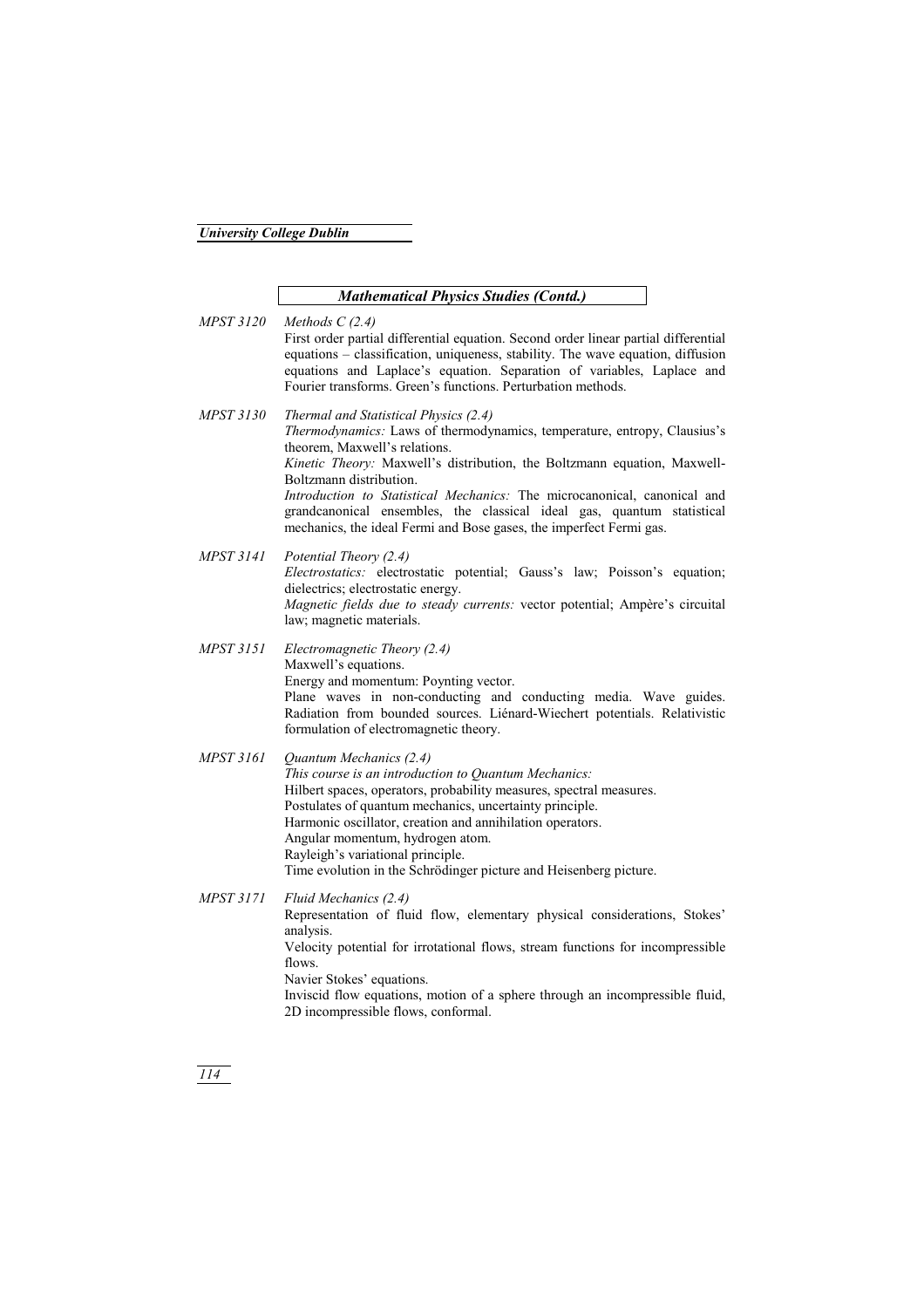## *Mathematical Physics Studies (Contd.)*

*MPST 3120* *Methods C (2.4)*

First order partial differential equation. Second order linear partial differential equations – classification, uniqueness, stability. The wave equation, diffusion equations and Laplace's equation. Separation of variables, Laplace and Fourier transforms. Green's functions. Perturbation methods.

*MPST 3130* *Thermal and Statistical Physics (2.4)*

*Thermodynamics:* Laws of thermodynamics, temperature, entropy, Clausius's theorem, Maxwell's relations.

*Kinetic Theory:* Maxwell's distribution, the Boltzmann equation, Maxwell-Boltzmann distribution.

*Introduction to Statistical Mechanics:* The microcanonical, canonical and grandcanonical ensembles, the classical ideal gas, quantum statistical mechanics, the ideal Fermi and Bose gases, the imperfect Fermi gas.

*MPST 3141* *Potential Theory (2.4)*

*Electrostatics:* electrostatic potential; Gauss's law; Poisson's equation; dielectrics; electrostatic energy.

*Magnetic fields due to steady currents:* vector potential; Ampère's circuital law; magnetic materials.

*MPST 3151* *Electromagnetic Theory (2.4)*

Maxwell's equations.

Energy and momentum: Poynting vector.

Plane waves in non-conducting and conducting media. Wave guides. Radiation from bounded sources. Liénard-Wiechert potentials. Relativistic formulation of electromagnetic theory.

*MPST 3161* *Quantum Mechanics (2.4)*

*This course is an introduction to Quantum Mechanics:*

Hilbert spaces, operators, probability measures, spectral measures.

Postulates of quantum mechanics, uncertainty principle.

Harmonic oscillator, creation and annihilation operators.

Angular momentum, hydrogen atom.

Rayleigh's variational principle.

Time evolution in the Schrödinger picture and Heisenberg picture.

*MPST 3171* *Fluid Mechanics (2.4)*

Representation of fluid flow, elementary physical considerations, Stokes' analysis.

Velocity potential for irrotational flows, stream functions for incompressible flows.

Navier Stokes' equations.

Inviscid flow equations, motion of a sphere through an incompressible fluid, 2D incompressible flows, conformal.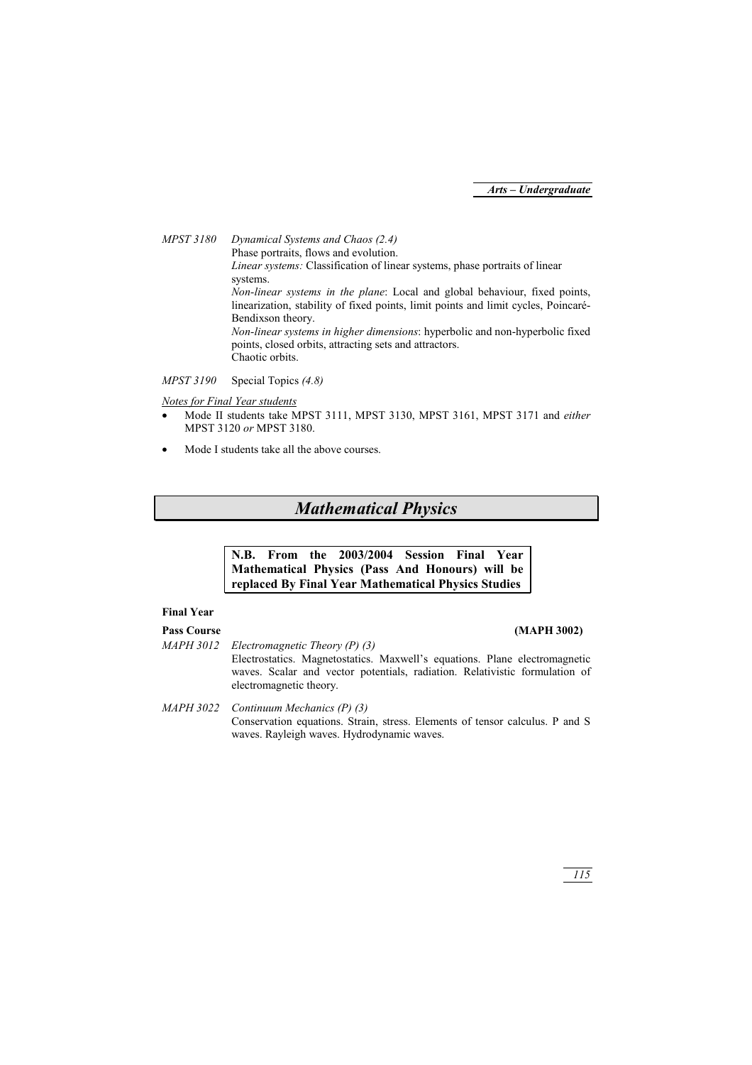*MPST 3180* *Dynamical Systems and Chaos (2.4)*
Phase portraits, flows and evolution.
*Linear systems:* Classification of linear systems, phase portraits of linear systems.
*Non-linear systems in the plane*: Local and global behaviour, fixed points, linearization, stability of fixed points, limit points and limit cycles, Poincaré-Bendixson theory.
*Non-linear systems in higher dimensions*: hyperbolic and non-hyperbolic fixed points, closed orbits, attracting sets and attractors.
Chaotic orbits.

*MPST 3190* Special Topics *(4.8)*

<u>*Notes for Final Year students*</u>

- Mode II students take MPST 3111, MPST 3130, MPST 3161, MPST 3171 and *either* MPST 3120 *or* MPST 3180.
- Mode I students take all the above courses.

# *Mathematical Physics*

**N.B. From the 2003/2004 Session Final Year Mathematical Physics (Pass And Honours) will be replaced By Final Year Mathematical Physics Studies**

**Final Year**

**Pass Course** **(MAPH 3002)**

*MAPH 3012* *Electromagnetic Theory (P) (3)*
Electrostatics. Magnetostatics. Maxwell's equations. Plane electromagnetic waves. Scalar and vector potentials, radiation. Relativistic formulation of electromagnetic theory.

*MAPH 3022* *Continuum Mechanics (P) (3)*
Conservation equations. Strain, stress. Elements of tensor calculus. P and S waves. Rayleigh waves. Hydrodynamic waves.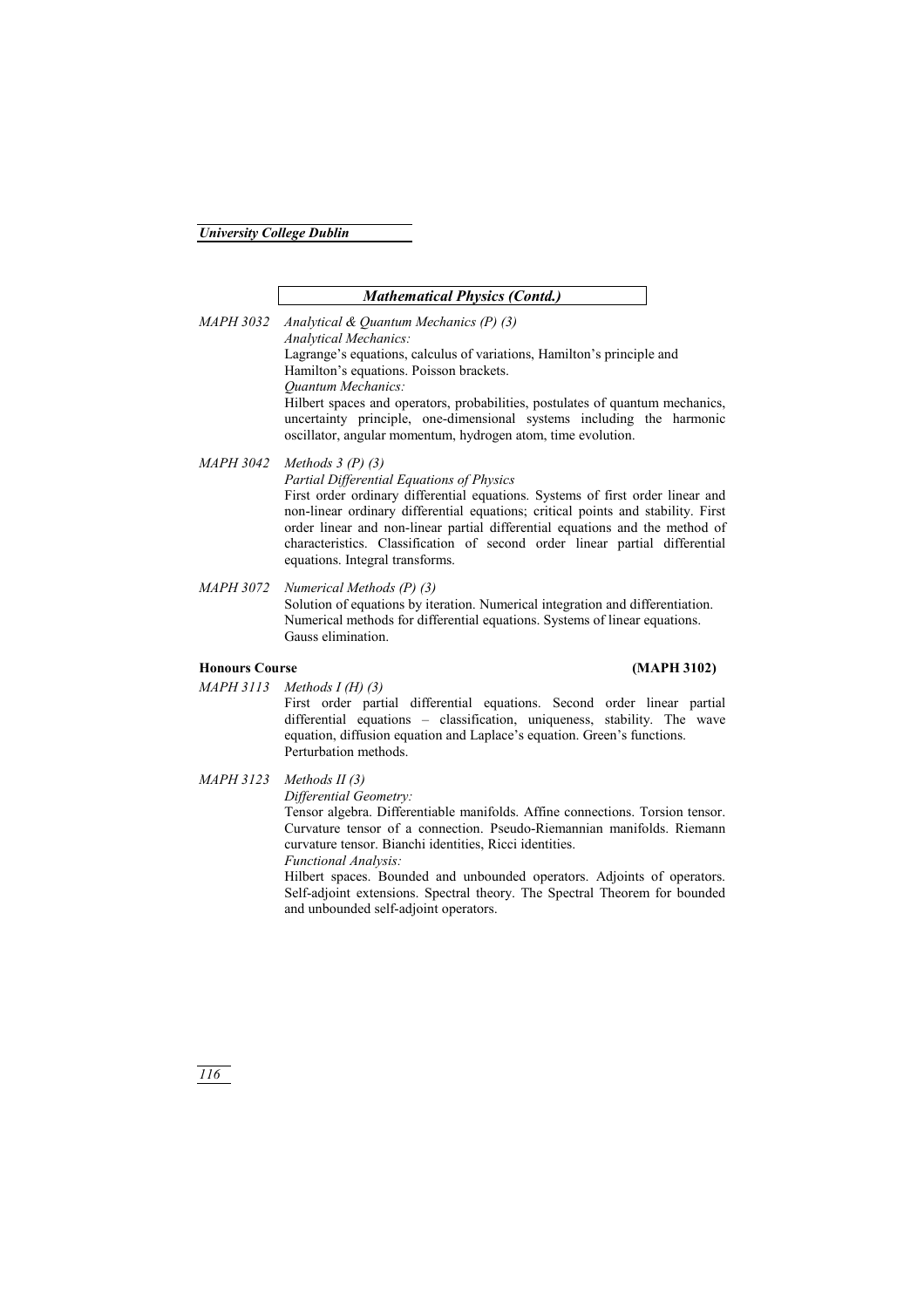## *Mathematical Physics (Contd.)*

*MAPH 3032 Analytical & Quantum Mechanics (P) (3)*

*Analytical Mechanics:*

Lagrange's equations, calculus of variations, Hamilton's principle and Hamilton's equations. Poisson brackets.

*Quantum Mechanics:*

Hilbert spaces and operators, probabilities, postulates of quantum mechanics, uncertainty principle, one-dimensional systems including the harmonic oscillator, angular momentum, hydrogen atom, time evolution.

*MAPH 3042 Methods 3 (P) (3)*

*Partial Differential Equations of Physics*

First order ordinary differential equations. Systems of first order linear and non-linear ordinary differential equations; critical points and stability. First order linear and non-linear partial differential equations and the method of characteristics. Classification of second order linear partial differential equations. Integral transforms.

*MAPH 3072 Numerical Methods (P) (3)*

Solution of equations by iteration. Numerical integration and differentiation. Numerical methods for differential equations. Systems of linear equations. Gauss elimination.

**Honours Course (MAPH 3102)**

*MAPH 3113 Methods I (H) (3)*

First order partial differential equations. Second order linear partial differential equations – classification, uniqueness, stability. The wave equation, diffusion equation and Laplace's equation. Green's functions. Perturbation methods.

*MAPH 3123 Methods II (3)*

*Differential Geometry:*

Tensor algebra. Differentiable manifolds. Affine connections. Torsion tensor. Curvature tensor of a connection. Pseudo-Riemannian manifolds. Riemann curvature tensor. Bianchi identities, Ricci identities.

*Functional Analysis:*

Hilbert spaces. Bounded and unbounded operators. Adjoints of operators. Self-adjoint extensions. Spectral theory. The Spectral Theorem for bounded and unbounded self-adjoint operators.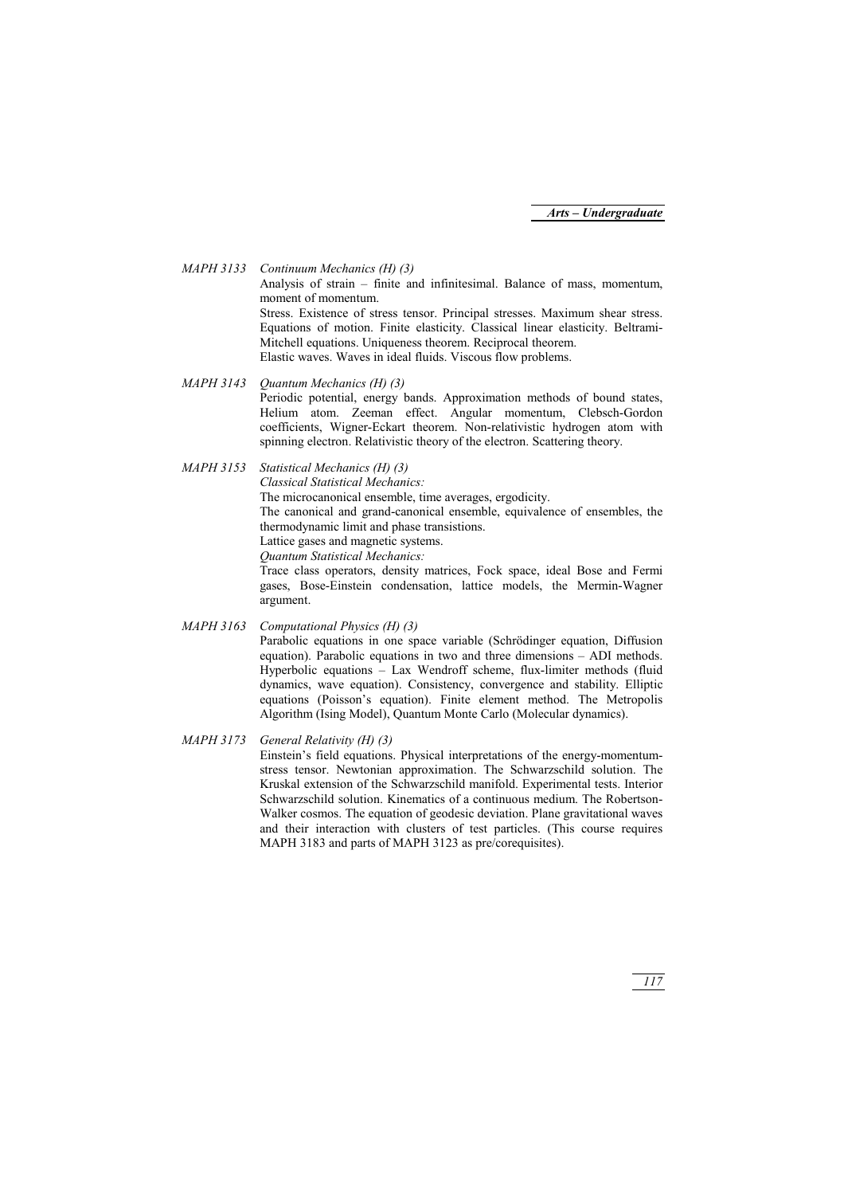*MAPH 3133 Continuum Mechanics (H) (3)*

Analysis of strain – finite and infinitesimal. Balance of mass, momentum, moment of momentum.

Stress. Existence of stress tensor. Principal stresses. Maximum shear stress. Equations of motion. Finite elasticity. Classical linear elasticity. Beltrami-Mitchell equations. Uniqueness theorem. Reciprocal theorem.

Elastic waves. Waves in ideal fluids. Viscous flow problems.

*MAPH 3143 Quantum Mechanics (H) (3)*

Periodic potential, energy bands. Approximation methods of bound states, Helium atom. Zeeman effect. Angular momentum, Clebsch-Gordon coefficients, Wigner-Eckart theorem. Non-relativistic hydrogen atom with spinning electron. Relativistic theory of the electron. Scattering theory.

*MAPH 3153 Statistical Mechanics (H) (3)*

*Classical Statistical Mechanics:*

The microcanonical ensemble, time averages, ergodicity.

The canonical and grand-canonical ensemble, equivalence of ensembles, the thermodynamic limit and phase transistions.

Lattice gases and magnetic systems.

*Quantum Statistical Mechanics:*

Trace class operators, density matrices, Fock space, ideal Bose and Fermi gases, Bose-Einstein condensation, lattice models, the Mermin-Wagner argument.

*MAPH 3163 Computational Physics (H) (3)*

Parabolic equations in one space variable (Schrödinger equation, Diffusion equation). Parabolic equations in two and three dimensions – ADI methods. Hyperbolic equations – Lax Wendroff scheme, flux-limiter methods (fluid dynamics, wave equation). Consistency, convergence and stability. Elliptic equations (Poisson's equation). Finite element method. The Metropolis Algorithm (Ising Model), Quantum Monte Carlo (Molecular dynamics).

*MAPH 3173 General Relativity (H) (3)*

Einstein's field equations. Physical interpretations of the energy-momentum-stress tensor. Newtonian approximation. The Schwarzschild solution. The Kruskal extension of the Schwarzschild manifold. Experimental tests. Interior Schwarzschild solution. Kinematics of a continuous medium. The Robertson-Walker cosmos. The equation of geodesic deviation. Plane gravitational waves and their interaction with clusters of test particles. (This course requires MAPH 3183 and parts of MAPH 3123 as pre/corequisites).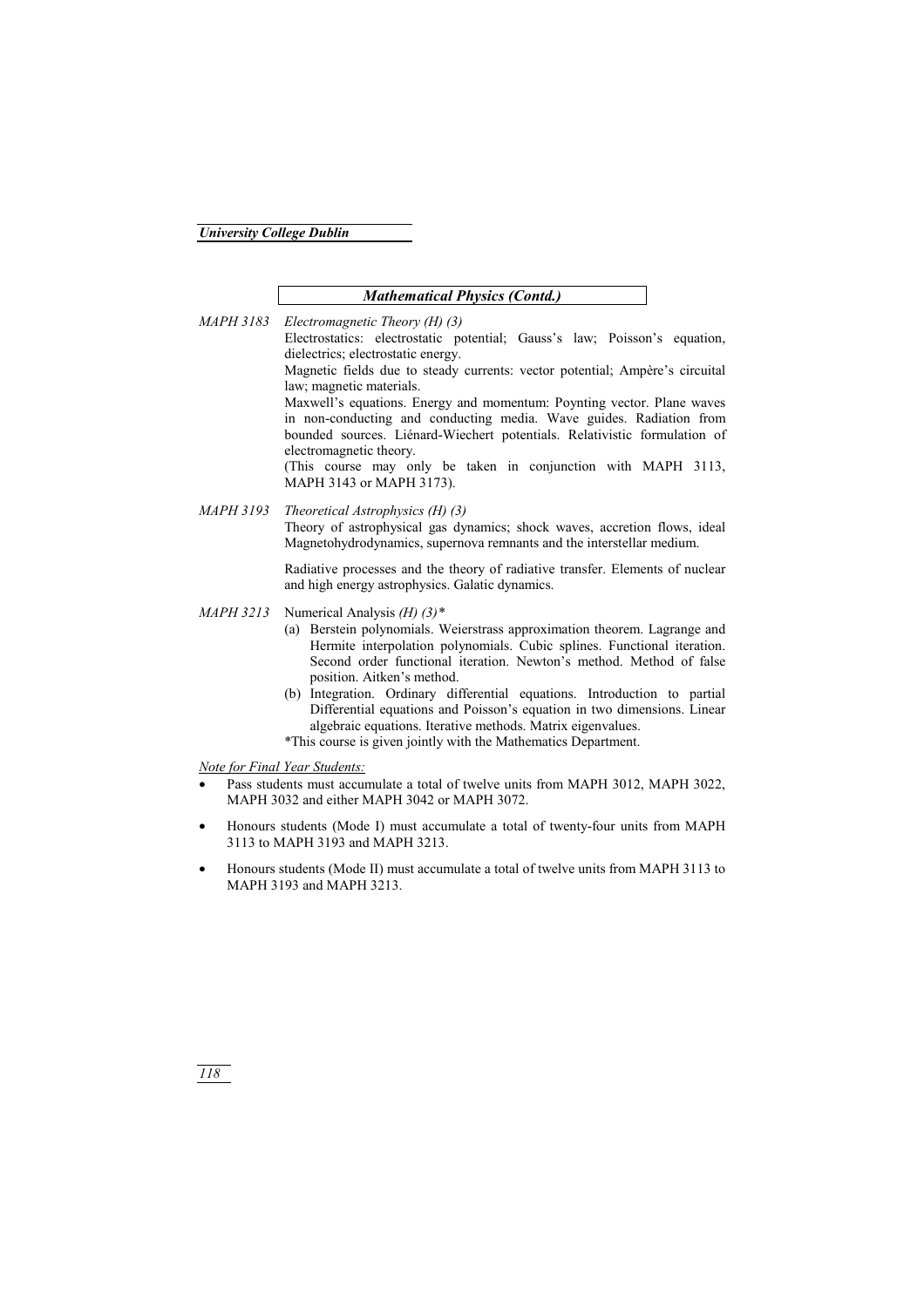## *Mathematical Physics (Contd.)*

*MAPH 3183 Electromagnetic Theory (H) (3)*

Electrostatics: electrostatic potential; Gauss's law; Poisson's equation, dielectrics; electrostatic energy.

Magnetic fields due to steady currents: vector potential; Ampère's circuital law; magnetic materials.

Maxwell's equations. Energy and momentum: Poynting vector. Plane waves in non-conducting and conducting media. Wave guides. Radiation from bounded sources. Liénard-Wiechert potentials. Relativistic formulation of electromagnetic theory.

(This course may only be taken in conjunction with MAPH 3113, MAPH 3143 or MAPH 3173).

*MAPH 3193 Theoretical Astrophysics (H) (3)*

Theory of astrophysical gas dynamics; shock waves, accretion flows, ideal Magnetohydrodynamics, supernova remnants and the interstellar medium.

Radiative processes and the theory of radiative transfer. Elements of nuclear and high energy astrophysics. Galatic dynamics.

*MAPH 3213* Numerical Analysis *(H) (3)**

(a) Berstein polynomials. Weierstrass approximation theorem. Lagrange and Hermite interpolation polynomials. Cubic splines. Functional iteration. Second order functional iteration. Newton's method. Method of false position. Aitken's method.

(b) Integration. Ordinary differential equations. Introduction to partial Differential equations and Poisson's equation in two dimensions. Linear algebraic equations. Iterative methods. Matrix eigenvalues.

*This course is given jointly with the Mathematics Department.

*Note for Final Year Students:*

- Pass students must accumulate a total of twelve units from MAPH 3012, MAPH 3022, MAPH 3032 and either MAPH 3042 or MAPH 3072.
- Honours students (Mode I) must accumulate a total of twenty-four units from MAPH 3113 to MAPH 3193 and MAPH 3213.
- Honours students (Mode II) must accumulate a total of twelve units from MAPH 3113 to MAPH 3193 and MAPH 3213.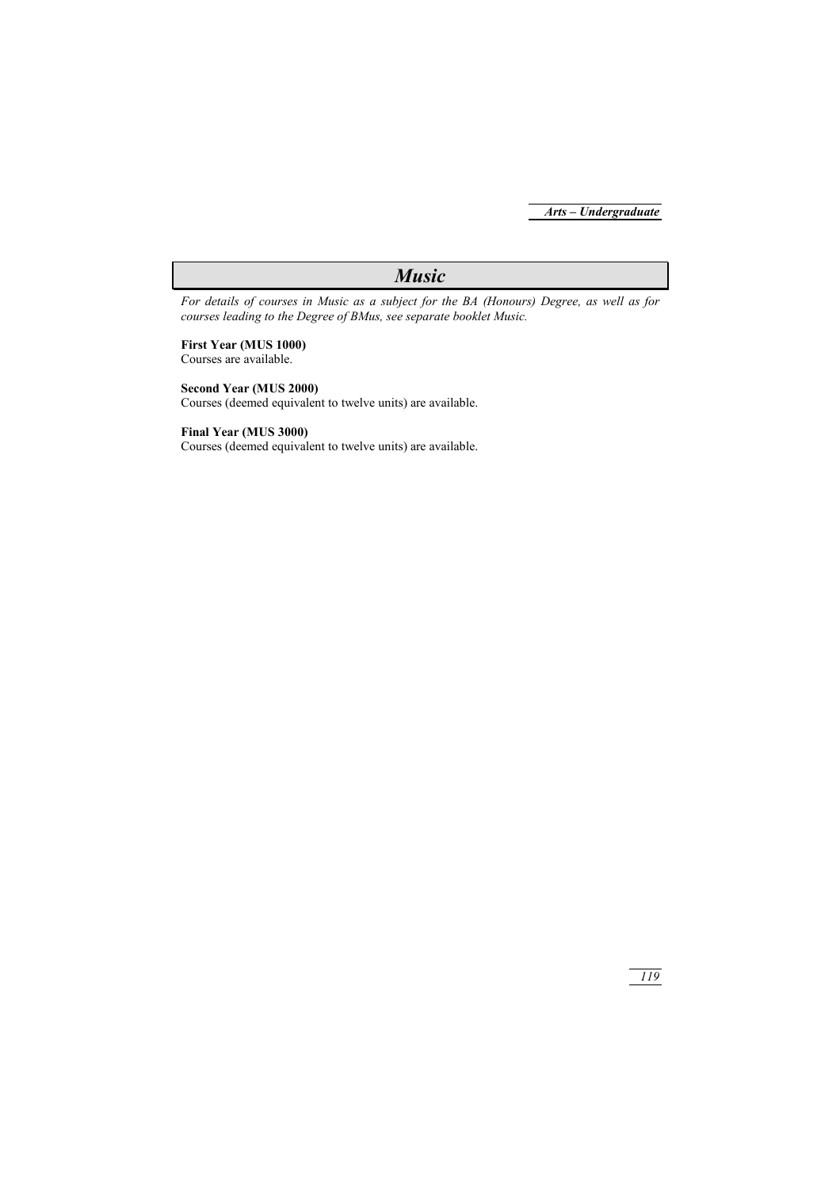# *Music*

*For details of courses in Music as a subject for the BA (Honours) Degree, as well as for courses leading to the Degree of BMus, see separate booklet Music.*

**First Year (MUS 1000)**
Courses are available.

**Second Year (MUS 2000)**
Courses (deemed equivalent to twelve units) are available.

**Final Year (MUS 3000)**
Courses (deemed equivalent to twelve units) are available.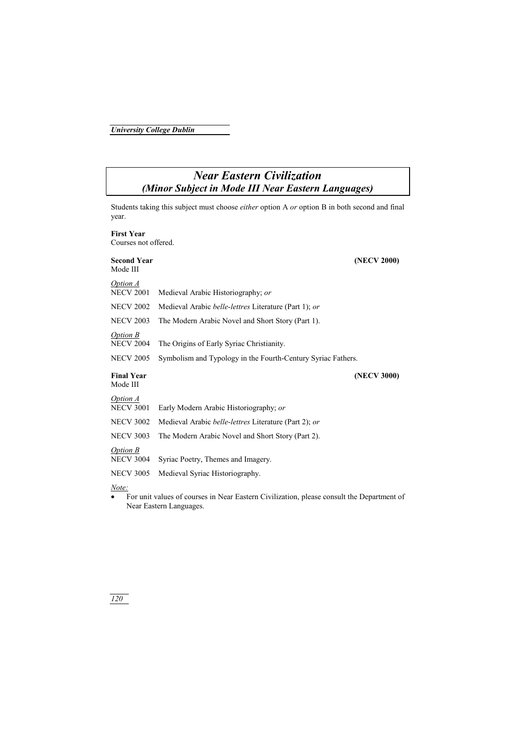# *Near Eastern Civilization*
## *(Minor Subject in Mode III Near Eastern Languages)*

Students taking this subject must choose *either* option A *or* option B in both second and final year.

**First Year**
Courses not offered.

**Second Year** **(NECV 2000)**
Mode III

*Option A*

| | |
|---|---|
| NECV 2001 | Medieval Arabic Historiography; *or* |
| NECV 2002 | Medieval Arabic *belle-lettres* Literature (Part 1); *or* |
| NECV 2003 | The Modern Arabic Novel and Short Story (Part 1). |

*Option B*

| | |
|---|---|
| NECV 2004 | The Origins of Early Syriac Christianity. |
| NECV 2005 | Symbolism and Typology in the Fourth-Century Syriac Fathers. |

**Final Year** **(NECV 3000)**
Mode III

*Option A*

| | |
|---|---|
| NECV 3001 | Early Modern Arabic Historiography; *or* |
| NECV 3002 | Medieval Arabic *belle-lettres* Literature (Part 2); *or* |
| NECV 3003 | The Modern Arabic Novel and Short Story (Part 2). |

*Option B*

| | |
|---|---|
| NECV 3004 | Syriac Poetry, Themes and Imagery. |
| NECV 3005 | Medieval Syriac Historiography. |

*Note:*

- For unit values of courses in Near Eastern Civilization, please consult the Department of Near Eastern Languages.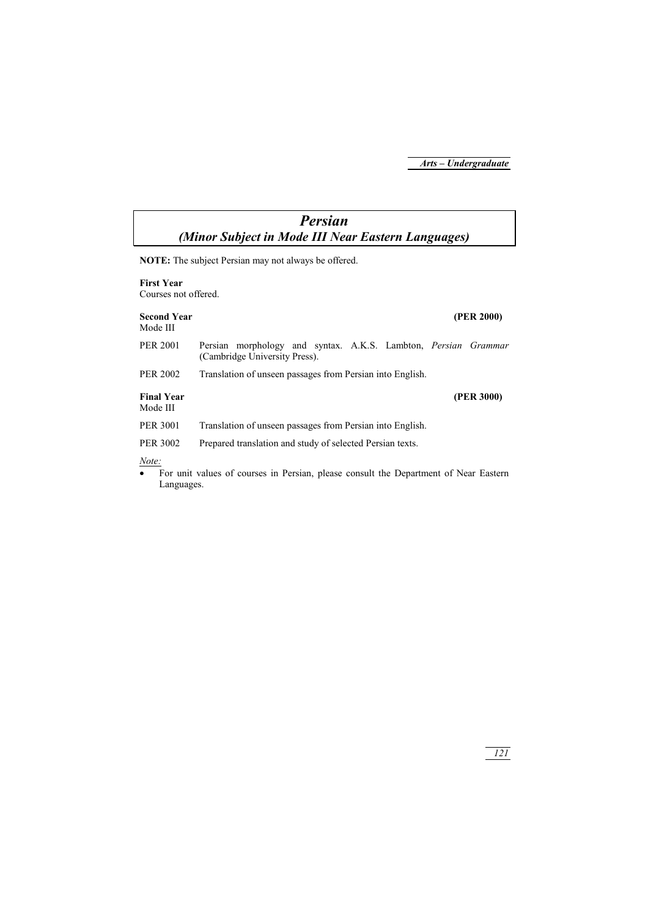# *Persian*
## *(Minor Subject in Mode III Near Eastern Languages)*

**NOTE:** The subject Persian may not always be offered.

**First Year**
Courses not offered.

**Second Year** **(PER 2000)**
Mode III

PER 2001 Persian morphology and syntax. A.K.S. Lambton, *Persian Grammar* (Cambridge University Press).

PER 2002 Translation of unseen passages from Persian into English.

**Final Year** **(PER 3000)**
Mode III

PER 3001 Translation of unseen passages from Persian into English.

PER 3002 Prepared translation and study of selected Persian texts.

*Note:*

- For unit values of courses in Persian, please consult the Department of Near Eastern Languages.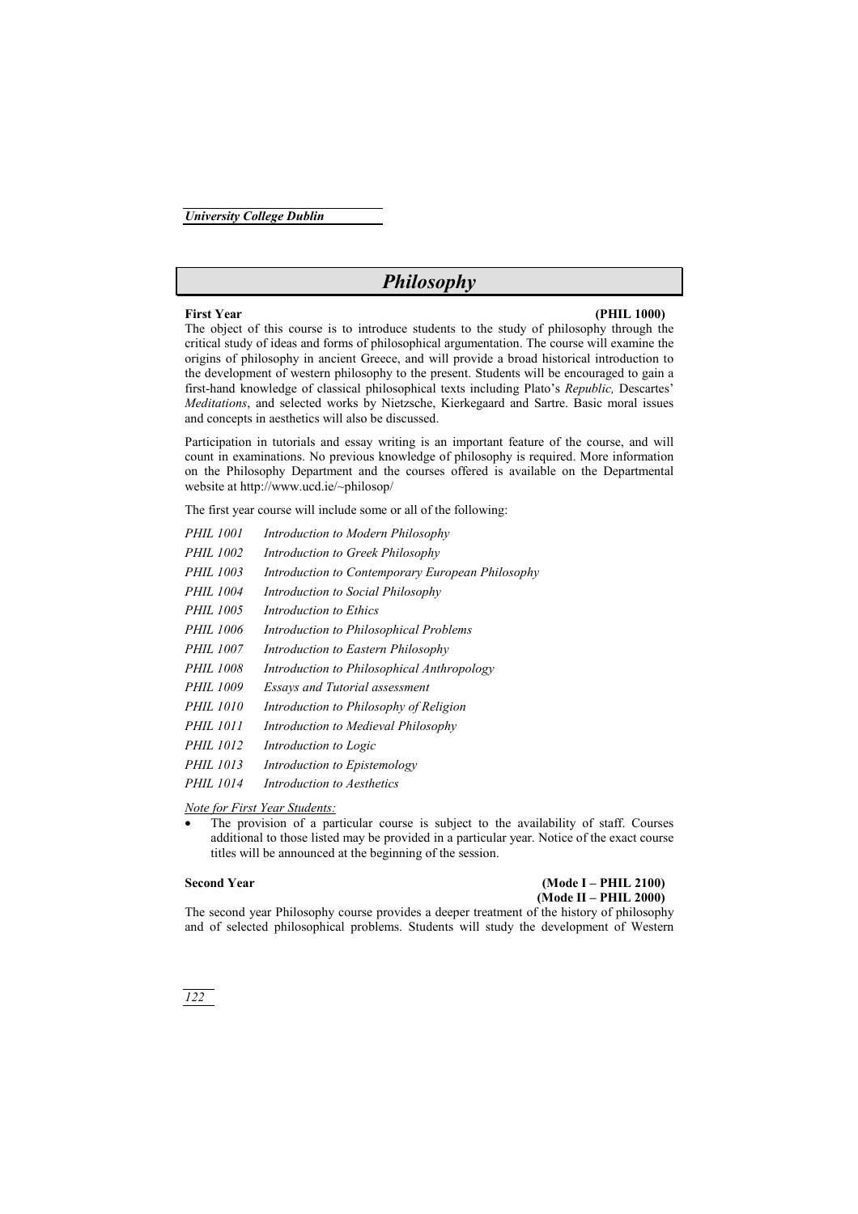# Philosophy

**First Year** **(PHIL 1000)**

The object of this course is to introduce students to the study of philosophy through the critical study of ideas and forms of philosophical argumentation. The course will examine the origins of philosophy in ancient Greece, and will provide a broad historical introduction to the development of western philosophy to the present. Students will be encouraged to gain a first-hand knowledge of classical philosophical texts including Plato's *Republic,* Descartes' *Meditations*, and selected works by Nietzsche, Kierkegaard and Sartre. Basic moral issues and concepts in aesthetics will also be discussed.

Participation in tutorials and essay writing is an important feature of the course, and will count in examinations. No previous knowledge of philosophy is required. More information on the Philosophy Department and the courses offered is available on the Departmental website at http://www.ucd.ie/~philosop/

The first year course will include some or all of the following:

| | |
|---|---|
| *PHIL 1001* | *Introduction to Modern Philosophy* |
| *PHIL 1002* | *Introduction to Greek Philosophy* |
| *PHIL 1003* | *Introduction to Contemporary European Philosophy* |
| *PHIL 1004* | *Introduction to Social Philosophy* |
| *PHIL 1005* | *Introduction to Ethics* |
| *PHIL 1006* | *Introduction to Philosophical Problems* |
| *PHIL 1007* | *Introduction to Eastern Philosophy* |
| *PHIL 1008* | *Introduction to Philosophical Anthropology* |
| *PHIL 1009* | *Essays and Tutorial assessment* |
| *PHIL 1010* | *Introduction to Philosophy of Religion* |
| *PHIL 1011* | *Introduction to Medieval Philosophy* |
| *PHIL 1012* | *Introduction to Logic* |
| *PHIL 1013* | *Introduction to Epistemology* |
| *PHIL 1014* | *Introduction to Aesthetics* |

*Note for First Year Students:*

- The provision of a particular course is subject to the availability of staff. Courses additional to those listed may be provided in a particular year. Notice of the exact course titles will be announced at the beginning of the session.

**Second Year** **(Mode I – PHIL 2100)**
**(Mode II – PHIL 2000)**

The second year Philosophy course provides a deeper treatment of the history of philosophy and of selected philosophical problems. Students will study the development of Western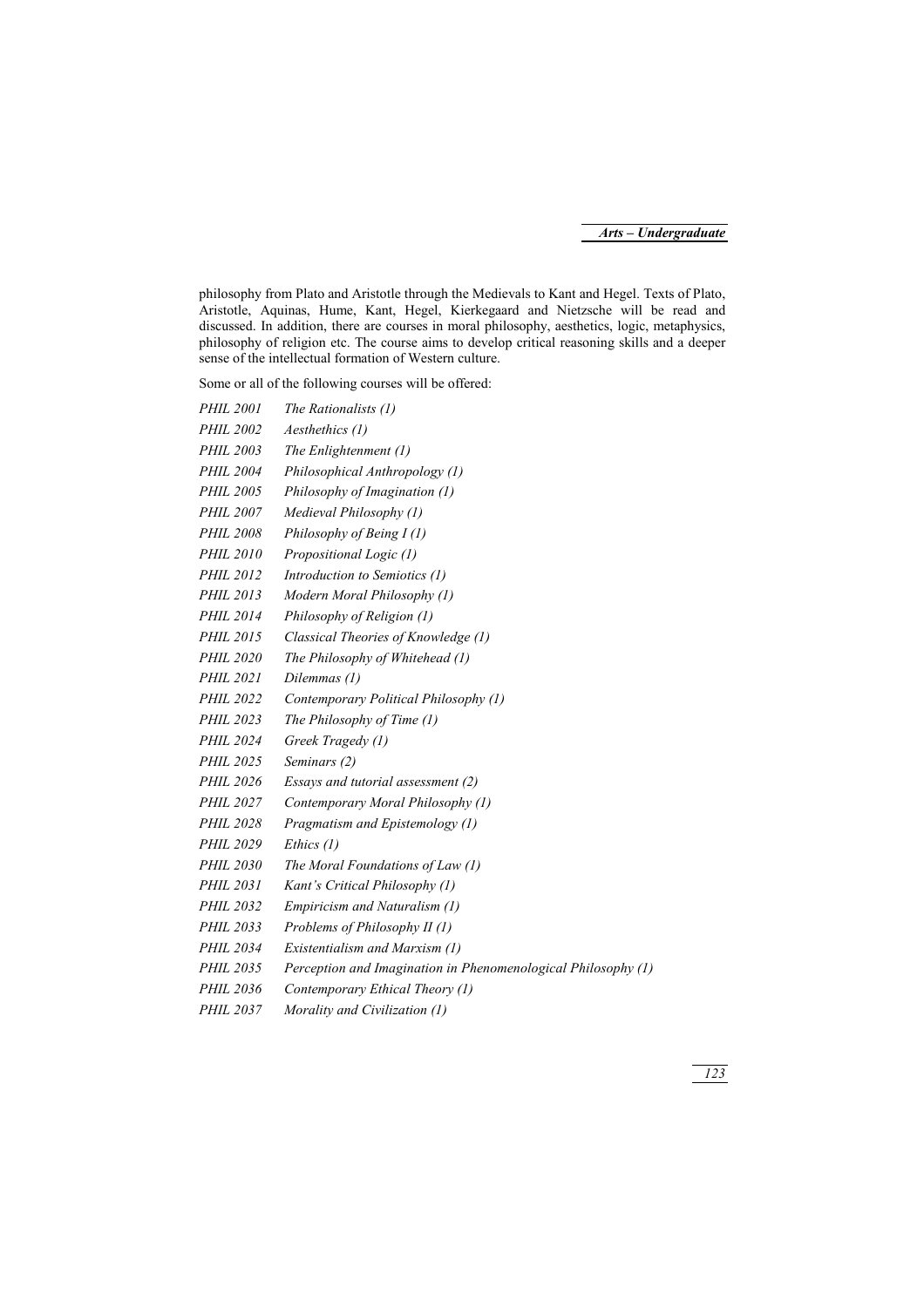philosophy from Plato and Aristotle through the Medievals to Kant and Hegel. Texts of Plato, Aristotle, Aquinas, Hume, Kant, Hegel, Kierkegaard and Nietzsche will be read and discussed. In addition, there are courses in moral philosophy, aesthetics, logic, metaphysics, philosophy of religion etc. The course aims to develop critical reasoning skills and a deeper sense of the intellectual formation of Western culture.

Some or all of the following courses will be offered:

| | |
|---|---|
| *PHIL 2001* | *The Rationalists (1)* |
| *PHIL 2002* | *Aesthethics (1)* |
| *PHIL 2003* | *The Enlightenment (1)* |
| *PHIL 2004* | *Philosophical Anthropology (1)* |
| *PHIL 2005* | *Philosophy of Imagination (1)* |
| *PHIL 2007* | *Medieval Philosophy (1)* |
| *PHIL 2008* | *Philosophy of Being I (1)* |
| *PHIL 2010* | *Propositional Logic (1)* |
| *PHIL 2012* | *Introduction to Semiotics (1)* |
| *PHIL 2013* | *Modern Moral Philosophy (1)* |
| *PHIL 2014* | *Philosophy of Religion (1)* |
| *PHIL 2015* | *Classical Theories of Knowledge (1)* |
| *PHIL 2020* | *The Philosophy of Whitehead (1)* |
| *PHIL 2021* | *Dilemmas (1)* |
| *PHIL 2022* | *Contemporary Political Philosophy (1)* |
| *PHIL 2023* | *The Philosophy of Time (1)* |
| *PHIL 2024* | *Greek Tragedy (1)* |
| *PHIL 2025* | *Seminars (2)* |
| *PHIL 2026* | *Essays and tutorial assessment (2)* |
| *PHIL 2027* | *Contemporary Moral Philosophy (1)* |
| *PHIL 2028* | *Pragmatism and Epistemology (1)* |
| *PHIL 2029* | *Ethics (1)* |
| *PHIL 2030* | *The Moral Foundations of Law (1)* |
| *PHIL 2031* | *Kant's Critical Philosophy (1)* |
| *PHIL 2032* | *Empiricism and Naturalism (1)* |
| *PHIL 2033* | *Problems of Philosophy II (1)* |
| *PHIL 2034* | *Existentialism and Marxism (1)* |
| *PHIL 2035* | *Perception and Imagination in Phenomenological Philosophy (1)* |
| *PHIL 2036* | *Contemporary Ethical Theory (1)* |
| *PHIL 2037* | *Morality and Civilization (1)* |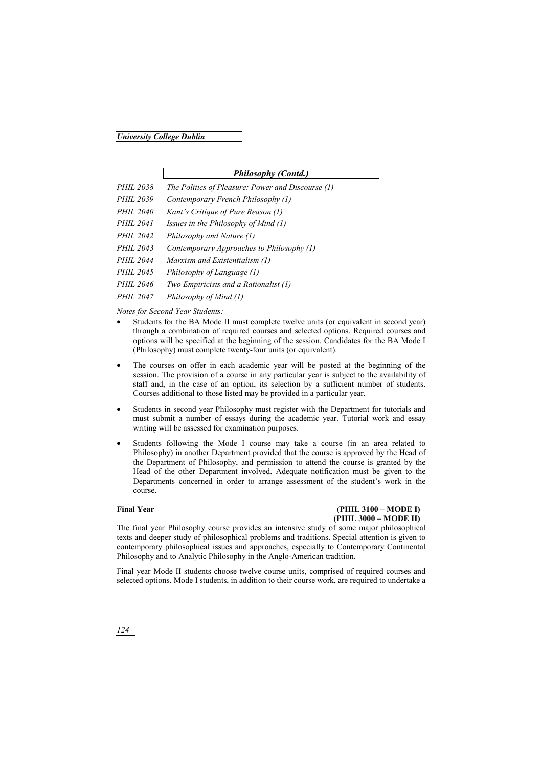## *Philosophy (Contd.)*

| | |
|---|---|
| *PHIL 2038* | *The Politics of Pleasure: Power and Discourse (1)* |
| *PHIL 2039* | *Contemporary French Philosophy (1)* |
| *PHIL 2040* | *Kant's Critique of Pure Reason (1)* |
| *PHIL 2041* | *Issues in the Philosophy of Mind (1)* |
| *PHIL 2042* | *Philosophy and Nature (1)* |
| *PHIL 2043* | *Contemporary Approaches to Philosophy (1)* |
| *PHIL 2044* | *Marxism and Existentialism (1)* |
| *PHIL 2045* | *Philosophy of Language (1)* |
| *PHIL 2046* | *Two Empiricists and a Rationalist (1)* |
| *PHIL 2047* | *Philosophy of Mind (1)* |

*Notes for Second Year Students:*

- Students for the BA Mode II must complete twelve units (or equivalent in second year) through a combination of required courses and selected options. Required courses and options will be specified at the beginning of the session. Candidates for the BA Mode I (Philosophy) must complete twenty-four units (or equivalent).
- The courses on offer in each academic year will be posted at the beginning of the session. The provision of a course in any particular year is subject to the availability of staff and, in the case of an option, its selection by a sufficient number of students. Courses additional to those listed may be provided in a particular year.
- Students in second year Philosophy must register with the Department for tutorials and must submit a number of essays during the academic year. Tutorial work and essay writing will be assessed for examination purposes.
- Students following the Mode I course may take a course (in an area related to Philosophy) in another Department provided that the course is approved by the Head of the Department of Philosophy, and permission to attend the course is granted by the Head of the other Department involved. Adequate notification must be given to the Departments concerned in order to arrange assessment of the student's work in the course.

**Final Year** **(PHIL 3100 – MODE I)**
**(PHIL 3000 – MODE II)**

The final year Philosophy course provides an intensive study of some major philosophical texts and deeper study of philosophical problems and traditions. Special attention is given to contemporary philosophical issues and approaches, especially to Contemporary Continental Philosophy and to Analytic Philosophy in the Anglo-American tradition.

Final year Mode II students choose twelve course units, comprised of required courses and selected options. Mode I students, in addition to their course work, are required to undertake a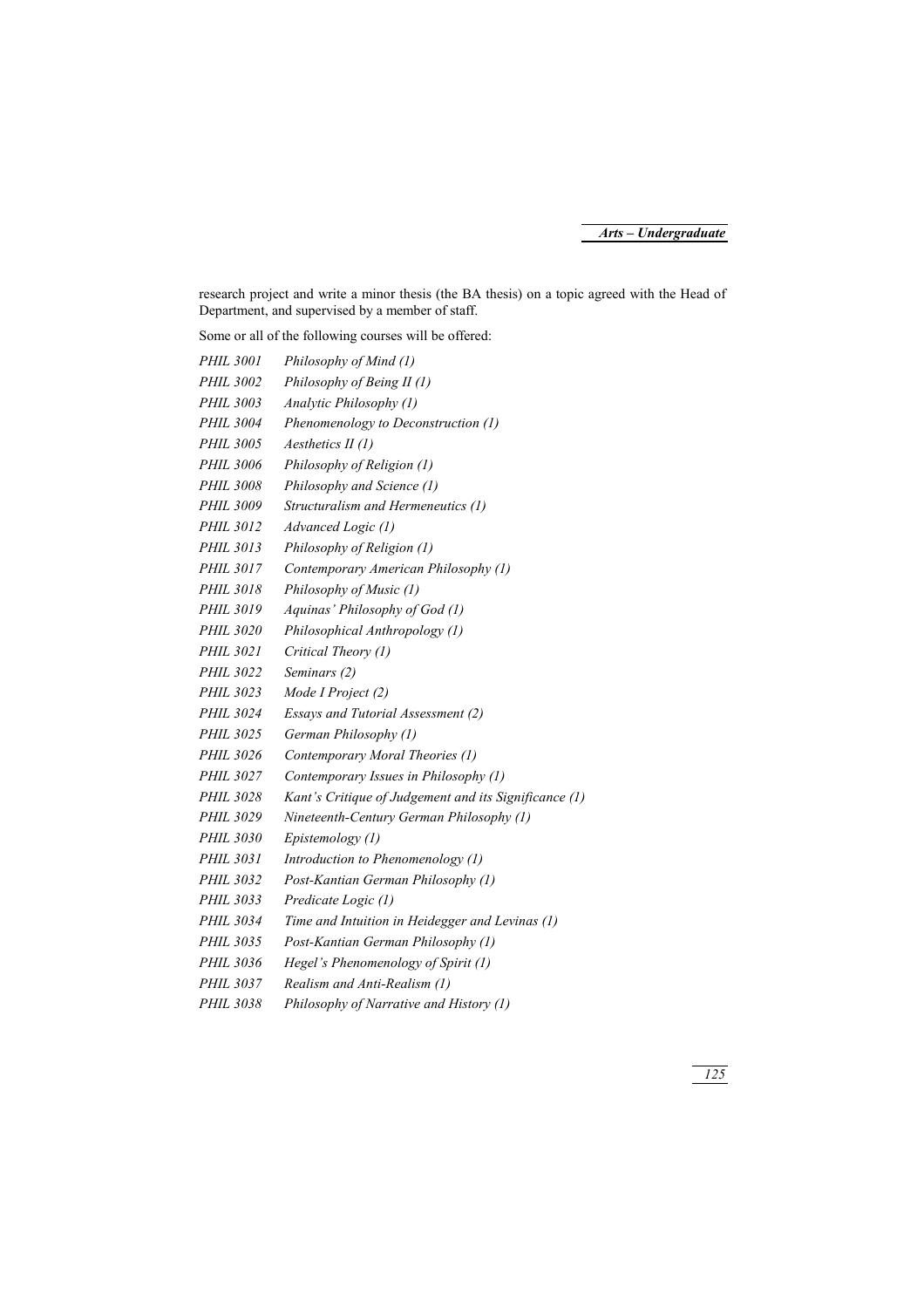research project and write a minor thesis (the BA thesis) on a topic agreed with the Head of Department, and supervised by a member of staff.

Some or all of the following courses will be offered:

| | |
|---|---|
| *PHIL 3001* | *Philosophy of Mind (1)* |
| *PHIL 3002* | *Philosophy of Being II (1)* |
| *PHIL 3003* | *Analytic Philosophy (1)* |
| *PHIL 3004* | *Phenomenology to Deconstruction (1)* |
| *PHIL 3005* | *Aesthetics II (1)* |
| *PHIL 3006* | *Philosophy of Religion (1)* |
| *PHIL 3008* | *Philosophy and Science (1)* |
| *PHIL 3009* | *Structuralism and Hermeneutics (1)* |
| *PHIL 3012* | *Advanced Logic (1)* |
| *PHIL 3013* | *Philosophy of Religion (1)* |
| *PHIL 3017* | *Contemporary American Philosophy (1)* |
| *PHIL 3018* | *Philosophy of Music (1)* |
| *PHIL 3019* | *Aquinas' Philosophy of God (1)* |
| *PHIL 3020* | *Philosophical Anthropology (1)* |
| *PHIL 3021* | *Critical Theory (1)* |
| *PHIL 3022* | *Seminars (2)* |
| *PHIL 3023* | *Mode I Project (2)* |
| *PHIL 3024* | *Essays and Tutorial Assessment (2)* |
| *PHIL 3025* | *German Philosophy (1)* |
| *PHIL 3026* | *Contemporary Moral Theories (1)* |
| *PHIL 3027* | *Contemporary Issues in Philosophy (1)* |
| *PHIL 3028* | *Kant's Critique of Judgement and its Significance (1)* |
| *PHIL 3029* | *Nineteenth-Century German Philosophy (1)* |
| *PHIL 3030* | *Epistemology (1)* |
| *PHIL 3031* | *Introduction to Phenomenology (1)* |
| *PHIL 3032* | *Post-Kantian German Philosophy (1)* |
| *PHIL 3033* | *Predicate Logic (1)* |
| *PHIL 3034* | *Time and Intuition in Heidegger and Levinas (1)* |
| *PHIL 3035* | *Post-Kantian German Philosophy (1)* |
| *PHIL 3036* | *Hegel's Phenomenology of Spirit (1)* |
| *PHIL 3037* | *Realism and Anti-Realism (1)* |
| *PHIL 3038* | *Philosophy of Narrative and History (1)* |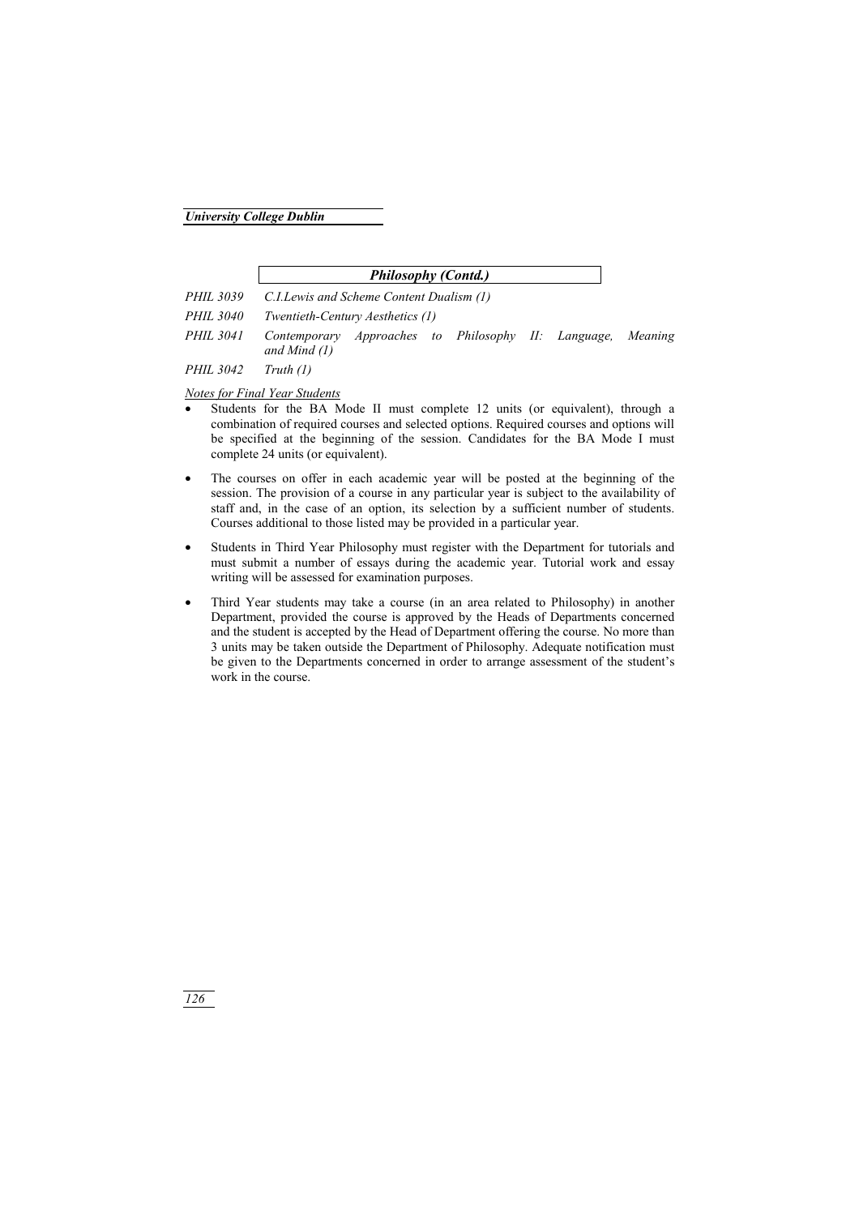## *Philosophy (Contd.)*

*PHIL 3039* *C.I.Lewis and Scheme Content Dualism (1)*

*PHIL 3040* *Twentieth-Century Aesthetics (1)*

*PHIL 3041* *Contemporary Approaches to Philosophy II: Language, Meaning and Mind (1)*

*PHIL 3042* *Truth (1)*

<u>*Notes for Final Year Students*</u>

- Students for the BA Mode II must complete 12 units (or equivalent), through a combination of required courses and selected options. Required courses and options will be specified at the beginning of the session. Candidates for the BA Mode I must complete 24 units (or equivalent).

- The courses on offer in each academic year will be posted at the beginning of the session. The provision of a course in any particular year is subject to the availability of staff and, in the case of an option, its selection by a sufficient number of students. Courses additional to those listed may be provided in a particular year.

- Students in Third Year Philosophy must register with the Department for tutorials and must submit a number of essays during the academic year. Tutorial work and essay writing will be assessed for examination purposes.

- Third Year students may take a course (in an area related to Philosophy) in another Department, provided the course is approved by the Heads of Departments concerned and the student is accepted by the Head of Department offering the course. No more than 3 units may be taken outside the Department of Philosophy. Adequate notification must be given to the Departments concerned in order to arrange assessment of the student's work in the course.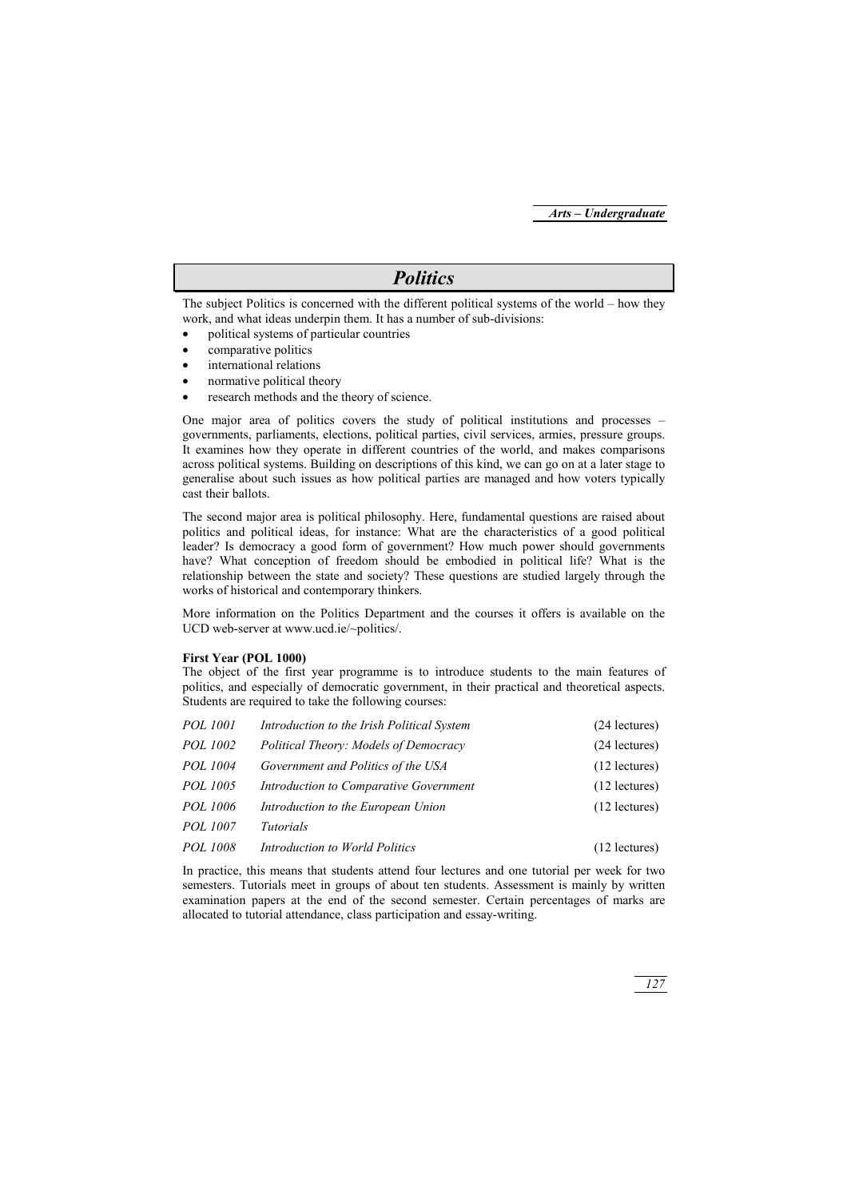# Politics

The subject Politics is concerned with the different political systems of the world – how they work, and what ideas underpin them. It has a number of sub-divisions:

- political systems of particular countries
- comparative politics
- international relations
- normative political theory
- research methods and the theory of science.

One major area of politics covers the study of political institutions and processes – governments, parliaments, elections, political parties, civil services, armies, pressure groups. It examines how they operate in different countries of the world, and makes comparisons across political systems. Building on descriptions of this kind, we can go on at a later stage to generalise about such issues as how political parties are managed and how voters typically cast their ballots.

The second major area is political philosophy. Here, fundamental questions are raised about politics and political ideas, for instance: What are the characteristics of a good political leader? Is democracy a good form of government? How much power should governments have? What conception of freedom should be embodied in political life? What is the relationship between the state and society? These questions are studied largely through the works of historical and contemporary thinkers.

More information on the Politics Department and the courses it offers is available on the UCD web-server at www.ucd.ie/~politics/.

**First Year (POL 1000)**

The object of the first year programme is to introduce students to the main features of politics, and especially of democratic government, in their practical and theoretical aspects. Students are required to take the following courses:

| | | |
|---|---|---|
| *POL 1001* | *Introduction to the Irish Political System* | (24 lectures) |
| *POL 1002* | *Political Theory: Models of Democracy* | (24 lectures) |
| *POL 1004* | *Government and Politics of the USA* | (12 lectures) |
| *POL 1005* | *Introduction to Comparative Government* | (12 lectures) |
| *POL 1006* | *Introduction to the European Union* | (12 lectures) |
| *POL 1007* | *Tutorials* | |
| *POL 1008* | *Introduction to World Politics* | (12 lectures) |

In practice, this means that students attend four lectures and one tutorial per week for two semesters. Tutorials meet in groups of about ten students. Assessment is mainly by written examination papers at the end of the second semester. Certain percentages of marks are allocated to tutorial attendance, class participation and essay-writing.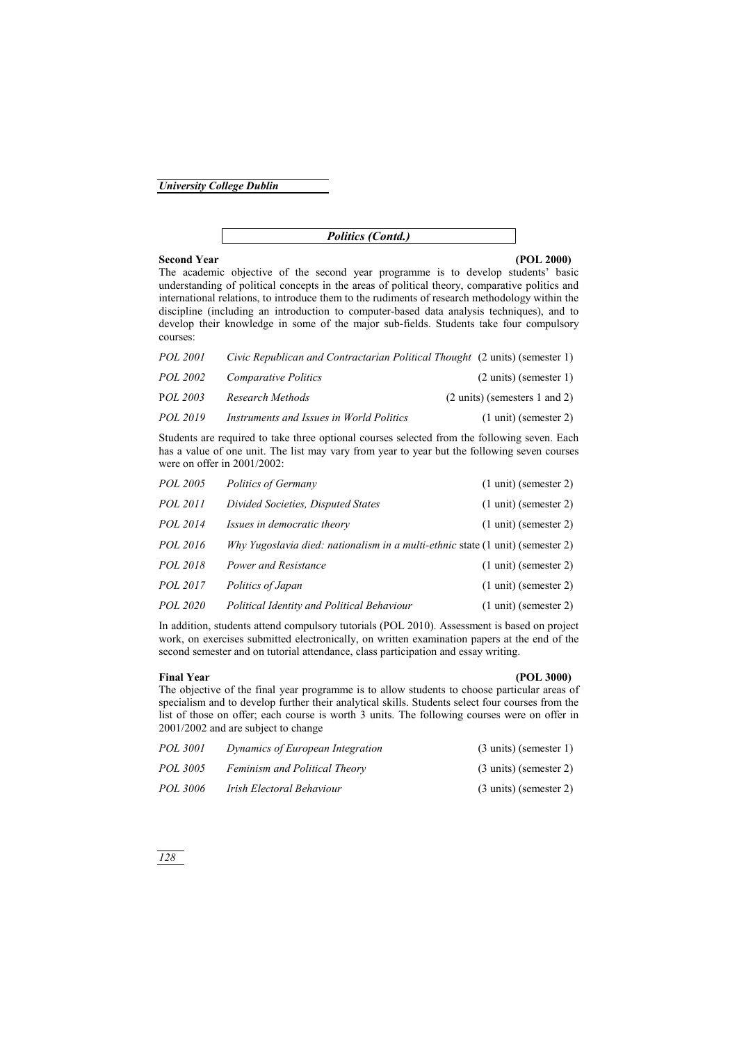## Politics (Contd.)

**Second Year** **(POL 2000)**

The academic objective of the second year programme is to develop students' basic understanding of political concepts in the areas of political theory, comparative politics and international relations, to introduce them to the rudiments of research methodology within the discipline (including an introduction to computer-based data analysis techniques), and to develop their knowledge in some of the major sub-fields. Students take four compulsory courses:

| | | |
|---|---|---|
| *POL 2001* | *Civic Republican and Contractarian Political Thought* | (2 units) (semester 1) |
| *POL 2002* | *Comparative Politics* | (2 units) (semester 1) |
| POL 2003 | *Research Methods* | (2 units) (semesters 1 and 2) |
| *POL 2019* | *Instruments and Issues in World Politics* | (1 unit) (semester 2) |

Students are required to take three optional courses selected from the following seven. Each has a value of one unit. The list may vary from year to year but the following seven courses were on offer in 2001/2002:

| | | |
|---|---|---|
| *POL 2005* | *Politics of Germany* | (1 unit) (semester 2) |
| *POL 2011* | *Divided Societies, Disputed States* | (1 unit) (semester 2) |
| *POL 2014* | *Issues in democratic theory* | (1 unit) (semester 2) |
| *POL 2016* | *Why Yugoslavia died: nationalism in a multi-ethnic* state | (1 unit) (semester 2) |
| *POL 2018* | *Power and Resistance* | (1 unit) (semester 2) |
| *POL 2017* | *Politics of Japan* | (1 unit) (semester 2) |
| *POL 2020* | *Political Identity and Political Behaviour* | (1 unit) (semester 2) |

In addition, students attend compulsory tutorials (POL 2010). Assessment is based on project work, on exercises submitted electronically, on written examination papers at the end of the second semester and on tutorial attendance, class participation and essay writing.

**Final Year** **(POL 3000)**

The objective of the final year programme is to allow students to choose particular areas of specialism and to develop further their analytical skills. Students select four courses from the list of those on offer; each course is worth 3 units. The following courses were on offer in 2001/2002 and are subject to change

| | | |
|---|---|---|
| *POL 3001* | *Dynamics of European Integration* | (3 units) (semester 1) |
| *POL 3005* | *Feminism and Political Theory* | (3 units) (semester 2) |
| *POL 3006* | *Irish Electoral Behaviour* | (3 units) (semester 2) |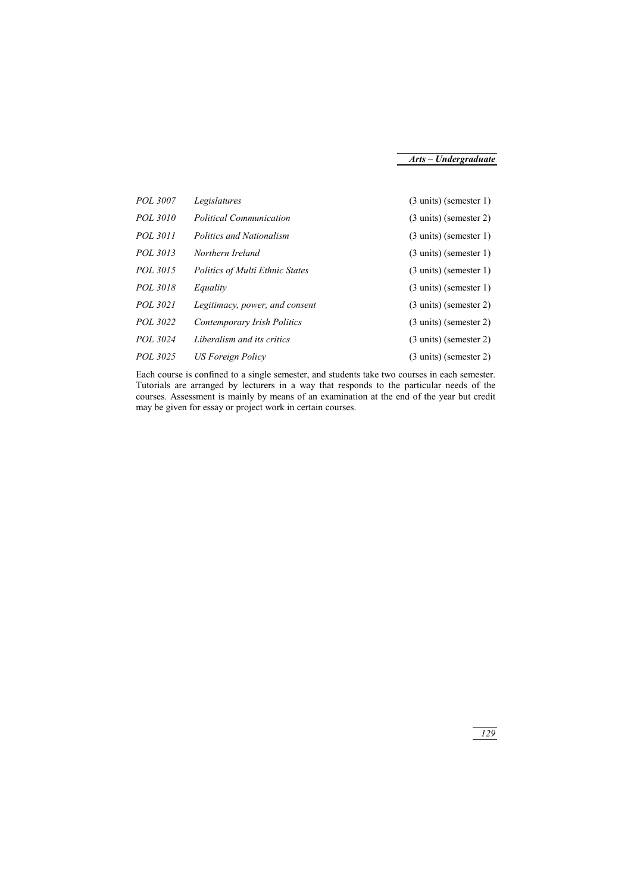| | | |
|---|---|---|
| *POL 3007* | *Legislatures* | (3 units) (semester 1) |
| *POL 3010* | *Political Communication* | (3 units) (semester 2) |
| *POL 3011* | *Politics and Nationalism* | (3 units) (semester 1) |
| *POL 3013* | *Northern Ireland* | (3 units) (semester 1) |
| *POL 3015* | *Politics of Multi Ethnic States* | (3 units) (semester 1) |
| *POL 3018* | *Equality* | (3 units) (semester 1) |
| *POL 3021* | *Legitimacy, power, and consent* | (3 units) (semester 2) |
| *POL 3022* | *Contemporary Irish Politics* | (3 units) (semester 2) |
| *POL 3024* | *Liberalism and its critics* | (3 units) (semester 2) |
| *POL 3025* | *US Foreign Policy* | (3 units) (semester 2) |

Each course is confined to a single semester, and students take two courses in each semester. Tutorials are arranged by lecturers in a way that responds to the particular needs of the courses. Assessment is mainly by means of an examination at the end of the year but credit may be given for essay or project work in certain courses.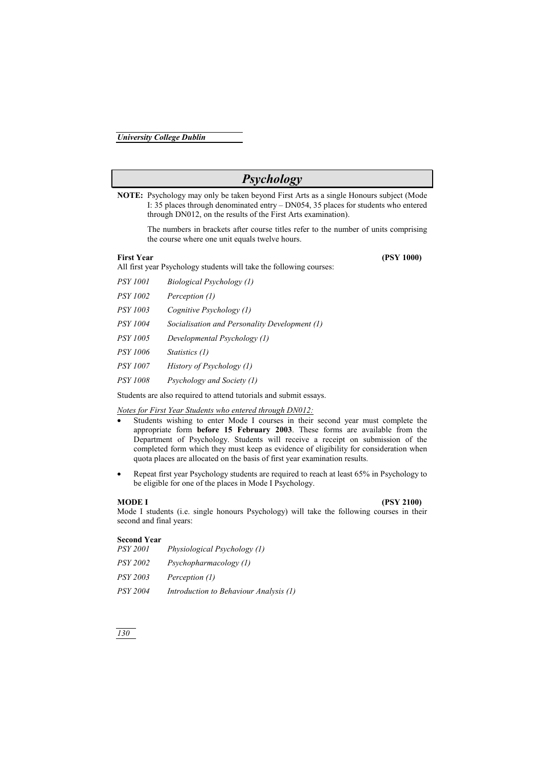# Psychology

**NOTE:** Psychology may only be taken beyond First Arts as a single Honours subject (Mode I: 35 places through denominated entry – DN054, 35 places for students who entered through DN012, on the results of the First Arts examination).

The numbers in brackets after course titles refer to the number of units comprising the course where one unit equals twelve hours.

**First Year** **(PSY 1000)**

All first year Psychology students will take the following courses:

*PSY 1001* *Biological Psychology (1)*

*PSY 1002* *Perception (1)*

*PSY 1003* *Cognitive Psychology (1)*

*PSY 1004* *Socialisation and Personality Development (1)*

*PSY 1005* *Developmental Psychology (1)*

*PSY 1006* *Statistics (1)*

*PSY 1007* *History of Psychology (1)*

*PSY 1008* *Psychology and Society (1)*

Students are also required to attend tutorials and submit essays.

*Notes for First Year Students who entered through DN012:*

- Students wishing to enter Mode I courses in their second year must complete the appropriate form **before 15 February 2003**. These forms are available from the Department of Psychology. Students will receive a receipt on submission of the completed form which they must keep as evidence of eligibility for consideration when quota places are allocated on the basis of first year examination results.
- Repeat first year Psychology students are required to reach at least 65% in Psychology to be eligible for one of the places in Mode I Psychology.

**MODE I** **(PSY 2100)**

Mode I students (i.e. single honours Psychology) will take the following courses in their second and final years:

**Second Year**

*PSY 2001* *Physiological Psychology (1)*

*PSY 2002* *Psychopharmacology (1)*

*PSY 2003* *Perception (1)*

*PSY 2004* *Introduction to Behaviour Analysis (1)*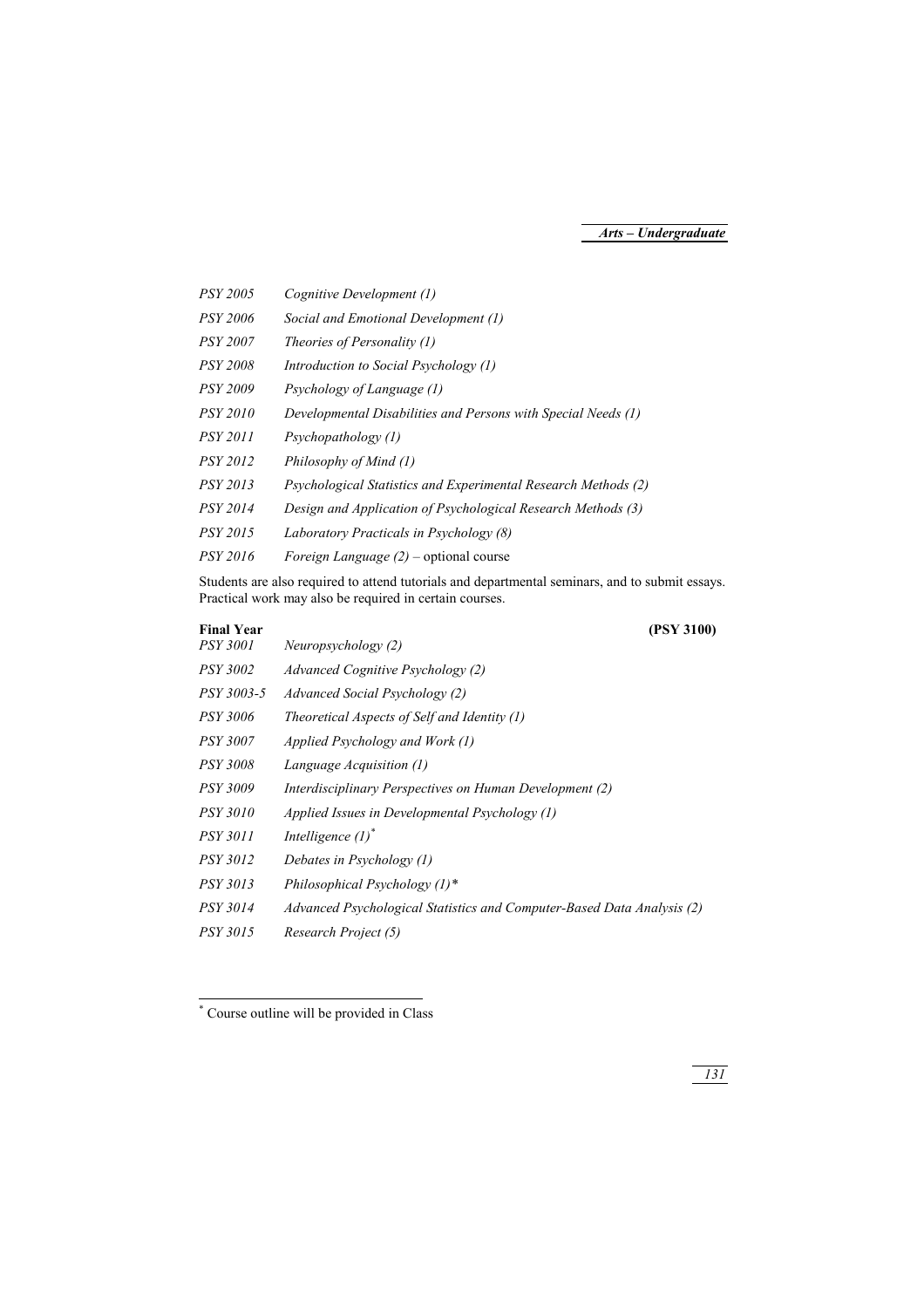*PSY 2005* *Cognitive Development (1)*

*PSY 2006* *Social and Emotional Development (1)*

*PSY 2007* *Theories of Personality (1)*

*PSY 2008* *Introduction to Social Psychology (1)*

*PSY 2009* *Psychology of Language (1)*

*PSY 2010* *Developmental Disabilities and Persons with Special Needs (1)*

*PSY 2011* *Psychopathology (1)*

*PSY 2012* *Philosophy of Mind (1)*

*PSY 2013* *Psychological Statistics and Experimental Research Methods (2)*

*PSY 2014* *Design and Application of Psychological Research Methods (3)*

*PSY 2015* *Laboratory Practicals in Psychology (8)*

*PSY 2016* *Foreign Language (2)* – optional course

Students are also required to attend tutorials and departmental seminars, and to submit essays. Practical work may also be required in certain courses.

**Final Year** **(PSY 3100)**

*PSY 3001* *Neuropsychology (2)*

*PSY 3002* *Advanced Cognitive Psychology (2)*

*PSY 3003-5* *Advanced Social Psychology (2)*

*PSY 3006* *Theoretical Aspects of Self and Identity (1)*

*PSY 3007* *Applied Psychology and Work (1)*

*PSY 3008* *Language Acquisition (1)*

*PSY 3009* *Interdisciplinary Perspectives on Human Development (2)*

*PSY 3010* *Applied Issues in Developmental Psychology (1)*

*PSY 3011* *Intelligence (1)*[*]

*PSY 3012* *Debates in Psychology (1)*

*PSY 3013* *Philosophical Psychology (1)**

*PSY 3014* *Advanced Psychological Statistics and Computer-Based Data Analysis (2)*

*PSY 3015* *Research Project (5)*

---

[*] Course outline will be provided in Class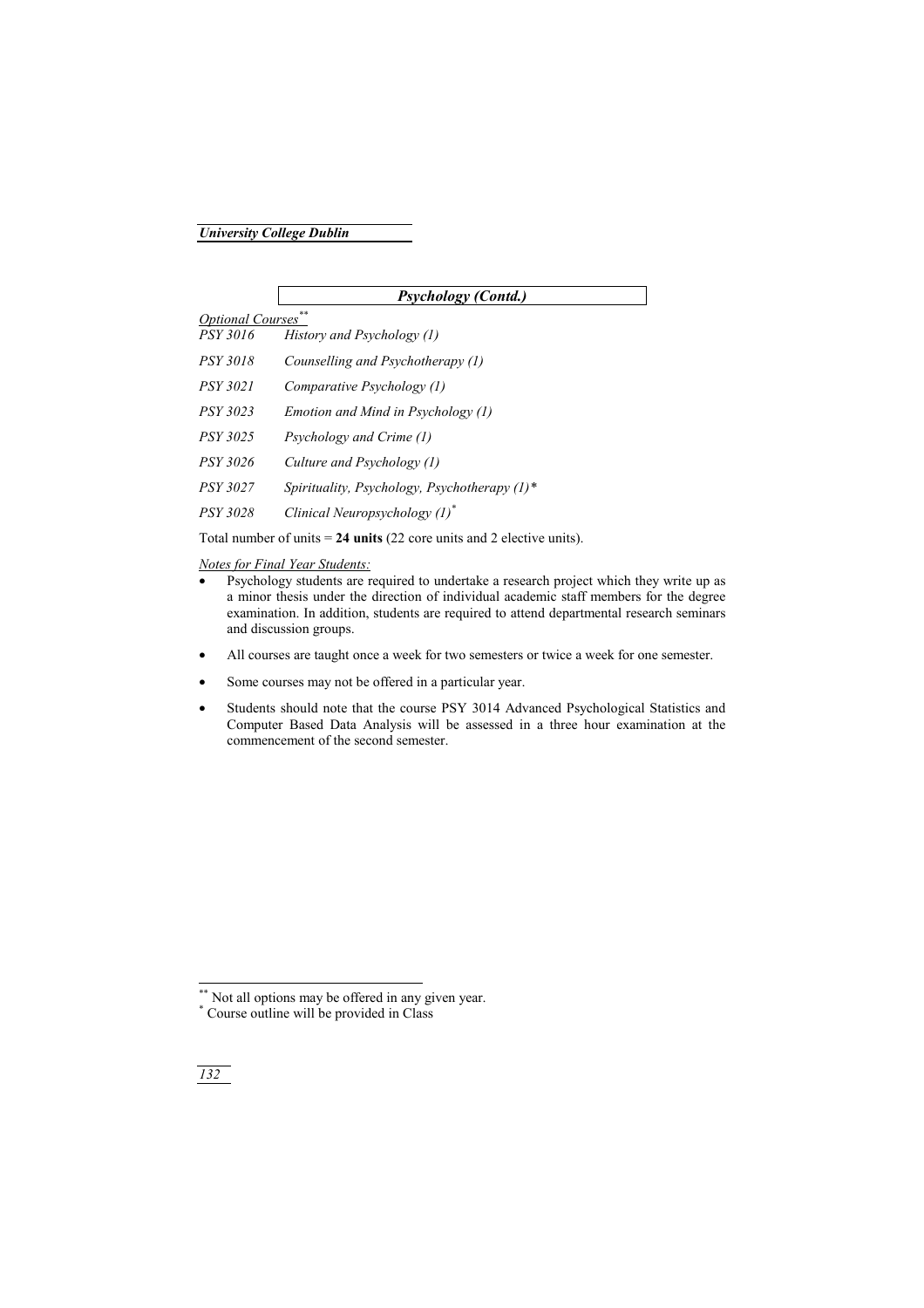## *Psychology (Contd.)*

*Optional Courses*[**]

| | |
|---|---|
| *PSY 3016* | *History and Psychology (1)* |
| *PSY 3018* | *Counselling and Psychotherapy (1)* |
| *PSY 3021* | *Comparative Psychology (1)* |
| *PSY 3023* | *Emotion and Mind in Psychology (1)* |
| *PSY 3025* | *Psychology and Crime (1)* |
| *PSY 3026* | *Culture and Psychology (1)* |
| *PSY 3027* | *Spirituality, Psychology, Psychotherapy (1)\** |
| *PSY 3028* | *Clinical Neuropsychology (1)*[*] |

Total number of units = **24 units** (22 core units and 2 elective units).

*Notes for Final Year Students:*

- Psychology students are required to undertake a research project which they write up as a minor thesis under the direction of individual academic staff members for the degree examination. In addition, students are required to attend departmental research seminars and discussion groups.
- All courses are taught once a week for two semesters or twice a week for one semester.
- Some courses may not be offered in a particular year.
- Students should note that the course PSY 3014 Advanced Psychological Statistics and Computer Based Data Analysis will be assessed in a three hour examination at the commencement of the second semester.

---

[**] Not all options may be offered in any given year.
[*] Course outline will be provided in Class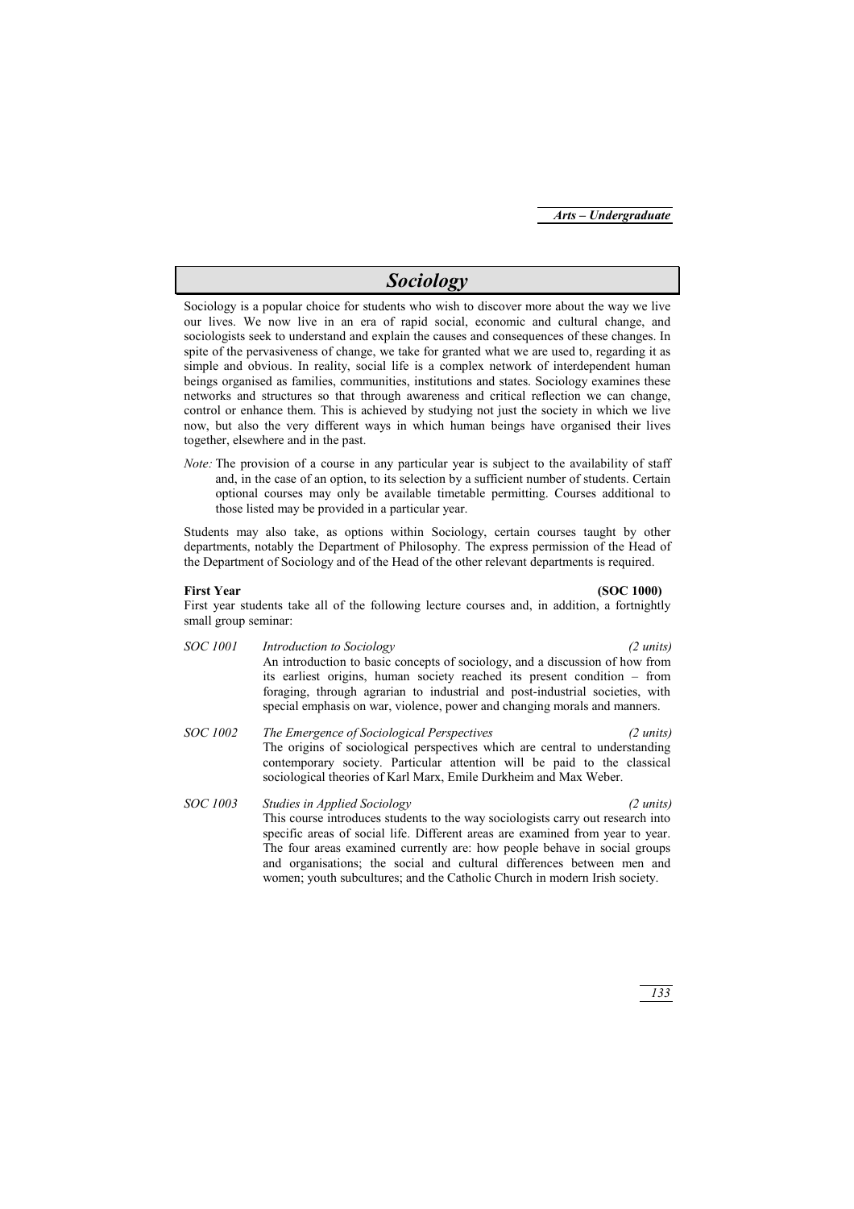# Sociology

Sociology is a popular choice for students who wish to discover more about the way we live our lives. We now live in an era of rapid social, economic and cultural change, and sociologists seek to understand and explain the causes and consequences of these changes. In spite of the pervasiveness of change, we take for granted what we are used to, regarding it as simple and obvious. In reality, social life is a complex network of interdependent human beings organised as families, communities, institutions and states. Sociology examines these networks and structures so that through awareness and critical reflection we can change, control or enhance them. This is achieved by studying not just the society in which we live now, but also the very different ways in which human beings have organised their lives together, elsewhere and in the past.

*Note:* The provision of a course in any particular year is subject to the availability of staff and, in the case of an option, to its selection by a sufficient number of students. Certain optional courses may only be available timetable permitting. Courses additional to those listed may be provided in a particular year.

Students may also take, as options within Sociology, certain courses taught by other departments, notably the Department of Philosophy. The express permission of the Head of the Department of Sociology and of the Head of the other relevant departments is required.

**First Year** **(SOC 1000)**

First year students take all of the following lecture courses and, in addition, a fortnightly small group seminar:

*SOC 1001* *Introduction to Sociology* *(2 units)*
An introduction to basic concepts of sociology, and a discussion of how from its earliest origins, human society reached its present condition – from foraging, through agrarian to industrial and post-industrial societies, with special emphasis on war, violence, power and changing morals and manners.

*SOC 1002* *The Emergence of Sociological Perspectives* *(2 units)*
The origins of sociological perspectives which are central to understanding contemporary society. Particular attention will be paid to the classical sociological theories of Karl Marx, Emile Durkheim and Max Weber.

*SOC 1003* *Studies in Applied Sociology* *(2 units)*
This course introduces students to the way sociologists carry out research into specific areas of social life. Different areas are examined from year to year. The four areas examined currently are: how people behave in social groups and organisations; the social and cultural differences between men and women; youth subcultures; and the Catholic Church in modern Irish society.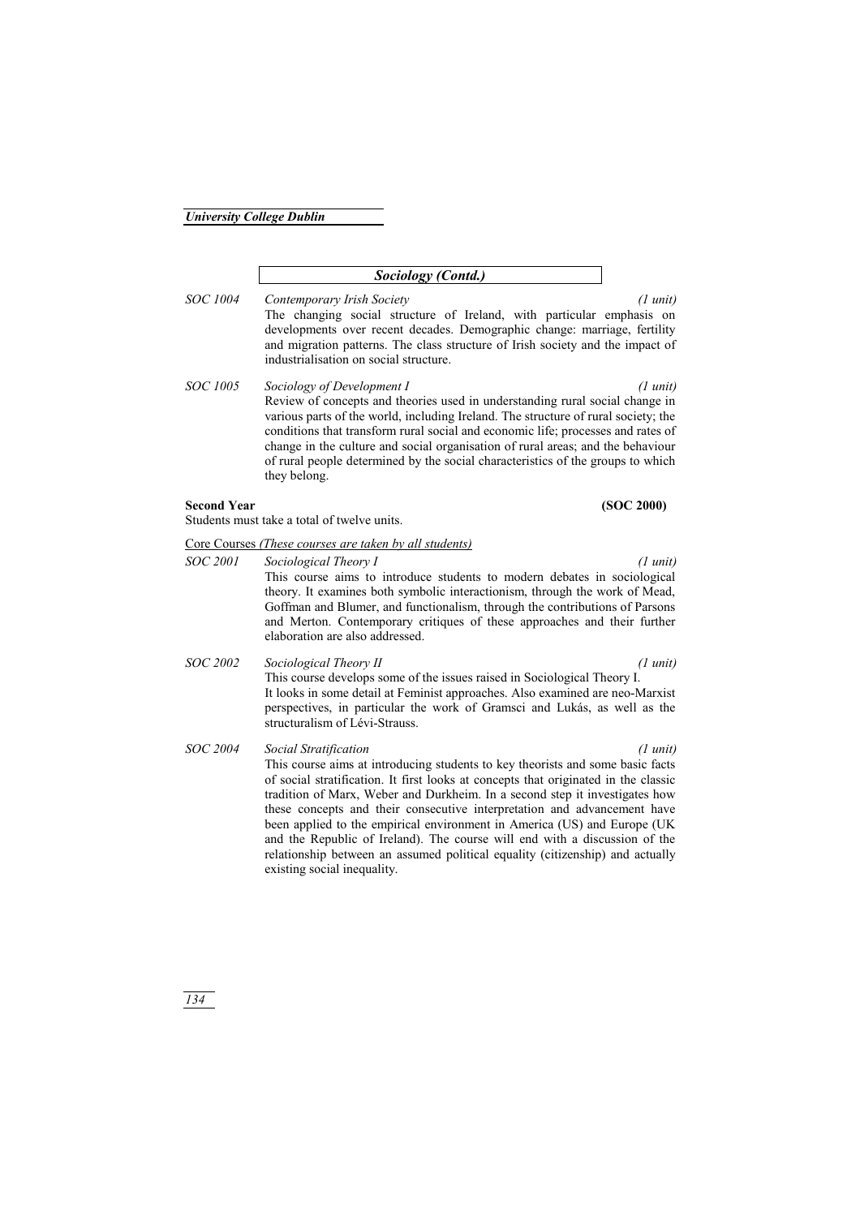## *Sociology (Contd.)*

*SOC 1004* *Contemporary Irish Society* *(1 unit)*

The changing social structure of Ireland, with particular emphasis on developments over recent decades. Demographic change: marriage, fertility and migration patterns. The class structure of Irish society and the impact of industrialisation on social structure.

*SOC 1005* *Sociology of Development I* *(1 unit)*

Review of concepts and theories used in understanding rural social change in various parts of the world, including Ireland. The structure of rural society; the conditions that transform rural social and economic life; processes and rates of change in the culture and social organisation of rural areas; and the behaviour of rural people determined by the social characteristics of the groups to which they belong.

**Second Year** **(SOC 2000)**

Students must take a total of twelve units.

Core Courses *(These courses are taken by all students)*

*SOC 2001* *Sociological Theory I* *(1 unit)*

This course aims to introduce students to modern debates in sociological theory. It examines both symbolic interactionism, through the work of Mead, Goffman and Blumer, and functionalism, through the contributions of Parsons and Merton. Contemporary critiques of these approaches and their further elaboration are also addressed.

*SOC 2002* *Sociological Theory II* *(1 unit)*

This course develops some of the issues raised in Sociological Theory I.
It looks in some detail at Feminist approaches. Also examined are neo-Marxist perspectives, in particular the work of Gramsci and Lukás, as well as the structuralism of Lévi-Strauss.

*SOC 2004* *Social Stratification* *(1 unit)*

This course aims at introducing students to key theorists and some basic facts of social stratification. It first looks at concepts that originated in the classic tradition of Marx, Weber and Durkheim. In a second step it investigates how these concepts and their consecutive interpretation and advancement have been applied to the empirical environment in America (US) and Europe (UK and the Republic of Ireland). The course will end with a discussion of the relationship between an assumed political equality (citizenship) and actually existing social inequality.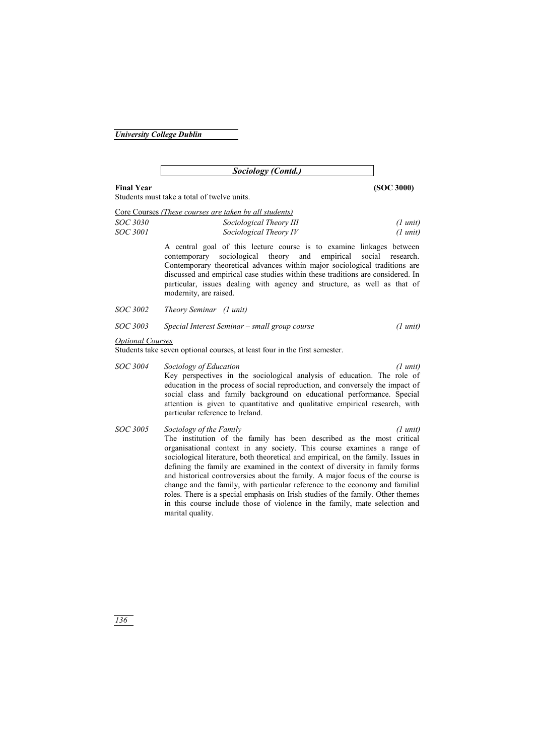## *Sociology (Contd.)*

**Final Year** **(SOC 3000)**

Students must take a total of twelve units.

<u>Core Courses</u> *(These courses are taken by all students)*

| | | |
|---|---|---|
| *SOC 3030* | *Sociological Theory III* | *(1 unit)* |
| *SOC 3001* | *Sociological Theory IV* | *(1 unit)* |

A central goal of this lecture course is to examine linkages between contemporary sociological theory and empirical social research. Contemporary theoretical advances within major sociological traditions are discussed and empirical case studies within these traditions are considered. In particular, issues dealing with agency and structure, as well as that of modernity, are raised.

*SOC 3002* *Theory Seminar (1 unit)*

*SOC 3003* *Special Interest Seminar – small group course* *(1 unit)*

*<u>Optional Courses</u>*

Students take seven optional courses, at least four in the first semester.

*SOC 3004* *Sociology of Education* *(1 unit)*

Key perspectives in the sociological analysis of education. The role of education in the process of social reproduction, and conversely the impact of social class and family background on educational performance. Special attention is given to quantitative and qualitative empirical research, with particular reference to Ireland.

*SOC 3005* *Sociology of the Family* *(1 unit)*

The institution of the family has been described as the most critical organisational context in any society. This course examines a range of sociological literature, both theoretical and empirical, on the family. Issues in defining the family are examined in the context of diversity in family forms and historical controversies about the family. A major focus of the course is change and the family, with particular reference to the economy and familial roles. There is a special emphasis on Irish studies of the family. Other themes in this course include those of violence in the family, mate selection and marital quality.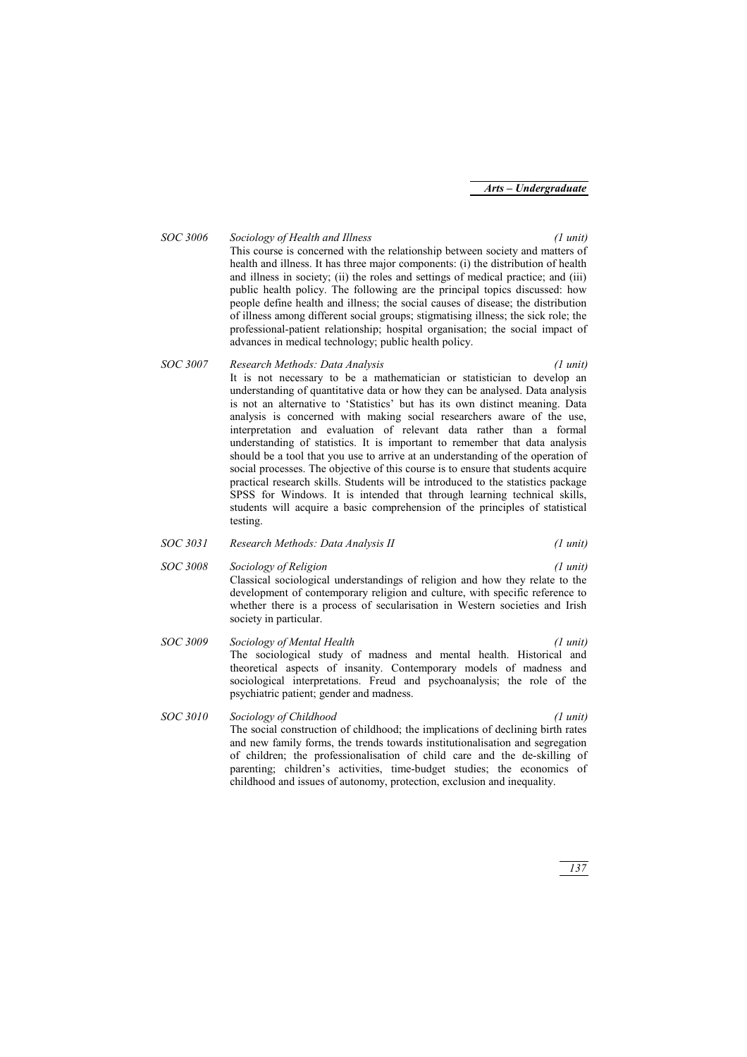*SOC 3006* *Sociology of Health and Illness* *(1 unit)*

This course is concerned with the relationship between society and matters of health and illness. It has three major components: (i) the distribution of health and illness in society; (ii) the roles and settings of medical practice; and (iii) public health policy. The following are the principal topics discussed: how people define health and illness; the social causes of disease; the distribution of illness among different social groups; stigmatising illness; the sick role; the professional-patient relationship; hospital organisation; the social impact of advances in medical technology; public health policy.

*SOC 3007* *Research Methods: Data Analysis* *(1 unit)*

It is not necessary to be a mathematician or statistician to develop an understanding of quantitative data or how they can be analysed. Data analysis is not an alternative to 'Statistics' but has its own distinct meaning. Data analysis is concerned with making social researchers aware of the use, interpretation and evaluation of relevant data rather than a formal understanding of statistics. It is important to remember that data analysis should be a tool that you use to arrive at an understanding of the operation of social processes. The objective of this course is to ensure that students acquire practical research skills. Students will be introduced to the statistics package SPSS for Windows. It is intended that through learning technical skills, students will acquire a basic comprehension of the principles of statistical testing.

*SOC 3031* *Research Methods: Data Analysis II* *(1 unit)*

*SOC 3008* *Sociology of Religion* *(1 unit)*

Classical sociological understandings of religion and how they relate to the development of contemporary religion and culture, with specific reference to whether there is a process of secularisation in Western societies and Irish society in particular.

*SOC 3009* *Sociology of Mental Health* *(1 unit)*

The sociological study of madness and mental health. Historical and theoretical aspects of insanity. Contemporary models of madness and sociological interpretations. Freud and psychoanalysis; the role of the psychiatric patient; gender and madness.

*SOC 3010* *Sociology of Childhood* *(1 unit)*

The social construction of childhood; the implications of declining birth rates and new family forms, the trends towards institutionalisation and segregation of children; the professionalisation of child care and the de-skilling of parenting; children's activities, time-budget studies; the economics of childhood and issues of autonomy, protection, exclusion and inequality.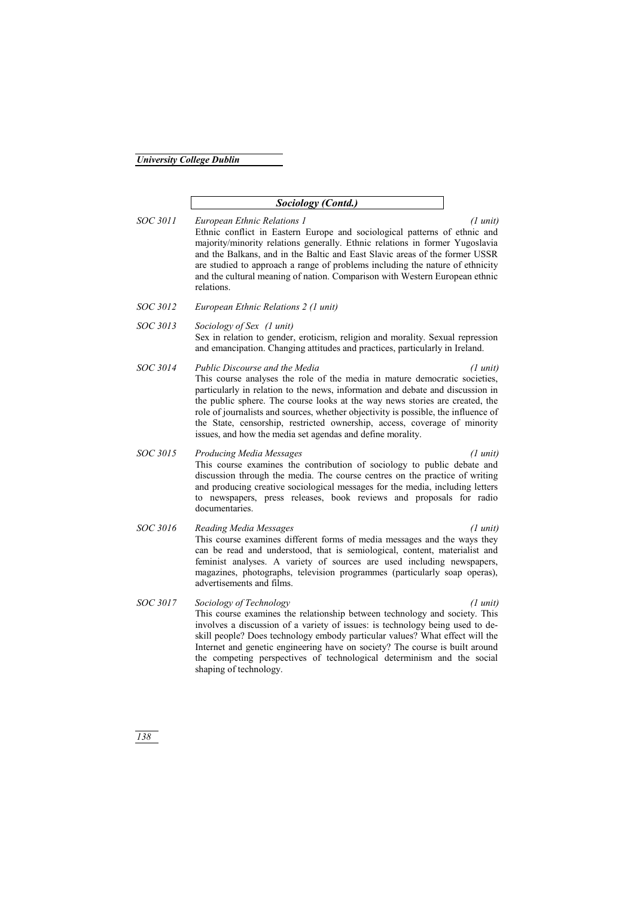## *Sociology (Contd.)*

*SOC 3011* *European Ethnic Relations 1* *(1 unit)*
Ethnic conflict in Eastern Europe and sociological patterns of ethnic and majority/minority relations generally. Ethnic relations in former Yugoslavia and the Balkans, and in the Baltic and East Slavic areas of the former USSR are studied to approach a range of problems including the nature of ethnicity and the cultural meaning of nation. Comparison with Western European ethnic relations.

*SOC 3012* *European Ethnic Relations 2 (1 unit)*

*SOC 3013* *Sociology of Sex (1 unit)*
Sex in relation to gender, eroticism, religion and morality. Sexual repression and emancipation. Changing attitudes and practices, particularly in Ireland.

*SOC 3014* *Public Discourse and the Media* *(1 unit)*
This course analyses the role of the media in mature democratic societies, particularly in relation to the news, information and debate and discussion in the public sphere. The course looks at the way news stories are created, the role of journalists and sources, whether objectivity is possible, the influence of the State, censorship, restricted ownership, access, coverage of minority issues, and how the media set agendas and define morality.

*SOC 3015* *Producing Media Messages* *(1 unit)*
This course examines the contribution of sociology to public debate and discussion through the media. The course centres on the practice of writing and producing creative sociological messages for the media, including letters to newspapers, press releases, book reviews and proposals for radio documentaries.

*SOC 3016* *Reading Media Messages* *(1 unit)*
This course examines different forms of media messages and the ways they can be read and understood, that is semiological, content, materialist and feminist analyses. A variety of sources are used including newspapers, magazines, photographs, television programmes (particularly soap operas), advertisements and films.

*SOC 3017* *Sociology of Technology* *(1 unit)*
This course examines the relationship between technology and society. This involves a discussion of a variety of issues: is technology being used to de-skill people? Does technology embody particular values? What effect will the Internet and genetic engineering have on society? The course is built around the competing perspectives of technological determinism and the social shaping of technology.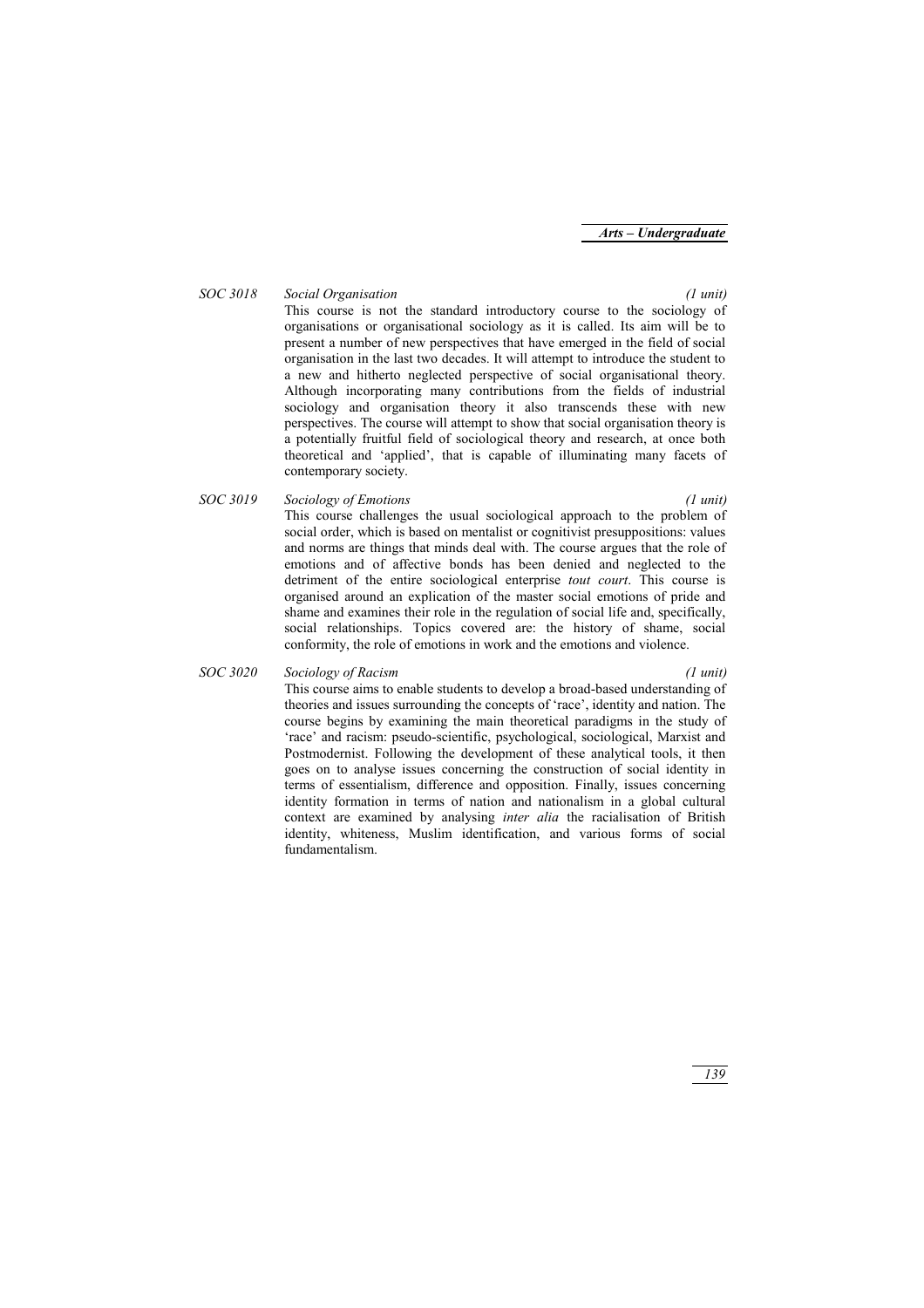*SOC 3018* *Social Organisation* *(1 unit)*

This course is not the standard introductory course to the sociology of organisations or organisational sociology as it is called. Its aim will be to present a number of new perspectives that have emerged in the field of social organisation in the last two decades. It will attempt to introduce the student to a new and hitherto neglected perspective of social organisational theory. Although incorporating many contributions from the fields of industrial sociology and organisation theory it also transcends these with new perspectives. The course will attempt to show that social organisation theory is a potentially fruitful field of sociological theory and research, at once both theoretical and 'applied', that is capable of illuminating many facets of contemporary society.

*SOC 3019* *Sociology of Emotions* *(1 unit)*

This course challenges the usual sociological approach to the problem of social order, which is based on mentalist or cognitivist presuppositions: values and norms are things that minds deal with. The course argues that the role of emotions and of affective bonds has been denied and neglected to the detriment of the entire sociological enterprise *tout court*. This course is organised around an explication of the master social emotions of pride and shame and examines their role in the regulation of social life and, specifically, social relationships. Topics covered are: the history of shame, social conformity, the role of emotions in work and the emotions and violence.

*SOC 3020* *Sociology of Racism* *(1 unit)*

This course aims to enable students to develop a broad-based understanding of theories and issues surrounding the concepts of 'race', identity and nation. The course begins by examining the main theoretical paradigms in the study of 'race' and racism: pseudo-scientific, psychological, sociological, Marxist and Postmodernist. Following the development of these analytical tools, it then goes on to analyse issues concerning the construction of social identity in terms of essentialism, difference and opposition. Finally, issues concerning identity formation in terms of nation and nationalism in a global cultural context are examined by analysing *inter alia* the racialisation of British identity, whiteness, Muslim identification, and various forms of social fundamentalism.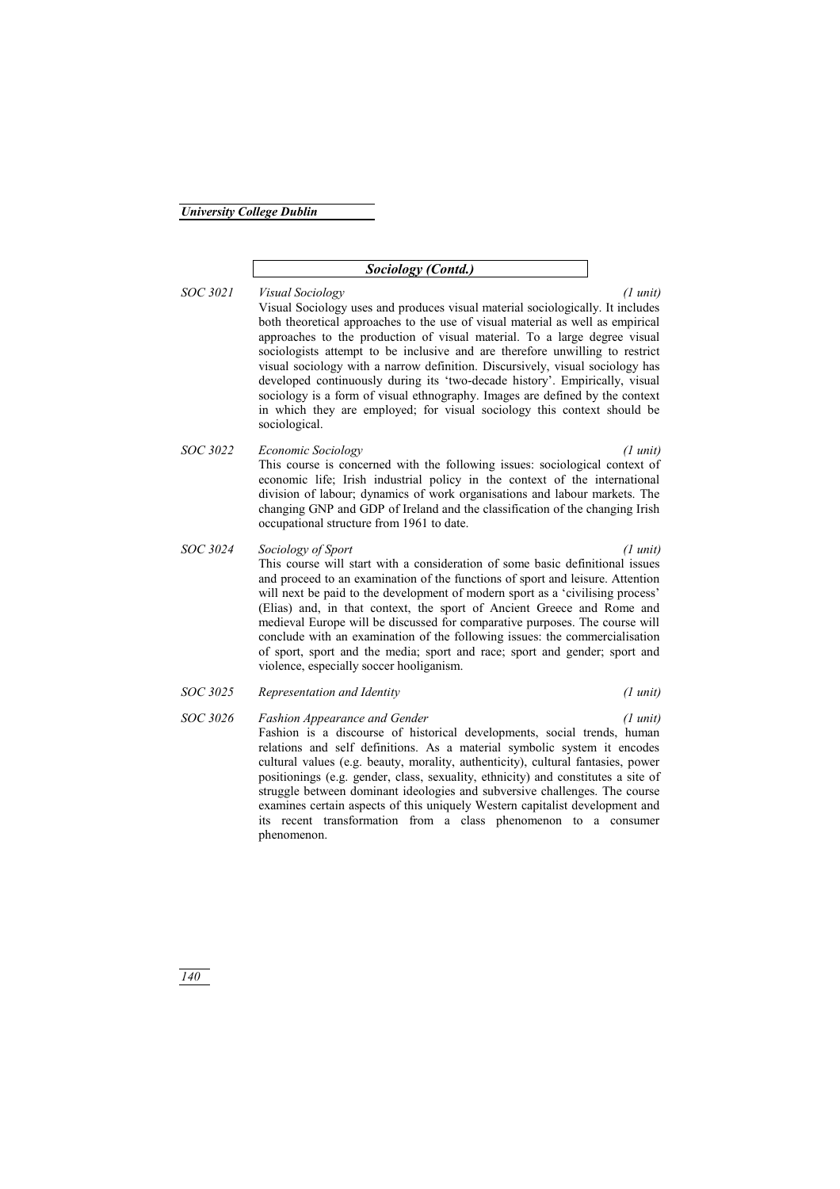## *Sociology (Contd.)*

**SOC 3021** *Visual Sociology* *(1 unit)*

Visual Sociology uses and produces visual material sociologically. It includes both theoretical approaches to the use of visual material as well as empirical approaches to the production of visual material. To a large degree visual sociologists attempt to be inclusive and are therefore unwilling to restrict visual sociology with a narrow definition. Discursively, visual sociology has developed continuously during its 'two-decade history'. Empirically, visual sociology is a form of visual ethnography. Images are defined by the context in which they are employed; for visual sociology this context should be sociological.

**SOC 3022** *Economic Sociology* *(1 unit)*

This course is concerned with the following issues: sociological context of economic life; Irish industrial policy in the context of the international division of labour; dynamics of work organisations and labour markets. The changing GNP and GDP of Ireland and the classification of the changing Irish occupational structure from 1961 to date.

**SOC 3024** *Sociology of Sport* *(1 unit)*

This course will start with a consideration of some basic definitional issues and proceed to an examination of the functions of sport and leisure. Attention will next be paid to the development of modern sport as a 'civilising process' (Elias) and, in that context, the sport of Ancient Greece and Rome and medieval Europe will be discussed for comparative purposes. The course will conclude with an examination of the following issues: the commercialisation of sport, sport and the media; sport and race; sport and gender; sport and violence, especially soccer hooliganism.

**SOC 3025** *Representation and Identity* *(1 unit)*

**SOC 3026** *Fashion Appearance and Gender* *(1 unit)*

Fashion is a discourse of historical developments, social trends, human relations and self definitions. As a material symbolic system it encodes cultural values (e.g. beauty, morality, authenticity), cultural fantasies, power positionings (e.g. gender, class, sexuality, ethnicity) and constitutes a site of struggle between dominant ideologies and subversive challenges. The course examines certain aspects of this uniquely Western capitalist development and its recent transformation from a class phenomenon to a consumer phenomenon.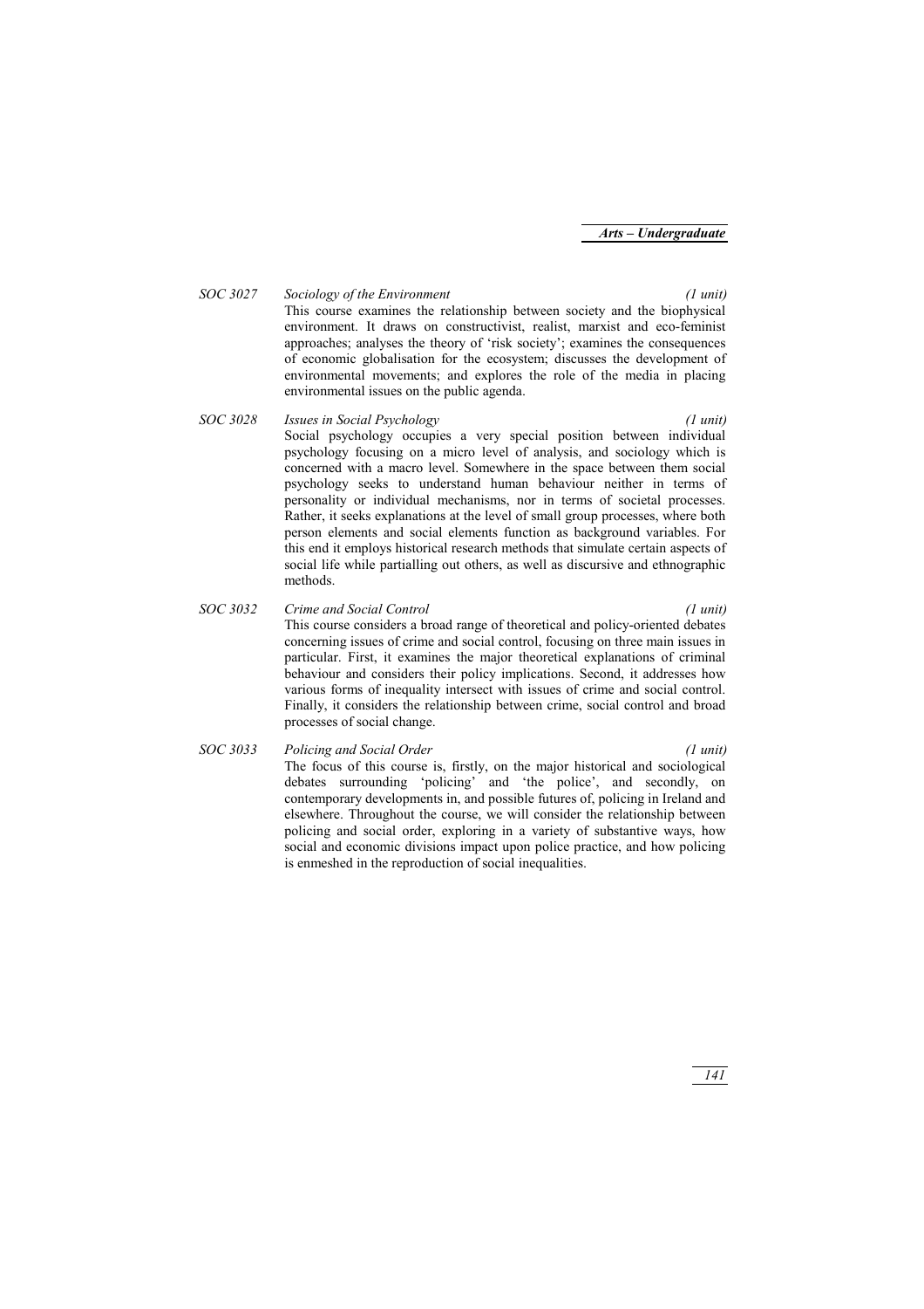*SOC 3027* *Sociology of the Environment* *(1 unit)*

This course examines the relationship between society and the biophysical environment. It draws on constructivist, realist, marxist and eco-feminist approaches; analyses the theory of 'risk society'; examines the consequences of economic globalisation for the ecosystem; discusses the development of environmental movements; and explores the role of the media in placing environmental issues on the public agenda.

*SOC 3028* *Issues in Social Psychology* *(1 unit)*

Social psychology occupies a very special position between individual psychology focusing on a micro level of analysis, and sociology which is concerned with a macro level. Somewhere in the space between them social psychology seeks to understand human behaviour neither in terms of personality or individual mechanisms, nor in terms of societal processes. Rather, it seeks explanations at the level of small group processes, where both person elements and social elements function as background variables. For this end it employs historical research methods that simulate certain aspects of social life while partialling out others, as well as discursive and ethnographic methods.

*SOC 3032* *Crime and Social Control* *(1 unit)*

This course considers a broad range of theoretical and policy-oriented debates concerning issues of crime and social control, focusing on three main issues in particular. First, it examines the major theoretical explanations of criminal behaviour and considers their policy implications. Second, it addresses how various forms of inequality intersect with issues of crime and social control. Finally, it considers the relationship between crime, social control and broad processes of social change.

*SOC 3033* *Policing and Social Order* *(1 unit)*

The focus of this course is, firstly, on the major historical and sociological debates surrounding 'policing' and 'the police', and secondly, on contemporary developments in, and possible futures of, policing in Ireland and elsewhere. Throughout the course, we will consider the relationship between policing and social order, exploring in a variety of substantive ways, how social and economic divisions impact upon police practice, and how policing is enmeshed in the reproduction of social inequalities.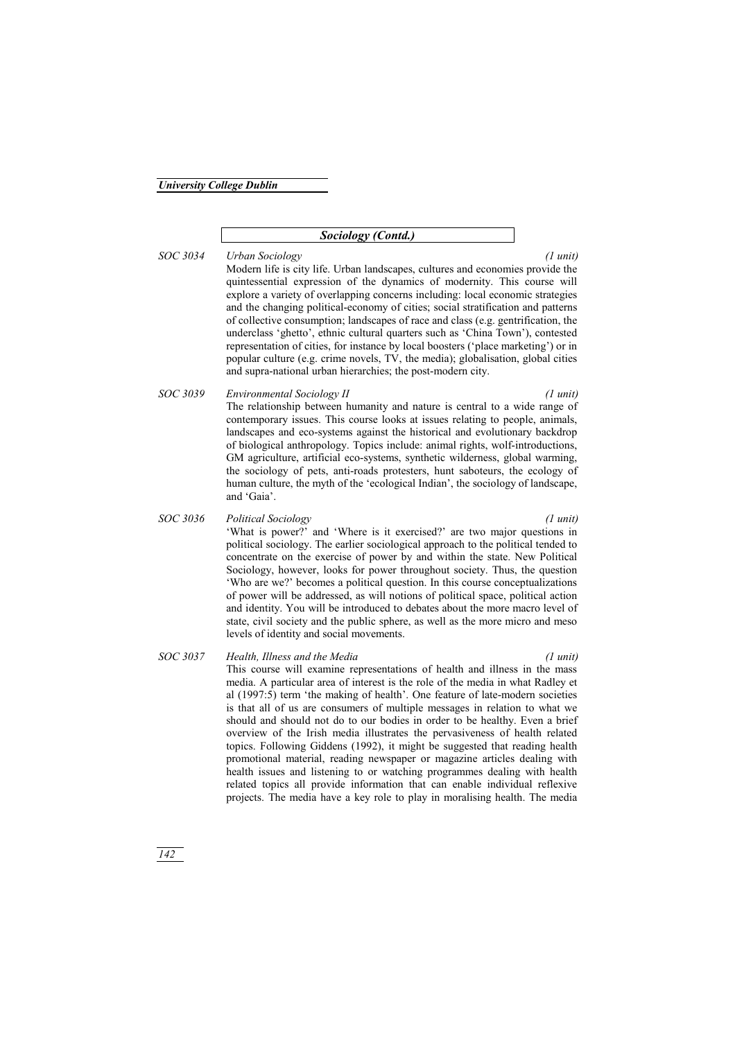## *Sociology (Contd.)*

**SOC 3034** *Urban Sociology* *(1 unit)*

Modern life is city life. Urban landscapes, cultures and economies provide the quintessential expression of the dynamics of modernity. This course will explore a variety of overlapping concerns including: local economic strategies and the changing political-economy of cities; social stratification and patterns of collective consumption; landscapes of race and class (e.g. gentrification, the underclass 'ghetto', ethnic cultural quarters such as 'China Town'), contested representation of cities, for instance by local boosters ('place marketing') or in popular culture (e.g. crime novels, TV, the media); globalisation, global cities and supra-national urban hierarchies; the post-modern city.

**SOC 3039** *Environmental Sociology II* *(1 unit)*

The relationship between humanity and nature is central to a wide range of contemporary issues. This course looks at issues relating to people, animals, landscapes and eco-systems against the historical and evolutionary backdrop of biological anthropology. Topics include: animal rights, wolf-introductions, GM agriculture, artificial eco-systems, synthetic wilderness, global warming, the sociology of pets, anti-roads protesters, hunt saboteurs, the ecology of human culture, the myth of the 'ecological Indian', the sociology of landscape, and 'Gaia'.

**SOC 3036** *Political Sociology* *(1 unit)*

'What is power?' and 'Where is it exercised?' are two major questions in political sociology. The earlier sociological approach to the political tended to concentrate on the exercise of power by and within the state. New Political Sociology, however, looks for power throughout society. Thus, the question 'Who are we?' becomes a political question. In this course conceptualizations of power will be addressed, as will notions of political space, political action and identity. You will be introduced to debates about the more macro level of state, civil society and the public sphere, as well as the more micro and meso levels of identity and social movements.

**SOC 3037** *Health, Illness and the Media* *(1 unit)*

This course will examine representations of health and illness in the mass media. A particular area of interest is the role of the media in what Radley et al (1997:5) term 'the making of health'. One feature of late-modern societies is that all of us are consumers of multiple messages in relation to what we should and should not do to our bodies in order to be healthy. Even a brief overview of the Irish media illustrates the pervasiveness of health related topics. Following Giddens (1992), it might be suggested that reading health promotional material, reading newspaper or magazine articles dealing with health issues and listening to or watching programmes dealing with health related topics all provide information that can enable individual reflexive projects. The media have a key role to play in moralising health. The media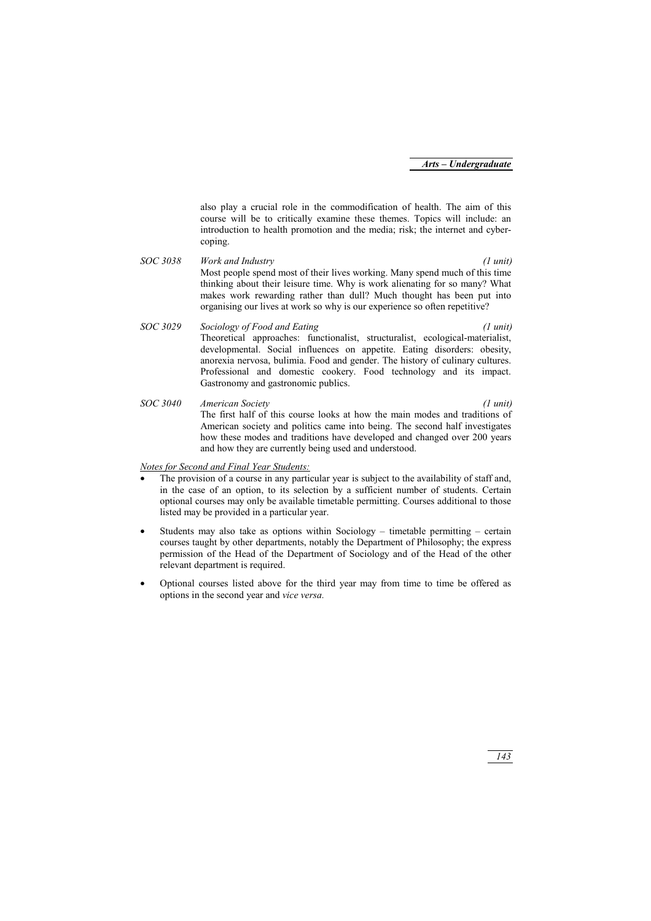also play a crucial role in the commodification of health. The aim of this course will be to critically examine these themes. Topics will include: an introduction to health promotion and the media; risk; the internet and cyber-coping.

*SOC 3038* *Work and Industry* *(1 unit)*
Most people spend most of their lives working. Many spend much of this time thinking about their leisure time. Why is work alienating for so many? What makes work rewarding rather than dull? Much thought has been put into organising our lives at work so why is our experience so often repetitive?

*SOC 3029* *Sociology of Food and Eating* *(1 unit)*
Theoretical approaches: functionalist, structuralist, ecological-materialist, developmental. Social influences on appetite. Eating disorders: obesity, anorexia nervosa, bulimia. Food and gender. The history of culinary cultures. Professional and domestic cookery. Food technology and its impact. Gastronomy and gastronomic publics.

*SOC 3040* *American Society* *(1 unit)*
The first half of this course looks at how the main modes and traditions of American society and politics came into being. The second half investigates how these modes and traditions have developed and changed over 200 years and how they are currently being used and understood.

*Notes for Second and Final Year Students:*

- The provision of a course in any particular year is subject to the availability of staff and, in the case of an option, to its selection by a sufficient number of students. Certain optional courses may only be available timetable permitting. Courses additional to those listed may be provided in a particular year.
- Students may also take as options within Sociology – timetable permitting – certain courses taught by other departments, notably the Department of Philosophy; the express permission of the Head of the Department of Sociology and of the Head of the other relevant department is required.
- Optional courses listed above for the third year may from time to time be offered as options in the second year and *vice versa.*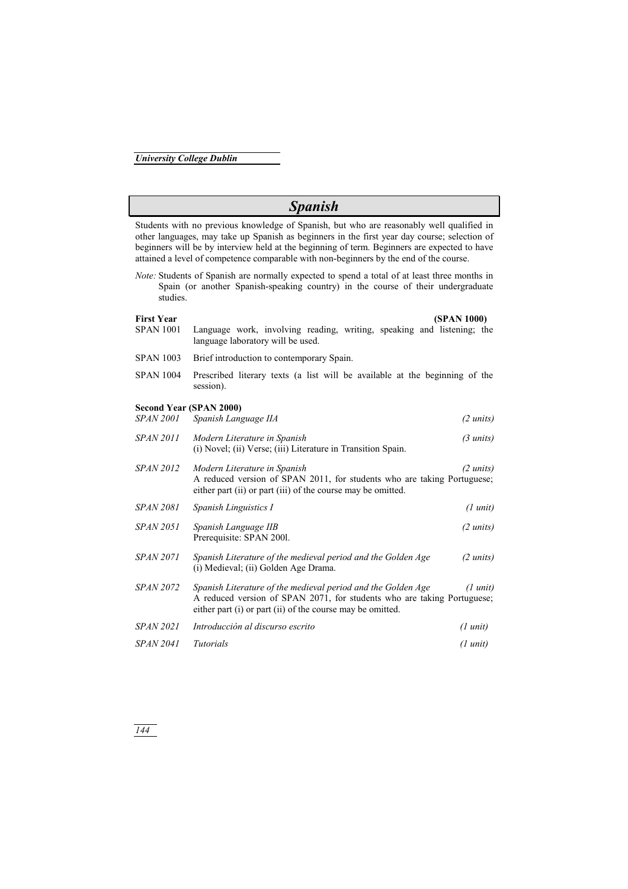# *Spanish*

Students with no previous knowledge of Spanish, but who are reasonably well qualified in other languages, may take up Spanish as beginners in the first year day course; selection of beginners will be by interview held at the beginning of term. Beginners are expected to have attained a level of competence comparable with non-beginners by the end of the course.

*Note:* Students of Spanish are normally expected to spend a total of at least three months in Spain (or another Spanish-speaking country) in the course of their undergraduate studies.

**First Year** **(SPAN 1000)**

SPAN 1001 Language work, involving reading, writing, speaking and listening; the language laboratory will be used.

SPAN 1003 Brief introduction to contemporary Spain.

SPAN 1004 Prescribed literary texts (a list will be available at the beginning of the session).

**Second Year (SPAN 2000)**

*SPAN 2001* *Spanish Language IIA* *(2 units)*

*SPAN 2011* *Modern Literature in Spanish* *(3 units)*
(i) Novel; (ii) Verse; (iii) Literature in Transition Spain.

*SPAN 2012* *Modern Literature in Spanish* *(2 units)*
A reduced version of SPAN 2011, for students who are taking Portuguese; either part (ii) or part (iii) of the course may be omitted.

*SPAN 2081* *Spanish Linguistics I* *(1 unit)*

*SPAN 2051* *Spanish Language IIB* *(2 units)*
Prerequisite: SPAN 200l.

*SPAN 2071* *Spanish Literature of the medieval period and the Golden Age* *(2 units)*
(i) Medieval; (ii) Golden Age Drama.

*SPAN 2072* *Spanish Literature of the medieval period and the Golden Age* *(1 unit)*
A reduced version of SPAN 2071, for students who are taking Portuguese; either part (i) or part (ii) of the course may be omitted.

*SPAN 2021* *Introducción al discurso escrito* *(1 unit)*

*SPAN 2041* *Tutorials* *(1 unit)*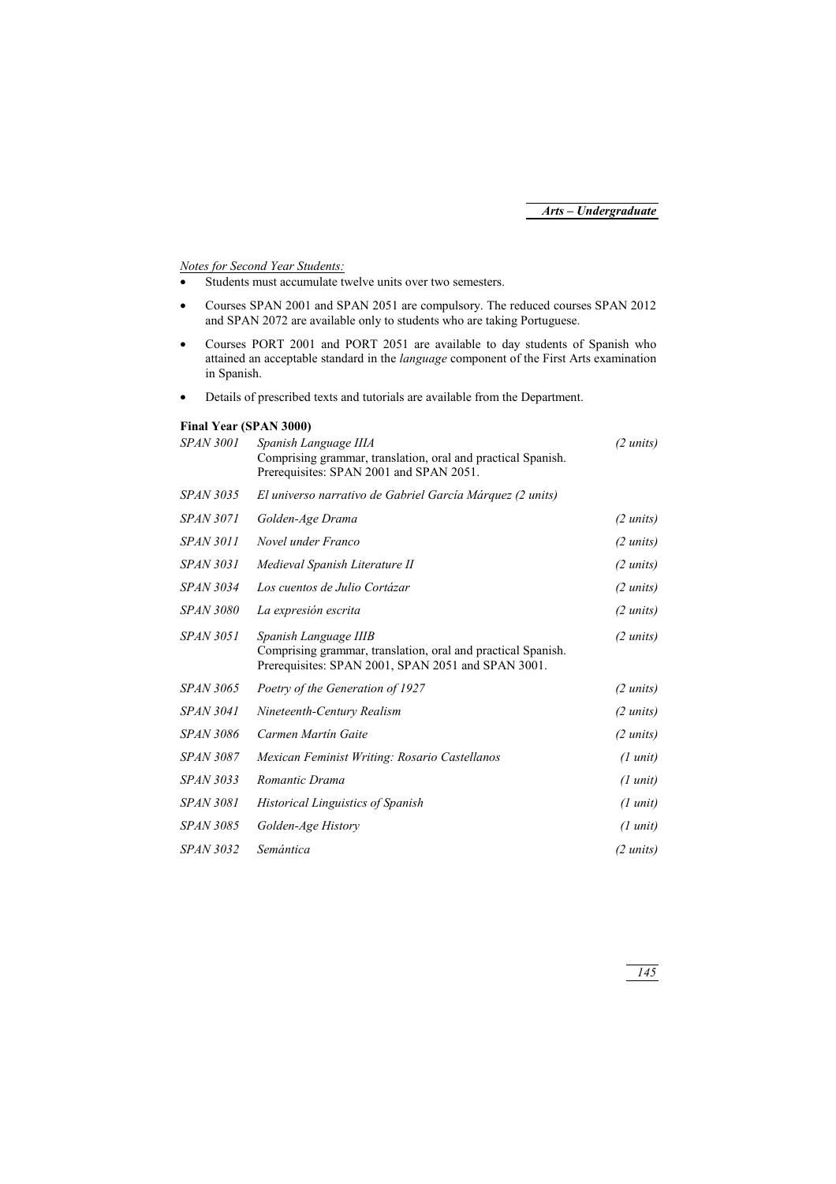*Notes for Second Year Students:*

- Students must accumulate twelve units over two semesters.
- Courses SPAN 2001 and SPAN 2051 are compulsory. The reduced courses SPAN 2012 and SPAN 2072 are available only to students who are taking Portuguese.
- Courses PORT 2001 and PORT 2051 are available to day students of Spanish who attained an acceptable standard in the *language* component of the First Arts examination in Spanish.
- Details of prescribed texts and tutorials are available from the Department.

**Final Year (SPAN 3000)**

| | | |
|---|---|---|
| *SPAN 3001* | *Spanish Language IIIA*<br>Comprising grammar, translation, oral and practical Spanish.<br>Prerequisites: SPAN 2001 and SPAN 2051. | *(2 units)* |
| *SPAN 3035* | *El universo narrativo de Gabriel García Márquez (2 units)* | |
| *SPAN 3071* | *Golden-Age Drama* | *(2 units)* |
| *SPAN 3011* | *Novel under Franco* | *(2 units)* |
| *SPAN 3031* | *Medieval Spanish Literature II* | *(2 units)* |
| *SPAN 3034* | *Los cuentos de Julio Cortázar* | *(2 units)* |
| *SPAN 3080* | *La expresión escrita* | *(2 units)* |
| *SPAN 3051* | *Spanish Language IIIB*<br>Comprising grammar, translation, oral and practical Spanish.<br>Prerequisites: SPAN 2001, SPAN 2051 and SPAN 3001. | *(2 units)* |
| *SPAN 3065* | *Poetry of the Generation of 1927* | *(2 units)* |
| *SPAN 3041* | *Nineteenth-Century Realism* | *(2 units)* |
| *SPAN 3086* | *Carmen Martín Gaite* | *(2 units)* |
| *SPAN 3087* | *Mexican Feminist Writing: Rosario Castellanos* | *(1 unit)* |
| *SPAN 3033* | *Romantic Drama* | *(1 unit)* |
| *SPAN 3081* | *Historical Linguistics of Spanish* | *(1 unit)* |
| *SPAN 3085* | *Golden-Age History* | *(1 unit)* |
| *SPAN 3032* | *Semántica* | *(2 units)* |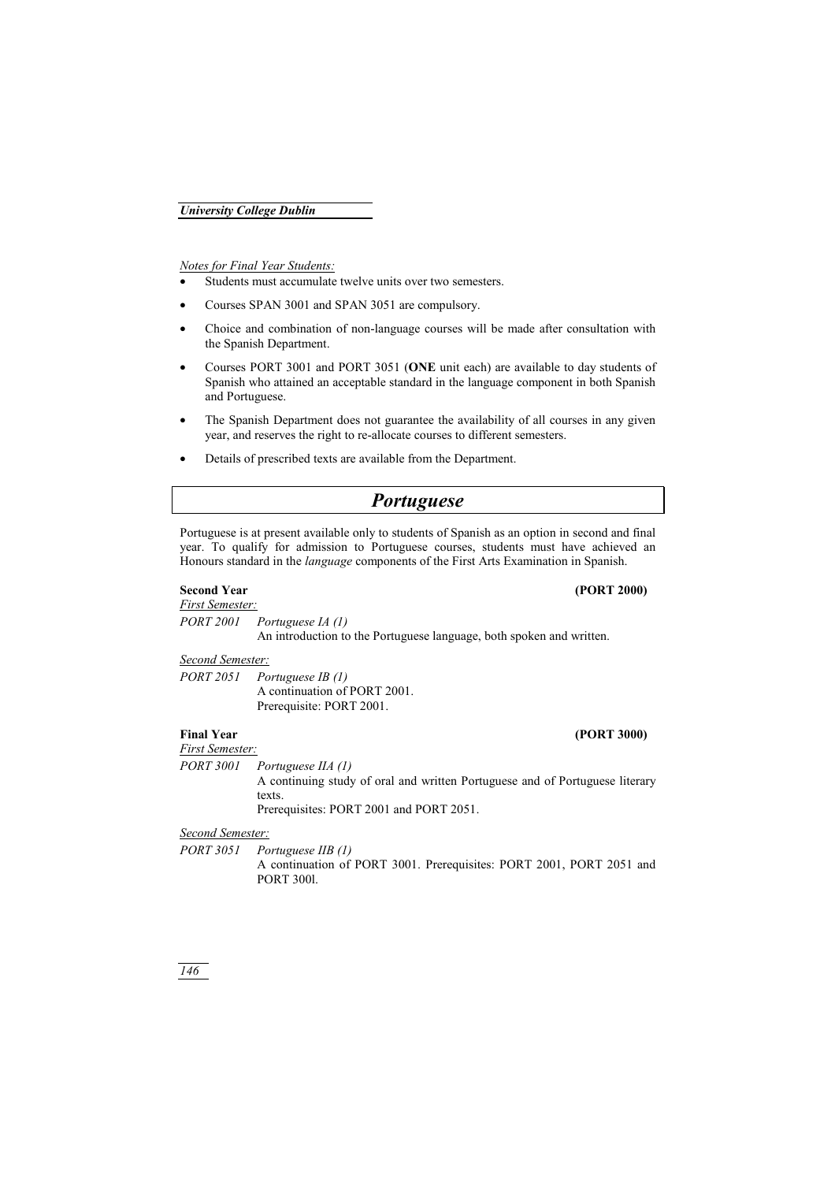*Notes for Final Year Students:*

- Students must accumulate twelve units over two semesters.
- Courses SPAN 3001 and SPAN 3051 are compulsory.
- Choice and combination of non-language courses will be made after consultation with the Spanish Department.
- Courses PORT 3001 and PORT 3051 (**ONE** unit each) are available to day students of Spanish who attained an acceptable standard in the language component in both Spanish and Portuguese.
- The Spanish Department does not guarantee the availability of all courses in any given year, and reserves the right to re-allocate courses to different semesters.
- Details of prescribed texts are available from the Department.

# *Portuguese*

Portuguese is at present available only to students of Spanish as an option in second and final year. To qualify for admission to Portuguese courses, students must have achieved an Honours standard in the *language* components of the First Arts Examination in Spanish.

**Second Year** **(PORT 2000)**

*First Semester:*

*PORT 2001* *Portuguese IA (1)*
An introduction to the Portuguese language, both spoken and written.

*Second Semester:*

*PORT 2051* *Portuguese IB (1)*
A continuation of PORT 2001.
Prerequisite: PORT 2001.

**Final Year** **(PORT 3000)**

*First Semester:*

*PORT 3001* *Portuguese IIA (1)*
A continuing study of oral and written Portuguese and of Portuguese literary texts.
Prerequisites: PORT 2001 and PORT 2051.

*Second Semester:*

*PORT 3051* *Portuguese IIB (1)*
A continuation of PORT 3001. Prerequisites: PORT 2001, PORT 2051 and PORT 300l.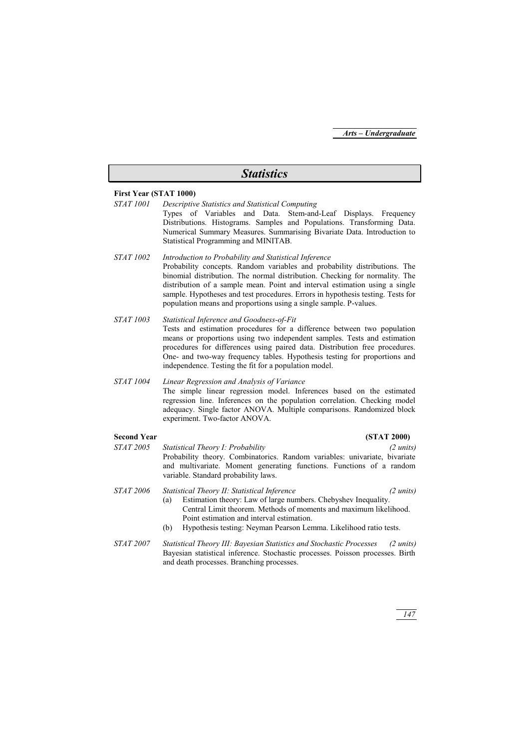# *Statistics*

**First Year (STAT 1000)**

*STAT 1001* *Descriptive Statistics and Statistical Computing*

Types of Variables and Data. Stem-and-Leaf Displays. Frequency Distributions. Histograms. Samples and Populations. Transforming Data. Numerical Summary Measures. Summarising Bivariate Data. Introduction to Statistical Programming and MINITAB.

*STAT 1002* *Introduction to Probability and Statistical Inference*

Probability concepts. Random variables and probability distributions. The binomial distribution. The normal distribution. Checking for normality. The distribution of a sample mean. Point and interval estimation using a single sample. Hypotheses and test procedures. Errors in hypothesis testing. Tests for population means and proportions using a single sample. P-values.

*STAT 1003* *Statistical Inference and Goodness-of-Fit*

Tests and estimation procedures for a difference between two population means or proportions using two independent samples. Tests and estimation procedures for differences using paired data. Distribution free procedures. One- and two-way frequency tables. Hypothesis testing for proportions and independence. Testing the fit for a population model.

*STAT 1004* *Linear Regression and Analysis of Variance*

The simple linear regression model. Inferences based on the estimated regression line. Inferences on the population correlation. Checking model adequacy. Single factor ANOVA. Multiple comparisons. Randomized block experiment. Two-factor ANOVA.

**Second Year (STAT 2000)**

*STAT 2005* *Statistical Theory I: Probability* *(2 units)*

Probability theory. Combinatorics. Random variables: univariate, bivariate and multivariate. Moment generating functions. Functions of a random variable. Standard probability laws.

*STAT 2006* *Statistical Theory II: Statistical Inference* *(2 units)*

(a) Estimation theory: Law of large numbers. Chebyshev Inequality. Central Limit theorem. Methods of moments and maximum likelihood. Point estimation and interval estimation.

(b) Hypothesis testing: Neyman Pearson Lemma. Likelihood ratio tests.

*STAT 2007* *Statistical Theory III: Bayesian Statistics and Stochastic Processes* *(2 units)*

Bayesian statistical inference. Stochastic processes. Poisson processes. Birth and death processes. Branching processes.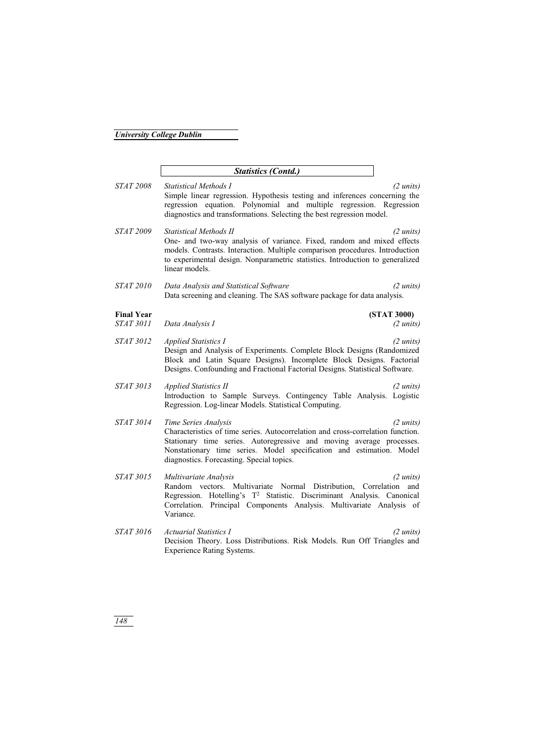## *Statistics (Contd.)*

*STAT 2008* *Statistical Methods I* *(2 units)*
Simple linear regression. Hypothesis testing and inferences concerning the regression equation. Polynomial and multiple regression. Regression diagnostics and transformations. Selecting the best regression model.

*STAT 2009* *Statistical Methods II* *(2 units)*
One- and two-way analysis of variance. Fixed, random and mixed effects models. Contrasts. Interaction. Multiple comparison procedures. Introduction to experimental design. Nonparametric statistics. Introduction to generalized linear models.

*STAT 2010* *Data Analysis and Statistical Software* *(2 units)*
Data screening and cleaning. The SAS software package for data analysis.

**Final Year** **(STAT 3000)**

*STAT 3011* *Data Analysis I* *(2 units)*

*STAT 3012* *Applied Statistics I* *(2 units)*
Design and Analysis of Experiments. Complete Block Designs (Randomized Block and Latin Square Designs). Incomplete Block Designs. Factorial Designs. Confounding and Fractional Factorial Designs. Statistical Software.

*STAT 3013* *Applied Statistics II* *(2 units)*
Introduction to Sample Surveys. Contingency Table Analysis. Logistic Regression. Log-linear Models. Statistical Computing.

*STAT 3014* *Time Series Analysis* *(2 units)*
Characteristics of time series. Autocorrelation and cross-correlation function. Stationary time series. Autoregressive and moving average processes. Nonstationary time series. Model specification and estimation. Model diagnostics. Forecasting. Special topics.

*STAT 3015* *Multivariate Analysis* *(2 units)*
Random vectors. Multivariate Normal Distribution, Correlation and Regression. Hotelling's $T^2$ Statistic. Discriminant Analysis. Canonical Correlation. Principal Components Analysis. Multivariate Analysis of Variance.

*STAT 3016* *Actuarial Statistics I* *(2 units)*
Decision Theory. Loss Distributions. Risk Models. Run Off Triangles and Experience Rating Systems.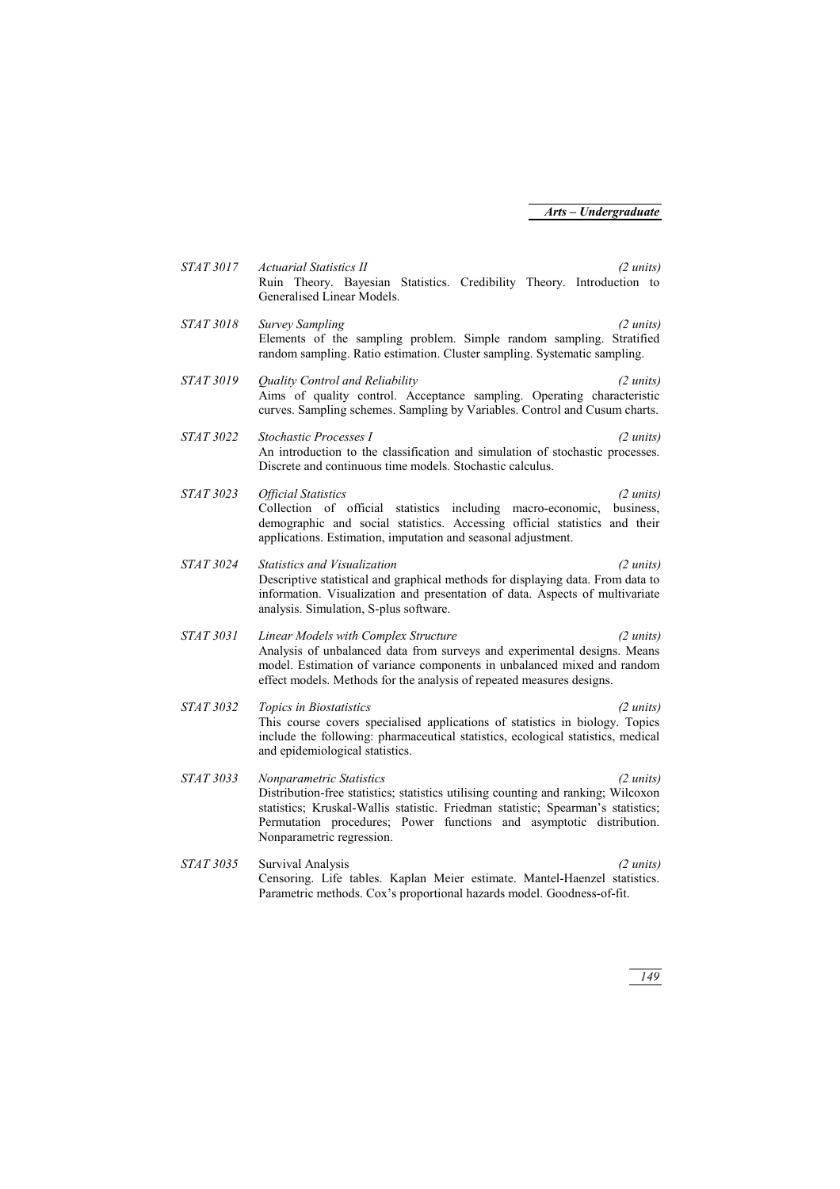*STAT 3017* *Actuarial Statistics II* *(2 units)*
Ruin Theory. Bayesian Statistics. Credibility Theory. Introduction to Generalised Linear Models.

*STAT 3018* *Survey Sampling* *(2 units)*
Elements of the sampling problem. Simple random sampling. Stratified random sampling. Ratio estimation. Cluster sampling. Systematic sampling.

*STAT 3019* *Quality Control and Reliability* *(2 units)*
Aims of quality control. Acceptance sampling. Operating characteristic curves. Sampling schemes. Sampling by Variables. Control and Cusum charts.

*STAT 3022* *Stochastic Processes I* *(2 units)*
An introduction to the classification and simulation of stochastic processes. Discrete and continuous time models. Stochastic calculus.

*STAT 3023* *Official Statistics* *(2 units)*
Collection of official statistics including macro-economic, business, demographic and social statistics. Accessing official statistics and their applications. Estimation, imputation and seasonal adjustment.

*STAT 3024* *Statistics and Visualization* *(2 units)*
Descriptive statistical and graphical methods for displaying data. From data to information. Visualization and presentation of data. Aspects of multivariate analysis. Simulation, S-plus software.

*STAT 3031* *Linear Models with Complex Structure* *(2 units)*
Analysis of unbalanced data from surveys and experimental designs. Means model. Estimation of variance components in unbalanced mixed and random effect models. Methods for the analysis of repeated measures designs.

*STAT 3032* *Topics in Biostatistics* *(2 units)*
This course covers specialised applications of statistics in biology. Topics include the following: pharmaceutical statistics, ecological statistics, medical and epidemiological statistics.

*STAT 3033* *Nonparametric Statistics* *(2 units)*
Distribution-free statistics; statistics utilising counting and ranking; Wilcoxon statistics; Kruskal-Wallis statistic. Friedman statistic; Spearman's statistics; Permutation procedures; Power functions and asymptotic distribution. Nonparametric regression.

*STAT 3035* Survival Analysis *(2 units)*
Censoring. Life tables. Kaplan Meier estimate. Mantel-Haenzel statistics. Parametric methods. Cox's proportional hazards model. Goodness-of-fit.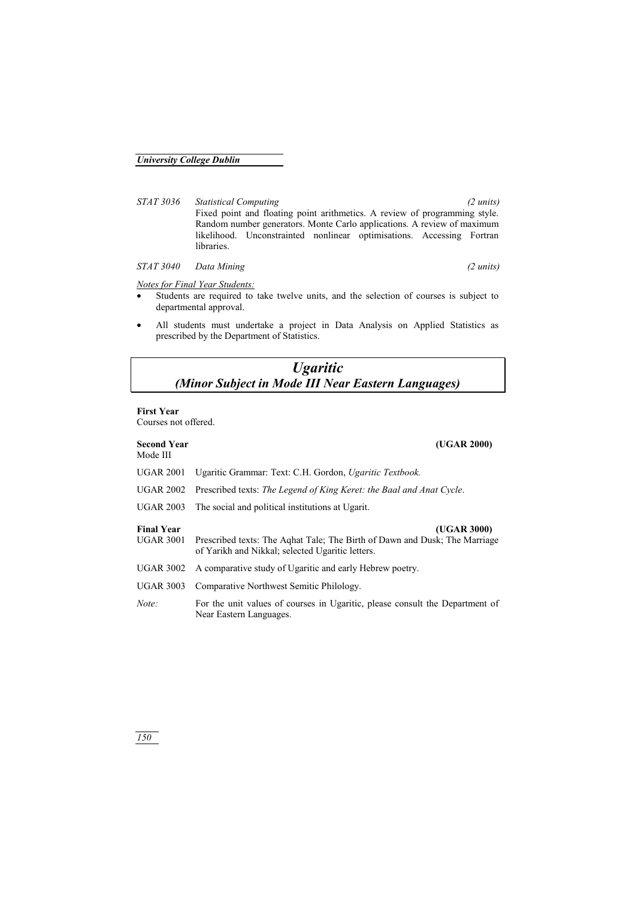*STAT 3036* *Statistical Computing* *(2 units)*
Fixed point and floating point arithmetics. A review of programming style. Random number generators. Monte Carlo applications. A review of maximum likelihood. Unconstrainted nonlinear optimisations. Accessing Fortran libraries.

*STAT 3040* *Data Mining* *(2 units)*

*Notes for Final Year Students:*

- Students are required to take twelve units, and the selection of courses is subject to departmental approval.
- All students must undertake a project in Data Analysis on Applied Statistics as prescribed by the Department of Statistics.

# *Ugaritic*
## *(Minor Subject in Mode III Near Eastern Languages)*

**First Year**
Courses not offered.

**Second Year** **(UGAR 2000)**
Mode III

UGAR 2001 Ugaritic Grammar: Text: C.H. Gordon, *Ugaritic Textbook.*

UGAR 2002 Prescribed texts: *The Legend of King Keret: the Baal and Anat Cycle*.

UGAR 2003 The social and political institutions at Ugarit.

**Final Year** **(UGAR 3000)**

UGAR 3001 Prescribed texts: The Aqhat Tale; The Birth of Dawn and Dusk; The Marriage of Yarikh and Nikkal; selected Ugaritic letters.

UGAR 3002 A comparative study of Ugaritic and early Hebrew poetry.

UGAR 3003 Comparative Northwest Semitic Philology.

*Note:* For the unit values of courses in Ugaritic, please consult the Department of Near Eastern Languages.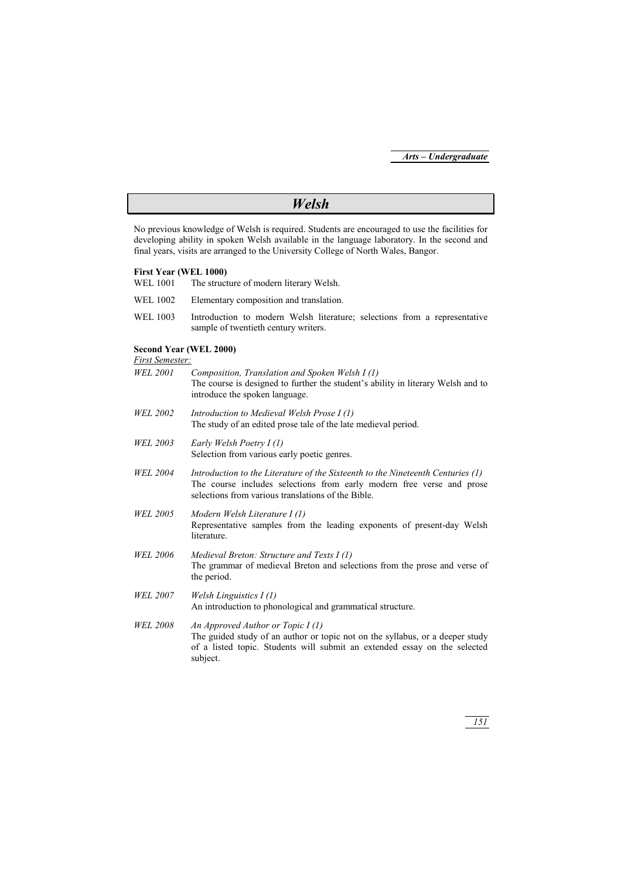# *Welsh*

No previous knowledge of Welsh is required. Students are encouraged to use the facilities for developing ability in spoken Welsh available in the language laboratory. In the second and final years, visits are arranged to the University College of North Wales, Bangor.

**First Year (WEL 1000)**

WEL 1001 The structure of modern literary Welsh.

WEL 1002 Elementary composition and translation.

WEL 1003 Introduction to modern Welsh literature; selections from a representative sample of twentieth century writers.

**Second Year (WEL 2000)**

*First Semester:*

*WEL 2001* *Composition, Translation and Spoken Welsh I (1)*
The course is designed to further the student's ability in literary Welsh and to introduce the spoken language.

*WEL 2002* *Introduction to Medieval Welsh Prose I (1)*
The study of an edited prose tale of the late medieval period.

*WEL 2003* *Early Welsh Poetry I (1)*
Selection from various early poetic genres.

*WEL 2004* *Introduction to the Literature of the Sixteenth to the Nineteenth Centuries (1)*
The course includes selections from early modern free verse and prose selections from various translations of the Bible.

*WEL 2005* *Modern Welsh Literature I (1)*
Representative samples from the leading exponents of present-day Welsh literature.

*WEL 2006* *Medieval Breton: Structure and Texts I (1)*
The grammar of medieval Breton and selections from the prose and verse of the period.

*WEL 2007* *Welsh Linguistics I (1)*
An introduction to phonological and grammatical structure.

*WEL 2008* *An Approved Author or Topic I (1)*
The guided study of an author or topic not on the syllabus, or a deeper study of a listed topic. Students will submit an extended essay on the selected subject.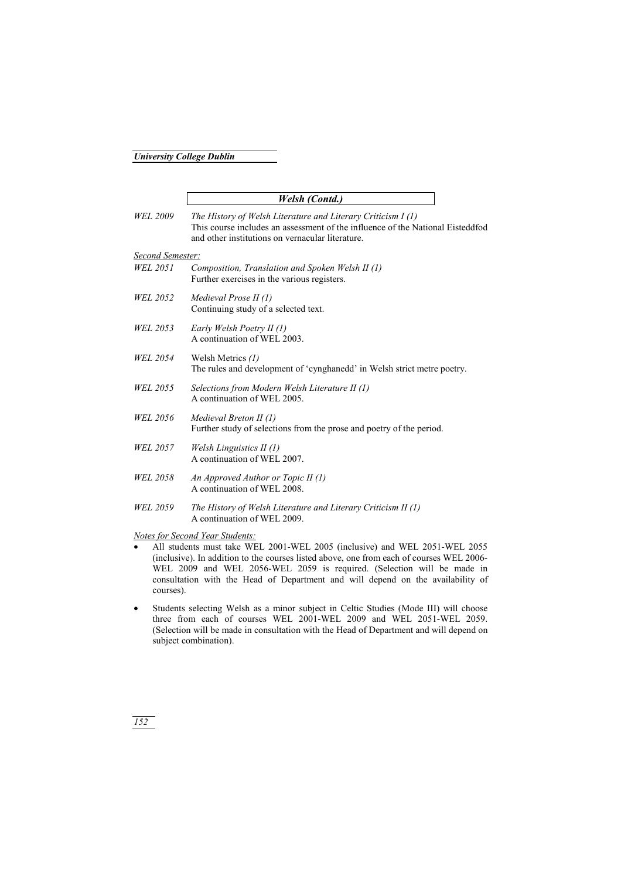## *Welsh (Contd.)*

*WEL 2009* *The History of Welsh Literature and Literary Criticism I (1)*
This course includes an assessment of the influence of the National Eisteddfod and other institutions on vernacular literature.

*Second Semester:*

*WEL 2051* *Composition, Translation and Spoken Welsh II (1)*
Further exercises in the various registers.

*WEL 2052* *Medieval Prose II (1)*
Continuing study of a selected text.

*WEL 2053* *Early Welsh Poetry II (1)*
A continuation of WEL 2003.

*WEL 2054* Welsh Metrics *(1)*
The rules and development of 'cynghanedd' in Welsh strict metre poetry.

*WEL 2055* *Selections from Modern Welsh Literature II (1)*
A continuation of WEL 2005.

*WEL 2056* *Medieval Breton II (1)*
Further study of selections from the prose and poetry of the period.

*WEL 2057* *Welsh Linguistics II (1)*
A continuation of WEL 2007.

*WEL 2058* *An Approved Author or Topic II (1)*
A continuation of WEL 2008.

*WEL 2059* *The History of Welsh Literature and Literary Criticism II (1)*
A continuation of WEL 2009.

*Notes for Second Year Students:*

- All students must take WEL 2001-WEL 2005 (inclusive) and WEL 2051-WEL 2055 (inclusive). In addition to the courses listed above, one from each of courses WEL 2006-WEL 2009 and WEL 2056-WEL 2059 is required. (Selection will be made in consultation with the Head of Department and will depend on the availability of courses).

- Students selecting Welsh as a minor subject in Celtic Studies (Mode III) will choose three from each of courses WEL 2001-WEL 2009 and WEL 2051-WEL 2059. (Selection will be made in consultation with the Head of Department and will depend on subject combination).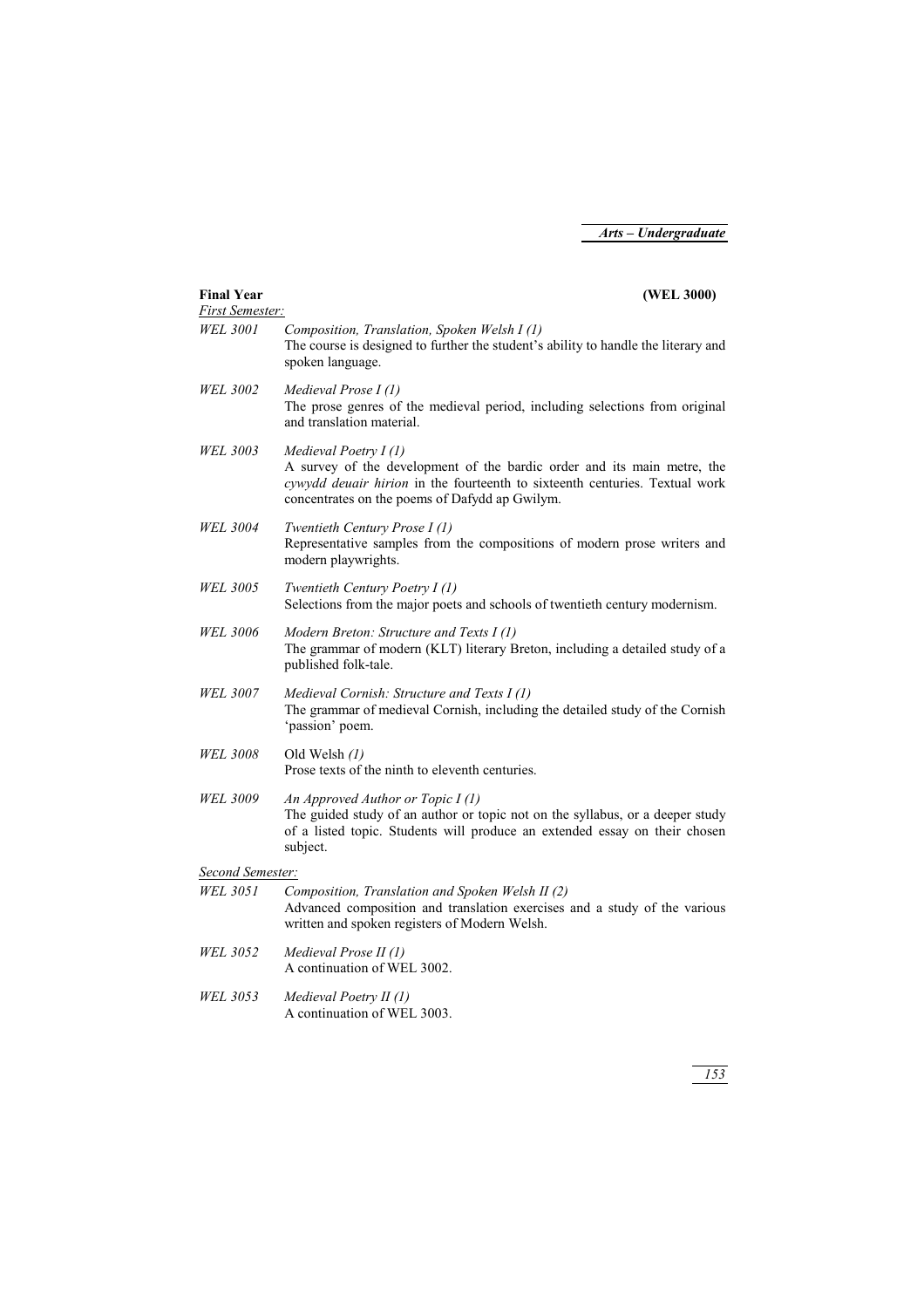**Final Year** **(WEL 3000)**

*First Semester:*

*WEL 3001* *Composition, Translation, Spoken Welsh I (1)*
The course is designed to further the student's ability to handle the literary and spoken language.

*WEL 3002* *Medieval Prose I (1)*
The prose genres of the medieval period, including selections from original and translation material.

*WEL 3003* *Medieval Poetry I (1)*
A survey of the development of the bardic order and its main metre, the *cywydd deuair hirion* in the fourteenth to sixteenth centuries. Textual work concentrates on the poems of Dafydd ap Gwilym.

*WEL 3004* *Twentieth Century Prose I (1)*
Representative samples from the compositions of modern prose writers and modern playwrights.

*WEL 3005* *Twentieth Century Poetry I (1)*
Selections from the major poets and schools of twentieth century modernism.

*WEL 3006* *Modern Breton: Structure and Texts I (1)*
The grammar of modern (KLT) literary Breton, including a detailed study of a published folk-tale.

*WEL 3007* *Medieval Cornish: Structure and Texts I (1)*
The grammar of medieval Cornish, including the detailed study of the Cornish 'passion' poem.

*WEL 3008* Old Welsh *(1)*
Prose texts of the ninth to eleventh centuries.

*WEL 3009* *An Approved Author or Topic I (1)*
The guided study of an author or topic not on the syllabus, or a deeper study of a listed topic. Students will produce an extended essay on their chosen subject.

*Second Semester:*

*WEL 3051* *Composition, Translation and Spoken Welsh II (2)*
Advanced composition and translation exercises and a study of the various written and spoken registers of Modern Welsh.

*WEL 3052* *Medieval Prose II (1)*
A continuation of WEL 3002.

*WEL 3053* *Medieval Poetry II (1)*
A continuation of WEL 3003.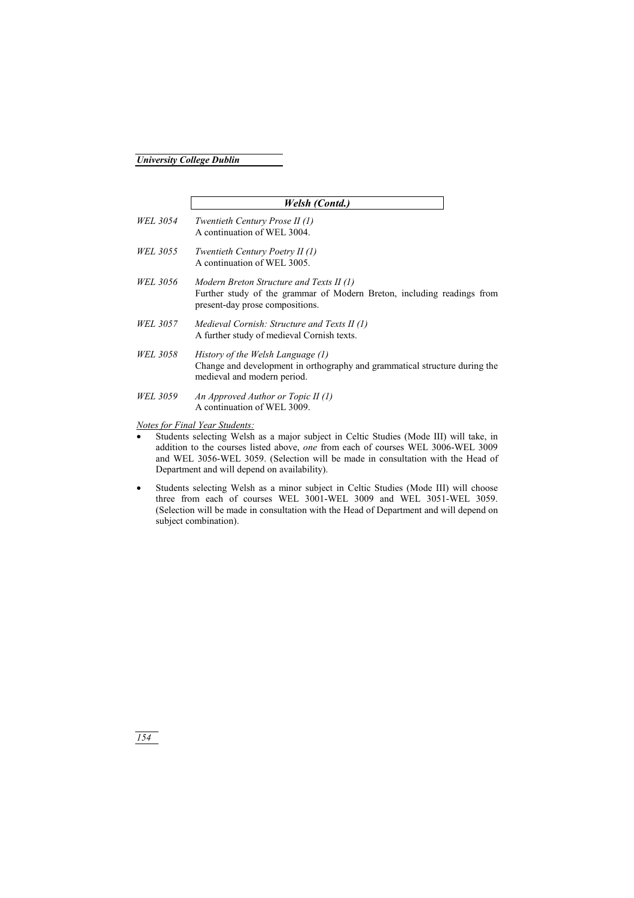## *Welsh (Contd.)*

*WEL 3054* *Twentieth Century Prose II (1)*
A continuation of WEL 3004.

*WEL 3055* *Twentieth Century Poetry II (1)*
A continuation of WEL 3005.

*WEL 3056* *Modern Breton Structure and Texts II (1)*
Further study of the grammar of Modern Breton, including readings from present-day prose compositions.

*WEL 3057* *Medieval Cornish: Structure and Texts II (1)*
A further study of medieval Cornish texts.

*WEL 3058* *History of the Welsh Language (1)*
Change and development in orthography and grammatical structure during the medieval and modern period.

*WEL 3059* *An Approved Author or Topic II (1)*
A continuation of WEL 3009.

Notes for Final Year Students:

- Students selecting Welsh as a major subject in Celtic Studies (Mode III) will take, in addition to the courses listed above, *one* from each of courses WEL 3006-WEL 3009 and WEL 3056-WEL 3059. (Selection will be made in consultation with the Head of Department and will depend on availability).
- Students selecting Welsh as a minor subject in Celtic Studies (Mode III) will choose three from each of courses WEL 3001-WEL 3009 and WEL 3051-WEL 3059. (Selection will be made in consultation with the Head of Department and will depend on subject combination).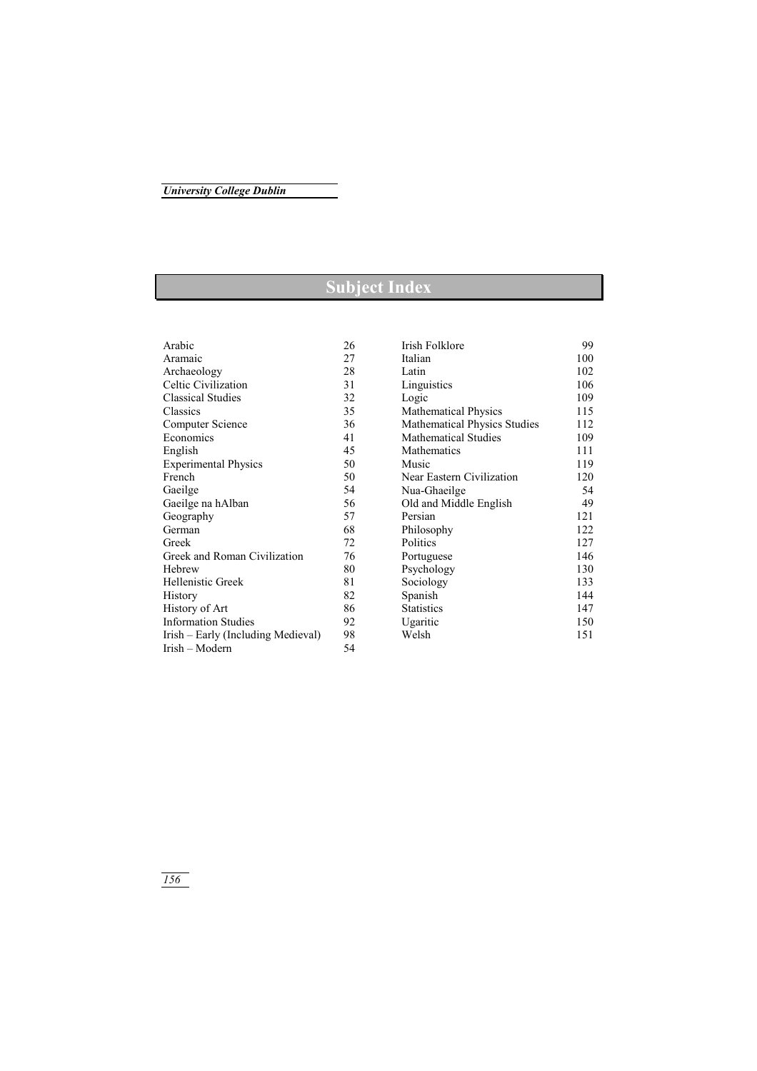# Subject Index

| | |
|---|---|
| Arabic | 26 |
| Aramaic | 27 |
| Archaeology | 28 |
| Celtic Civilization | 31 |
| Classical Studies | 32 |
| Classics | 35 |
| Computer Science | 36 |
| Economics | 41 |
| English | 45 |
| Experimental Physics | 50 |
| French | 50 |
| Gaeilge | 54 |
| Gaeilge na hAlban | 56 |
| Geography | 57 |
| German | 68 |
| Greek | 72 |
| Greek and Roman Civilization | 76 |
| Hebrew | 80 |
| Hellenistic Greek | 81 |
| History | 82 |
| History of Art | 86 |
| Information Studies | 92 |
| Irish – Early (Including Medieval) | 98 |
| Irish – Modern | 54 |
| Irish Folklore | 99 |
| Italian | 100 |
| Latin | 102 |
| Linguistics | 106 |
| Logic | 109 |
| Mathematical Physics | 115 |
| Mathematical Physics Studies | 112 |
| Mathematical Studies | 109 |
| Mathematics | 111 |
| Music | 119 |
| Near Eastern Civilization | 120 |
| Nua-Ghaeilge | 54 |
| Old and Middle English | 49 |
| Persian | 121 |
| Philosophy | 122 |
| Politics | 127 |
| Portuguese | 146 |
| Psychology | 130 |
| Sociology | 133 |
| Spanish | 144 |
| Statistics | 147 |
| Ugaritic | 150 |
| Welsh | 151 |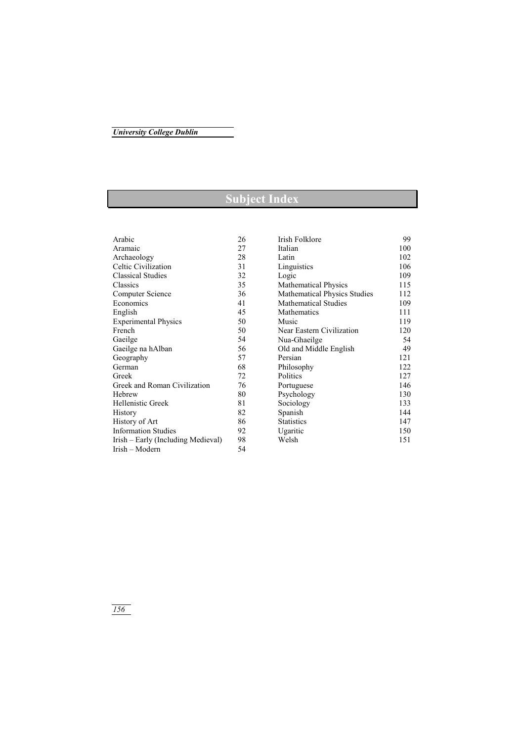# Subject Index

| | |
|---|---|
| Arabic | 26 |
| Aramaic | 27 |
| Archaeology | 28 |
| Celtic Civilization | 31 |
| Classical Studies | 32 |
| Classics | 35 |
| Computer Science | 36 |
| Economics | 41 |
| English | 45 |
| Experimental Physics | 50 |
| French | 50 |
| Gaeilge | 54 |
| Gaeilge na hAlban | 56 |
| Geography | 57 |
| German | 68 |
| Greek | 72 |
| Greek and Roman Civilization | 76 |
| Hebrew | 80 |
| Hellenistic Greek | 81 |
| History | 82 |
| History of Art | 86 |
| Information Studies | 92 |
| Irish – Early (Including Medieval) | 98 |
| Irish – Modern | 54 |
| Irish Folklore | 99 |
| Italian | 100 |
| Latin | 102 |
| Linguistics | 106 |
| Logic | 109 |
| Mathematical Physics | 115 |
| Mathematical Physics Studies | 112 |
| Mathematical Studies | 109 |
| Mathematics | 111 |
| Music | 119 |
| Near Eastern Civilization | 120 |
| Nua-Ghaeilge | 54 |
| Old and Middle English | 49 |
| Persian | 121 |
| Philosophy | 122 |
| Politics | 127 |
| Portuguese | 146 |
| Psychology | 130 |
| Sociology | 133 |
| Spanish | 144 |
| Statistics | 147 |
| Ugaritic | 150 |
| Welsh | 151 |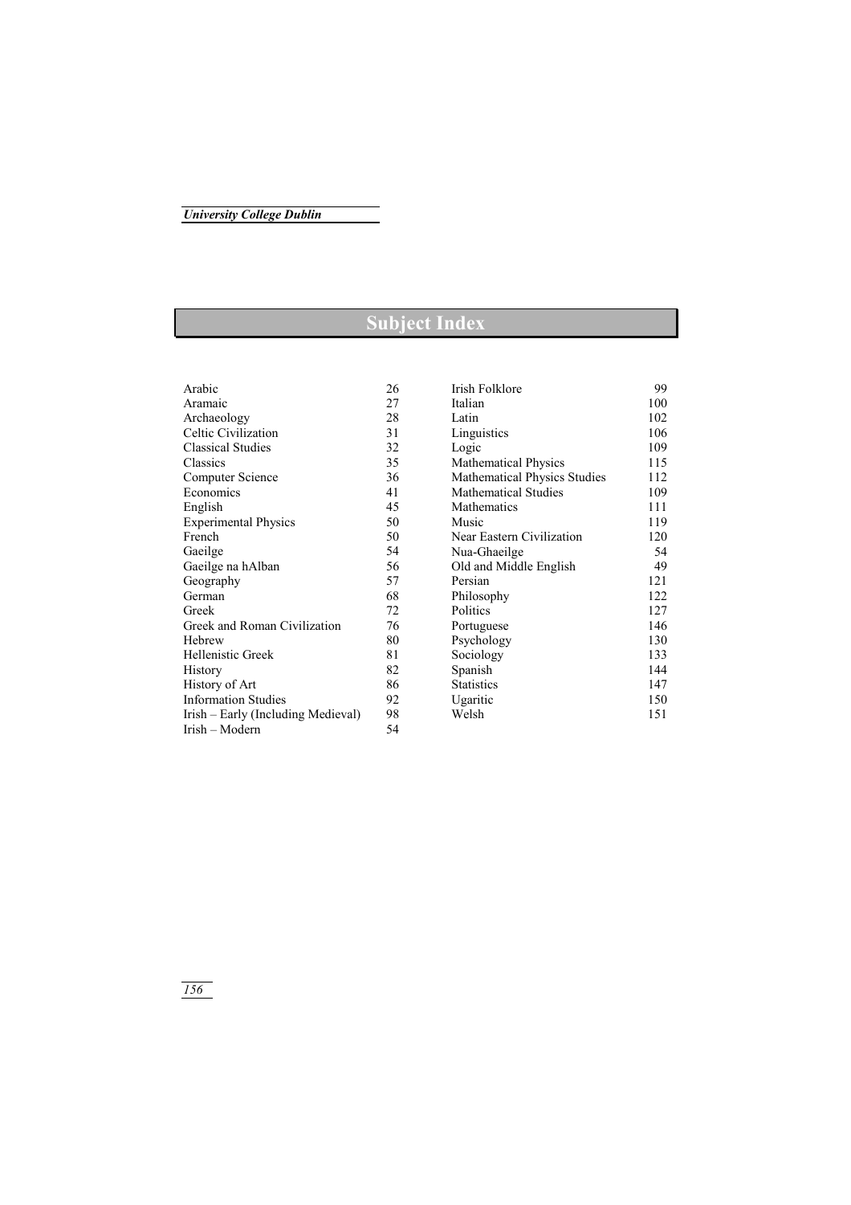# Subject Index

| | |
|---|---|
| Arabic | 26 |
| Aramaic | 27 |
| Archaeology | 28 |
| Celtic Civilization | 31 |
| Classical Studies | 32 |
| Classics | 35 |
| Computer Science | 36 |
| Economics | 41 |
| English | 45 |
| Experimental Physics | 50 |
| French | 50 |
| Gaeilge | 54 |
| Gaeilge na hAlban | 56 |
| Geography | 57 |
| German | 68 |
| Greek | 72 |
| Greek and Roman Civilization | 76 |
| Hebrew | 80 |
| Hellenistic Greek | 81 |
| History | 82 |
| History of Art | 86 |
| Information Studies | 92 |
| Irish – Early (Including Medieval) | 98 |
| Irish – Modern | 54 |
| Irish Folklore | 99 |
| Italian | 100 |
| Latin | 102 |
| Linguistics | 106 |
| Logic | 109 |
| Mathematical Physics | 115 |
| Mathematical Physics Studies | 112 |
| Mathematical Studies | 109 |
| Mathematics | 111 |
| Music | 119 |
| Near Eastern Civilization | 120 |
| Nua-Ghaeilge | 54 |
| Old and Middle English | 49 |
| Persian | 121 |
| Philosophy | 122 |
| Politics | 127 |
| Portuguese | 146 |
| Psychology | 130 |
| Sociology | 133 |
| Spanish | 144 |
| Statistics | 147 |
| Ugaritic | 150 |
| Welsh | 151 |